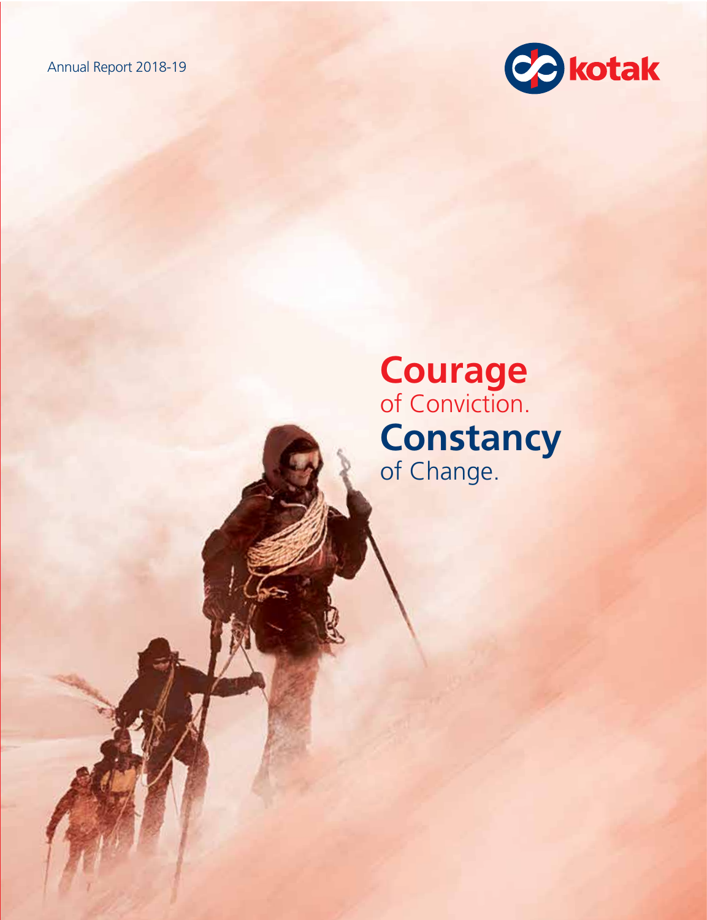Annual Report 2018-19

kotak

# Courage
of Conviction.

# Constancy
of Change.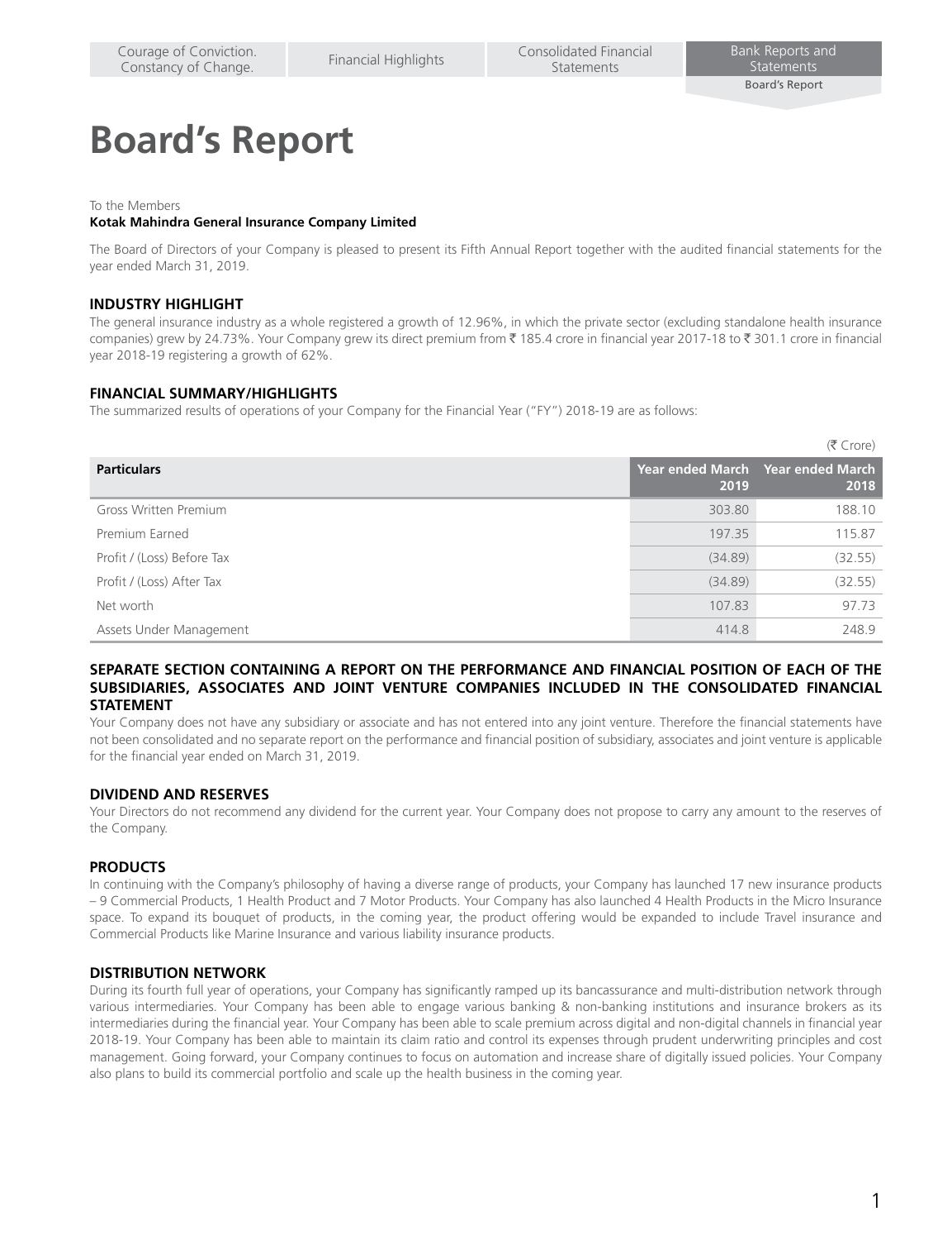# Board's Report

To the Members
**Kotak Mahindra General Insurance Company Limited**

The Board of Directors of your Company is pleased to present its Fifth Annual Report together with the audited financial statements for the year ended March 31, 2019.

## INDUSTRY HIGHLIGHT

The general insurance industry as a whole registered a growth of 12.96%, in which the private sector (excluding standalone health insurance companies) grew by 24.73%. Your Company grew its direct premium from ₹ 185.4 crore in financial year 2017-18 to ₹ 301.1 crore in financial year 2018-19 registering a growth of 62%.

## FINANCIAL SUMMARY/HIGHLIGHTS

The summarized results of operations of your Company for the Financial Year ("FY") 2018-19 are as follows:

(₹ Crore)

| Particulars | Year ended March 2019 | Year ended March 2018 |
|---|---|---|
| Gross Written Premium | 303.80 | 188.10 |
| Premium Earned | 197.35 | 115.87 |
| Profit / (Loss) Before Tax | (34.89) | (32.55) |
| Profit / (Loss) After Tax | (34.89) | (32.55) |
| Net worth | 107.83 | 97.73 |
| Assets Under Management | 414.8 | 248.9 |

## SEPARATE SECTION CONTAINING A REPORT ON THE PERFORMANCE AND FINANCIAL POSITION OF EACH OF THE SUBSIDIARIES, ASSOCIATES AND JOINT VENTURE COMPANIES INCLUDED IN THE CONSOLIDATED FINANCIAL STATEMENT

Your Company does not have any subsidiary or associate and has not entered into any joint venture. Therefore the financial statements have not been consolidated and no separate report on the performance and financial position of subsidiary, associates and joint venture is applicable for the financial year ended on March 31, 2019.

## DIVIDEND AND RESERVES

Your Directors do not recommend any dividend for the current year. Your Company does not propose to carry any amount to the reserves of the Company.

## PRODUCTS

In continuing with the Company's philosophy of having a diverse range of products, your Company has launched 17 new insurance products – 9 Commercial Products, 1 Health Product and 7 Motor Products. Your Company has also launched 4 Health Products in the Micro Insurance space. To expand its bouquet of products, in the coming year, the product offering would be expanded to include Travel insurance and Commercial Products like Marine Insurance and various liability insurance products.

## DISTRIBUTION NETWORK

During its fourth full year of operations, your Company has significantly ramped up its bancassurance and multi-distribution network through various intermediaries. Your Company has been able to engage various banking & non-banking institutions and insurance brokers as its intermediaries during the financial year. Your Company has been able to scale premium across digital and non-digital channels in financial year 2018-19. Your Company has been able to maintain its claim ratio and control its expenses through prudent underwriting principles and cost management. Going forward, your Company continues to focus on automation and increase share of digitally issued policies. Your Company also plans to build its commercial portfolio and scale up the health business in the coming year.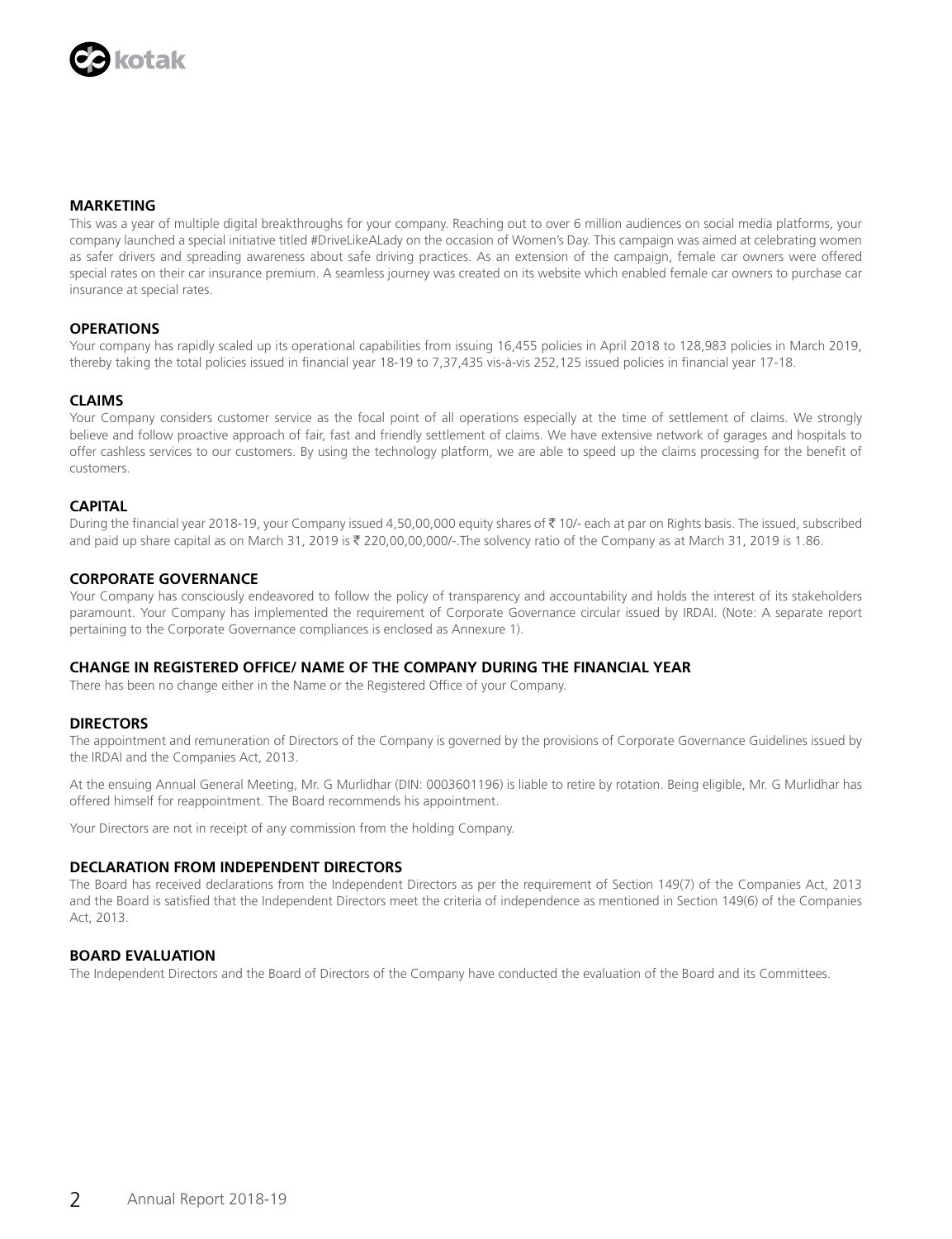## MARKETING

This was a year of multiple digital breakthroughs for your company. Reaching out to over 6 million audiences on social media platforms, your company launched a special initiative titled #DriveLikeALady on the occasion of Women's Day. This campaign was aimed at celebrating women as safer drivers and spreading awareness about safe driving practices. As an extension of the campaign, female car owners were offered special rates on their car insurance premium. A seamless journey was created on its website which enabled female car owners to purchase car insurance at special rates.

## OPERATIONS

Your company has rapidly scaled up its operational capabilities from issuing 16,455 policies in April 2018 to 128,983 policies in March 2019, thereby taking the total policies issued in financial year 18-19 to 7,37,435 vis-à-vis 252,125 issued policies in financial year 17-18.

## CLAIMS

Your Company considers customer service as the focal point of all operations especially at the time of settlement of claims. We strongly believe and follow proactive approach of fair, fast and friendly settlement of claims. We have extensive network of garages and hospitals to offer cashless services to our customers. By using the technology platform, we are able to speed up the claims processing for the benefit of customers.

## CAPITAL

During the financial year 2018-19, your Company issued 4,50,00,000 equity shares of ₹ 10/- each at par on Rights basis. The issued, subscribed and paid up share capital as on March 31, 2019 is ₹ 220,00,00,000/-.The solvency ratio of the Company as at March 31, 2019 is 1.86.

## CORPORATE GOVERNANCE

Your Company has consciously endeavored to follow the policy of transparency and accountability and holds the interest of its stakeholders paramount. Your Company has implemented the requirement of Corporate Governance circular issued by IRDAI. (Note: A separate report pertaining to the Corporate Governance compliances is enclosed as Annexure 1).

## CHANGE IN REGISTERED OFFICE/ NAME OF THE COMPANY DURING THE FINANCIAL YEAR

There has been no change either in the Name or the Registered Office of your Company.

## DIRECTORS

The appointment and remuneration of Directors of the Company is governed by the provisions of Corporate Governance Guidelines issued by the IRDAI and the Companies Act, 2013.

At the ensuing Annual General Meeting, Mr. G Murlidhar (DIN: 0003601196) is liable to retire by rotation. Being eligible, Mr. G Murlidhar has offered himself for reappointment. The Board recommends his appointment.

Your Directors are not in receipt of any commission from the holding Company.

## DECLARATION FROM INDEPENDENT DIRECTORS

The Board has received declarations from the Independent Directors as per the requirement of Section 149(7) of the Companies Act, 2013 and the Board is satisfied that the Independent Directors meet the criteria of independence as mentioned in Section 149(6) of the Companies Act, 2013.

## BOARD EVALUATION

The Independent Directors and the Board of Directors of the Company have conducted the evaluation of the Board and its Committees.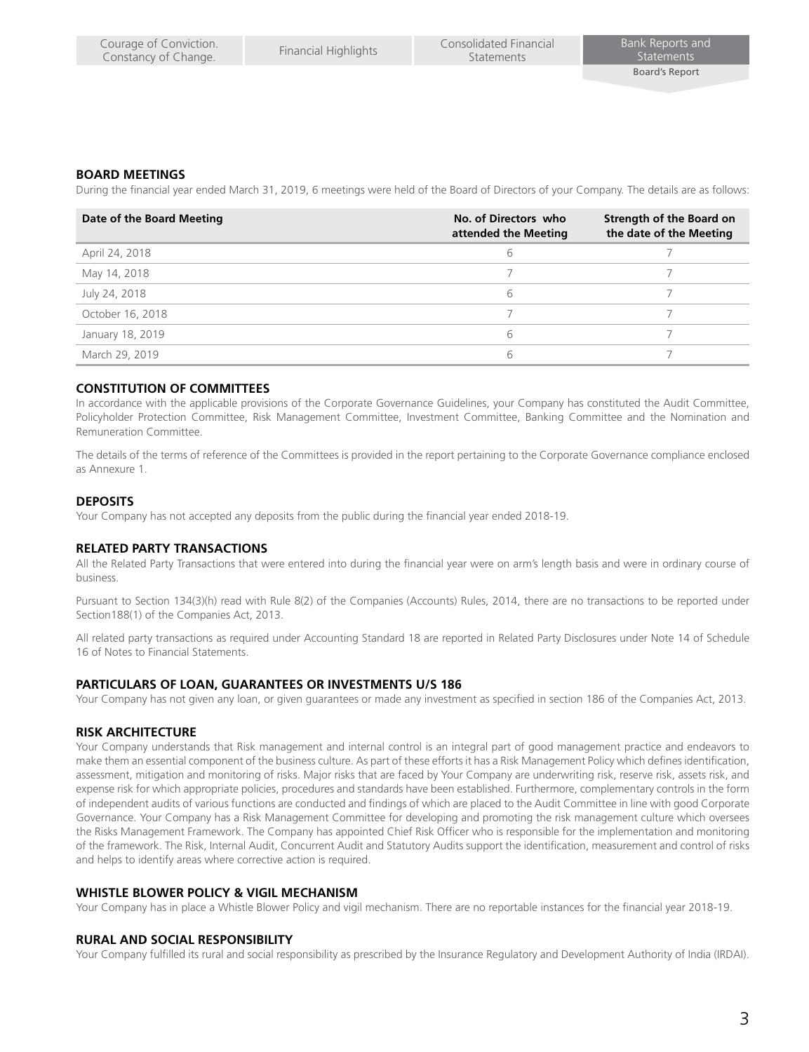## BOARD MEETINGS

During the financial year ended March 31, 2019, 6 meetings were held of the Board of Directors of your Company. The details are as follows:

| Date of the Board Meeting | No. of Directors who attended the Meeting | Strength of the Board on the date of the Meeting |
|---|---|---|
| April 24, 2018 | 6 | 7 |
| May 14, 2018 | 7 | 7 |
| July 24, 2018 | 6 | 7 |
| October 16, 2018 | 7 | 7 |
| January 18, 2019 | 6 | 7 |
| March 29, 2019 | 6 | 7 |

## CONSTITUTION OF COMMITTEES

In accordance with the applicable provisions of the Corporate Governance Guidelines, your Company has constituted the Audit Committee, Policyholder Protection Committee, Risk Management Committee, Investment Committee, Banking Committee and the Nomination and Remuneration Committee.

The details of the terms of reference of the Committees is provided in the report pertaining to the Corporate Governance compliance enclosed as Annexure 1.

## DEPOSITS

Your Company has not accepted any deposits from the public during the financial year ended 2018-19.

## RELATED PARTY TRANSACTIONS

All the Related Party Transactions that were entered into during the financial year were on arm's length basis and were in ordinary course of business.

Pursuant to Section 134(3)(h) read with Rule 8(2) of the Companies (Accounts) Rules, 2014, there are no transactions to be reported under Section188(1) of the Companies Act, 2013.

All related party transactions as required under Accounting Standard 18 are reported in Related Party Disclosures under Note 14 of Schedule 16 of Notes to Financial Statements.

## PARTICULARS OF LOAN, GUARANTEES OR INVESTMENTS U/S 186

Your Company has not given any loan, or given guarantees or made any investment as specified in section 186 of the Companies Act, 2013.

## RISK ARCHITECTURE

Your Company understands that Risk management and internal control is an integral part of good management practice and endeavors to make them an essential component of the business culture. As part of these efforts it has a Risk Management Policy which defines identification, assessment, mitigation and monitoring of risks. Major risks that are faced by Your Company are underwriting risk, reserve risk, assets risk, and expense risk for which appropriate policies, procedures and standards have been established. Furthermore, complementary controls in the form of independent audits of various functions are conducted and findings of which are placed to the Audit Committee in line with good Corporate Governance. Your Company has a Risk Management Committee for developing and promoting the risk management culture which oversees the Risks Management Framework. The Company has appointed Chief Risk Officer who is responsible for the implementation and monitoring of the framework. The Risk, Internal Audit, Concurrent Audit and Statutory Audits support the identification, measurement and control of risks and helps to identify areas where corrective action is required.

## WHISTLE BLOWER POLICY & VIGIL MECHANISM

Your Company has in place a Whistle Blower Policy and vigil mechanism. There are no reportable instances for the financial year 2018-19.

## RURAL AND SOCIAL RESPONSIBILITY

Your Company fulfilled its rural and social responsibility as prescribed by the Insurance Regulatory and Development Authority of India (IRDAI).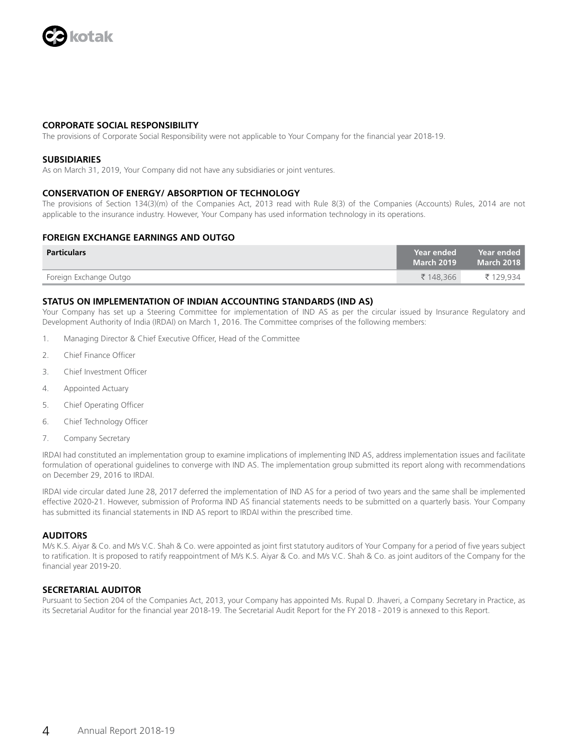## CORPORATE SOCIAL RESPONSIBILITY

The provisions of Corporate Social Responsibility were not applicable to Your Company for the financial year 2018-19.

## SUBSIDIARIES

As on March 31, 2019, Your Company did not have any subsidiaries or joint ventures.

## CONSERVATION OF ENERGY/ ABSORPTION OF TECHNOLOGY

The provisions of Section 134(3)(m) of the Companies Act, 2013 read with Rule 8(3) of the Companies (Accounts) Rules, 2014 are not applicable to the insurance industry. However, Your Company has used information technology in its operations.

## FOREIGN EXCHANGE EARNINGS AND OUTGO

| Particulars | Year ended March 2019 | Year ended March 2018 |
|---|---|---|
| Foreign Exchange Outgo | ₹ 148,366 | ₹ 129,934 |

## STATUS ON IMPLEMENTATION OF INDIAN ACCOUNTING STANDARDS (IND AS)

Your Company has set up a Steering Committee for implementation of IND AS as per the circular issued by Insurance Regulatory and Development Authority of India (IRDAI) on March 1, 2016. The Committee comprises of the following members:

1. Managing Director & Chief Executive Officer, Head of the Committee
2. Chief Finance Officer
3. Chief Investment Officer
4. Appointed Actuary
5. Chief Operating Officer
6. Chief Technology Officer
7. Company Secretary

IRDAI had constituted an implementation group to examine implications of implementing IND AS, address implementation issues and facilitate formulation of operational guidelines to converge with IND AS. The implementation group submitted its report along with recommendations on December 29, 2016 to IRDAI.

IRDAI vide circular dated June 28, 2017 deferred the implementation of IND AS for a period of two years and the same shall be implemented effective 2020-21. However, submission of Proforma IND AS financial statements needs to be submitted on a quarterly basis. Your Company has submitted its financial statements in IND AS report to IRDAI within the prescribed time.

## AUDITORS

M/s K.S. Aiyar & Co. and M/s V.C. Shah & Co. were appointed as joint first statutory auditors of Your Company for a period of five years subject to ratification. It is proposed to ratify reappointment of M/s K.S. Aiyar & Co. and M/s V.C. Shah & Co. as joint auditors of the Company for the financial year 2019-20.

## SECRETARIAL AUDITOR

Pursuant to Section 204 of the Companies Act, 2013, your Company has appointed Ms. Rupal D. Jhaveri, a Company Secretary in Practice, as its Secretarial Auditor for the financial year 2018-19. The Secretarial Audit Report for the FY 2018 - 2019 is annexed to this Report.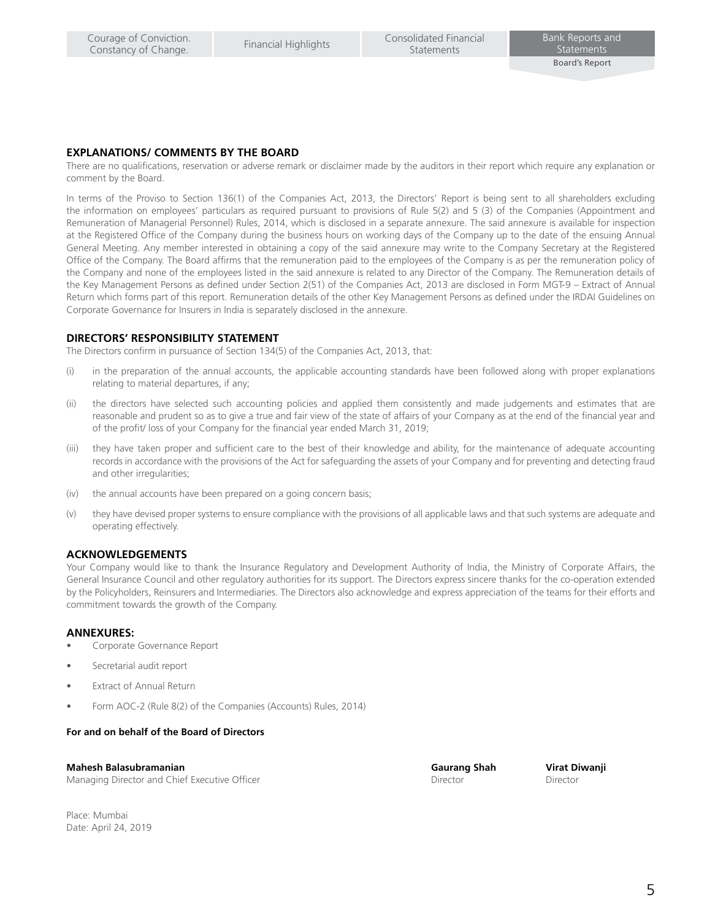## EXPLANATIONS/ COMMENTS BY THE BOARD

There are no qualifications, reservation or adverse remark or disclaimer made by the auditors in their report which require any explanation or comment by the Board.

In terms of the Proviso to Section 136(1) of the Companies Act, 2013, the Directors' Report is being sent to all shareholders excluding the information on employees' particulars as required pursuant to provisions of Rule 5(2) and 5 (3) of the Companies (Appointment and Remuneration of Managerial Personnel) Rules, 2014, which is disclosed in a separate annexure. The said annexure is available for inspection at the Registered Office of the Company during the business hours on working days of the Company up to the date of the ensuing Annual General Meeting. Any member interested in obtaining a copy of the said annexure may write to the Company Secretary at the Registered Office of the Company. The Board affirms that the remuneration paid to the employees of the Company is as per the remuneration policy of the Company and none of the employees listed in the said annexure is related to any Director of the Company. The Remuneration details of the Key Management Persons as defined under Section 2(51) of the Companies Act, 2013 are disclosed in Form MGT-9 – Extract of Annual Return which forms part of this report. Remuneration details of the other Key Management Persons as defined under the IRDAI Guidelines on Corporate Governance for Insurers in India is separately disclosed in the annexure.

## DIRECTORS' RESPONSIBILITY STATEMENT

The Directors confirm in pursuance of Section 134(5) of the Companies Act, 2013, that:

(i) in the preparation of the annual accounts, the applicable accounting standards have been followed along with proper explanations relating to material departures, if any;

(ii) the directors have selected such accounting policies and applied them consistently and made judgements and estimates that are reasonable and prudent so as to give a true and fair view of the state of affairs of your Company as at the end of the financial year and of the profit/ loss of your Company for the financial year ended March 31, 2019;

(iii) they have taken proper and sufficient care to the best of their knowledge and ability, for the maintenance of adequate accounting records in accordance with the provisions of the Act for safeguarding the assets of your Company and for preventing and detecting fraud and other irregularities;

(iv) the annual accounts have been prepared on a going concern basis;

(v) they have devised proper systems to ensure compliance with the provisions of all applicable laws and that such systems are adequate and operating effectively.

## ACKNOWLEDGEMENTS

Your Company would like to thank the Insurance Regulatory and Development Authority of India, the Ministry of Corporate Affairs, the General Insurance Council and other regulatory authorities for its support. The Directors express sincere thanks for the co-operation extended by the Policyholders, Reinsurers and Intermediaries. The Directors also acknowledge and express appreciation of the teams for their efforts and commitment towards the growth of the Company.

## ANNEXURES:

- Corporate Governance Report
- Secretarial audit report
- Extract of Annual Return
- Form AOC-2 (Rule 8(2) of the Companies (Accounts) Rules, 2014)

**For and on behalf of the Board of Directors**

**Mahesh Balasubramanian**
Managing Director and Chief Executive Officer

**Gaurang Shah**
Director

**Virat Diwanji**
Director

Place: Mumbai
Date: April 24, 2019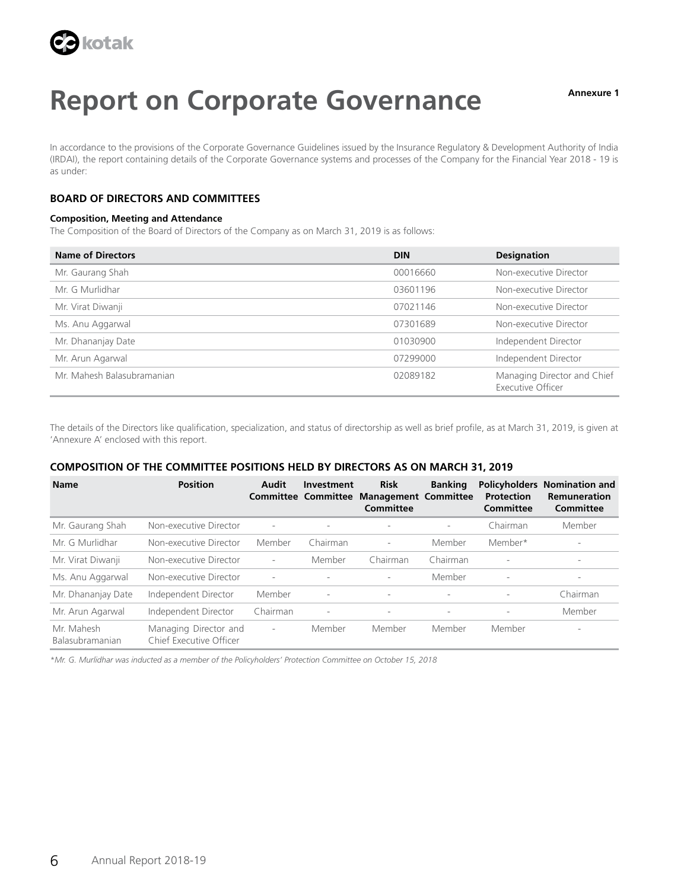Annexure 1

# Report on Corporate Governance

In accordance to the provisions of the Corporate Governance Guidelines issued by the Insurance Regulatory & Development Authority of India (IRDAI), the report containing details of the Corporate Governance systems and processes of the Company for the Financial Year 2018 - 19 is as under:

## BOARD OF DIRECTORS AND COMMITTEES

### Composition, Meeting and Attendance

The Composition of the Board of Directors of the Company as on March 31, 2019 is as follows:

| Name of Directors | DIN | Designation |
|---|---|---|
| Mr. Gaurang Shah | 00016660 | Non-executive Director |
| Mr. G Murlidhar | 03601196 | Non-executive Director |
| Mr. Virat Diwanji | 07021146 | Non-executive Director |
| Ms. Anu Aggarwal | 07301689 | Non-executive Director |
| Mr. Dhananjay Date | 01030900 | Independent Director |
| Mr. Arun Agarwal | 07299000 | Independent Director |
| Mr. Mahesh Balasubramanian | 02089182 | Managing Director and Chief Executive Officer |

The details of the Directors like qualification, specialization, and status of directorship as well as brief profile, as at March 31, 2019, is given at 'Annexure A' enclosed with this report.

## COMPOSITION OF THE COMMITTEE POSITIONS HELD BY DIRECTORS AS ON MARCH 31, 2019

| Name | Position | Audit Committee | Investment Committee | Risk Management Committee | Banking Committee | Policyholders Protection Committee | Nomination and Remuneration Committee |
|---|---|---|---|---|---|---|---|
| Mr. Gaurang Shah | Non-executive Director | - | - | - | - | Chairman | Member |
| Mr. G Murlidhar | Non-executive Director | Member | Chairman | - | Member | Member* | - |
| Mr. Virat Diwanji | Non-executive Director | - | Member | Chairman | Chairman | - | - |
| Ms. Anu Aggarwal | Non-executive Director | - | - | - | Member | - | - |
| Mr. Dhananjay Date | Independent Director | Member | - | - | - | - | Chairman |
| Mr. Arun Agarwal | Independent Director | Chairman | - | - | - | - | Member |
| Mr. Mahesh Balasubramanian | Managing Director and Chief Executive Officer | - | Member | Member | Member | Member | - |

*\*Mr. G. Murlidhar was inducted as a member of the Policyholders' Protection Committee on October 15, 2018*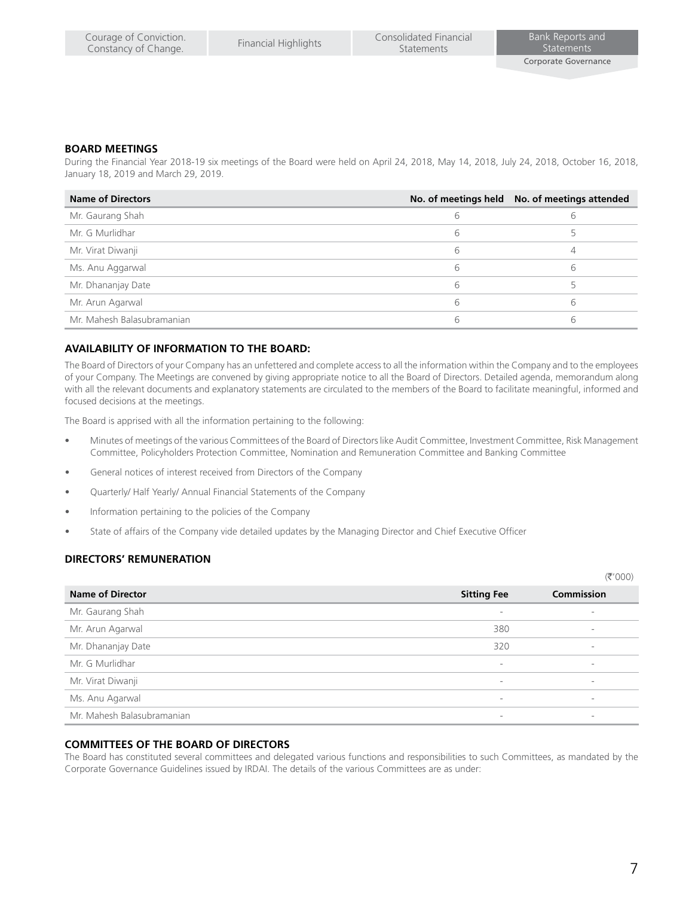## BOARD MEETINGS

During the Financial Year 2018-19 six meetings of the Board were held on April 24, 2018, May 14, 2018, July 24, 2018, October 16, 2018, January 18, 2019 and March 29, 2019.

| Name of Directors | No. of meetings held | No. of meetings attended |
|---|---|---|
| Mr. Gaurang Shah | 6 | 6 |
| Mr. G Murlidhar | 6 | 5 |
| Mr. Virat Diwanji | 6 | 4 |
| Ms. Anu Aggarwal | 6 | 6 |
| Mr. Dhananjay Date | 6 | 5 |
| Mr. Arun Agarwal | 6 | 6 |
| Mr. Mahesh Balasubramanian | 6 | 6 |

## AVAILABILITY OF INFORMATION TO THE BOARD:

The Board of Directors of your Company has an unfettered and complete access to all the information within the Company and to the employees of your Company. The Meetings are convened by giving appropriate notice to all the Board of Directors. Detailed agenda, memorandum along with all the relevant documents and explanatory statements are circulated to the members of the Board to facilitate meaningful, informed and focused decisions at the meetings.

The Board is apprised with all the information pertaining to the following:

- Minutes of meetings of the various Committees of the Board of Directors like Audit Committee, Investment Committee, Risk Management Committee, Policyholders Protection Committee, Nomination and Remuneration Committee and Banking Committee
- General notices of interest received from Directors of the Company
- Quarterly/ Half Yearly/ Annual Financial Statements of the Company
- Information pertaining to the policies of the Company
- State of affairs of the Company vide detailed updates by the Managing Director and Chief Executive Officer

## DIRECTORS' REMUNERATION

(₹'000)

| Name of Director | Sitting Fee | Commission |
|---|---|---|
| Mr. Gaurang Shah | - | - |
| Mr. Arun Agarwal | 380 | - |
| Mr. Dhananjay Date | 320 | - |
| Mr. G Murlidhar | - | - |
| Mr. Virat Diwanji | - | - |
| Ms. Anu Agarwal | - | - |
| Mr. Mahesh Balasubramanian | - | - |

## COMMITTEES OF THE BOARD OF DIRECTORS

The Board has constituted several committees and delegated various functions and responsibilities to such Committees, as mandated by the Corporate Governance Guidelines issued by IRDAI. The details of the various Committees are as under: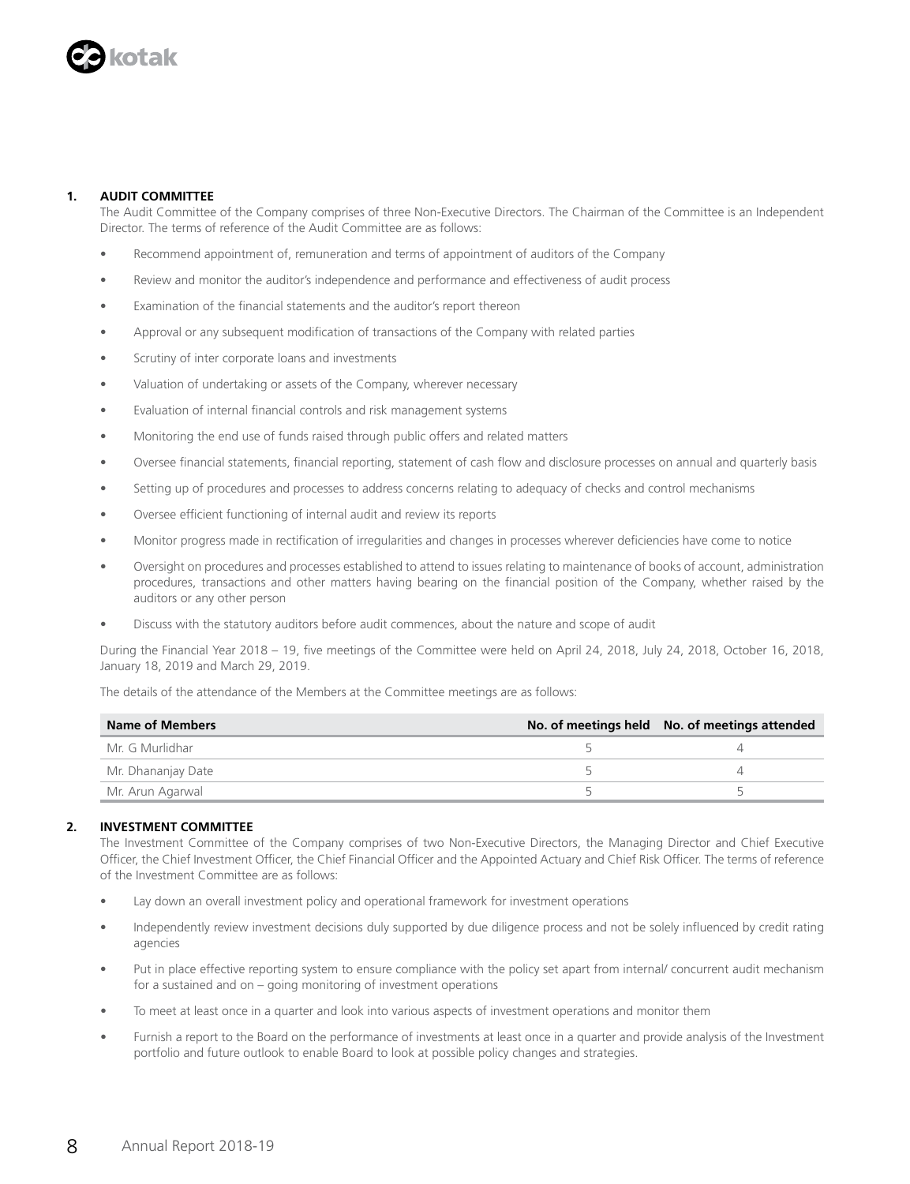## 1. AUDIT COMMITTEE

The Audit Committee of the Company comprises of three Non-Executive Directors. The Chairman of the Committee is an Independent Director. The terms of reference of the Audit Committee are as follows:

- Recommend appointment of, remuneration and terms of appointment of auditors of the Company
- Review and monitor the auditor's independence and performance and effectiveness of audit process
- Examination of the financial statements and the auditor's report thereon
- Approval or any subsequent modification of transactions of the Company with related parties
- Scrutiny of inter corporate loans and investments
- Valuation of undertaking or assets of the Company, wherever necessary
- Evaluation of internal financial controls and risk management systems
- Monitoring the end use of funds raised through public offers and related matters
- Oversee financial statements, financial reporting, statement of cash flow and disclosure processes on annual and quarterly basis
- Setting up of procedures and processes to address concerns relating to adequacy of checks and control mechanisms
- Oversee efficient functioning of internal audit and review its reports
- Monitor progress made in rectification of irregularities and changes in processes wherever deficiencies have come to notice
- Oversight on procedures and processes established to attend to issues relating to maintenance of books of account, administration procedures, transactions and other matters having bearing on the financial position of the Company, whether raised by the auditors or any other person
- Discuss with the statutory auditors before audit commences, about the nature and scope of audit

During the Financial Year 2018 – 19, five meetings of the Committee were held on April 24, 2018, July 24, 2018, October 16, 2018, January 18, 2019 and March 29, 2019.

The details of the attendance of the Members at the Committee meetings are as follows:

| Name of Members | No. of meetings held | No. of meetings attended |
|---|---|---|
| Mr. G Murlidhar | 5 | 4 |
| Mr. Dhananjay Date | 5 | 4 |
| Mr. Arun Agarwal | 5 | 5 |

## 2. INVESTMENT COMMITTEE

The Investment Committee of the Company comprises of two Non-Executive Directors, the Managing Director and Chief Executive Officer, the Chief Investment Officer, the Chief Financial Officer and the Appointed Actuary and Chief Risk Officer. The terms of reference of the Investment Committee are as follows:

- Lay down an overall investment policy and operational framework for investment operations
- Independently review investment decisions duly supported by due diligence process and not be solely influenced by credit rating agencies
- Put in place effective reporting system to ensure compliance with the policy set apart from internal/ concurrent audit mechanism for a sustained and on – going monitoring of investment operations
- To meet at least once in a quarter and look into various aspects of investment operations and monitor them
- Furnish a report to the Board on the performance of investments at least once in a quarter and provide analysis of the Investment portfolio and future outlook to enable Board to look at possible policy changes and strategies.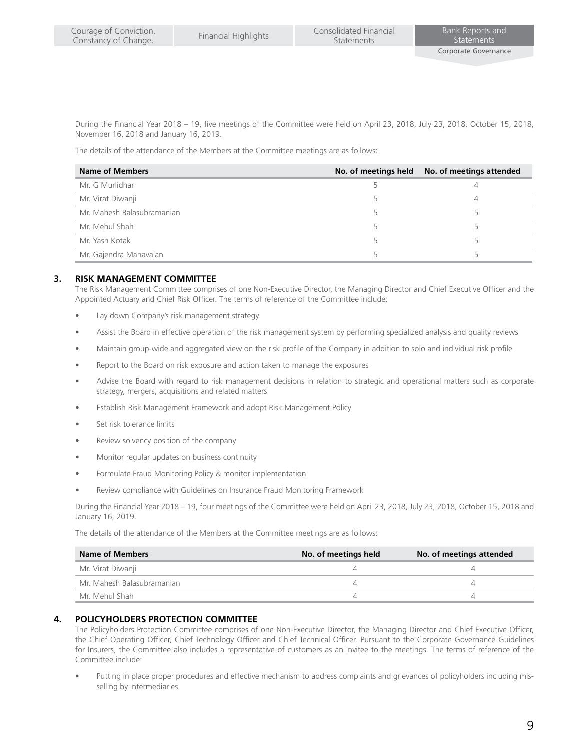During the Financial Year 2018 – 19, five meetings of the Committee were held on April 23, 2018, July 23, 2018, October 15, 2018, November 16, 2018 and January 16, 2019.

The details of the attendance of the Members at the Committee meetings are as follows:

| Name of Members | No. of meetings held | No. of meetings attended |
|---|---|---|
| Mr. G Murlidhar | 5 | 4 |
| Mr. Virat Diwanji | 5 | 4 |
| Mr. Mahesh Balasubramanian | 5 | 5 |
| Mr. Mehul Shah | 5 | 5 |
| Mr. Yash Kotak | 5 | 5 |
| Mr. Gajendra Manavalan | 5 | 5 |

## 3. RISK MANAGEMENT COMMITTEE

The Risk Management Committee comprises of one Non-Executive Director, the Managing Director and Chief Executive Officer and the Appointed Actuary and Chief Risk Officer. The terms of reference of the Committee include:

- Lay down Company's risk management strategy
- Assist the Board in effective operation of the risk management system by performing specialized analysis and quality reviews
- Maintain group-wide and aggregated view on the risk profile of the Company in addition to solo and individual risk profile
- Report to the Board on risk exposure and action taken to manage the exposures
- Advise the Board with regard to risk management decisions in relation to strategic and operational matters such as corporate strategy, mergers, acquisitions and related matters
- Establish Risk Management Framework and adopt Risk Management Policy
- Set risk tolerance limits
- Review solvency position of the company
- Monitor regular updates on business continuity
- Formulate Fraud Monitoring Policy & monitor implementation
- Review compliance with Guidelines on Insurance Fraud Monitoring Framework

During the Financial Year 2018 – 19, four meetings of the Committee were held on April 23, 2018, July 23, 2018, October 15, 2018 and January 16, 2019.

The details of the attendance of the Members at the Committee meetings are as follows:

| Name of Members | No. of meetings held | No. of meetings attended |
|---|---|---|
| Mr. Virat Diwanji | 4 | 4 |
| Mr. Mahesh Balasubramanian | 4 | 4 |
| Mr. Mehul Shah | 4 | 4 |

## 4. POLICYHOLDERS PROTECTION COMMITTEE

The Policyholders Protection Committee comprises of one Non-Executive Director, the Managing Director and Chief Executive Officer, the Chief Operating Officer, Chief Technology Officer and Chief Technical Officer. Pursuant to the Corporate Governance Guidelines for Insurers, the Committee also includes a representative of customers as an invitee to the meetings. The terms of reference of the Committee include:

- Putting in place proper procedures and effective mechanism to address complaints and grievances of policyholders including mis-selling by intermediaries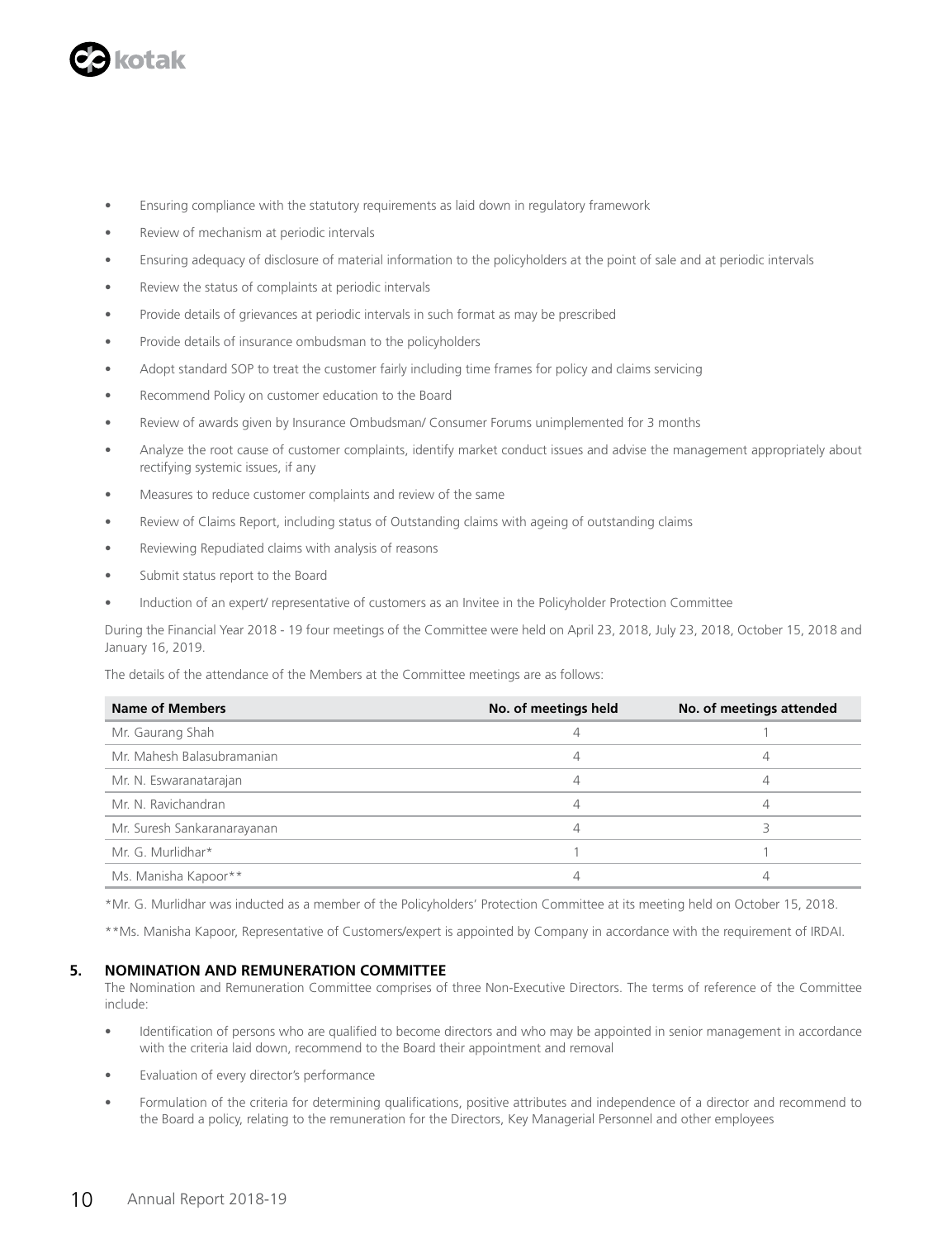- Ensuring compliance with the statutory requirements as laid down in regulatory framework
- Review of mechanism at periodic intervals
- Ensuring adequacy of disclosure of material information to the policyholders at the point of sale and at periodic intervals
- Review the status of complaints at periodic intervals
- Provide details of grievances at periodic intervals in such format as may be prescribed
- Provide details of insurance ombudsman to the policyholders
- Adopt standard SOP to treat the customer fairly including time frames for policy and claims servicing
- Recommend Policy on customer education to the Board
- Review of awards given by Insurance Ombudsman/ Consumer Forums unimplemented for 3 months
- Analyze the root cause of customer complaints, identify market conduct issues and advise the management appropriately about rectifying systemic issues, if any
- Measures to reduce customer complaints and review of the same
- Review of Claims Report, including status of Outstanding claims with ageing of outstanding claims
- Reviewing Repudiated claims with analysis of reasons
- Submit status report to the Board
- Induction of an expert/ representative of customers as an Invitee in the Policyholder Protection Committee

During the Financial Year 2018 - 19 four meetings of the Committee were held on April 23, 2018, July 23, 2018, October 15, 2018 and January 16, 2019.

The details of the attendance of the Members at the Committee meetings are as follows:

| Name of Members | No. of meetings held | No. of meetings attended |
|---|---|---|
| Mr. Gaurang Shah | 4 | 1 |
| Mr. Mahesh Balasubramanian | 4 | 4 |
| Mr. N. Eswaranatarajan | 4 | 4 |
| Mr. N. Ravichandran | 4 | 4 |
| Mr. Suresh Sankaranarayanan | 4 | 3 |
| Mr. G. Murlidhar* | 1 | 1 |
| Ms. Manisha Kapoor** | 4 | 4 |

*Mr. G. Murlidhar was inducted as a member of the Policyholders' Protection Committee at its meeting held on October 15, 2018.

**Ms. Manisha Kapoor, Representative of Customers/expert is appointed by Company in accordance with the requirement of IRDAI.

## 5. NOMINATION AND REMUNERATION COMMITTEE

The Nomination and Remuneration Committee comprises of three Non-Executive Directors. The terms of reference of the Committee include:

- Identification of persons who are qualified to become directors and who may be appointed in senior management in accordance with the criteria laid down, recommend to the Board their appointment and removal
- Evaluation of every director's performance
- Formulation of the criteria for determining qualifications, positive attributes and independence of a director and recommend to the Board a policy, relating to the remuneration for the Directors, Key Managerial Personnel and other employees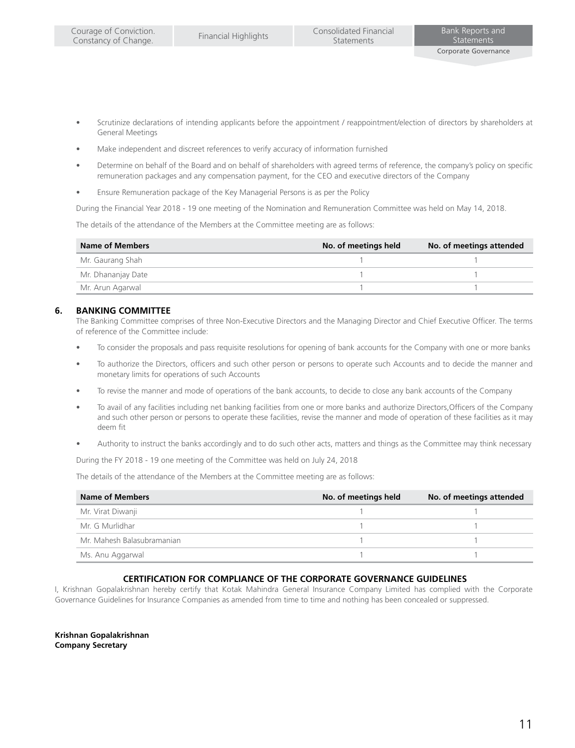- Scrutinize declarations of intending applicants before the appointment / reappointment/election of directors by shareholders at General Meetings
- Make independent and discreet references to verify accuracy of information furnished
- Determine on behalf of the Board and on behalf of shareholders with agreed terms of reference, the company's policy on specific remuneration packages and any compensation payment, for the CEO and executive directors of the Company
- Ensure Remuneration package of the Key Managerial Persons is as per the Policy

During the Financial Year 2018 - 19 one meeting of the Nomination and Remuneration Committee was held on May 14, 2018.

The details of the attendance of the Members at the Committee meeting are as follows:

| Name of Members | No. of meetings held | No. of meetings attended |
|---|---|---|
| Mr. Gaurang Shah | 1 | 1 |
| Mr. Dhananjay Date | 1 | 1 |
| Mr. Arun Agarwal | 1 | 1 |

## 6. BANKING COMMITTEE

The Banking Committee comprises of three Non-Executive Directors and the Managing Director and Chief Executive Officer. The terms of reference of the Committee include:

- To consider the proposals and pass requisite resolutions for opening of bank accounts for the Company with one or more banks
- To authorize the Directors, officers and such other person or persons to operate such Accounts and to decide the manner and monetary limits for operations of such Accounts
- To revise the manner and mode of operations of the bank accounts, to decide to close any bank accounts of the Company
- To avail of any facilities including net banking facilities from one or more banks and authorize Directors,Officers of the Company and such other person or persons to operate these facilities, revise the manner and mode of operation of these facilities as it may deem fit
- Authority to instruct the banks accordingly and to do such other acts, matters and things as the Committee may think necessary

During the FY 2018 - 19 one meeting of the Committee was held on July 24, 2018

The details of the attendance of the Members at the Committee meeting are as follows:

| Name of Members | No. of meetings held | No. of meetings attended |
|---|---|---|
| Mr. Virat Diwanji | 1 | 1 |
| Mr. G Murlidhar | 1 | 1 |
| Mr. Mahesh Balasubramanian | 1 | 1 |
| Ms. Anu Aggarwal | 1 | 1 |

### CERTIFICATION FOR COMPLIANCE OF THE CORPORATE GOVERNANCE GUIDELINES

I, Krishnan Gopalakrishnan hereby certify that Kotak Mahindra General Insurance Company Limited has complied with the Corporate Governance Guidelines for Insurance Companies as amended from time to time and nothing has been concealed or suppressed.

**Krishnan Gopalakrishnan**
**Company Secretary**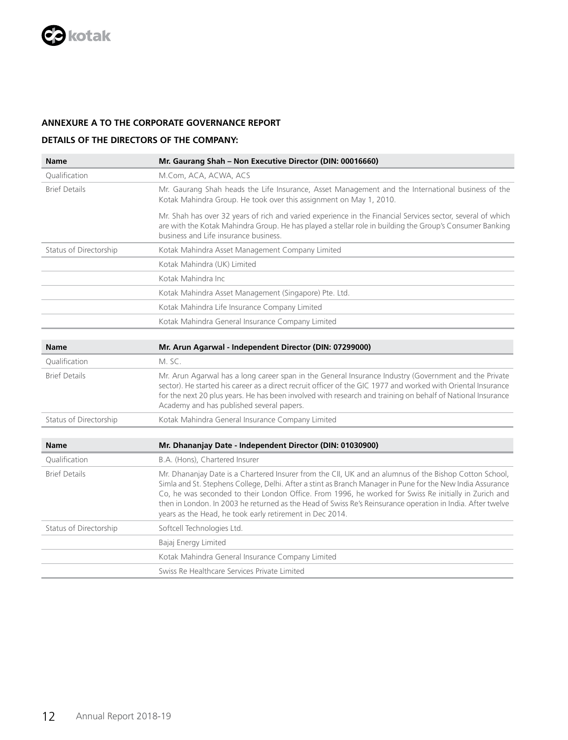**ANNEXURE A TO THE CORPORATE GOVERNANCE REPORT**

**DETAILS OF THE DIRECTORS OF THE COMPANY:**

| Name | Mr. Gaurang Shah – Non Executive Director (DIN: 00016660) |
|---|---|
| Qualification | M.Com, ACA, ACWA, ACS |
| Brief Details | Mr. Gaurang Shah heads the Life Insurance, Asset Management and the International business of the Kotak Mahindra Group. He took over this assignment on May 1, 2010.<br><br>Mr. Shah has over 32 years of rich and varied experience in the Financial Services sector, several of which are with the Kotak Mahindra Group. He has played a stellar role in building the Group's Consumer Banking business and Life insurance business. |
| Status of Directorship | Kotak Mahindra Asset Management Company Limited |
| | Kotak Mahindra (UK) Limited |
| | Kotak Mahindra Inc |
| | Kotak Mahindra Asset Management (Singapore) Pte. Ltd. |
| | Kotak Mahindra Life Insurance Company Limited |
| | Kotak Mahindra General Insurance Company Limited |

| Name | Mr. Arun Agarwal - Independent Director (DIN: 07299000) |
|---|---|
| Qualification | M. SC. |
| Brief Details | Mr. Arun Agarwal has a long career span in the General Insurance Industry (Government and the Private sector). He started his career as a direct recruit officer of the GIC 1977 and worked with Oriental Insurance for the next 20 plus years. He has been involved with research and training on behalf of National Insurance Academy and has published several papers. |
| Status of Directorship | Kotak Mahindra General Insurance Company Limited |

| Name | Mr. Dhananjay Date - Independent Director (DIN: 01030900) |
|---|---|
| Qualification | B.A. (Hons), Chartered Insurer |
| Brief Details | Mr. Dhananjay Date is a Chartered Insurer from the CII, UK and an alumnus of the Bishop Cotton School, Simla and St. Stephens College, Delhi. After a stint as Branch Manager in Pune for the New India Assurance Co, he was seconded to their London Office. From 1996, he worked for Swiss Re initially in Zurich and then in London. In 2003 he returned as the Head of Swiss Re's Reinsurance operation in India. After twelve years as the Head, he took early retirement in Dec 2014. |
| Status of Directorship | Softcell Technologies Ltd. |
| | Bajaj Energy Limited |
| | Kotak Mahindra General Insurance Company Limited |
| | Swiss Re Healthcare Services Private Limited |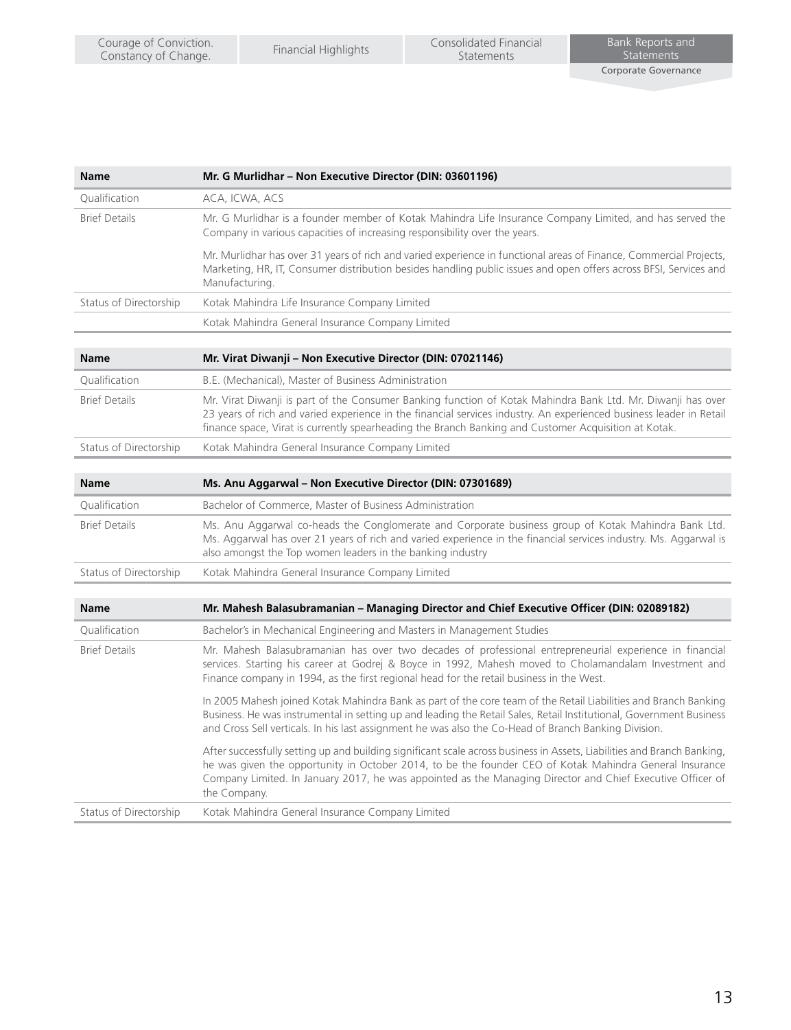| Name | Mr. G Murlidhar – Non Executive Director (DIN: 03601196) |
|---|---|
| Qualification | ACA, ICWA, ACS |
| Brief Details | Mr. G Murlidhar is a founder member of Kotak Mahindra Life Insurance Company Limited, and has served the Company in various capacities of increasing responsibility over the years.<br><br>Mr. Murlidhar has over 31 years of rich and varied experience in functional areas of Finance, Commercial Projects, Marketing, HR, IT, Consumer distribution besides handling public issues and open offers across BFSI, Services and Manufacturing. |
| Status of Directorship | Kotak Mahindra Life Insurance Company Limited |
| | Kotak Mahindra General Insurance Company Limited |

| Name | Mr. Virat Diwanji – Non Executive Director (DIN: 07021146) |
|---|---|
| Qualification | B.E. (Mechanical), Master of Business Administration |
| Brief Details | Mr. Virat Diwanji is part of the Consumer Banking function of Kotak Mahindra Bank Ltd. Mr. Diwanji has over 23 years of rich and varied experience in the financial services industry. An experienced business leader in Retail finance space, Virat is currently spearheading the Branch Banking and Customer Acquisition at Kotak. |
| Status of Directorship | Kotak Mahindra General Insurance Company Limited |

| Name | Ms. Anu Aggarwal – Non Executive Director (DIN: 07301689) |
|---|---|
| Qualification | Bachelor of Commerce, Master of Business Administration |
| Brief Details | Ms. Anu Aggarwal co-heads the Conglomerate and Corporate business group of Kotak Mahindra Bank Ltd. Ms. Aggarwal has over 21 years of rich and varied experience in the financial services industry. Ms. Aggarwal is also amongst the Top women leaders in the banking industry |
| Status of Directorship | Kotak Mahindra General Insurance Company Limited |

| Name | Mr. Mahesh Balasubramanian – Managing Director and Chief Executive Officer (DIN: 02089182) |
|---|---|
| Qualification | Bachelor's in Mechanical Engineering and Masters in Management Studies |
| Brief Details | Mr. Mahesh Balasubramanian has over two decades of professional entrepreneurial experience in financial services. Starting his career at Godrej & Boyce in 1992, Mahesh moved to Cholamandalam Investment and Finance company in 1994, as the first regional head for the retail business in the West.<br><br>In 2005 Mahesh joined Kotak Mahindra Bank as part of the core team of the Retail Liabilities and Branch Banking Business. He was instrumental in setting up and leading the Retail Sales, Retail Institutional, Government Business and Cross Sell verticals. In his last assignment he was also the Co-Head of Branch Banking Division.<br><br>After successfully setting up and building significant scale across business in Assets, Liabilities and Branch Banking, he was given the opportunity in October 2014, to be the founder CEO of Kotak Mahindra General Insurance Company Limited. In January 2017, he was appointed as the Managing Director and Chief Executive Officer of the Company. |
| Status of Directorship | Kotak Mahindra General Insurance Company Limited |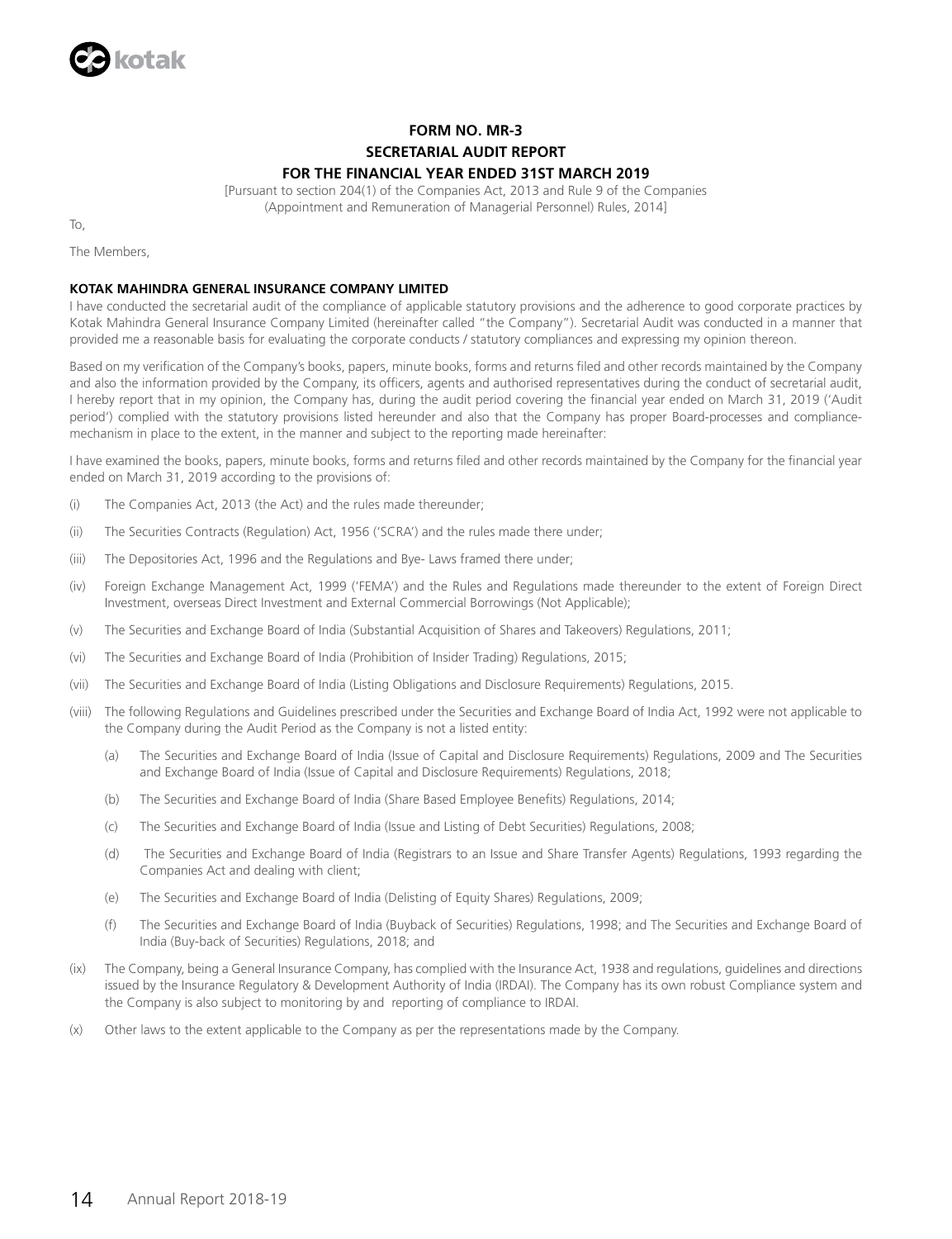# FORM NO. MR-3

## SECRETARIAL AUDIT REPORT

## FOR THE FINANCIAL YEAR ENDED 31ST MARCH 2019

[Pursuant to section 204(1) of the Companies Act, 2013 and Rule 9 of the Companies (Appointment and Remuneration of Managerial Personnel) Rules, 2014]

To,

The Members,

**KOTAK MAHINDRA GENERAL INSURANCE COMPANY LIMITED**

I have conducted the secretarial audit of the compliance of applicable statutory provisions and the adherence to good corporate practices by Kotak Mahindra General Insurance Company Limited (hereinafter called "the Company"). Secretarial Audit was conducted in a manner that provided me a reasonable basis for evaluating the corporate conducts / statutory compliances and expressing my opinion thereon.

Based on my verification of the Company's books, papers, minute books, forms and returns filed and other records maintained by the Company and also the information provided by the Company, its officers, agents and authorised representatives during the conduct of secretarial audit, I hereby report that in my opinion, the Company has, during the audit period covering the financial year ended on March 31, 2019 ('Audit period') complied with the statutory provisions listed hereunder and also that the Company has proper Board-processes and compliance-mechanism in place to the extent, in the manner and subject to the reporting made hereinafter:

I have examined the books, papers, minute books, forms and returns filed and other records maintained by the Company for the financial year ended on March 31, 2019 according to the provisions of:

(i) The Companies Act, 2013 (the Act) and the rules made thereunder;

(ii) The Securities Contracts (Regulation) Act, 1956 ('SCRA') and the rules made there under;

(iii) The Depositories Act, 1996 and the Regulations and Bye- Laws framed there under;

(iv) Foreign Exchange Management Act, 1999 ('FEMA') and the Rules and Regulations made thereunder to the extent of Foreign Direct Investment, overseas Direct Investment and External Commercial Borrowings (Not Applicable);

(v) The Securities and Exchange Board of India (Substantial Acquisition of Shares and Takeovers) Regulations, 2011;

(vi) The Securities and Exchange Board of India (Prohibition of Insider Trading) Regulations, 2015;

(vii) The Securities and Exchange Board of India (Listing Obligations and Disclosure Requirements) Regulations, 2015.

(viii) The following Regulations and Guidelines prescribed under the Securities and Exchange Board of India Act, 1992 were not applicable to the Company during the Audit Period as the Company is not a listed entity:

   (a) The Securities and Exchange Board of India (Issue of Capital and Disclosure Requirements) Regulations, 2009 and The Securities and Exchange Board of India (Issue of Capital and Disclosure Requirements) Regulations, 2018;

   (b) The Securities and Exchange Board of India (Share Based Employee Benefits) Regulations, 2014;

   (c) The Securities and Exchange Board of India (Issue and Listing of Debt Securities) Regulations, 2008;

   (d) The Securities and Exchange Board of India (Registrars to an Issue and Share Transfer Agents) Regulations, 1993 regarding the Companies Act and dealing with client;

   (e) The Securities and Exchange Board of India (Delisting of Equity Shares) Regulations, 2009;

   (f) The Securities and Exchange Board of India (Buyback of Securities) Regulations, 1998; and The Securities and Exchange Board of India (Buy-back of Securities) Regulations, 2018; and

(ix) The Company, being a General Insurance Company, has complied with the Insurance Act, 1938 and regulations, guidelines and directions issued by the Insurance Regulatory & Development Authority of India (IRDAI). The Company has its own robust Compliance system and the Company is also subject to monitoring by and reporting of compliance to IRDAI.

(x) Other laws to the extent applicable to the Company as per the representations made by the Company.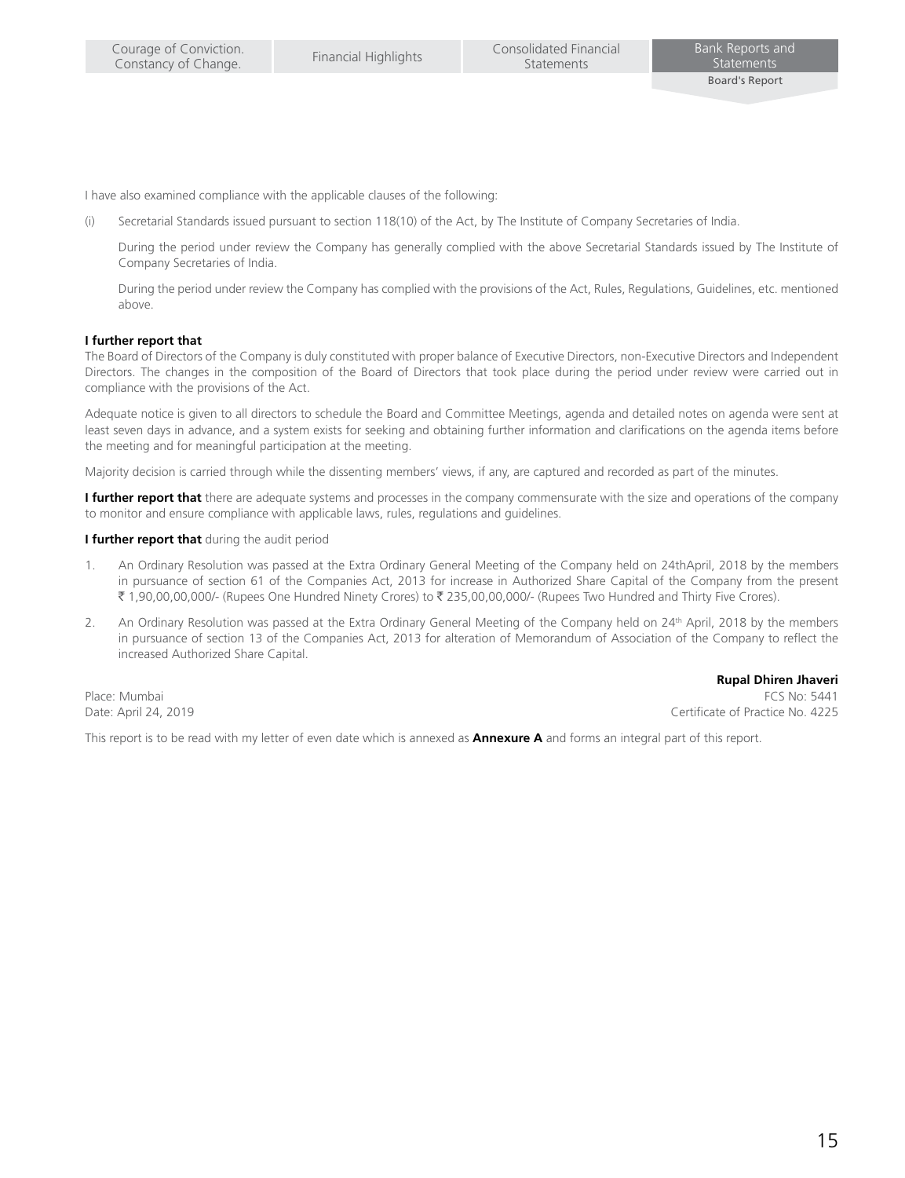I have also examined compliance with the applicable clauses of the following:

(i) Secretarial Standards issued pursuant to section 118(10) of the Act, by The Institute of Company Secretaries of India.

During the period under review the Company has generally complied with the above Secretarial Standards issued by The Institute of Company Secretaries of India.

During the period under review the Company has complied with the provisions of the Act, Rules, Regulations, Guidelines, etc. mentioned above.

**I further report that**
The Board of Directors of the Company is duly constituted with proper balance of Executive Directors, non-Executive Directors and Independent Directors. The changes in the composition of the Board of Directors that took place during the period under review were carried out in compliance with the provisions of the Act.

Adequate notice is given to all directors to schedule the Board and Committee Meetings, agenda and detailed notes on agenda were sent at least seven days in advance, and a system exists for seeking and obtaining further information and clarifications on the agenda items before the meeting and for meaningful participation at the meeting.

Majority decision is carried through while the dissenting members' views, if any, are captured and recorded as part of the minutes.

**I further report that** there are adequate systems and processes in the company commensurate with the size and operations of the company to monitor and ensure compliance with applicable laws, rules, regulations and guidelines.

**I further report that** during the audit period

1. An Ordinary Resolution was passed at the Extra Ordinary General Meeting of the Company held on 24thApril, 2018 by the members in pursuance of section 61 of the Companies Act, 2013 for increase in Authorized Share Capital of the Company from the present ₹ 1,90,00,00,000/- (Rupees One Hundred Ninety Crores) to ₹ 235,00,00,000/- (Rupees Two Hundred and Thirty Five Crores).
2. An Ordinary Resolution was passed at the Extra Ordinary General Meeting of the Company held on 24th April, 2018 by the members in pursuance of section 13 of the Companies Act, 2013 for alteration of Memorandum of Association of the Company to reflect the increased Authorized Share Capital.

**Rupal Dhiren Jhaveri**
FCS No: 5441
Certificate of Practice No. 4225

Place: Mumbai
Date: April 24, 2019

This report is to be read with my letter of even date which is annexed as **Annexure A** and forms an integral part of this report.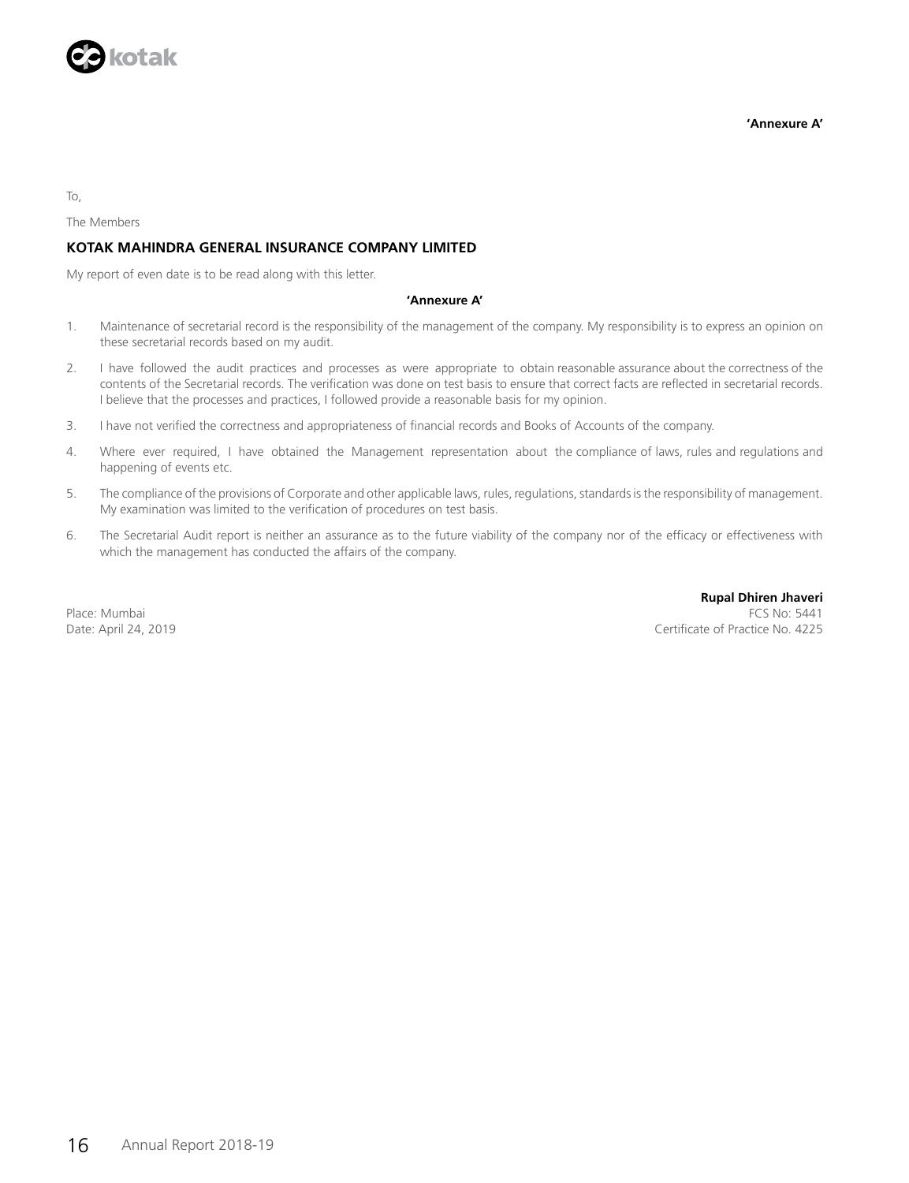**'Annexure A'**

To,

The Members

**KOTAK MAHINDRA GENERAL INSURANCE COMPANY LIMITED**

My report of even date is to be read along with this letter.

**'Annexure A'**

1. Maintenance of secretarial record is the responsibility of the management of the company. My responsibility is to express an opinion on these secretarial records based on my audit.
2. I have followed the audit practices and processes as were appropriate to obtain reasonable assurance about the correctness of the contents of the Secretarial records. The verification was done on test basis to ensure that correct facts are reflected in secretarial records. I believe that the processes and practices, I followed provide a reasonable basis for my opinion.
3. I have not verified the correctness and appropriateness of financial records and Books of Accounts of the company.
4. Where ever required, I have obtained the Management representation about the compliance of laws, rules and regulations and happening of events etc.
5. The compliance of the provisions of Corporate and other applicable laws, rules, regulations, standards is the responsibility of management. My examination was limited to the verification of procedures on test basis.
6. The Secretarial Audit report is neither an assurance as to the future viability of the company nor of the efficacy or effectiveness with which the management has conducted the affairs of the company.

Place: Mumbai
Date: April 24, 2019

**Rupal Dhiren Jhaveri**
FCS No: 5441
Certificate of Practice No. 4225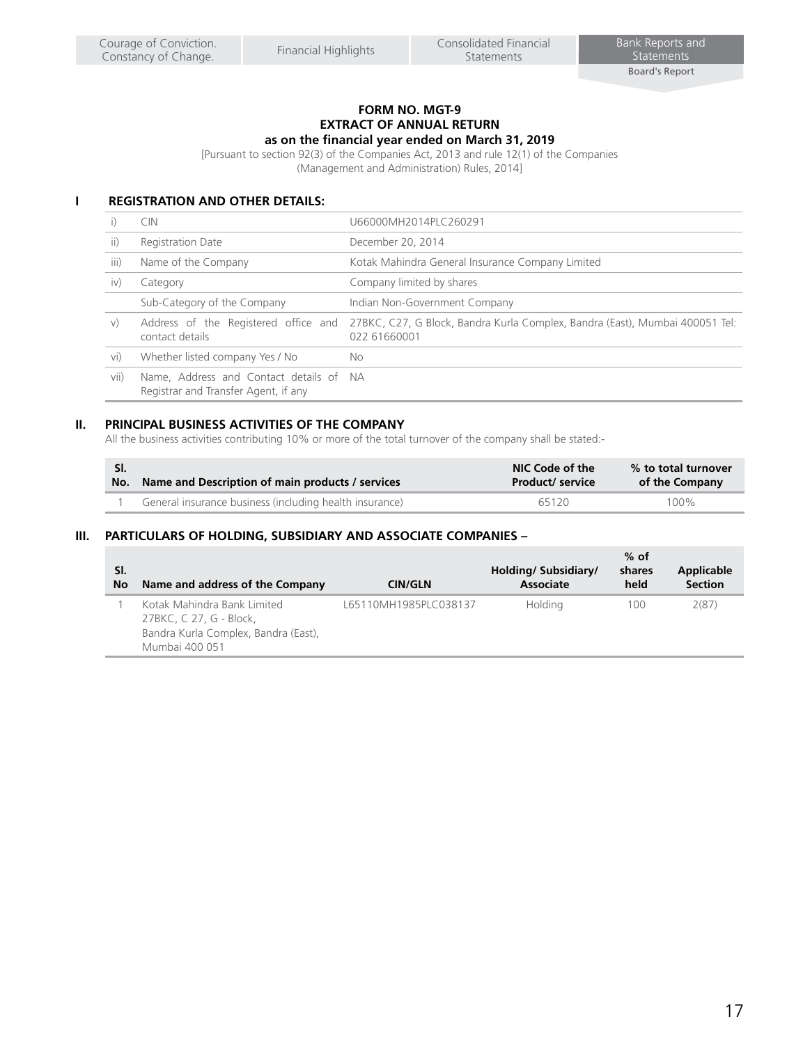# FORM NO. MGT-9
## EXTRACT OF ANNUAL RETURN
### as on the financial year ended on March 31, 2019

[Pursuant to section 92(3) of the Companies Act, 2013 and rule 12(1) of the Companies (Management and Administration) Rules, 2014]

## I REGISTRATION AND OTHER DETAILS:

| | | |
|---|---|---|
| i) | CIN | U66000MH2014PLC260291 |
| ii) | Registration Date | December 20, 2014 |
| iii) | Name of the Company | Kotak Mahindra General Insurance Company Limited |
| iv) | Category | Company limited by shares |
| | Sub-Category of the Company | Indian Non-Government Company |
| v) | Address of the Registered office and contact details | 27BKC, C27, G Block, Bandra Kurla Complex, Bandra (East), Mumbai 400051 Tel: 022 61660001 |
| vi) | Whether listed company Yes / No | No |
| vii) | Name, Address and Contact details of Registrar and Transfer Agent, if any | NA |

## II. PRINCIPAL BUSINESS ACTIVITIES OF THE COMPANY

All the business activities contributing 10% or more of the total turnover of the company shall be stated:-

| Sl. No. | Name and Description of main products / services | NIC Code of the Product/ service | % to total turnover of the Company |
|---|---|---|---|
| 1 | General insurance business (including health insurance) | 65120 | 100% |

## III. PARTICULARS OF HOLDING, SUBSIDIARY AND ASSOCIATE COMPANIES –

| Sl. No | Name and address of the Company | CIN/GLN | Holding/ Subsidiary/ Associate | % of shares held | Applicable Section |
|---|---|---|---|---|---|
| 1 | Kotak Mahindra Bank Limited 27BKC, C 27, G - Block, Bandra Kurla Complex, Bandra (East), Mumbai 400 051 | L65110MH1985PLC038137 | Holding | 100 | 2(87) |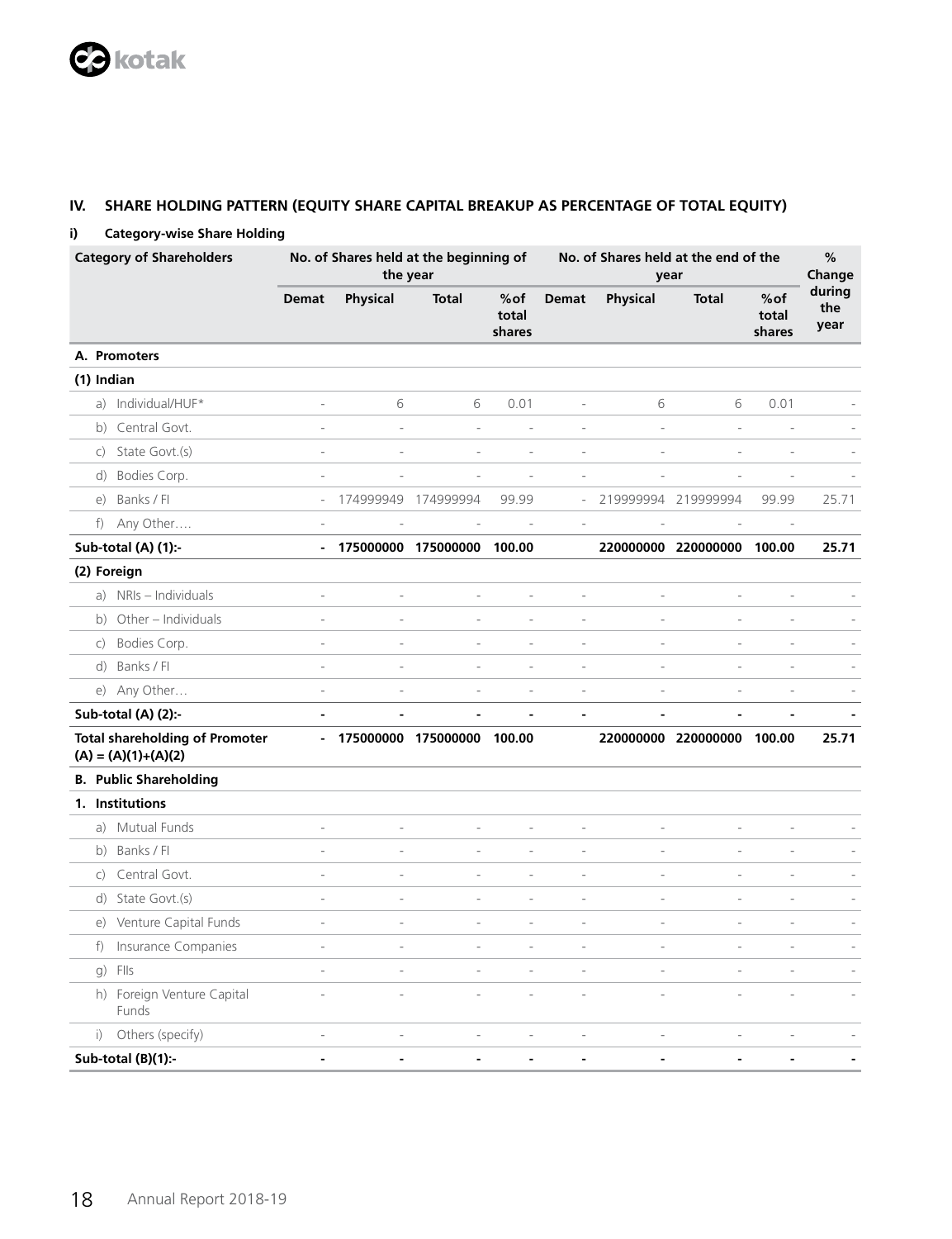## IV. SHARE HOLDING PATTERN (EQUITY SHARE CAPITAL BREAKUP AS PERCENTAGE OF TOTAL EQUITY)

### i) Category-wise Share Holding

| Category of Shareholders | No. of Shares held at the beginning of the year | | | | No. of Shares held at the end of the year | | | | % Change during the year |
|---|---|---|---|---|---|---|---|---|---|
| | Demat | Physical | Total | %of total shares | Demat | Physical | Total | %of total shares | |
| **A. Promoters** | | | | | | | | | |
| **(1) Indian** | | | | | | | | | |
| a) Individual/HUF* | - | 6 | 6 | 0.01 | - | 6 | 6 | 0.01 | - |
| b) Central Govt. | - | - | - | - | - | - | - | - | - |
| c) State Govt.(s) | - | - | - | - | - | - | - | - | - |
| d) Bodies Corp. | - | - | - | - | - | - | - | - | - |
| e) Banks / FI | - | 174999949 | 174999994 | 99.99 | - | 219999994 | 219999994 | 99.99 | 25.71 |
| f) Any Other…. | - | - | - | - | - | - | - | - | |
| **Sub-total (A) (1):-** | **-** | **175000000** | **175000000** | **100.00** | | **220000000** | **220000000** | **100.00** | **25.71** |
| **(2) Foreign** | | | | | | | | | |
| a) NRIs – Individuals | - | - | - | - | - | - | - | - | - |
| b) Other – Individuals | - | - | - | - | - | - | - | - | - |
| c) Bodies Corp. | - | - | - | - | - | - | - | - | - |
| d) Banks / FI | - | - | - | - | - | - | - | - | - |
| e) Any Other… | - | - | - | - | - | - | - | - | - |
| **Sub-total (A) (2):-** | **-** | **-** | **-** | **-** | **-** | **-** | **-** | **-** | **-** |
| **Total shareholding of Promoter (A) = (A)(1)+(A)(2)** | **-** | **175000000** | **175000000** | **100.00** | | **220000000** | **220000000** | **100.00** | **25.71** |
| **B. Public Shareholding** | | | | | | | | | |
| **1. Institutions** | | | | | | | | | |
| a) Mutual Funds | - | - | - | - | - | - | - | - | - |
| b) Banks / FI | - | - | - | - | - | - | - | - | - |
| c) Central Govt. | - | - | - | - | - | - | - | - | - |
| d) State Govt.(s) | - | - | - | - | - | - | - | - | - |
| e) Venture Capital Funds | - | - | - | - | - | - | - | - | - |
| f) Insurance Companies | - | - | - | - | - | - | - | - | - |
| g) FIIs | - | - | - | - | - | - | - | - | - |
| h) Foreign Venture Capital Funds | - | - | - | - | - | - | - | - | - |
| i) Others (specify) | - | - | - | - | - | - | - | - | - |
| **Sub-total (B)(1):-** | **-** | **-** | **-** | **-** | **-** | **-** | **-** | **-** | **-** |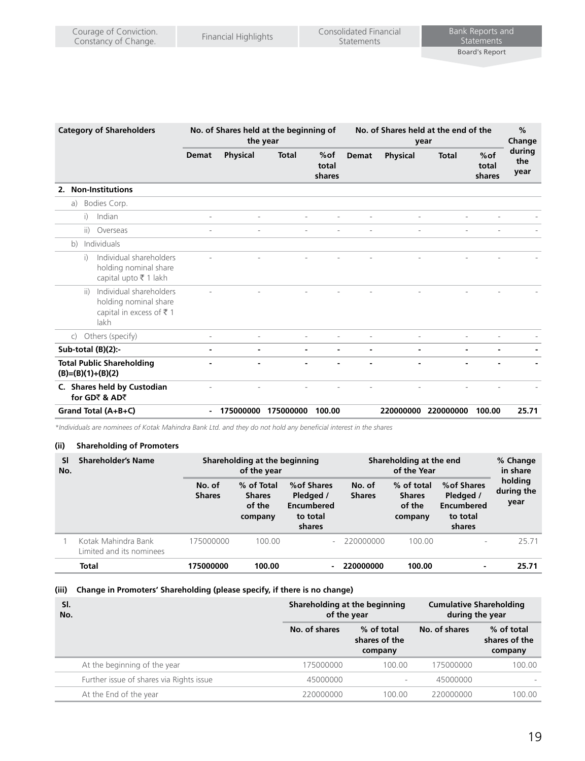| Category of Shareholders | No. of Shares held at the beginning of the year | | | | No. of Shares held at the end of the year | | | | % Change during the year |
|---|---|---|---|---|---|---|---|---|---|
| | Demat | Physical | Total | %of total shares | Demat | Physical | Total | %of total shares | |
| **2. Non-Institutions** | | | | | | | | | |
| a) Bodies Corp. | | | | | | | | | |
| i) Indian | - | - | - | - | - | - | - | - | - |
| ii) Overseas | - | - | - | - | - | - | - | - | - |
| b) Individuals | | | | | | | | | |
| i) Individual shareholders holding nominal share capital upto ₹ 1 lakh | - | - | - | - | - | - | - | - | - |
| ii) Individual shareholders holding nominal share capital in excess of ₹ 1 lakh | - | - | - | - | - | - | - | - | - |
| c) Others (specify) | - | - | - | - | - | - | - | - | - |
| **Sub-total (B)(2):-** | **-** | **-** | **-** | **-** | **-** | **-** | **-** | **-** | **-** |
| **Total Public Shareholding (B)=(B)(1)+(B)(2)** | **-** | **-** | **-** | **-** | **-** | **-** | **-** | **-** | **-** |
| **C. Shares held by Custodian for GD₹ & AD₹** | - | - | - | - | - | - | - | - | - |
| **Grand Total (A+B+C)** | **-** | **175000000** | **175000000** | **100.00** | | **220000000** | **220000000** | **100.00** | **25.71** |

*Individuals are nominees of Kotak Mahindra Bank Ltd. and they do not hold any beneficial interest in the shares*

**(ii) Shareholding of Promoters**

| Sl No. | Shareholder's Name | Shareholding at the beginning of the year | | | Shareholding at the end of the Year | | | % Change in share holding during the year |
|---|---|---|---|---|---|---|---|---|
| | | No. of Shares | % of Total Shares of the company | %of Shares Pledged / Encumbered to total shares | No. of Shares | % of total Shares of the company | %of Shares Pledged / Encumbered to total shares | |
| 1 | Kotak Mahindra Bank Limited and its nominees | 175000000 | 100.00 | - | 220000000 | 100.00 | - | 25.71 |
| | **Total** | **175000000** | **100.00** | **-** | **220000000** | **100.00** | **-** | **25.71** |

**(iii) Change in Promoters' Shareholding (please specify, if there is no change)**

| Sl. No. | | Shareholding at the beginning of the year | | Cumulative Shareholding during the year | |
|---|---|---|---|---|---|
| | | No. of shares | % of total shares of the company | No. of shares | % of total shares of the company |
| | At the beginning of the year | 175000000 | 100.00 | 175000000 | 100.00 |
| | Further issue of shares via Rights issue | 45000000 | - | 45000000 | - |
| | At the End of the year | 220000000 | 100.00 | 220000000 | 100.00 |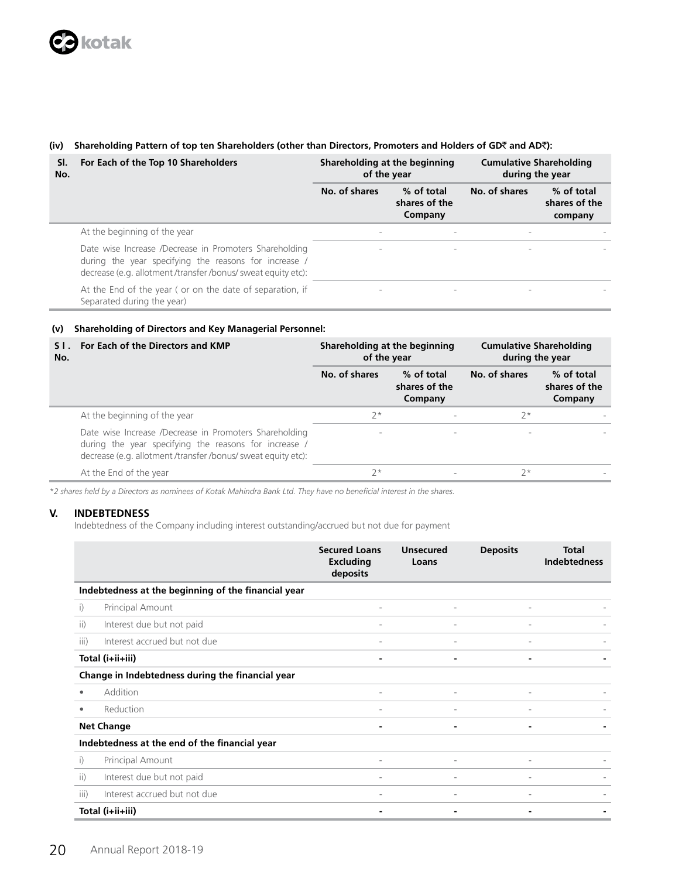#### (iv) Shareholding Pattern of top ten Shareholders (other than Directors, Promoters and Holders of GD₹ and AD₹):

| Sl. No. | For Each of the Top 10 Shareholders | Shareholding at the beginning of the year | | Cumulative Shareholding during the year | |
|---|---|---|---|---|---|
| | | No. of shares | % of total shares of the Company | No. of shares | % of total shares of the company |
| | At the beginning of the year | - | - | - | - |
| | Date wise Increase /Decrease in Promoters Shareholding during the year specifying the reasons for increase / decrease (e.g. allotment /transfer /bonus/ sweat equity etc): | - | - | - | - |
| | At the End of the year ( or on the date of separation, if Separated during the year) | - | - | - | - |

#### (v) Shareholding of Directors and Key Managerial Personnel:

| Sl. No. | For Each of the Directors and KMP | Shareholding at the beginning of the year | | Cumulative Shareholding during the year | |
|---|---|---|---|---|---|
| | | No. of shares | % of total shares of the Company | No. of shares | % of total shares of the Company |
| | At the beginning of the year | 2* | - | 2* | - |
| | Date wise Increase /Decrease in Promoters Shareholding during the year specifying the reasons for increase / decrease (e.g. allotment /transfer /bonus/ sweat equity etc): | - | - | - | - |
| | At the End of the year | 2* | - | 2* | - |

*\*2 shares held by a Directors as nominees of Kotak Mahindra Bank Ltd. They have no beneficial interest in the shares.*

## V. INDEBTEDNESS

Indebtedness of the Company including interest outstanding/accrued but not due for payment

| | | Secured Loans Excluding deposits | Unsecured Loans | Deposits | Total Indebtedness |
|---|---|---|---|---|---|
| **Indebtedness at the beginning of the financial year** | | | | | |
| i) | Principal Amount | - | - | - | - |
| ii) | Interest due but not paid | - | - | - | - |
| iii) | Interest accrued but not due | - | - | - | - |
| **Total (i+ii+iii)** | | **-** | **-** | **-** | **-** |
| **Change in Indebtedness during the financial year** | | | | | |
| • | Addition | - | - | - | - |
| • | Reduction | - | - | - | - |
| **Net Change** | | **-** | **-** | **-** | **-** |
| **Indebtedness at the end of the financial year** | | | | | |
| i) | Principal Amount | - | - | - | - |
| ii) | Interest due but not paid | - | - | - | - |
| iii) | Interest accrued but not due | - | - | - | - |
| **Total (i+ii+iii)** | | **-** | **-** | **-** | **-** |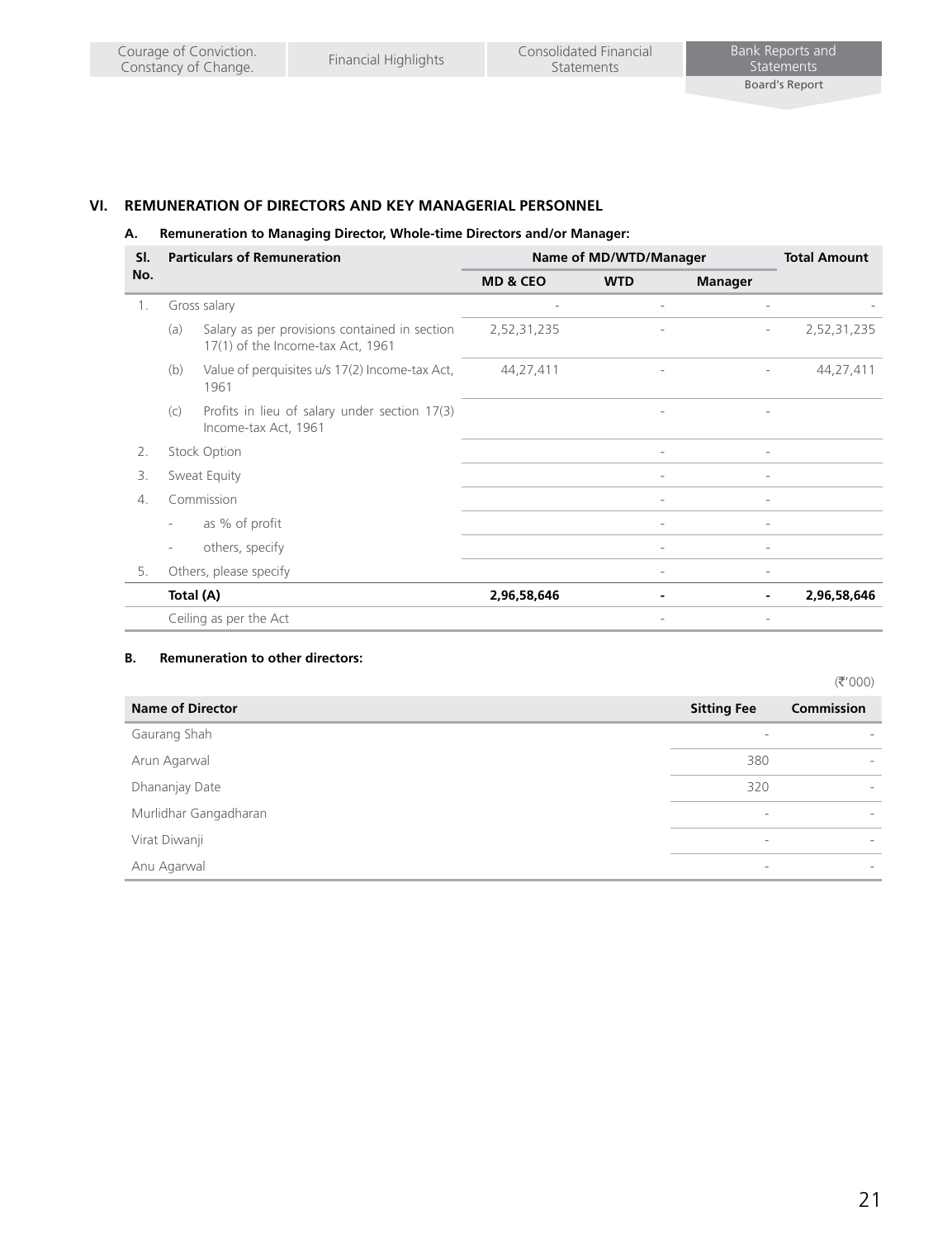## VI. REMUNERATION OF DIRECTORS AND KEY MANAGERIAL PERSONNEL

### A. Remuneration to Managing Director, Whole-time Directors and/or Manager:

| Sl. No. | Particulars of Remuneration | | Name of MD/WTD/Manager | | | Total Amount |
|---|---|---|---|---|---|---|
| | | | MD & CEO | WTD | Manager | |
| 1. | Gross salary | | - | - | - | - |
| | (a) | Salary as per provisions contained in section 17(1) of the Income-tax Act, 1961 | 2,52,31,235 | - | - | 2,52,31,235 |
| | (b) | Value of perquisites u/s 17(2) Income-tax Act, 1961 | 44,27,411 | - | - | 44,27,411 |
| | (c) | Profits in lieu of salary under section 17(3) Income-tax Act, 1961 | | - | - | |
| 2. | Stock Option | | | - | - | |
| 3. | Sweat Equity | | | - | - | |
| 4. | Commission | | | - | - | |
| | - | as % of profit | | - | - | |
| | - | others, specify | | - | - | |
| 5. | Others, please specify | | | - | - | |
| | **Total (A)** | | **2,96,58,646** | **-** | **-** | **2,96,58,646** |
| | Ceiling as per the Act | | | - | - | |

### B. Remuneration to other directors:

(₹'000)

| Name of Director | Sitting Fee | Commission |
|---|---|---|
| Gaurang Shah | - | - |
| Arun Agarwal | 380 | - |
| Dhananjay Date | 320 | - |
| Murlidhar Gangadharan | - | - |
| Virat Diwanji | - | - |
| Anu Agarwal | - | - |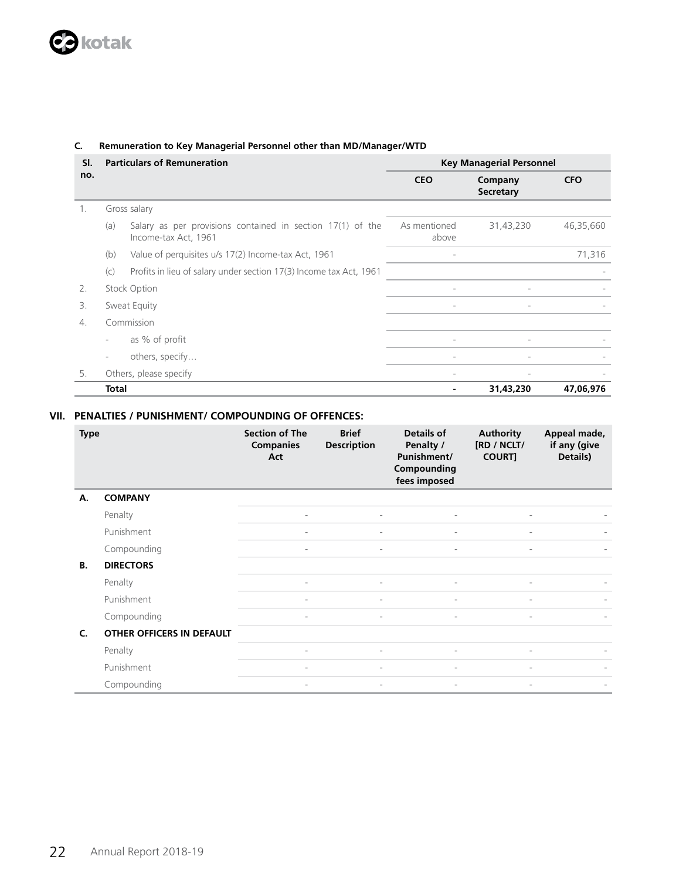### C. Remuneration to Key Managerial Personnel other than MD/Manager/WTD

| Sl. no. | | Particulars of Remuneration | Key Managerial Personnel | | |
|---|---|---|---|---|---|
| | | | CEO | Company Secretary | CFO |
| 1. | | Gross salary | | | |
| | (a) | Salary as per provisions contained in section 17(1) of the Income-tax Act, 1961 | As mentioned above | 31,43,230 | 46,35,660 |
| | (b) | Value of perquisites u/s 17(2) Income-tax Act, 1961 | - | | 71,316 |
| | (c) | Profits in lieu of salary under section 17(3) Income tax Act, 1961 | | | - |
| 2. | | Stock Option | - | - | - |
| 3. | | Sweat Equity | - | - | - |
| 4. | | Commission | | | |
| | - | as % of profit | - | - | - |
| | - | others, specify… | - | - | - |
| 5. | | Others, please specify | - | - | - |
| | | **Total** | **-** | **31,43,230** | **47,06,976** |

## VII. PENALTIES / PUNISHMENT/ COMPOUNDING OF OFFENCES:

| Type | Section of The Companies Act | Brief Description | Details of Penalty / Punishment/ Compounding fees imposed | Authority [RD / NCLT/ COURT] | Appeal made, if any (give Details) |
|---|---|---|---|---|---|
| **A. COMPANY** | | | | | |
| Penalty | - | - | - | - | - |
| Punishment | - | - | - | - | - |
| Compounding | - | - | - | - | - |
| **B. DIRECTORS** | | | | | |
| Penalty | - | - | - | - | - |
| Punishment | - | - | - | - | - |
| Compounding | - | - | - | - | - |
| **C. OTHER OFFICERS IN DEFAULT** | | | | | |
| Penalty | - | - | - | - | - |
| Punishment | - | - | - | - | - |
| Compounding | - | - | - | - | - |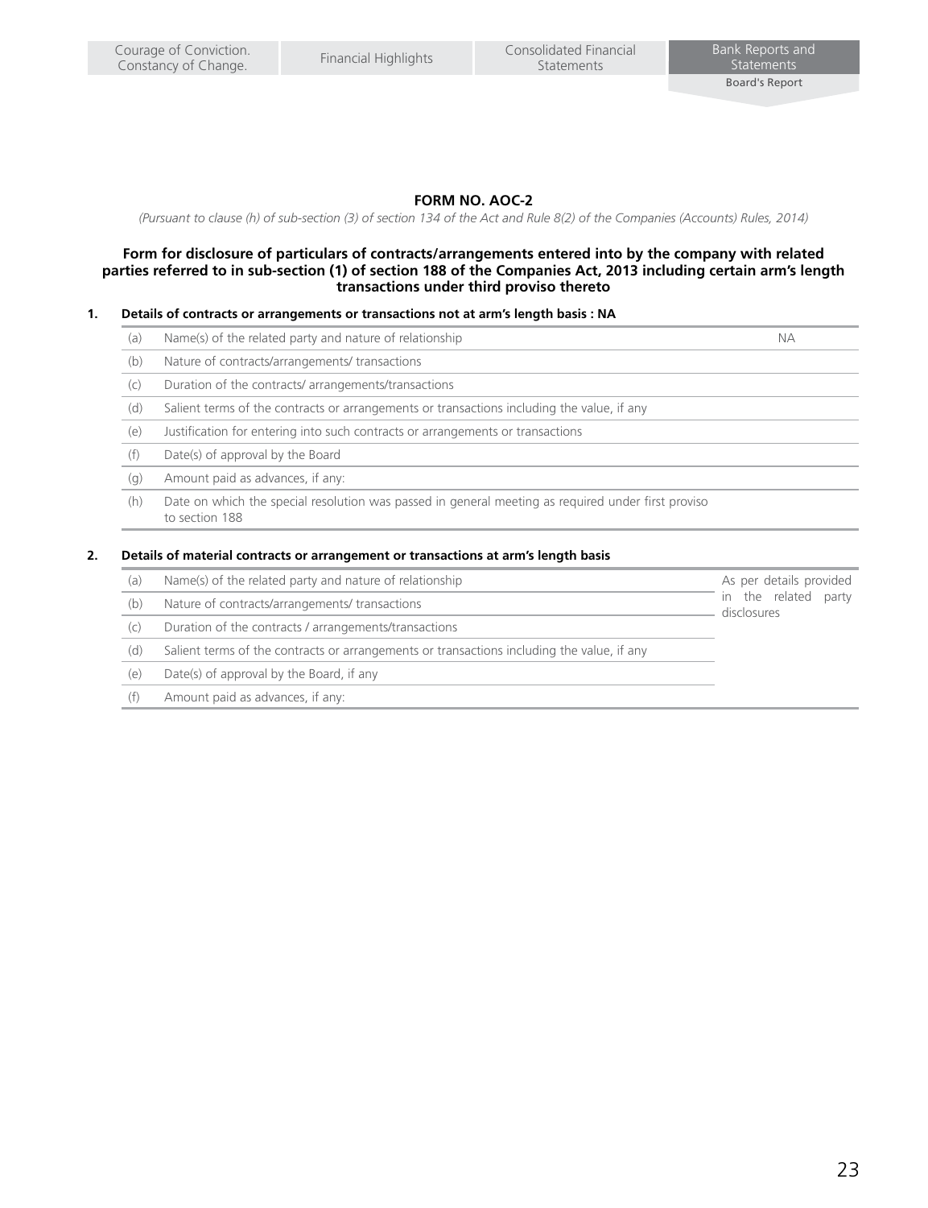# FORM NO. AOC-2

*(Pursuant to clause (h) of sub-section (3) of section 134 of the Act and Rule 8(2) of the Companies (Accounts) Rules, 2014)*

**Form for disclosure of particulars of contracts/arrangements entered into by the company with related parties referred to in sub-section (1) of section 188 of the Companies Act, 2013 including certain arm's length transactions under third proviso thereto**

**1. Details of contracts or arrangements or transactions not at arm's length basis : NA**

| | | |
|---|---|---|
| (a) | Name(s) of the related party and nature of relationship | NA |
| (b) | Nature of contracts/arrangements/ transactions | |
| (c) | Duration of the contracts/ arrangements/transactions | |
| (d) | Salient terms of the contracts or arrangements or transactions including the value, if any | |
| (e) | Justification for entering into such contracts or arrangements or transactions | |
| (f) | Date(s) of approval by the Board | |
| (g) | Amount paid as advances, if any: | |
| (h) | Date on which the special resolution was passed in general meeting as required under first proviso to section 188 | |

**2. Details of material contracts or arrangement or transactions at arm's length basis**

| | | |
|---|---|---|
| (a) | Name(s) of the related party and nature of relationship | As per details provided in the related party disclosures |
| (b) | Nature of contracts/arrangements/ transactions | |
| (c) | Duration of the contracts / arrangements/transactions | |
| (d) | Salient terms of the contracts or arrangements or transactions including the value, if any | |
| (e) | Date(s) of approval by the Board, if any | |
| (f) | Amount paid as advances, if any: | |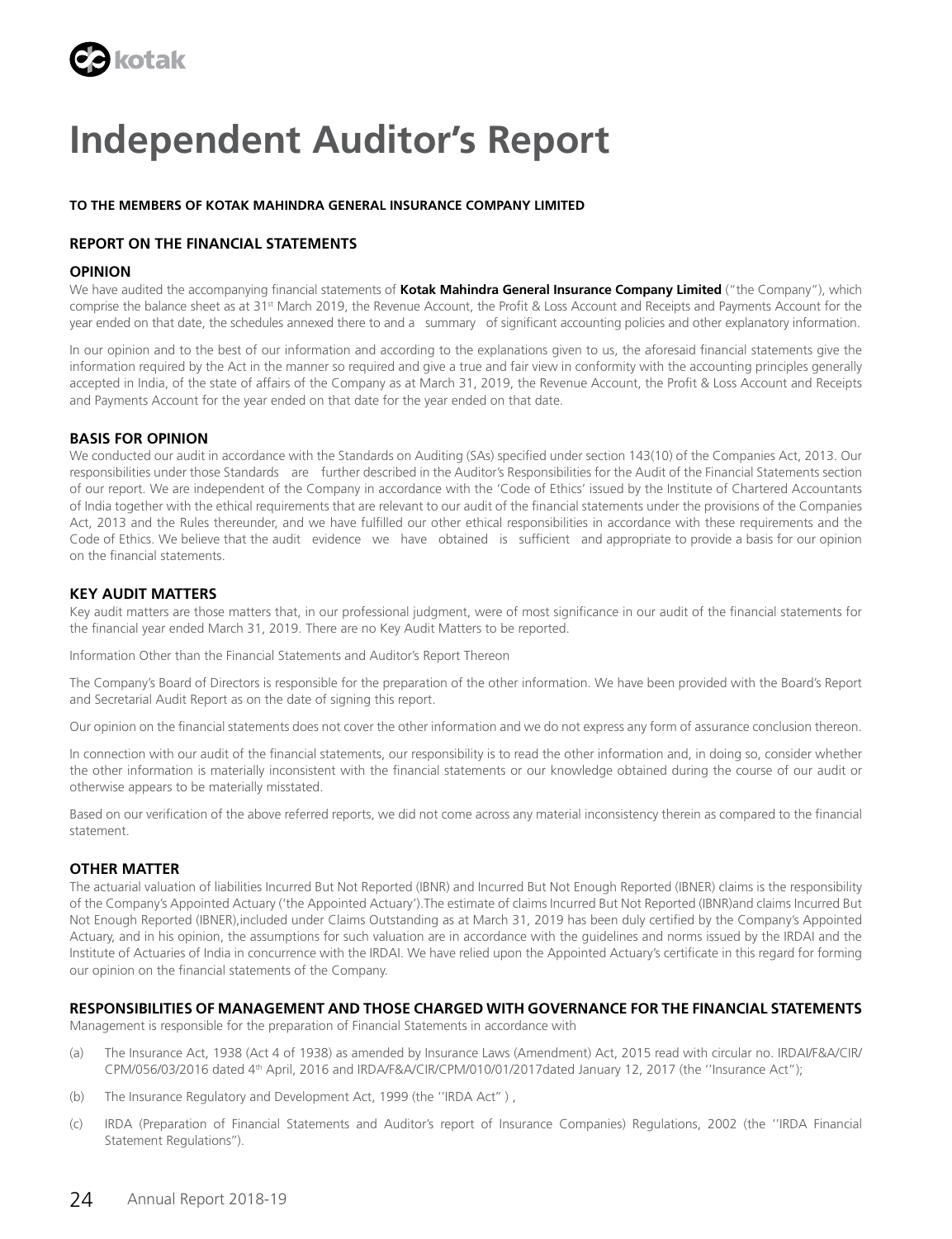# Independent Auditor's Report

**TO THE MEMBERS OF KOTAK MAHINDRA GENERAL INSURANCE COMPANY LIMITED**

## REPORT ON THE FINANCIAL STATEMENTS

### OPINION

We have audited the accompanying financial statements of **Kotak Mahindra General Insurance Company Limited** ("the Company"), which comprise the balance sheet as at 31st March 2019, the Revenue Account, the Profit & Loss Account and Receipts and Payments Account for the year ended on that date, the schedules annexed there to and a summary of significant accounting policies and other explanatory information.

In our opinion and to the best of our information and according to the explanations given to us, the aforesaid financial statements give the information required by the Act in the manner so required and give a true and fair view in conformity with the accounting principles generally accepted in India, of the state of affairs of the Company as at March 31, 2019, the Revenue Account, the Profit & Loss Account and Receipts and Payments Account for the year ended on that date for the year ended on that date.

### BASIS FOR OPINION

We conducted our audit in accordance with the Standards on Auditing (SAs) specified under section 143(10) of the Companies Act, 2013. Our responsibilities under those Standards are further described in the Auditor's Responsibilities for the Audit of the Financial Statements section of our report. We are independent of the Company in accordance with the 'Code of Ethics' issued by the Institute of Chartered Accountants of India together with the ethical requirements that are relevant to our audit of the financial statements under the provisions of the Companies Act, 2013 and the Rules thereunder, and we have fulfilled our other ethical responsibilities in accordance with these requirements and the Code of Ethics. We believe that the audit evidence we have obtained is sufficient and appropriate to provide a basis for our opinion on the financial statements.

### KEY AUDIT MATTERS

Key audit matters are those matters that, in our professional judgment, were of most significance in our audit of the financial statements for the financial year ended March 31, 2019. There are no Key Audit Matters to be reported.

Information Other than the Financial Statements and Auditor's Report Thereon

The Company's Board of Directors is responsible for the preparation of the other information. We have been provided with the Board's Report and Secretarial Audit Report as on the date of signing this report.

Our opinion on the financial statements does not cover the other information and we do not express any form of assurance conclusion thereon.

In connection with our audit of the financial statements, our responsibility is to read the other information and, in doing so, consider whether the other information is materially inconsistent with the financial statements or our knowledge obtained during the course of our audit or otherwise appears to be materially misstated.

Based on our verification of the above referred reports, we did not come across any material inconsistency therein as compared to the financial statement.

### OTHER MATTER

The actuarial valuation of liabilities Incurred But Not Reported (IBNR) and Incurred But Not Enough Reported (IBNER) claims is the responsibility of the Company's Appointed Actuary ('the Appointed Actuary').The estimate of claims Incurred But Not Reported (IBNR)and claims Incurred But Not Enough Reported (IBNER),included under Claims Outstanding as at March 31, 2019 has been duly certified by the Company's Appointed Actuary, and in his opinion, the assumptions for such valuation are in accordance with the guidelines and norms issued by the IRDAI and the Institute of Actuaries of India in concurrence with the IRDAI. We have relied upon the Appointed Actuary's certificate in this regard for forming our opinion on the financial statements of the Company.

### RESPONSIBILITIES OF MANAGEMENT AND THOSE CHARGED WITH GOVERNANCE FOR THE FINANCIAL STATEMENTS

Management is responsible for the preparation of Financial Statements in accordance with

(a) The Insurance Act, 1938 (Act 4 of 1938) as amended by Insurance Laws (Amendment) Act, 2015 read with circular no. IRDAI/F&A/CIR/CPM/056/03/2016 dated 4th April, 2016 and IRDA/F&A/CIR/CPM/010/01/2017dated January 12, 2017 (the ''Insurance Act");

(b) The Insurance Regulatory and Development Act, 1999 (the ''IRDA Act" ) ,

(c) IRDA (Preparation of Financial Statements and Auditor's report of Insurance Companies) Regulations, 2002 (the ''IRDA Financial Statement Regulations").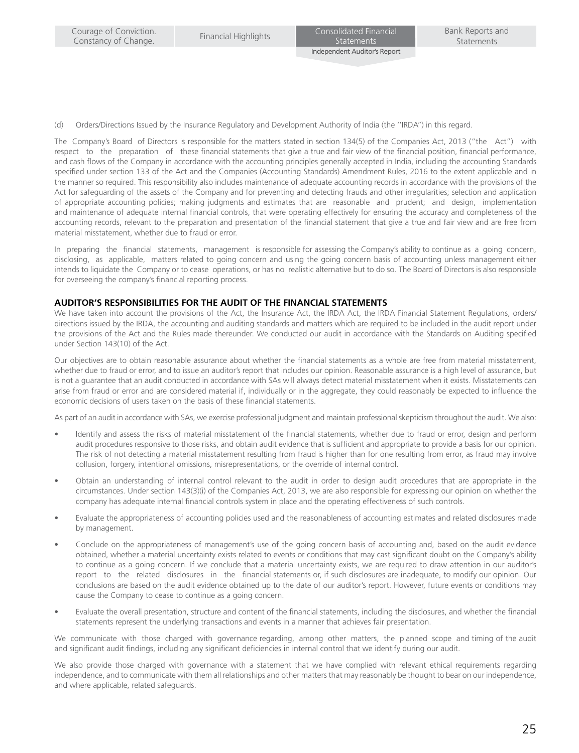(d) Orders/Directions Issued by the Insurance Regulatory and Development Authority of India (the ''IRDA") in this regard.

The Company's Board of Directors is responsible for the matters stated in section 134(5) of the Companies Act, 2013 ("the Act") with respect to the preparation of these financial statements that give a true and fair view of the financial position, financial performance, and cash flows of the Company in accordance with the accounting principles generally accepted in India, including the accounting Standards specified under section 133 of the Act and the Companies (Accounting Standards) Amendment Rules, 2016 to the extent applicable and in the manner so required. This responsibility also includes maintenance of adequate accounting records in accordance with the provisions of the Act for safeguarding of the assets of the Company and for preventing and detecting frauds and other irregularities; selection and application of appropriate accounting policies; making judgments and estimates that are reasonable and prudent; and design, implementation and maintenance of adequate internal financial controls, that were operating effectively for ensuring the accuracy and completeness of the accounting records, relevant to the preparation and presentation of the financial statement that give a true and fair view and are free from material misstatement, whether due to fraud or error.

In preparing the financial statements, management is responsible for assessing the Company's ability to continue as a going concern, disclosing, as applicable, matters related to going concern and using the going concern basis of accounting unless management either intends to liquidate the Company or to cease operations, or has no realistic alternative but to do so. The Board of Directors is also responsible for overseeing the company's financial reporting process.

## AUDITOR'S RESPONSIBILITIES FOR THE AUDIT OF THE FINANCIAL STATEMENTS

We have taken into account the provisions of the Act, the Insurance Act, the IRDA Act, the IRDA Financial Statement Regulations, orders/directions issued by the IRDA, the accounting and auditing standards and matters which are required to be included in the audit report under the provisions of the Act and the Rules made thereunder. We conducted our audit in accordance with the Standards on Auditing specified under Section 143(10) of the Act.

Our objectives are to obtain reasonable assurance about whether the financial statements as a whole are free from material misstatement, whether due to fraud or error, and to issue an auditor's report that includes our opinion. Reasonable assurance is a high level of assurance, but is not a guarantee that an audit conducted in accordance with SAs will always detect material misstatement when it exists. Misstatements can arise from fraud or error and are considered material if, individually or in the aggregate, they could reasonably be expected to influence the economic decisions of users taken on the basis of these financial statements.

As part of an audit in accordance with SAs, we exercise professional judgment and maintain professional skepticism throughout the audit. We also:

- Identify and assess the risks of material misstatement of the financial statements, whether due to fraud or error, design and perform audit procedures responsive to those risks, and obtain audit evidence that is sufficient and appropriate to provide a basis for our opinion. The risk of not detecting a material misstatement resulting from fraud is higher than for one resulting from error, as fraud may involve collusion, forgery, intentional omissions, misrepresentations, or the override of internal control.

- Obtain an understanding of internal control relevant to the audit in order to design audit procedures that are appropriate in the circumstances. Under section 143(3)(i) of the Companies Act, 2013, we are also responsible for expressing our opinion on whether the company has adequate internal financial controls system in place and the operating effectiveness of such controls.

- Evaluate the appropriateness of accounting policies used and the reasonableness of accounting estimates and related disclosures made by management.

- Conclude on the appropriateness of management's use of the going concern basis of accounting and, based on the audit evidence obtained, whether a material uncertainty exists related to events or conditions that may cast significant doubt on the Company's ability to continue as a going concern. If we conclude that a material uncertainty exists, we are required to draw attention in our auditor's report to the related disclosures in the financial statements or, if such disclosures are inadequate, to modify our opinion. Our conclusions are based on the audit evidence obtained up to the date of our auditor's report. However, future events or conditions may cause the Company to cease to continue as a going concern.

- Evaluate the overall presentation, structure and content of the financial statements, including the disclosures, and whether the financial statements represent the underlying transactions and events in a manner that achieves fair presentation.

We communicate with those charged with governance regarding, among other matters, the planned scope and timing of the audit and significant audit findings, including any significant deficiencies in internal control that we identify during our audit.

We also provide those charged with governance with a statement that we have complied with relevant ethical requirements regarding independence, and to communicate with them all relationships and other matters that may reasonably be thought to bear on our independence, and where applicable, related safeguards.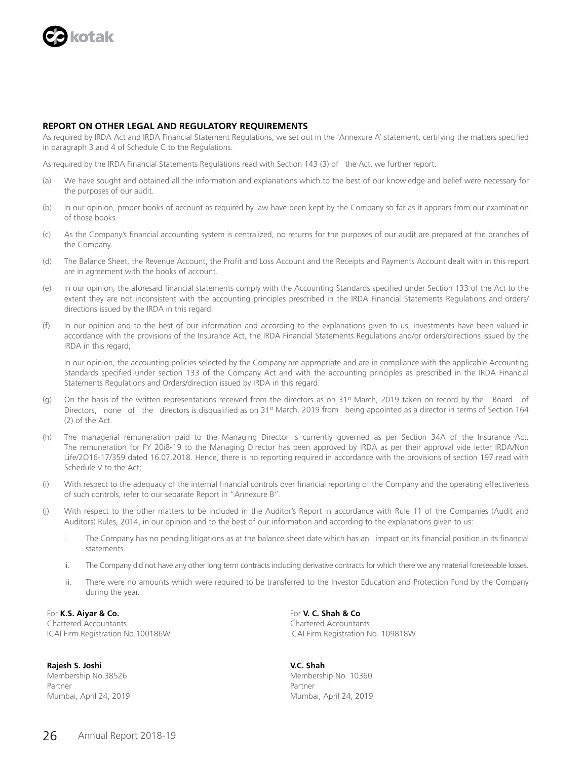## REPORT ON OTHER LEGAL AND REGULATORY REQUIREMENTS

As required by IRDA Act and IRDA Financial Statement Regulations, we set out in the 'Annexure A' statement, certifying the matters specified in paragraph 3 and 4 of Schedule C to the Regulations.

As required by the IRDA Financial Statements Regulations read with Section 143 (3) of the Act, we further report:

(a) We have sought and obtained all the information and explanations which to the best of our knowledge and belief were necessary for the purposes of our audit.

(b) In our opinion, proper books of account as required by law have been kept by the Company so far as it appears from our examination of those books

(c) As the Company's financial accounting system is centralized, no returns for the purposes of our audit are prepared at the branches of the Company.

(d) The Balance Sheet, the Revenue Account, the Profit and Loss Account and the Receipts and Payments Account dealt with in this report are in agreement with the books of account.

(e) In our opinion, the aforesaid financial statements comply with the Accounting Standards specified under Section 133 of the Act to the extent they are not inconsistent with the accounting principles prescribed in the IRDA Financial Statements Regulations and orders/ directions issued by the IRDA in this regard.

(f) In our opinion and to the best of our information and according to the explanations given to us, investments have been valued in accordance with the provisions of the Insurance Act, the IRDA Financial Statements Regulations and/or orders/directions issued by the IRDA in this regard,

In our opinion, the accounting policies selected by the Company are appropriate and are in compliance with the applicable Accounting Standards specified under section 133 of the Company Act and with the accounting principles as prescribed in the IRDA Financial Statements Regulations and Orders/direction issued by IRDA in this regard.

(g) On the basis of the written representations received from the directors as on 31st March, 2019 taken on record by the Board of Directors, none of the directors is disqualified as on 31st March, 2019 from being appointed as a director in terms of Section 164 (2) of the Act.

(h) The managerial remuneration paid to the Managing Director is currently governed as per Section 34A of the Insurance Act. The remuneration for FY 20i8-19 to the Managing Director has been approved by IRDA as per their approval vide letter IRDA/Non Life/2O16-17/359 dated 16.07.2018. Hence, there is no reporting required in accordance with the provisions of section 197 read with Schedule V to the Act;

(i) With respect to the adequacy of the internal financial controls over financial reporting of the Company and the operating effectiveness of such controls, refer to our separate Report in "Annexure B".

(j) With respect to the other matters to be included in the Auditor's Report in accordance with Rule 11 of the Companies (Audit and Auditors) Rules, 2014, in our opinion and to the best of our information and according to the explanations given to us:

   i. The Company has no pending litigations as at the balance sheet date which has an impact on its financial position in its financial statements.

   ii. The Company did not have any other long term contracts including derivative contracts for which there we any material foreseeable losses.

   iii. There were no amounts which were required to be transferred to the Investor Education and Protection Fund by the Company during the year.

For **K.S. Aiyar & Co.**
Chartered Accountants
ICAI Firm Registration No.100186W

**Rajesh S. Joshi**
Membership No.38526
Partner
Mumbai, April 24, 2019

For **V. C. Shah & Co**
Chartered Accountants
ICAI Firm Registration No. 109818W

**V.C. Shah**
Membership No. 10360
Partner
Mumbai, April 24, 2019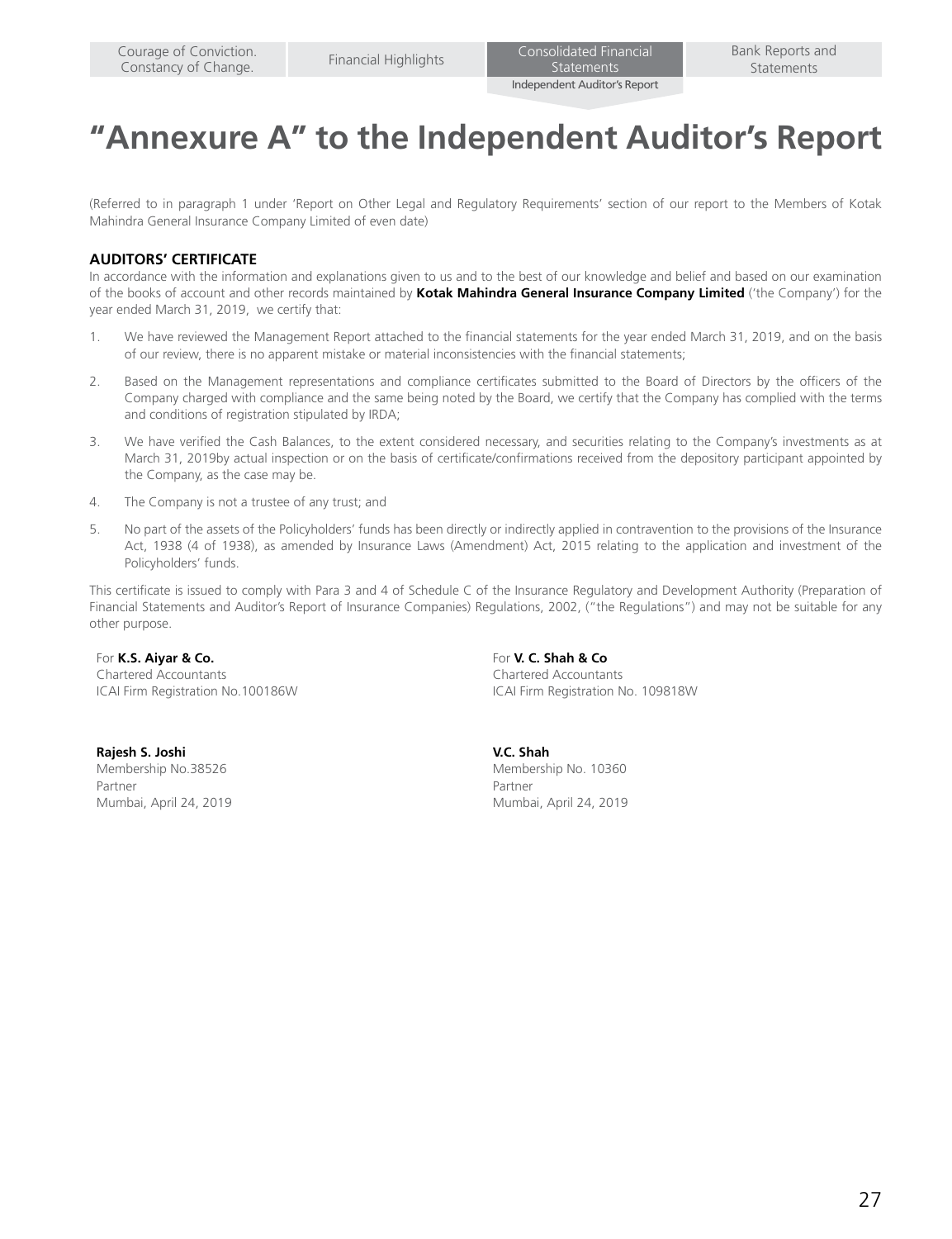# "Annexure A" to the Independent Auditor's Report

(Referred to in paragraph 1 under 'Report on Other Legal and Regulatory Requirements' section of our report to the Members of Kotak Mahindra General Insurance Company Limited of even date)

**AUDITORS' CERTIFICATE**

In accordance with the information and explanations given to us and to the best of our knowledge and belief and based on our examination of the books of account and other records maintained by **Kotak Mahindra General Insurance Company Limited** ('the Company') for the year ended March 31, 2019, we certify that:

1. We have reviewed the Management Report attached to the financial statements for the year ended March 31, 2019, and on the basis of our review, there is no apparent mistake or material inconsistencies with the financial statements;
2. Based on the Management representations and compliance certificates submitted to the Board of Directors by the officers of the Company charged with compliance and the same being noted by the Board, we certify that the Company has complied with the terms and conditions of registration stipulated by IRDA;
3. We have verified the Cash Balances, to the extent considered necessary, and securities relating to the Company's investments as at March 31, 2019by actual inspection or on the basis of certificate/confirmations received from the depository participant appointed by the Company, as the case may be.
4. The Company is not a trustee of any trust; and
5. No part of the assets of the Policyholders' funds has been directly or indirectly applied in contravention to the provisions of the Insurance Act, 1938 (4 of 1938), as amended by Insurance Laws (Amendment) Act, 2015 relating to the application and investment of the Policyholders' funds.

This certificate is issued to comply with Para 3 and 4 of Schedule C of the Insurance Regulatory and Development Authority (Preparation of Financial Statements and Auditor's Report of Insurance Companies) Regulations, 2002, ("the Regulations") and may not be suitable for any other purpose.

For **K.S. Aiyar & Co.**
Chartered Accountants
ICAI Firm Registration No.100186W

**Rajesh S. Joshi**
Membership No.38526
Partner
Mumbai, April 24, 2019

For **V. C. Shah & Co**
Chartered Accountants
ICAI Firm Registration No. 109818W

**V.C. Shah**
Membership No. 10360
Partner
Mumbai, April 24, 2019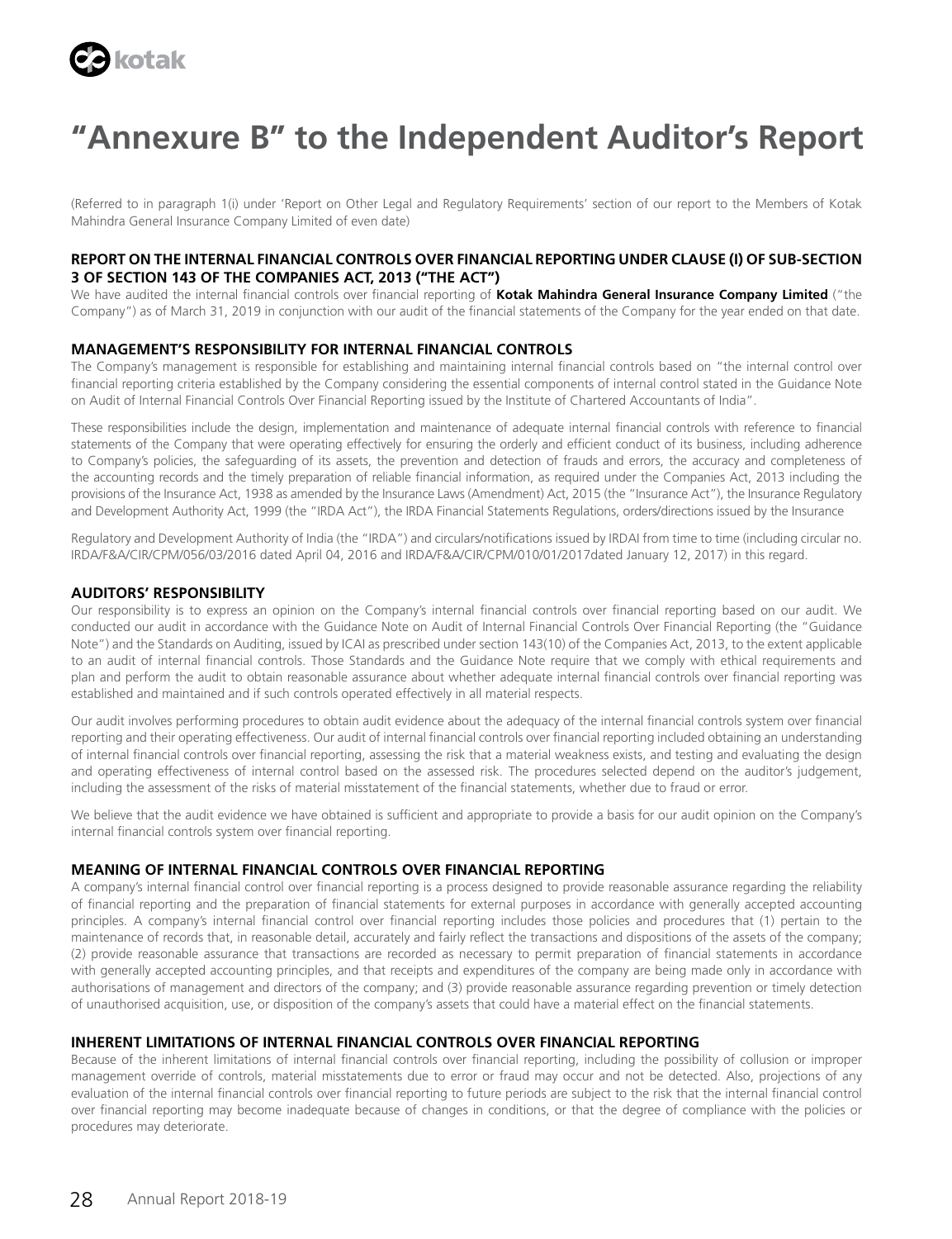# "Annexure B" to the Independent Auditor's Report

(Referred to in paragraph 1(i) under 'Report on Other Legal and Regulatory Requirements' section of our report to the Members of Kotak Mahindra General Insurance Company Limited of even date)

## REPORT ON THE INTERNAL FINANCIAL CONTROLS OVER FINANCIAL REPORTING UNDER CLAUSE (I) OF SUB-SECTION 3 OF SECTION 143 OF THE COMPANIES ACT, 2013 ("THE ACT")

We have audited the internal financial controls over financial reporting of **Kotak Mahindra General Insurance Company Limited** ("the Company") as of March 31, 2019 in conjunction with our audit of the financial statements of the Company for the year ended on that date.

## MANAGEMENT'S RESPONSIBILITY FOR INTERNAL FINANCIAL CONTROLS

The Company's management is responsible for establishing and maintaining internal financial controls based on "the internal control over financial reporting criteria established by the Company considering the essential components of internal control stated in the Guidance Note on Audit of Internal Financial Controls Over Financial Reporting issued by the Institute of Chartered Accountants of India".

These responsibilities include the design, implementation and maintenance of adequate internal financial controls with reference to financial statements of the Company that were operating effectively for ensuring the orderly and efficient conduct of its business, including adherence to Company's policies, the safeguarding of its assets, the prevention and detection of frauds and errors, the accuracy and completeness of the accounting records and the timely preparation of reliable financial information, as required under the Companies Act, 2013 including the provisions of the Insurance Act, 1938 as amended by the Insurance Laws (Amendment) Act, 2015 (the "Insurance Act"), the Insurance Regulatory and Development Authority Act, 1999 (the "IRDA Act"), the IRDA Financial Statements Regulations, orders/directions issued by the Insurance

Regulatory and Development Authority of India (the "IRDA") and circulars/notifications issued by IRDAI from time to time (including circular no. IRDA/F&A/CIR/CPM/056/03/2016 dated April 04, 2016 and IRDA/F&A/CIR/CPM/010/01/2017dated January 12, 2017) in this regard.

## AUDITORS' RESPONSIBILITY

Our responsibility is to express an opinion on the Company's internal financial controls over financial reporting based on our audit. We conducted our audit in accordance with the Guidance Note on Audit of Internal Financial Controls Over Financial Reporting (the "Guidance Note") and the Standards on Auditing, issued by ICAI as prescribed under section 143(10) of the Companies Act, 2013, to the extent applicable to an audit of internal financial controls. Those Standards and the Guidance Note require that we comply with ethical requirements and plan and perform the audit to obtain reasonable assurance about whether adequate internal financial controls over financial reporting was established and maintained and if such controls operated effectively in all material respects.

Our audit involves performing procedures to obtain audit evidence about the adequacy of the internal financial controls system over financial reporting and their operating effectiveness. Our audit of internal financial controls over financial reporting included obtaining an understanding of internal financial controls over financial reporting, assessing the risk that a material weakness exists, and testing and evaluating the design and operating effectiveness of internal control based on the assessed risk. The procedures selected depend on the auditor's judgement, including the assessment of the risks of material misstatement of the financial statements, whether due to fraud or error.

We believe that the audit evidence we have obtained is sufficient and appropriate to provide a basis for our audit opinion on the Company's internal financial controls system over financial reporting.

## MEANING OF INTERNAL FINANCIAL CONTROLS OVER FINANCIAL REPORTING

A company's internal financial control over financial reporting is a process designed to provide reasonable assurance regarding the reliability of financial reporting and the preparation of financial statements for external purposes in accordance with generally accepted accounting principles. A company's internal financial control over financial reporting includes those policies and procedures that (1) pertain to the maintenance of records that, in reasonable detail, accurately and fairly reflect the transactions and dispositions of the assets of the company; (2) provide reasonable assurance that transactions are recorded as necessary to permit preparation of financial statements in accordance with generally accepted accounting principles, and that receipts and expenditures of the company are being made only in accordance with authorisations of management and directors of the company; and (3) provide reasonable assurance regarding prevention or timely detection of unauthorised acquisition, use, or disposition of the company's assets that could have a material effect on the financial statements.

## INHERENT LIMITATIONS OF INTERNAL FINANCIAL CONTROLS OVER FINANCIAL REPORTING

Because of the inherent limitations of internal financial controls over financial reporting, including the possibility of collusion or improper management override of controls, material misstatements due to error or fraud may occur and not be detected. Also, projections of any evaluation of the internal financial controls over financial reporting to future periods are subject to the risk that the internal financial control over financial reporting may become inadequate because of changes in conditions, or that the degree of compliance with the policies or procedures may deteriorate.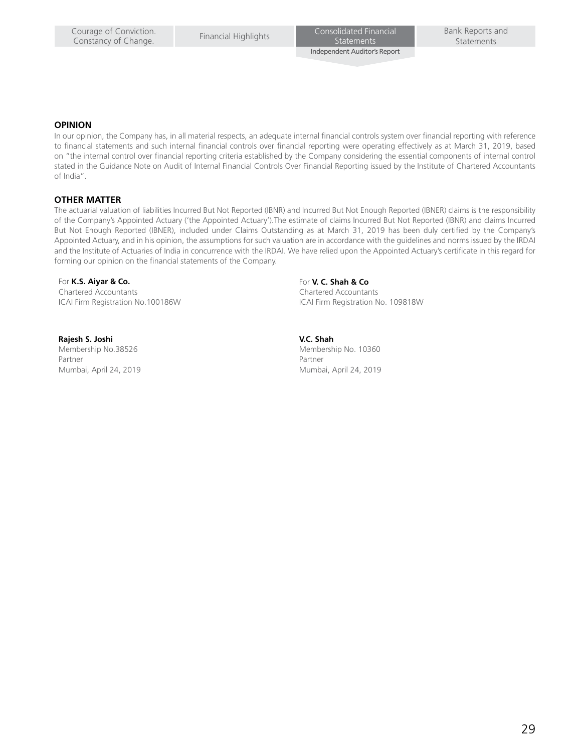## OPINION

In our opinion, the Company has, in all material respects, an adequate internal financial controls system over financial reporting with reference to financial statements and such internal financial controls over financial reporting were operating effectively as at March 31, 2019, based on "the internal control over financial reporting criteria established by the Company considering the essential components of internal control stated in the Guidance Note on Audit of Internal Financial Controls Over Financial Reporting issued by the Institute of Chartered Accountants of India".

## OTHER MATTER

The actuarial valuation of liabilities Incurred But Not Reported (IBNR) and Incurred But Not Enough Reported (IBNER) claims is the responsibility of the Company's Appointed Actuary ('the Appointed Actuary').The estimate of claims Incurred But Not Reported (IBNR) and claims Incurred But Not Enough Reported (IBNER), included under Claims Outstanding as at March 31, 2019 has been duly certified by the Company's Appointed Actuary, and in his opinion, the assumptions for such valuation are in accordance with the guidelines and norms issued by the IRDAI and the Institute of Actuaries of India in concurrence with the IRDAI. We have relied upon the Appointed Actuary's certificate in this regard for forming our opinion on the financial statements of the Company.

For **K.S. Aiyar & Co.**
Chartered Accountants
ICAI Firm Registration No.100186W

**Rajesh S. Joshi**
Membership No.38526
Partner
Mumbai, April 24, 2019

For **V. C. Shah & Co**
Chartered Accountants
ICAI Firm Registration No. 109818W

**V.C. Shah**
Membership No. 10360
Partner
Mumbai, April 24, 2019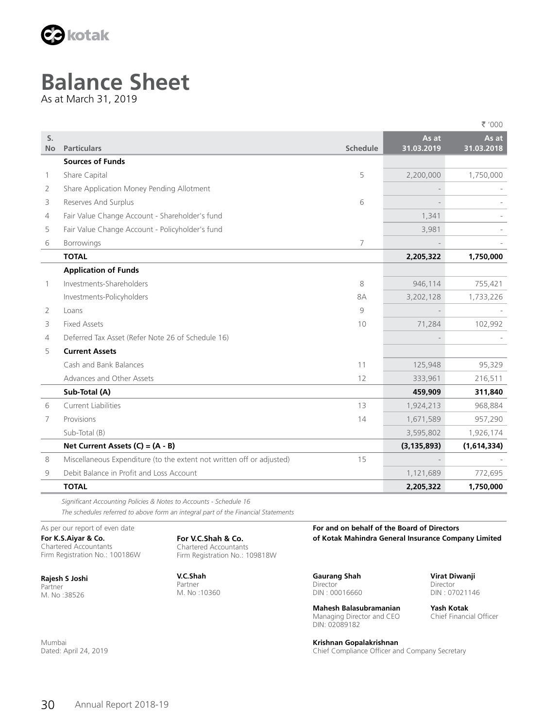kotak

# Balance Sheet

As at March 31, 2019

₹ '000

| S. No | Particulars | Schedule | As at 31.03.2019 | As at 31.03.2018 |
|---|---|---|---|---|
| | **Sources of Funds** | | | |
| 1 | Share Capital | 5 | 2,200,000 | 1,750,000 |
| 2 | Share Application Money Pending Allotment | | - | - |
| 3 | Reserves And Surplus | 6 | - | - |
| 4 | Fair Value Change Account - Shareholder's fund | | 1,341 | - |
| 5 | Fair Value Change Account - Policyholder's fund | | 3,981 | - |
| 6 | Borrowings | 7 | - | - |
| | **TOTAL** | | **2,205,322** | **1,750,000** |
| | **Application of Funds** | | | |
| 1 | Investments-Shareholders | 8 | 946,114 | 755,421 |
| | Investments-Policyholders | 8A | 3,202,128 | 1,733,226 |
| 2 | Loans | 9 | - | - |
| 3 | Fixed Assets | 10 | 71,284 | 102,992 |
| 4 | Deferred Tax Asset (Refer Note 26 of Schedule 16) | | - | - |
| 5 | **Current Assets** | | | |
| | Cash and Bank Balances | 11 | 125,948 | 95,329 |
| | Advances and Other Assets | 12 | 333,961 | 216,511 |
| | **Sub-Total (A)** | | **459,909** | **311,840** |
| 6 | Current Liabilities | 13 | 1,924,213 | 968,884 |
| 7 | Provisions | 14 | 1,671,589 | 957,290 |
| | Sub-Total (B) | | 3,595,802 | 1,926,174 |
| | **Net Current Assets (C) = (A - B)** | | **(3,135,893)** | **(1,614,334)** |
| 8 | Miscellaneous Expenditure (to the extent not written off or adjusted) | 15 | - | - |
| 9 | Debit Balance in Profit and Loss Account | | 1,121,689 | 772,695 |
| | **TOTAL** | | **2,205,322** | **1,750,000** |

*Significant Accounting Policies & Notes to Accounts - Schedule 16*

*The schedules referred to above form an integral part of the Financial Statements*

As per our report of even date

**For K.S.Aiyar & Co.**
Chartered Accountants
Firm Registration No.: 100186W

**Rajesh S Joshi**
Partner
M. No :38526

**For V.C.Shah & Co.**
Chartered Accountants
Firm Registration No.: 109818W

**V.C.Shah**
Partner
M. No :10360

Mumbai
Dated: April 24, 2019

**For and on behalf of the Board of Directors of Kotak Mahindra General Insurance Company Limited**

**Gaurang Shah**
Director
DIN : 00016660

**Virat Diwanji**
Director
DIN : 07021146

**Mahesh Balasubramanian**
Managing Director and CEO
DIN: 02089182

**Yash Kotak**
Chief Financial Officer

**Krishnan Gopalakrishnan**
Chief Compliance Officer and Company Secretary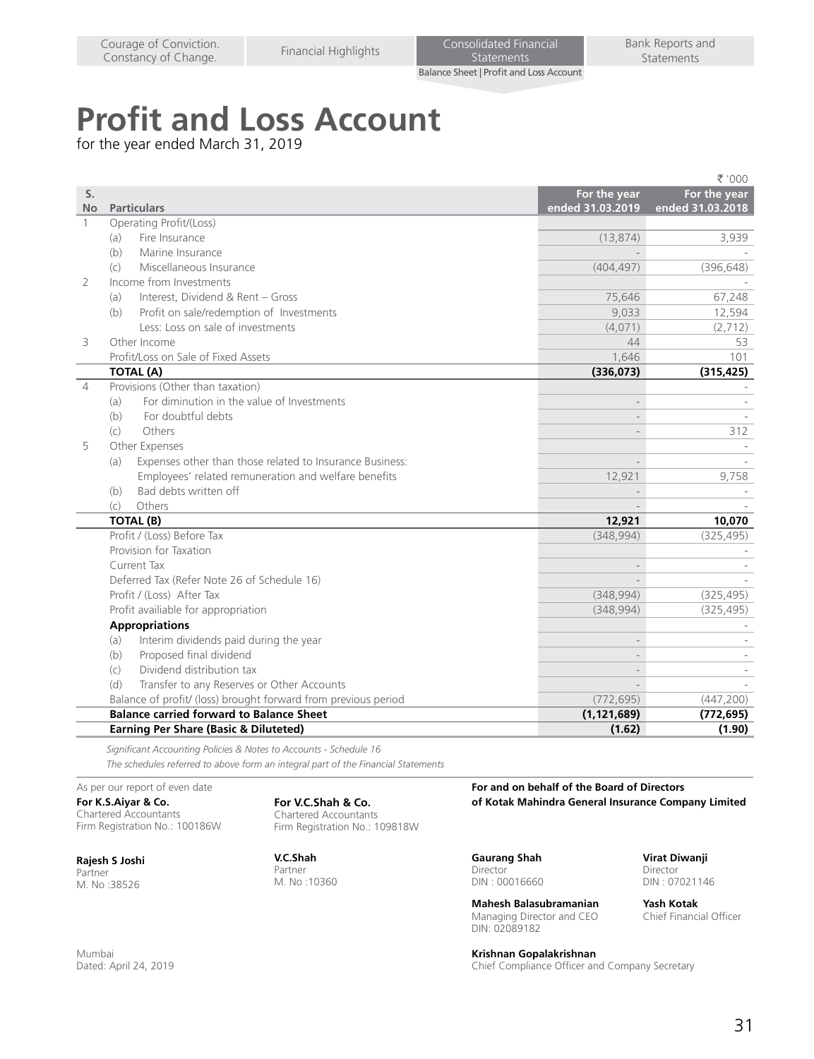# Profit and Loss Account

for the year ended March 31, 2019

₹ '000

| S. No | Particulars | For the year ended 31.03.2019 | For the year ended 31.03.2018 |
|---|---|---|---|
| 1 | Operating Profit/(Loss) | | |
| | (a) Fire Insurance | (13,874) | 3,939 |
| | (b) Marine Insurance | - | - |
| | (c) Miscellaneous Insurance | (404,497) | (396,648) |
| 2 | Income from Investments | | - |
| | (a) Interest, Dividend & Rent – Gross | 75,646 | 67,248 |
| | (b) Profit on sale/redemption of Investments | 9,033 | 12,594 |
| | Less: Loss on sale of investments | (4,071) | (2,712) |
| 3 | Other Income | 44 | 53 |
| | Profit/Loss on Sale of Fixed Assets | 1,646 | 101 |
| | **TOTAL (A)** | **(336,073)** | **(315,425)** |
| 4 | Provisions (Other than taxation) | | - |
| | (a) For diminution in the value of Investments | - | - |
| | (b) For doubtful debts | - | - |
| | (c) Others | - | 312 |
| 5 | Other Expenses | | - |
| | (a) Expenses other than those related to Insurance Business: | - | - |
| | Employees' related remuneration and welfare benefits | 12,921 | 9,758 |
| | (b) Bad debts written off | - | - |
| | (c) Others | - | - |
| | **TOTAL (B)** | **12,921** | **10,070** |
| | Profit / (Loss) Before Tax | (348,994) | (325,495) |
| | Provision for Taxation | | - |
| | Current Tax | - | - |
| | Deferred Tax (Refer Note 26 of Schedule 16) | - | - |
| | Profit / (Loss) After Tax | (348,994) | (325,495) |
| | Profit availiable for appropriation | (348,994) | (325,495) |
| | **Appropriations** | | - |
| | (a) Interim dividends paid during the year | - | - |
| | (b) Proposed final dividend | - | - |
| | (c) Dividend distribution tax | - | - |
| | (d) Transfer to any Reserves or Other Accounts | - | - |
| | Balance of profit/ (loss) brought forward from previous period | (772,695) | (447,200) |
| | **Balance carried forward to Balance Sheet** | **(1,121,689)** | **(772,695)** |
| | **Earning Per Share (Basic & Diluteted)** | **(1.62)** | **(1.90)** |

*Significant Accounting Policies & Notes to Accounts - Schedule 16*

*The schedules referred to above form an integral part of the Financial Statements*

As per our report of even date

**For K.S.Aiyar & Co.**
Chartered Accountants
Firm Registration No.: 100186W

**Rajesh S Joshi**
Partner
M. No :38526

**For V.C.Shah & Co.**
Chartered Accountants
Firm Registration No.: 109818W

**V.C.Shah**
Partner
M. No :10360

**For and on behalf of the Board of Directors of Kotak Mahindra General Insurance Company Limited**

**Gaurang Shah**
Director
DIN : 00016660

**Virat Diwanji**
Director
DIN : 07021146

**Mahesh Balasubramanian**
Managing Director and CEO
DIN: 02089182

**Yash Kotak**
Chief Financial Officer

**Krishnan Gopalakrishnan**
Chief Compliance Officer and Company Secretary

Mumbai
Dated: April 24, 2019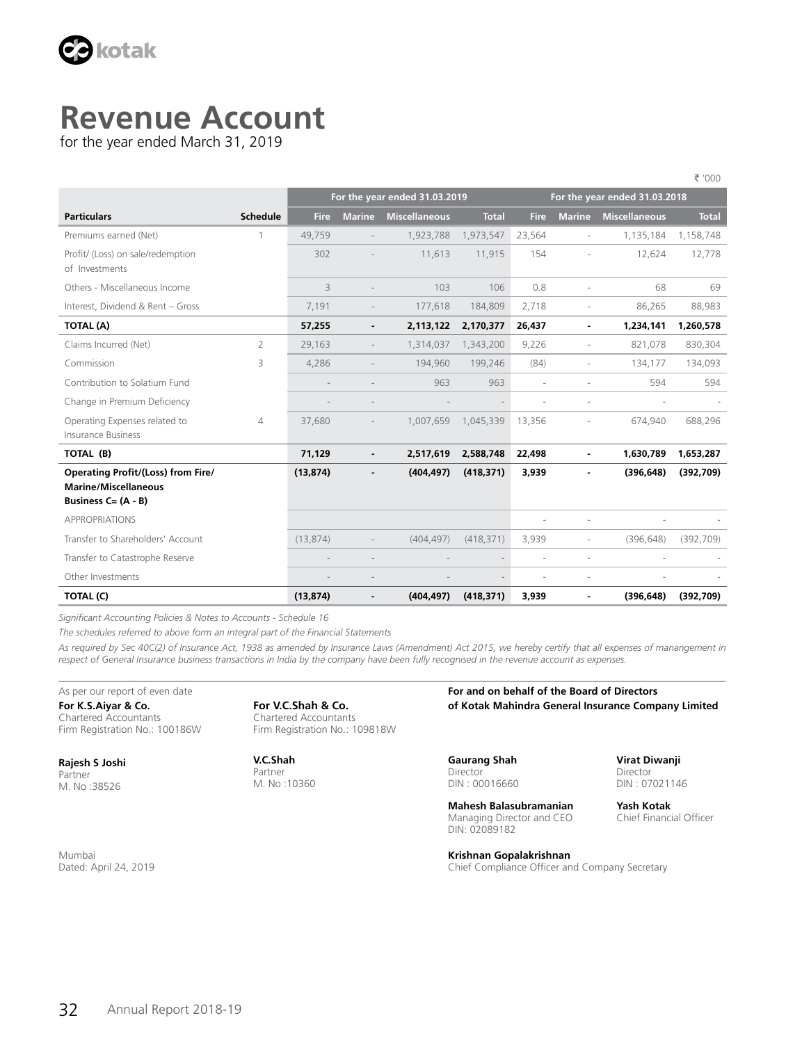# Revenue Account

for the year ended March 31, 2019

₹ '000

| Particulars | Schedule | For the year ended 31.03.2019 | | | | For the year ended 31.03.2018 | | | |
|---|---|---|---|---|---|---|---|---|---|
| | | Fire | Marine | Miscellaneous | Total | Fire | Marine | Miscellaneous | Total |
| Premiums earned (Net) | 1 | 49,759 | - | 1,923,788 | 1,973,547 | 23,564 | - | 1,135,184 | 1,158,748 |
| Profit/ (Loss) on sale/redemption of Investments | | 302 | - | 11,613 | 11,915 | 154 | - | 12,624 | 12,778 |
| Others - Miscellaneous Income | | 3 | - | 103 | 106 | 0.8 | - | 68 | 69 |
| Interest, Dividend & Rent – Gross | | 7,191 | - | 177,618 | 184,809 | 2,718 | - | 86,265 | 88,983 |
| **TOTAL (A)** | | **57,255** | **-** | **2,113,122** | **2,170,377** | **26,437** | **-** | **1,234,141** | **1,260,578** |
| Claims Incurred (Net) | 2 | 29,163 | - | 1,314,037 | 1,343,200 | 9,226 | - | 821,078 | 830,304 |
| Commission | 3 | 4,286 | - | 194,960 | 199,246 | (84) | - | 134,177 | 134,093 |
| Contribution to Solatium Fund | | - | - | 963 | 963 | - | - | 594 | 594 |
| Change in Premium Deficiency | | - | - | - | - | - | - | - | - |
| Operating Expenses related to Insurance Business | 4 | 37,680 | - | 1,007,659 | 1,045,339 | 13,356 | - | 674,940 | 688,296 |
| **TOTAL (B)** | | **71,129** | **-** | **2,517,619** | **2,588,748** | **22,498** | **-** | **1,630,789** | **1,653,287** |
| **Operating Profit/(Loss) from Fire/ Marine/Miscellaneous Business C= (A - B)** | | **(13,874)** | **-** | **(404,497)** | **(418,371)** | **3,939** | **-** | **(396,648)** | **(392,709)** |
| APPROPRIATIONS | | | | | | - | - | - | - |
| Transfer to Shareholders' Account | | (13,874) | - | (404,497) | (418,371) | 3,939 | - | (396,648) | (392,709) |
| Transfer to Catastrophe Reserve | | - | - | - | - | - | - | - | - |
| Other Investments | | - | - | - | - | - | - | - | - |
| **TOTAL (C)** | | **(13,874)** | **-** | **(404,497)** | **(418,371)** | **3,939** | **-** | **(396,648)** | **(392,709)** |

*Significant Accounting Policies & Notes to Accounts - Schedule 16*

*The schedules referred to above form an integral part of the Financial Statements*

*As required by Sec 40C(2) of Insurance Act, 1938 as amended by Insurance Laws (Amendment) Act 2015, we hereby certify that all expenses of manangement in respect of General Insurance business transactions in India by the company have been fully recognised in the revenue account as expenses.*

As per our report of even date

**For K.S.Aiyar & Co.**
Chartered Accountants
Firm Registration No.: 100186W

**Rajesh S Joshi**
Partner
M. No :38526

**For V.C.Shah & Co.**
Chartered Accountants
Firm Registration No.: 109818W

**V.C.Shah**
Partner
M. No :10360

**For and on behalf of the Board of Directors of Kotak Mahindra General Insurance Company Limited**

**Gaurang Shah**
Director
DIN : 00016660

**Virat Diwanji**
Director
DIN : 07021146

**Mahesh Balasubramanian**
Managing Director and CEO
DIN: 02089182

**Yash Kotak**
Chief Financial Officer

**Krishnan Gopalakrishnan**
Chief Compliance Officer and Company Secretary

Mumbai
Dated: April 24, 2019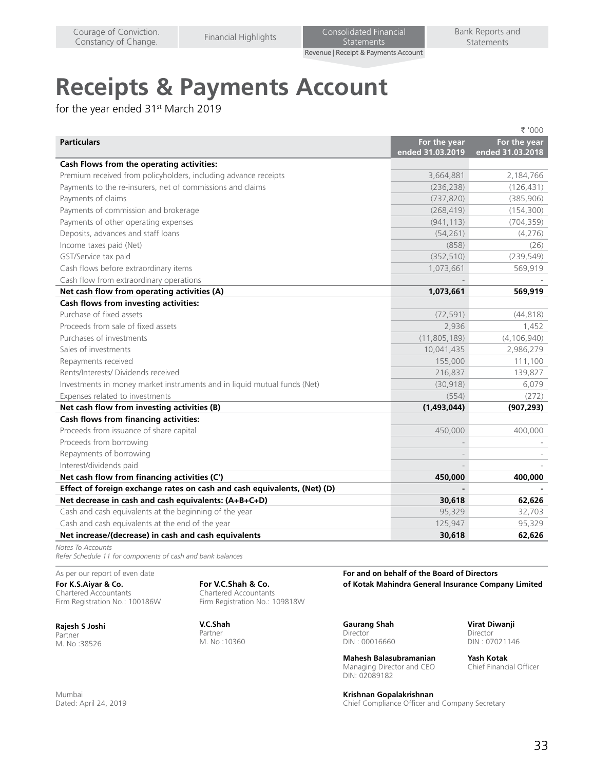# Receipts & Payments Account

for the year ended 31st March 2019

₹ '000

| Particulars | For the year ended 31.03.2019 | For the year ended 31.03.2018 |
|---|---|---|
| **Cash Flows from the operating activities:** | | |
| Premium received from policyholders, including advance receipts | 3,664,881 | 2,184,766 |
| Payments to the re-insurers, net of commissions and claims | (236,238) | (126,431) |
| Payments of claims | (737,820) | (385,906) |
| Payments of commission and brokerage | (268,419) | (154,300) |
| Payments of other operating expenses | (941,113) | (704,359) |
| Deposits, advances and staff loans | (54,261) | (4,276) |
| Income taxes paid (Net) | (858) | (26) |
| GST/Service tax paid | (352,510) | (239,549) |
| Cash flows before extraordinary items | 1,073,661 | 569,919 |
| Cash flow from extraordinary operations | - | - |
| **Net cash flow from operating activities (A)** | **1,073,661** | **569,919** |
| **Cash flows from investing activities:** | | |
| Purchase of fixed assets | (72,591) | (44,818) |
| Proceeds from sale of fixed assets | 2,936 | 1,452 |
| Purchases of investments | (11,805,189) | (4,106,940) |
| Sales of investments | 10,041,435 | 2,986,279 |
| Repayments received | 155,000 | 111,100 |
| Rents/Interests/ Dividends received | 216,837 | 139,827 |
| Investments in money market instruments and in liquid mutual funds (Net) | (30,918) | 6,079 |
| Expenses related to investments | (554) | (272) |
| **Net cash flow from investing activities (B)** | **(1,493,044)** | **(907,293)** |
| **Cash flows from financing activities:** | | |
| Proceeds from issuance of share capital | 450,000 | 400,000 |
| Proceeds from borrowing | - | - |
| Repayments of borrowing | - | - |
| Interest/dividends paid | - | - |
| **Net cash flow from financing activities (C')** | **450,000** | **400,000** |
| **Effect of foreign exchange rates on cash and cash equivalents, (Net) (D)** | **-** | **-** |
| **Net decrease in cash and cash equivalents: (A+B+C+D)** | **30,618** | **62,626** |
| Cash and cash equivalents at the beginning of the year | 95,329 | 32,703 |
| Cash and cash equivalents at the end of the year | 125,947 | 95,329 |
| **Net increase/(decrease) in cash and cash equivalents** | **30,618** | **62,626** |

*Notes To Accounts*

*Refer Schedule 11 for components of cash and bank balances*

As per our report of even date

**For K.S.Aiyar & Co.**
Chartered Accountants
Firm Registration No.: 100186W

**Rajesh S Joshi**
Partner
M. No :38526

**For V.C.Shah & Co.**
Chartered Accountants
Firm Registration No.: 109818W

**V.C.Shah**
Partner
M. No :10360

**For and on behalf of the Board of Directors of Kotak Mahindra General Insurance Company Limited**

**Gaurang Shah**
Director
DIN : 00016660

**Virat Diwanji**
Director
DIN : 07021146

**Mahesh Balasubramanian**
Managing Director and CEO
DIN: 02089182

**Yash Kotak**
Chief Financial Officer

**Krishnan Gopalakrishnan**
Chief Compliance Officer and Company Secretary

Mumbai
Dated: April 24, 2019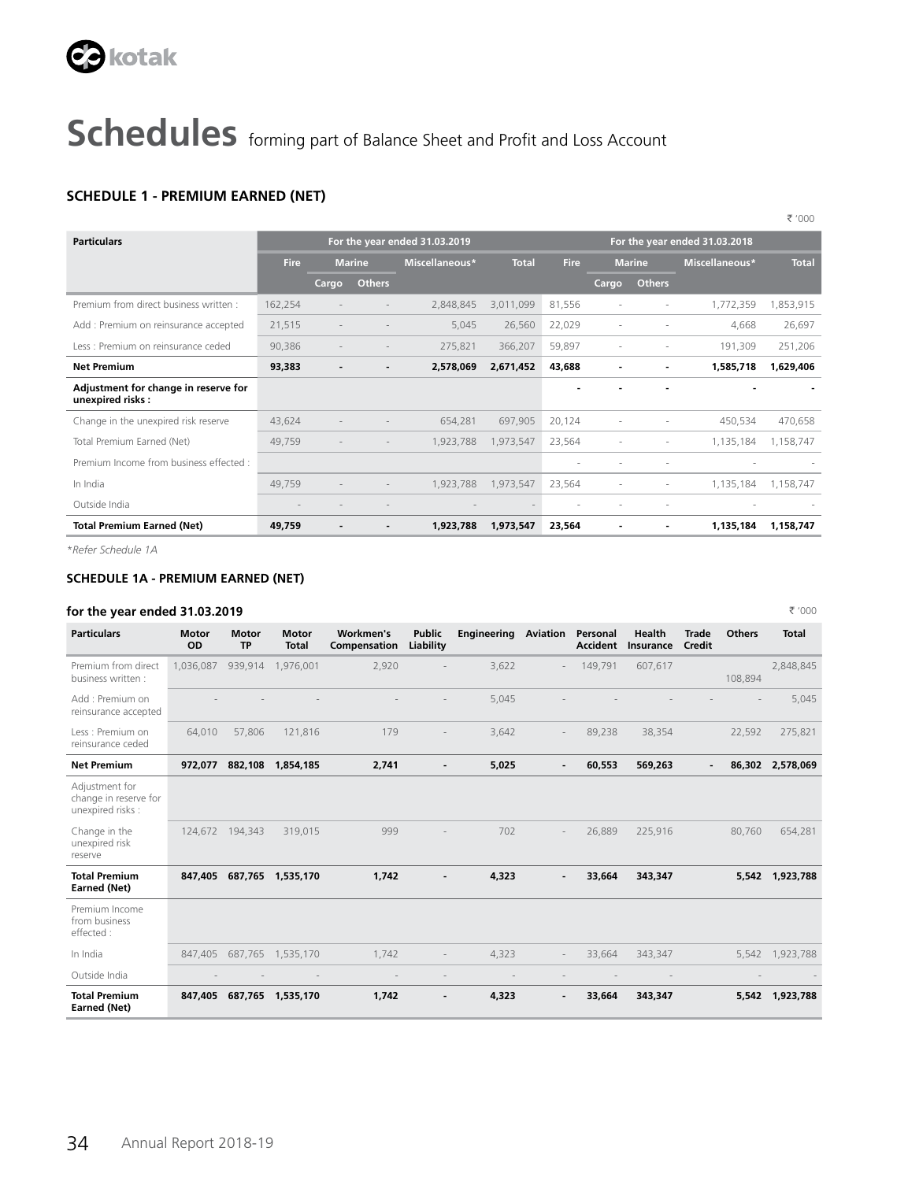# Schedules forming part of Balance Sheet and Profit and Loss Account

### SCHEDULE 1 - PREMIUM EARNED (NET)

₹ '000

| Particulars | For the year ended 31.03.2019 | | | | | For the year ended 31.03.2018 | | | | |
|---|---|---|---|---|---|---|---|---|---|---|
| | Fire | Marine | | Miscellaneous* | Total | Fire | Marine | | Miscellaneous* | Total |
| | | Cargo | Others | | | | Cargo | Others | | |
| Premium from direct business written : | 162,254 | - | - | 2,848,845 | 3,011,099 | 81,556 | - | - | 1,772,359 | 1,853,915 |
| Add : Premium on reinsurance accepted | 21,515 | - | - | 5,045 | 26,560 | 22,029 | - | - | 4,668 | 26,697 |
| Less : Premium on reinsurance ceded | 90,386 | - | - | 275,821 | 366,207 | 59,897 | - | - | 191,309 | 251,206 |
| **Net Premium** | **93,383** | **-** | **-** | **2,578,069** | **2,671,452** | **43,688** | **-** | **-** | **1,585,718** | **1,629,406** |
| **Adjustment for change in reserve for unexpired risks :** | | | | | | **-** | **-** | **-** | **-** | **-** |
| Change in the unexpired risk reserve | 43,624 | - | - | 654,281 | 697,905 | 20,124 | - | - | 450,534 | 470,658 |
| Total Premium Earned (Net) | 49,759 | - | - | 1,923,788 | 1,973,547 | 23,564 | - | - | 1,135,184 | 1,158,747 |
| Premium Income from business effected : | | | | | | - | - | - | - | - |
| In India | 49,759 | - | - | 1,923,788 | 1,973,547 | 23,564 | - | - | 1,135,184 | 1,158,747 |
| Outside India | - | - | - | - | - | - | - | - | - | - |
| **Total Premium Earned (Net)** | **49,759** | **-** | **-** | **1,923,788** | **1,973,547** | **23,564** | **-** | **-** | **1,135,184** | **1,158,747** |

*Refer Schedule 1A*

### SCHEDULE 1A - PREMIUM EARNED (NET)

**for the year ended 31.03.2019**

₹ '000

| Particulars | Motor OD | Motor TP | Motor Total | Workmen's Compensation | Public Liability | Engineering | Aviation | Personal Accident | Health Insurance | Trade Credit | Others | Total |
|---|---|---|---|---|---|---|---|---|---|---|---|---|
| Premium from direct business written : | 1,036,087 | 939,914 | 1,976,001 | 2,920 | - | 3,622 | - | 149,791 | 607,617 | | 108,894 | 2,848,845 |
| Add : Premium on reinsurance accepted | - | - | - | - | - | 5,045 | - | - | - | - | - | 5,045 |
| Less : Premium on reinsurance ceded | 64,010 | 57,806 | 121,816 | 179 | - | 3,642 | - | 89,238 | 38,354 | | 22,592 | 275,821 |
| **Net Premium** | **972,077** | **882,108** | **1,854,185** | **2,741** | **-** | **5,025** | **-** | **60,553** | **569,263** | **-** | **86,302** | **2,578,069** |
| Adjustment for change in reserve for unexpired risks : | | | | | | | | | | | | |
| Change in the unexpired risk reserve | 124,672 | 194,343 | 319,015 | 999 | - | 702 | - | 26,889 | 225,916 | | 80,760 | 654,281 |
| **Total Premium Earned (Net)** | **847,405** | **687,765** | **1,535,170** | **1,742** | **-** | **4,323** | **-** | **33,664** | **343,347** | | **5,542** | **1,923,788** |
| Premium Income from business effected : | | | | | | | | | | | | |
| In India | 847,405 | 687,765 | 1,535,170 | 1,742 | - | 4,323 | - | 33,664 | 343,347 | | 5,542 | 1,923,788 |
| Outside India | - | - | - | - | - | - | - | - | - | | - | - |
| **Total Premium Earned (Net)** | **847,405** | **687,765** | **1,535,170** | **1,742** | **-** | **4,323** | **-** | **33,664** | **343,347** | | **5,542** | **1,923,788** |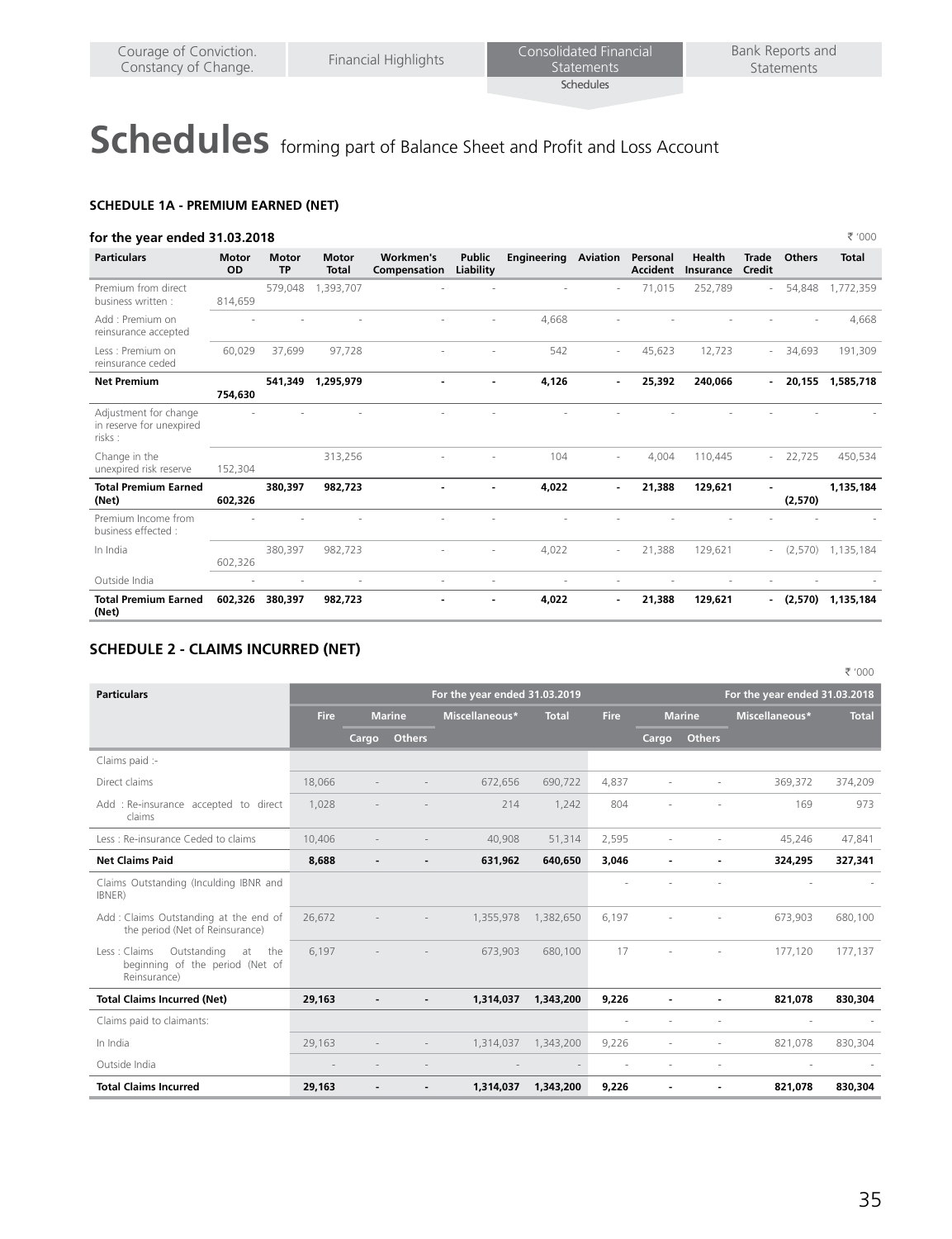# Schedules forming part of Balance Sheet and Profit and Loss Account

### SCHEDULE 1A - PREMIUM EARNED (NET)

**for the year ended 31.03.2018**

₹ '000

| Particulars | Motor OD | Motor TP | Motor Total | Workmen's Compensation | Public Liability | Engineering | Aviation | Personal Accident | Health Insurance | Trade Credit | Others | Total |
|---|---|---|---|---|---|---|---|---|---|---|---|---|
| Premium from direct business written : | 814,659 | 579,048 | 1,393,707 | - | - | - | - | 71,015 | 252,789 | - | 54,848 | 1,772,359 |
| Add : Premium on reinsurance accepted | - | - | - | - | - | 4,668 | - | - | - | - | - | 4,668 |
| Less : Premium on reinsurance ceded | 60,029 | 37,699 | 97,728 | - | - | 542 | - | 45,623 | 12,723 | - | 34,693 | 191,309 |
| **Net Premium** | **754,630** | **541,349** | **1,295,979** | **-** | **-** | **4,126** | **-** | **25,392** | **240,066** | **-** | **20,155** | **1,585,718** |
| Adjustment for change in reserve for unexpired risks : | - | - | - | - | - | - | - | - | - | - | - | - |
| Change in the unexpired risk reserve | 152,304 | | 313,256 | - | - | 104 | - | 4,004 | 110,445 | - | 22,725 | 450,534 |
| **Total Premium Earned (Net)** | **602,326** | **380,397** | **982,723** | **-** | **-** | **4,022** | **-** | **21,388** | **129,621** | **-** | **(2,570)** | **1,135,184** |
| Premium Income from business effected : | - | - | - | - | - | - | - | - | - | - | - | - |
| In India | 602,326 | 380,397 | 982,723 | - | - | 4,022 | - | 21,388 | 129,621 | - | (2,570) | 1,135,184 |
| Outside India | - | - | - | - | - | - | - | - | - | - | - | - |
| **Total Premium Earned (Net)** | **602,326** | **380,397** | **982,723** | **-** | **-** | **4,022** | **-** | **21,388** | **129,621** | **-** | **(2,570)** | **1,135,184** |

### SCHEDULE 2 - CLAIMS INCURRED (NET)

₹ '000

| Particulars | For the year ended 31.03.2019 | | | | | For the year ended 31.03.2018 | | | | |
|---|---|---|---|---|---|---|---|---|---|---|
| | Fire | Marine | | Miscellaneous* | Total | Fire | Marine | | Miscellaneous* | Total |
| | | Cargo | Others | | | | Cargo | Others | | |
| Claims paid :- | | | | | | | | | | |
| Direct claims | 18,066 | - | - | 672,656 | 690,722 | 4,837 | - | - | 369,372 | 374,209 |
| Add : Re-insurance accepted to direct claims | 1,028 | - | - | 214 | 1,242 | 804 | - | - | 169 | 973 |
| Less : Re-insurance Ceded to claims | 10,406 | - | - | 40,908 | 51,314 | 2,595 | - | - | 45,246 | 47,841 |
| **Net Claims Paid** | **8,688** | **-** | **-** | **631,962** | **640,650** | **3,046** | **-** | **-** | **324,295** | **327,341** |
| Claims Outstanding (Inculding IBNR and IBNER) | | | | | | - | - | - | - | - |
| Add : Claims Outstanding at the end of the period (Net of Reinsurance) | 26,672 | - | - | 1,355,978 | 1,382,650 | 6,197 | - | - | 673,903 | 680,100 |
| Less : Claims Outstanding at the beginning of the period (Net of Reinsurance) | 6,197 | - | - | 673,903 | 680,100 | 17 | - | - | 177,120 | 177,137 |
| **Total Claims Incurred (Net)** | **29,163** | **-** | **-** | **1,314,037** | **1,343,200** | **9,226** | **-** | **-** | **821,078** | **830,304** |
| Claims paid to claimants: | | | | | | - | - | - | - | - |
| In India | 29,163 | - | - | 1,314,037 | 1,343,200 | 9,226 | - | - | 821,078 | 830,304 |
| Outside India | - | - | - | - | - | - | - | - | - | - |
| **Total Claims Incurred** | **29,163** | **-** | **-** | **1,314,037** | **1,343,200** | **9,226** | **-** | **-** | **821,078** | **830,304** |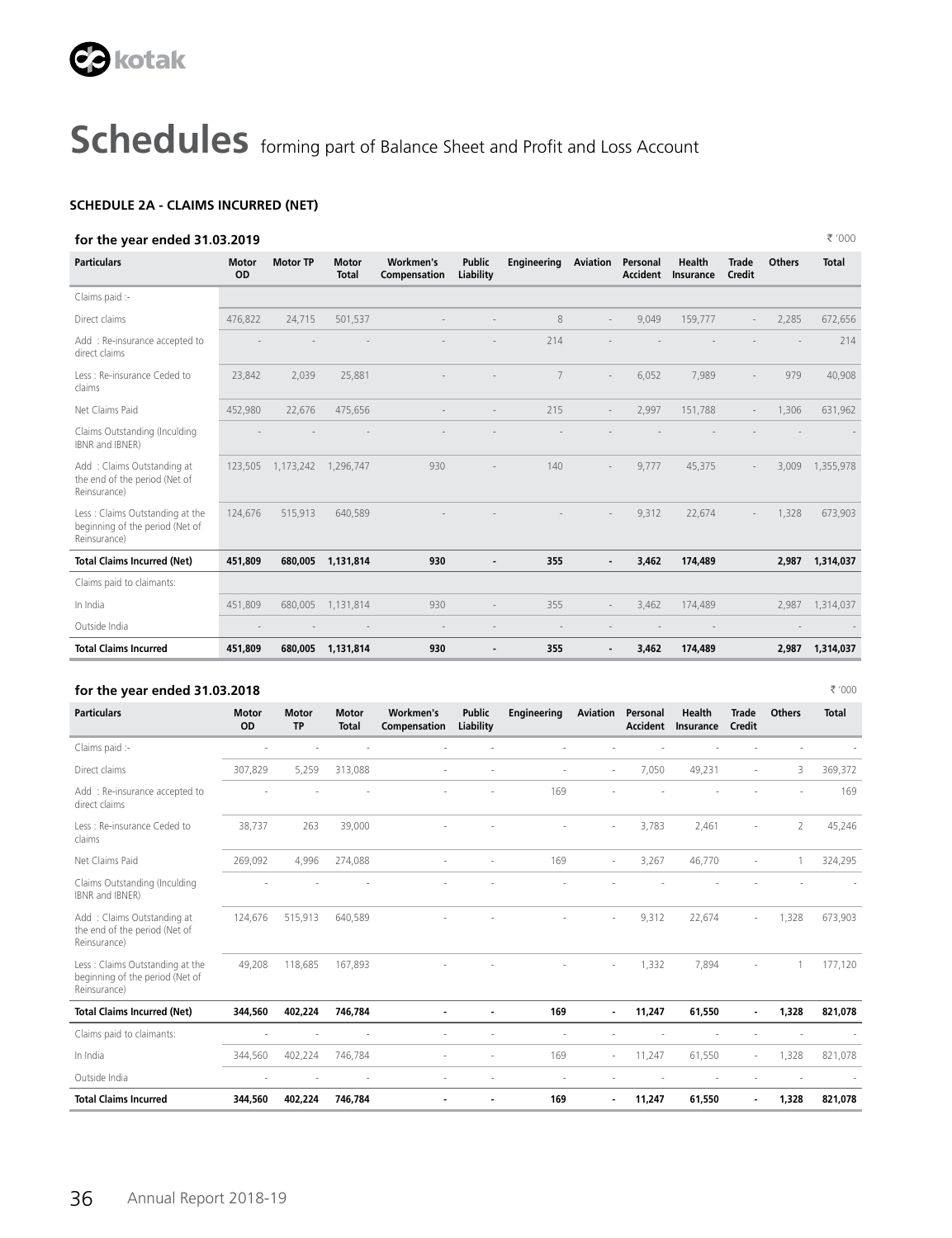# Schedules forming part of Balance Sheet and Profit and Loss Account

### SCHEDULE 2A - CLAIMS INCURRED (NET)

**for the year ended 31.03.2019** ₹ '000

| Particulars | Motor OD | Motor TP | Motor Total | Workmen's Compensation | Public Liability | Engineering | Aviation | Personal Accident | Health Insurance | Trade Credit | Others | Total |
|---|---|---|---|---|---|---|---|---|---|---|---|---|
| Claims paid :- | | | | | | | | | | | | |
| Direct claims | 476,822 | 24,715 | 501,537 | - | - | 8 | - | 9,049 | 159,777 | - | 2,285 | 672,656 |
| Add : Re-insurance accepted to direct claims | - | - | - | - | - | 214 | - | - | - | - | - | 214 |
| Less : Re-insurance Ceded to claims | 23,842 | 2,039 | 25,881 | - | - | 7 | - | 6,052 | 7,989 | - | 979 | 40,908 |
| Net Claims Paid | 452,980 | 22,676 | 475,656 | - | - | 215 | - | 2,997 | 151,788 | - | 1,306 | 631,962 |
| Claims Outstanding (Inculding IBNR and IBNER) | - | - | - | - | - | - | - | - | - | - | - | - |
| Add : Claims Outstanding at the end of the period (Net of Reinsurance) | 123,505 | 1,173,242 | 1,296,747 | 930 | - | 140 | - | 9,777 | 45,375 | - | 3,009 | 1,355,978 |
| Less : Claims Outstanding at the beginning of the period (Net of Reinsurance) | 124,676 | 515,913 | 640,589 | - | - | - | - | 9,312 | 22,674 | - | 1,328 | 673,903 |
| **Total Claims Incurred (Net)** | **451,809** | **680,005** | **1,131,814** | **930** | **-** | **355** | **-** | **3,462** | **174,489** | | **2,987** | **1,314,037** |
| Claims paid to claimants: | | | | | | | | | | | | |
| In India | 451,809 | 680,005 | 1,131,814 | 930 | - | 355 | - | 3,462 | 174,489 | | 2,987 | 1,314,037 |
| Outside India | - | - | - | - | - | - | - | - | - | | - | - |
| **Total Claims Incurred** | **451,809** | **680,005** | **1,131,814** | **930** | **-** | **355** | **-** | **3,462** | **174,489** | | **2,987** | **1,314,037** |

**for the year ended 31.03.2018** ₹ '000

| Particulars | Motor OD | Motor TP | Motor Total | Workmen's Compensation | Public Liability | Engineering | Aviation | Personal Accident | Health Insurance | Trade Credit | Others | Total |
|---|---|---|---|---|---|---|---|---|---|---|---|---|
| Claims paid :- | - | - | - | - | - | - | - | - | - | - | - | - |
| Direct claims | 307,829 | 5,259 | 313,088 | - | - | - | - | 7,050 | 49,231 | - | 3 | 369,372 |
| Add : Re-insurance accepted to direct claims | - | - | - | - | - | 169 | - | - | - | - | - | 169 |
| Less : Re-insurance Ceded to claims | 38,737 | 263 | 39,000 | - | - | - | - | 3,783 | 2,461 | - | 2 | 45,246 |
| Net Claims Paid | 269,092 | 4,996 | 274,088 | - | - | 169 | - | 3,267 | 46,770 | - | 1 | 324,295 |
| Claims Outstanding (Inculding IBNR and IBNER) | - | - | - | - | - | - | - | - | - | - | - | - |
| Add : Claims Outstanding at the end of the period (Net of Reinsurance) | 124,676 | 515,913 | 640,589 | - | - | - | - | 9,312 | 22,674 | - | 1,328 | 673,903 |
| Less : Claims Outstanding at the beginning of the period (Net of Reinsurance) | 49,208 | 118,685 | 167,893 | - | - | - | - | 1,332 | 7,894 | - | 1 | 177,120 |
| **Total Claims Incurred (Net)** | **344,560** | **402,224** | **746,784** | **-** | **-** | **169** | **-** | **11,247** | **61,550** | **-** | **1,328** | **821,078** |
| Claims paid to claimants: | - | - | - | - | - | - | - | - | - | - | - | - |
| In India | 344,560 | 402,224 | 746,784 | - | - | 169 | - | 11,247 | 61,550 | - | 1,328 | 821,078 |
| Outside India | - | - | - | - | - | - | - | - | - | - | - | - |
| **Total Claims Incurred** | **344,560** | **402,224** | **746,784** | **-** | **-** | **169** | **-** | **11,247** | **61,550** | **-** | **1,328** | **821,078** |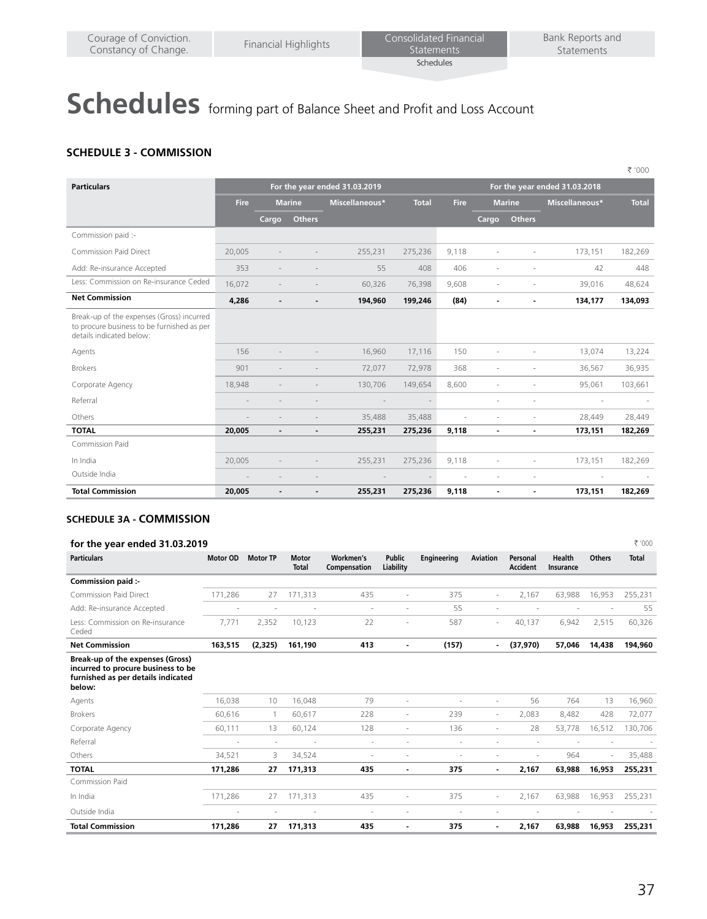# Schedules forming part of Balance Sheet and Profit and Loss Account

## SCHEDULE 3 - COMMISSION

₹ '000

| Particulars | For the year ended 31.03.2019 | | | | | For the year ended 31.03.2018 | | | | |
|---|---|---|---|---|---|---|---|---|---|---|
| | Fire | Marine | | Miscellaneous* | Total | Fire | Marine | | Miscellaneous* | Total |
| | | Cargo | Others | | | | Cargo | Others | | |
| Commission paid :- | | | | | | | | | | |
| Commission Paid Direct | 20,005 | - | - | 255,231 | 275,236 | 9,118 | - | - | 173,151 | 182,269 |
| Add: Re-insurance Accepted | 353 | - | - | 55 | 408 | 406 | - | - | 42 | 448 |
| Less: Commission on Re-insurance Ceded | 16,072 | - | - | 60,326 | 76,398 | 9,608 | - | - | 39,016 | 48,624 |
| **Net Commission** | **4,286** | **-** | **-** | **194,960** | **199,246** | **(84)** | **-** | **-** | **134,177** | **134,093** |
| Break-up of the expenses (Gross) incurred to procure business to be furnished as per details indicated below: | | | | | | | | | | |
| Agents | 156 | - | - | 16,960 | 17,116 | 150 | - | - | 13,074 | 13,224 |
| Brokers | 901 | - | - | 72,077 | 72,978 | 368 | - | - | 36,567 | 36,935 |
| Corporate Agency | 18,948 | - | - | 130,706 | 149,654 | 8,600 | - | - | 95,061 | 103,661 |
| Referral | - | - | - | - | - | | - | - | - | - |
| Others | - | - | - | 35,488 | 35,488 | - | - | - | 28,449 | 28,449 |
| **TOTAL** | **20,005** | **-** | **-** | **255,231** | **275,236** | **9,118** | **-** | **-** | **173,151** | **182,269** |
| Commission Paid | | | | | | | | | | |
| In India | 20,005 | - | - | 255,231 | 275,236 | 9,118 | - | - | 173,151 | 182,269 |
| Outside India | - | - | - | - | - | - | - | - | - | - |
| **Total Commission** | **20,005** | **-** | **-** | **255,231** | **275,236** | **9,118** | **-** | **-** | **173,151** | **182,269** |

## SCHEDULE 3A - COMMISSION

### for the year ended 31.03.2019

₹ '000

| Particulars | Motor OD | Motor TP | Motor Total | Workmen's Compensation | Public Liability | Engineering | Aviation | Personal Accident | Health Insurance | Others | Total |
|---|---|---|---|---|---|---|---|---|---|---|---|
| **Commission paid :-** | | | | | | | | | | | |
| Commission Paid Direct | 171,286 | 27 | 171,313 | 435 | - | 375 | - | 2,167 | 63,988 | 16,953 | 255,231 |
| Add: Re-insurance Accepted | - | - | - | - | - | 55 | - | - | - | - | 55 |
| Less: Commission on Re-insurance Ceded | 7,771 | 2,352 | 10,123 | 22 | - | 587 | - | 40,137 | 6,942 | 2,515 | 60,326 |
| **Net Commission** | **163,515** | **(2,325)** | **161,190** | **413** | **-** | **(157)** | **-** | **(37,970)** | **57,046** | **14,438** | **194,960** |
| **Break-up of the expenses (Gross) incurred to procure business to be furnished as per details indicated below:** | | | | | | | | | | | |
| Agents | 16,038 | 10 | 16,048 | 79 | - | - | - | 56 | 764 | 13 | 16,960 |
| Brokers | 60,616 | 1 | 60,617 | 228 | - | 239 | - | 2,083 | 8,482 | 428 | 72,077 |
| Corporate Agency | 60,111 | 13 | 60,124 | 128 | - | 136 | - | 28 | 53,778 | 16,512 | 130,706 |
| Referral | - | - | - | - | - | - | - | - | - | - | - |
| Others | 34,521 | 3 | 34,524 | - | - | - | - | - | 964 | - | 35,488 |
| **TOTAL** | **171,286** | **27** | **171,313** | **435** | **-** | **375** | **-** | **2,167** | **63,988** | **16,953** | **255,231** |
| Commission Paid | | | | | | | | | | | |
| In India | 171,286 | 27 | 171,313 | 435 | - | 375 | - | 2,167 | 63,988 | 16,953 | 255,231 |
| Outside India | - | - | - | - | - | - | - | - | - | - | - |
| **Total Commission** | **171,286** | **27** | **171,313** | **435** | **-** | **375** | **-** | **2,167** | **63,988** | **16,953** | **255,231** |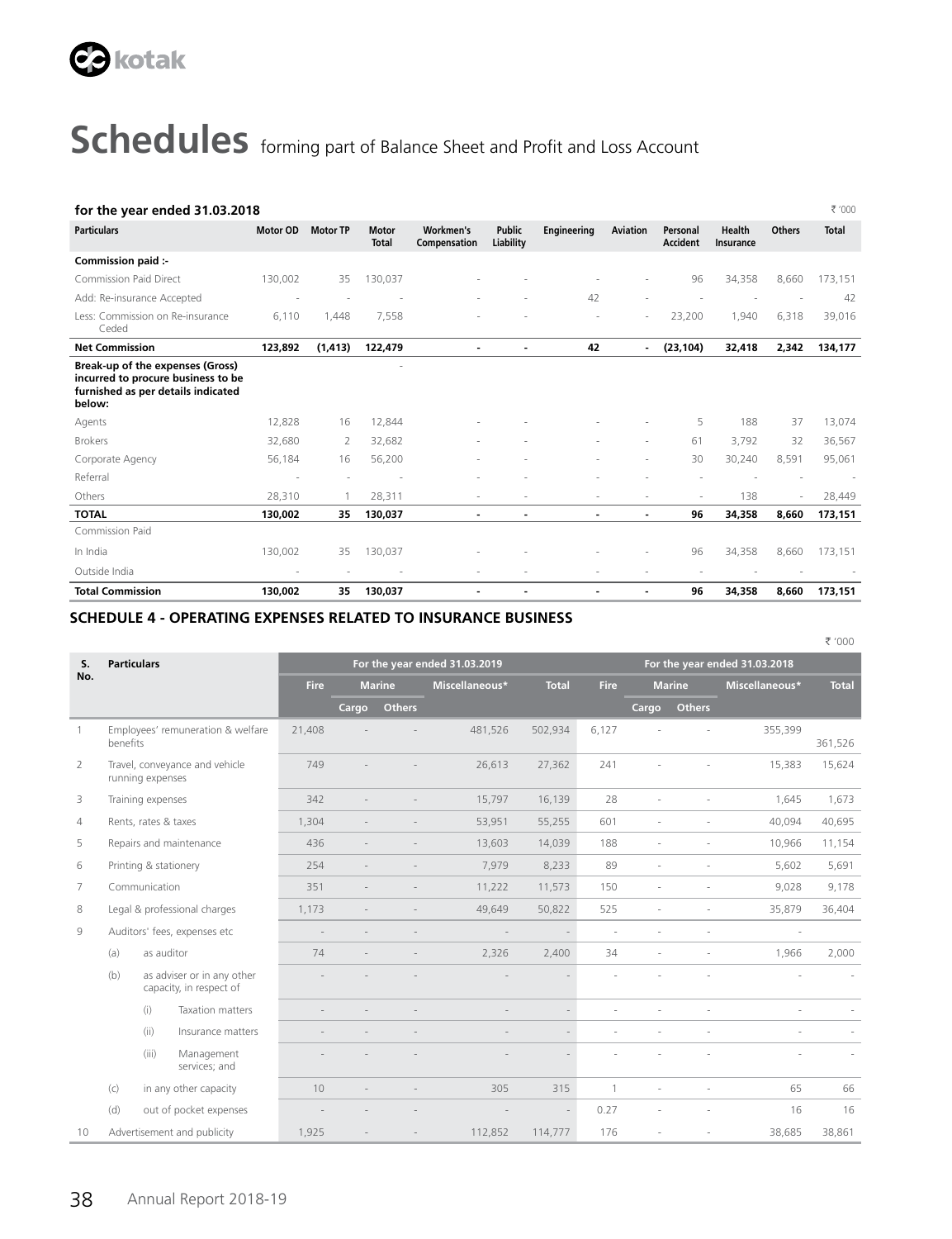# Schedules forming part of Balance Sheet and Profit and Loss Account

**for the year ended 31.03.2018**

₹ '000

| Particulars | Motor OD | Motor TP | Motor Total | Workmen's Compensation | Public Liability | Engineering | Aviation | Personal Accident | Health Insurance | Others | Total |
|---|---|---|---|---|---|---|---|---|---|---|---|
| **Commission paid :-** | | | | | | | | | | | |
| Commission Paid Direct | 130,002 | 35 | 130,037 | - | - | - | - | 96 | 34,358 | 8,660 | 173,151 |
| Add: Re-insurance Accepted | - | - | - | - | - | 42 | - | - | - | - | 42 |
| Less: Commission on Re-insurance Ceded | 6,110 | 1,448 | 7,558 | - | - | - | - | 23,200 | 1,940 | 6,318 | 39,016 |
| **Net Commission** | **123,892** | **(1,413)** | **122,479** | **-** | **-** | **42** | **-** | **(23,104)** | **32,418** | **2,342** | **134,177** |
| **Break-up of the expenses (Gross) incurred to procure business to be furnished as per details indicated below:** | | | - | | | | | | | | |
| Agents | 12,828 | 16 | 12,844 | - | - | - | - | 5 | 188 | 37 | 13,074 |
| Brokers | 32,680 | 2 | 32,682 | - | - | - | - | 61 | 3,792 | 32 | 36,567 |
| Corporate Agency | 56,184 | 16 | 56,200 | - | - | - | - | 30 | 30,240 | 8,591 | 95,061 |
| Referral | - | - | - | - | - | - | - | - | - | - | - |
| Others | 28,310 | 1 | 28,311 | - | - | - | - | - | 138 | - | 28,449 |
| **TOTAL** | **130,002** | **35** | **130,037** | **-** | **-** | **-** | **-** | **96** | **34,358** | **8,660** | **173,151** |
| Commission Paid | | | | | | | | | | | |
| In India | 130,002 | 35 | 130,037 | - | - | - | - | 96 | 34,358 | 8,660 | 173,151 |
| Outside India | - | - | - | - | - | - | - | - | - | - | - |
| **Total Commission** | **130,002** | **35** | **130,037** | **-** | **-** | **-** | **-** | **96** | **34,358** | **8,660** | **173,151** |

## SCHEDULE 4 - OPERATING EXPENSES RELATED TO INSURANCE BUSINESS

₹ '000

| S. No. | Particulars | For the year ended 31.03.2019 | | | | | For the year ended 31.03.2018 | | | | |
|---|---|---|---|---|---|---|---|---|---|---|---|
| | | Fire | Marine | | Miscellaneous* | Total | Fire | Marine | | Miscellaneous* | Total |
| | | | Cargo | Others | | | | Cargo | Others | | |
| 1 | Employees' remuneration & welfare benefits | 21,408 | - | - | 481,526 | 502,934 | 6,127 | - | - | 355,399 | 361,526 |
| 2 | Travel, conveyance and vehicle running expenses | 749 | - | - | 26,613 | 27,362 | 241 | - | - | 15,383 | 15,624 |
| 3 | Training expenses | 342 | - | - | 15,797 | 16,139 | 28 | - | - | 1,645 | 1,673 |
| 4 | Rents, rates & taxes | 1,304 | - | - | 53,951 | 55,255 | 601 | - | - | 40,094 | 40,695 |
| 5 | Repairs and maintenance | 436 | - | - | 13,603 | 14,039 | 188 | - | - | 10,966 | 11,154 |
| 6 | Printing & stationery | 254 | - | - | 7,979 | 8,233 | 89 | - | - | 5,602 | 5,691 |
| 7 | Communication | 351 | - | - | 11,222 | 11,573 | 150 | - | - | 9,028 | 9,178 |
| 8 | Legal & professional charges | 1,173 | - | - | 49,649 | 50,822 | 525 | - | - | 35,879 | 36,404 |
| 9 | Auditors' fees, expenses etc | - | - | - | - | - | - | - | - | - | |
| | (a) as auditor | 74 | - | - | 2,326 | 2,400 | 34 | - | - | 1,966 | 2,000 |
| | (b) as adviser or in any other capacity, in respect of | - | - | - | - | - | - | - | - | - | - |
| | (i) Taxation matters | - | - | - | - | - | - | - | - | - | - |
| | (ii) Insurance matters | - | - | - | - | - | - | - | - | - | - |
| | (iii) Management services; and | - | - | - | - | - | - | - | - | - | - |
| | (c) in any other capacity | 10 | - | - | 305 | 315 | 1 | - | - | 65 | 66 |
| | (d) out of pocket expenses | - | - | - | - | - | 0.27 | - | - | 16 | 16 |
| 10 | Advertisement and publicity | 1,925 | - | - | 112,852 | 114,777 | 176 | - | - | 38,685 | 38,861 |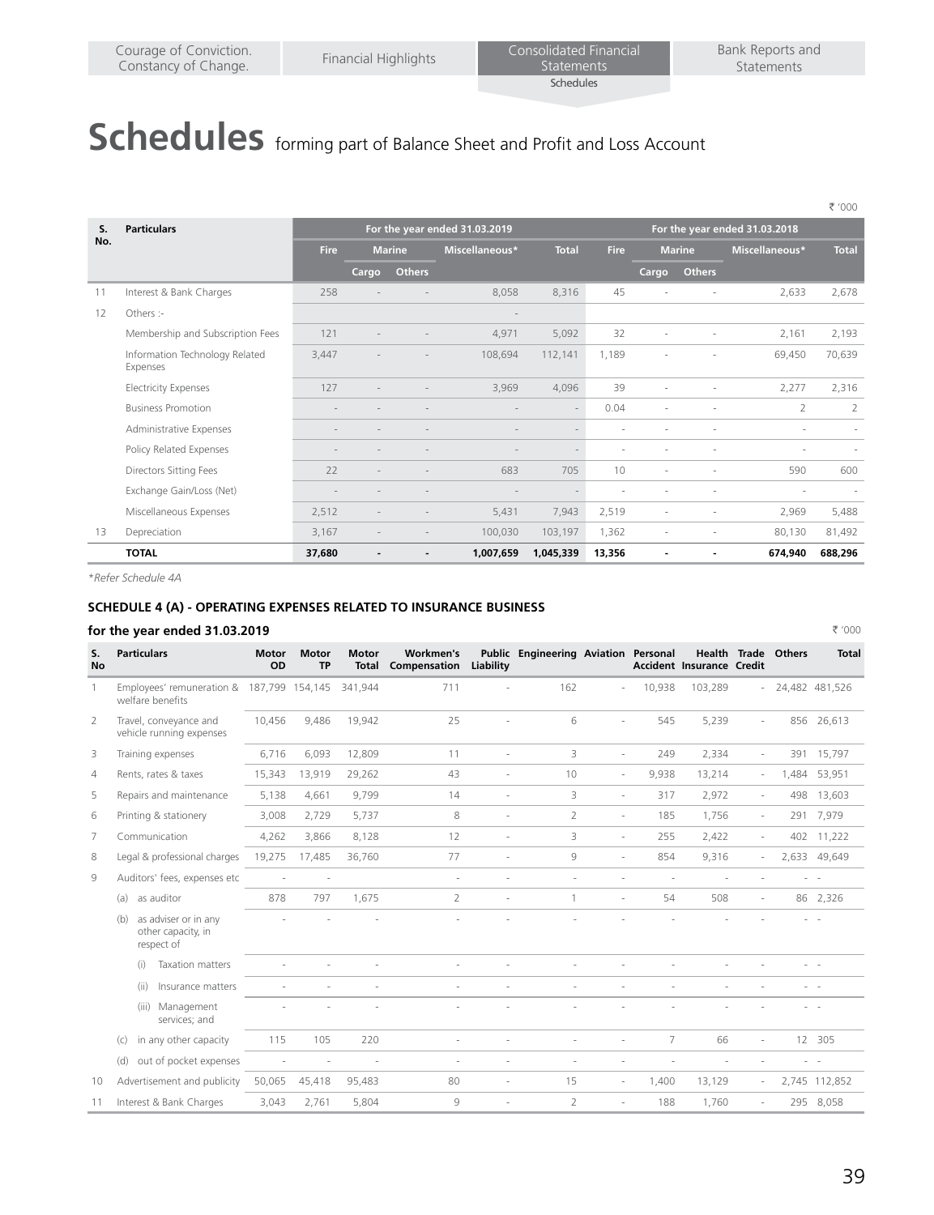# Schedules forming part of Balance Sheet and Profit and Loss Account

₹ '000

| S. No. | Particulars | For the year ended 31.03.2019 | | | | | For the year ended 31.03.2018 | | | | |
|---|---|---|---|---|---|---|---|---|---|---|---|
| | | Fire | Marine | | Miscellaneous* | Total | Fire | Marine | | Miscellaneous* | Total |
| | | | Cargo | Others | | | | Cargo | Others | | |
| 11 | Interest & Bank Charges | 258 | - | - | 8,058 | 8,316 | 45 | - | - | 2,633 | 2,678 |
| 12 | Others :- | | | | - | | | | | | |
| | Membership and Subscription Fees | 121 | - | - | 4,971 | 5,092 | 32 | - | - | 2,161 | 2,193 |
| | Information Technology Related Expenses | 3,447 | - | - | 108,694 | 112,141 | 1,189 | - | - | 69,450 | 70,639 |
| | Electricity Expenses | 127 | - | - | 3,969 | 4,096 | 39 | - | - | 2,277 | 2,316 |
| | Business Promotion | - | - | - | - | - | 0.04 | - | - | 2 | 2 |
| | Administrative Expenses | - | - | - | - | - | - | - | - | - | - |
| | Policy Related Expenses | - | - | - | - | - | - | - | - | - | - |
| | Directors Sitting Fees | 22 | - | - | 683 | 705 | 10 | - | - | 590 | 600 |
| | Exchange Gain/Loss (Net) | - | - | - | - | - | - | - | - | - | - |
| | Miscellaneous Expenses | 2,512 | - | - | 5,431 | 7,943 | 2,519 | - | - | 2,969 | 5,488 |
| 13 | Depreciation | 3,167 | - | - | 100,030 | 103,197 | 1,362 | - | - | 80,130 | 81,492 |
| | **TOTAL** | **37,680** | **-** | **-** | **1,007,659** | **1,045,339** | **13,356** | **-** | **-** | **674,940** | **688,296** |

*Refer Schedule 4A

### SCHEDULE 4 (A) - OPERATING EXPENSES RELATED TO INSURANCE BUSINESS

**for the year ended 31.03.2019**

₹ '000

| S. No | Particulars | Motor OD | Motor TP | Motor Total | Workmen's Compensation | Public Liability | Engineering | Aviation | Personal Accident | Health Insurance | Trade Credit | Others | Total |
|---|---|---|---|---|---|---|---|---|---|---|---|---|---|
| 1 | Employees' remuneration & welfare benefits | 187,799 | 154,145 | 341,944 | 711 | - | 162 | - | 10,938 | 103,289 | - | 24,482 | 481,526 |
| 2 | Travel, conveyance and vehicle running expenses | 10,456 | 9,486 | 19,942 | 25 | - | 6 | - | 545 | 5,239 | - | 856 | 26,613 |
| 3 | Training expenses | 6,716 | 6,093 | 12,809 | 11 | - | 3 | - | 249 | 2,334 | - | 391 | 15,797 |
| 4 | Rents, rates & taxes | 15,343 | 13,919 | 29,262 | 43 | - | 10 | - | 9,938 | 13,214 | - | 1,484 | 53,951 |
| 5 | Repairs and maintenance | 5,138 | 4,661 | 9,799 | 14 | - | 3 | - | 317 | 2,972 | - | 498 | 13,603 |
| 6 | Printing & stationery | 3,008 | 2,729 | 5,737 | 8 | - | 2 | - | 185 | 1,756 | - | 291 | 7,979 |
| 7 | Communication | 4,262 | 3,866 | 8,128 | 12 | - | 3 | - | 255 | 2,422 | - | 402 | 11,222 |
| 8 | Legal & professional charges | 19,275 | 17,485 | 36,760 | 77 | - | 9 | - | 854 | 9,316 | - | 2,633 | 49,649 |
| 9 | Auditors' fees, expenses etc | - | - | | - | - | - | - | - | - | - | - | - |
| | (a) as auditor | 878 | 797 | 1,675 | 2 | - | 1 | - | 54 | 508 | - | 86 | 2,326 |
| | (b) as adviser or in any other capacity, in respect of | - | - | - | - | - | - | - | - | - | - | - | - |
| | (i) Taxation matters | - | - | - | - | - | - | - | - | - | - | - | - |
| | (ii) Insurance matters | - | - | - | - | - | - | - | - | - | - | - | - |
| | (iii) Management services; and | - | - | - | - | - | - | - | - | - | - | - | - |
| | (c) in any other capacity | 115 | 105 | 220 | - | - | - | - | 7 | 66 | - | 12 | 305 |
| | (d) out of pocket expenses | - | - | - | - | - | - | - | - | - | - | - | - |
| 10 | Advertisement and publicity | 50,065 | 45,418 | 95,483 | 80 | - | 15 | - | 1,400 | 13,129 | - | 2,745 | 112,852 |
| 11 | Interest & Bank Charges | 3,043 | 2,761 | 5,804 | 9 | - | 2 | - | 188 | 1,760 | - | 295 | 8,058 |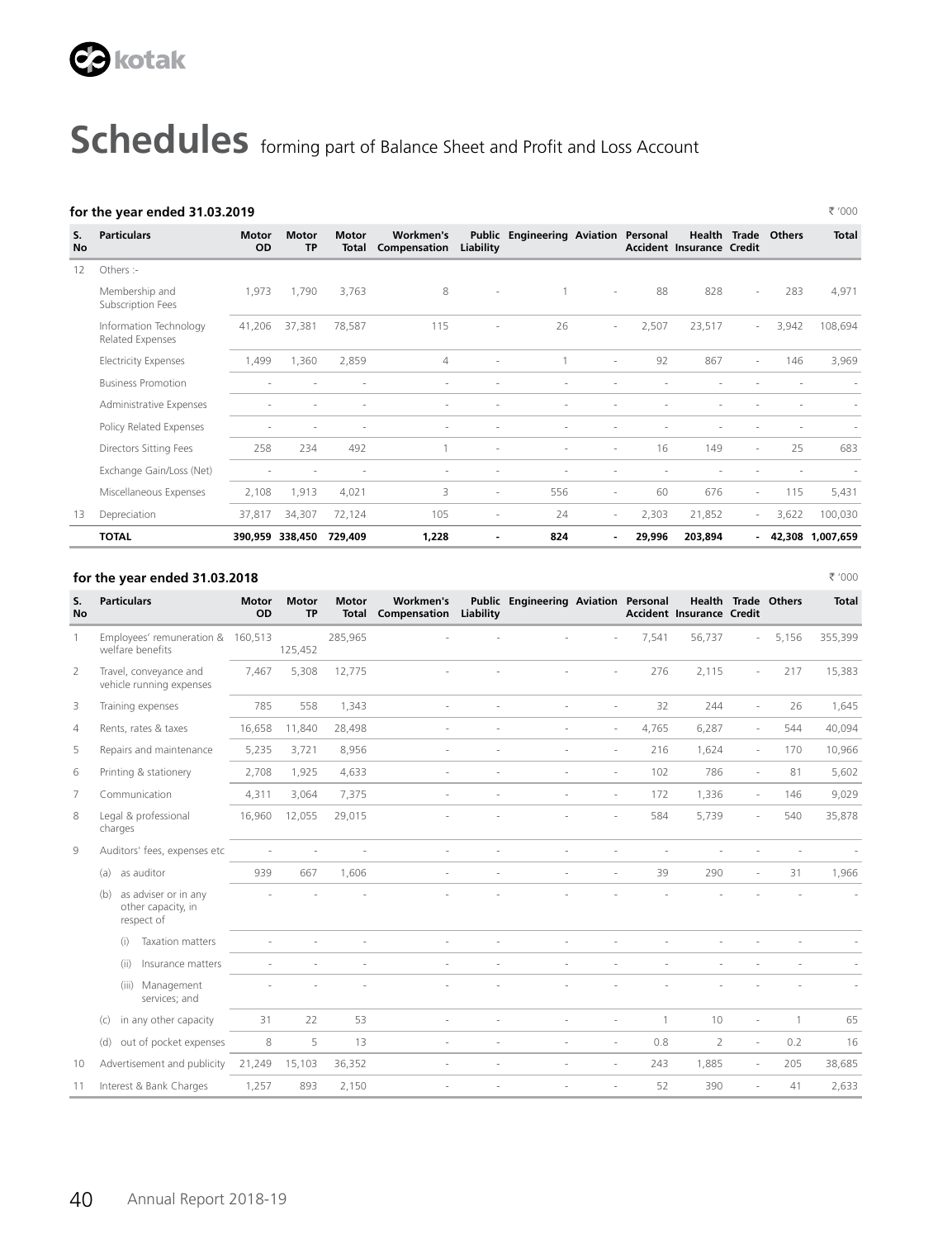# Schedules forming part of Balance Sheet and Profit and Loss Account

**for the year ended 31.03.2019**

₹ '000

| S. No | Particulars | Motor OD | Motor TP | Motor Total | Workmen's Compensation | Public Liability | Engineering | Aviation | Personal Accident | Health Insurance | Trade Credit | Others | Total |
|---|---|---|---|---|---|---|---|---|---|---|---|---|---|
| 12 | Others :- | | | | | | | | | | | | |
| | Membership and Subscription Fees | 1,973 | 1,790 | 3,763 | 8 | - | 1 | - | 88 | 828 | - | 283 | 4,971 |
| | Information Technology Related Expenses | 41,206 | 37,381 | 78,587 | 115 | - | 26 | - | 2,507 | 23,517 | - | 3,942 | 108,694 |
| | Electricity Expenses | 1,499 | 1,360 | 2,859 | 4 | - | 1 | - | 92 | 867 | - | 146 | 3,969 |
| | Business Promotion | - | - | - | - | - | - | - | - | - | - | - | - |
| | Administrative Expenses | - | - | - | - | - | - | - | - | - | - | - | - |
| | Policy Related Expenses | - | - | - | - | - | - | - | - | - | - | - | - |
| | Directors Sitting Fees | 258 | 234 | 492 | 1 | - | - | - | 16 | 149 | - | 25 | 683 |
| | Exchange Gain/Loss (Net) | - | - | - | - | - | - | - | - | - | - | - | - |
| | Miscellaneous Expenses | 2,108 | 1,913 | 4,021 | 3 | - | 556 | - | 60 | 676 | - | 115 | 5,431 |
| 13 | Depreciation | 37,817 | 34,307 | 72,124 | 105 | - | 24 | - | 2,303 | 21,852 | - | 3,622 | 100,030 |
| | **TOTAL** | **390,959** | **338,450** | **729,409** | **1,228** | **-** | **824** | **-** | **29,996** | **203,894** | **-** | **42,308** | **1,007,659** |

**for the year ended 31.03.2018**

₹ '000

| S. No | Particulars | Motor OD | Motor TP | Motor Total | Workmen's Compensation | Public Liability | Engineering | Aviation | Personal Accident | Health Insurance | Trade Credit | Others | Total |
|---|---|---|---|---|---|---|---|---|---|---|---|---|---|
| 1 | Employees' remuneration & welfare benefits | 160,513 | 125,452 | 285,965 | - | - | - | - | 7,541 | 56,737 | - | 5,156 | 355,399 |
| 2 | Travel, conveyance and vehicle running expenses | 7,467 | 5,308 | 12,775 | - | - | - | - | 276 | 2,115 | - | 217 | 15,383 |
| 3 | Training expenses | 785 | 558 | 1,343 | - | - | - | - | 32 | 244 | - | 26 | 1,645 |
| 4 | Rents, rates & taxes | 16,658 | 11,840 | 28,498 | - | - | - | - | 4,765 | 6,287 | - | 544 | 40,094 |
| 5 | Repairs and maintenance | 5,235 | 3,721 | 8,956 | - | - | - | - | 216 | 1,624 | - | 170 | 10,966 |
| 6 | Printing & stationery | 2,708 | 1,925 | 4,633 | - | - | - | - | 102 | 786 | - | 81 | 5,602 |
| 7 | Communication | 4,311 | 3,064 | 7,375 | - | - | - | - | 172 | 1,336 | - | 146 | 9,029 |
| 8 | Legal & professional charges | 16,960 | 12,055 | 29,015 | - | - | - | - | 584 | 5,739 | - | 540 | 35,878 |
| 9 | Auditors' fees, expenses etc | - | - | - | - | - | - | - | - | - | - | - | - |
| | (a) as auditor | 939 | 667 | 1,606 | - | - | - | - | 39 | 290 | - | 31 | 1,966 |
| | (b) as adviser or in any other capacity, in respect of | - | - | - | - | - | - | - | - | - | - | - | - |
| | (i) Taxation matters | - | - | - | - | - | - | - | - | - | - | - | - |
| | (ii) Insurance matters | - | - | - | - | - | - | - | - | - | - | - | - |
| | (iii) Management services; and | - | - | - | - | - | - | - | - | - | - | - | - |
| | (c) in any other capacity | 31 | 22 | 53 | - | - | - | - | 1 | 10 | - | 1 | 65 |
| | (d) out of pocket expenses | 8 | 5 | 13 | - | - | - | - | 0.8 | 2 | - | 0.2 | 16 |
| 10 | Advertisement and publicity | 21,249 | 15,103 | 36,352 | - | - | - | - | 243 | 1,885 | - | 205 | 38,685 |
| 11 | Interest & Bank Charges | 1,257 | 893 | 2,150 | - | - | - | - | 52 | 390 | - | 41 | 2,633 |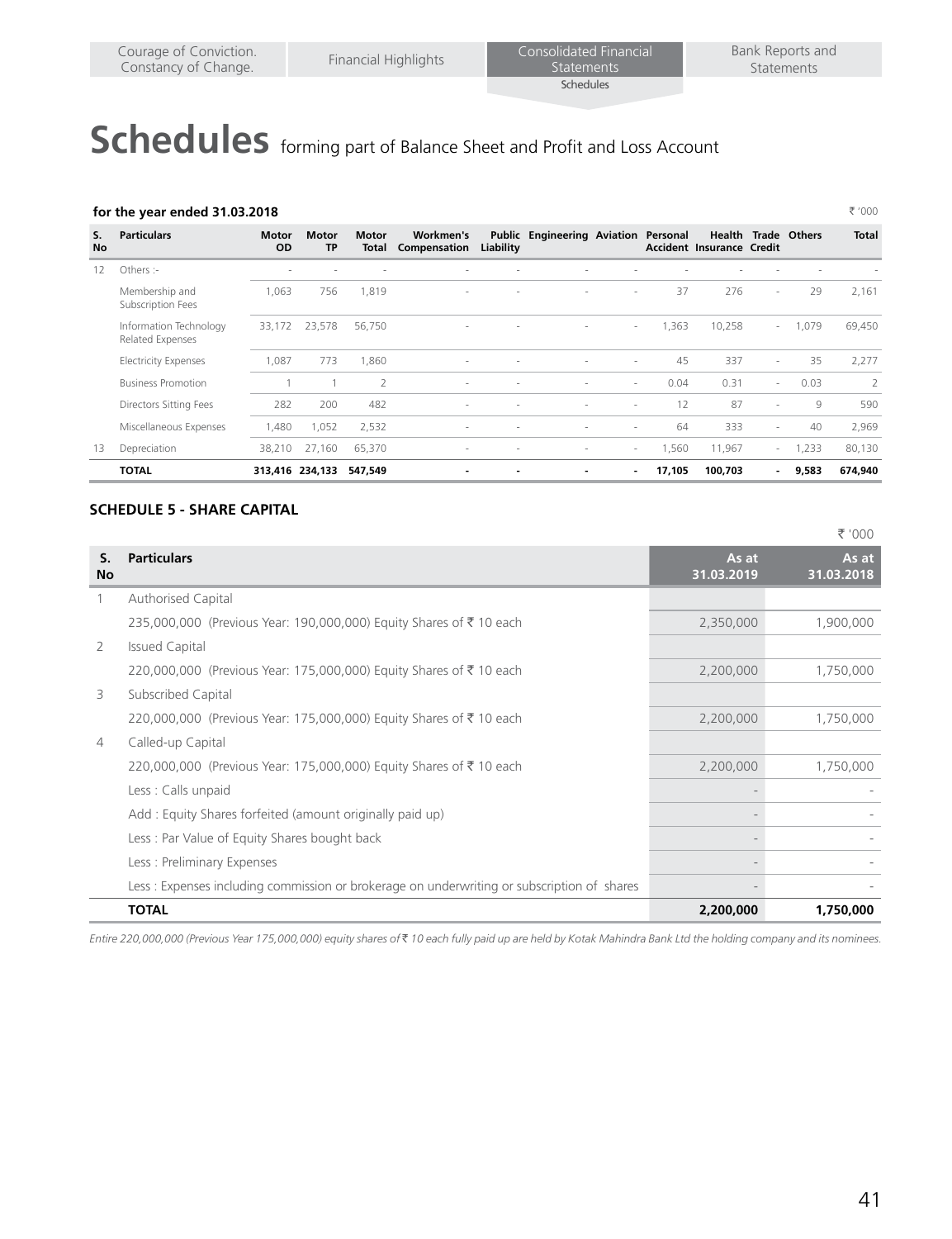# Schedules forming part of Balance Sheet and Profit and Loss Account

**for the year ended 31.03.2018** ₹ '000

| S. No | Particulars | Motor OD | Motor TP | Motor Total | Workmen's Compensation | Public Liability | Engineering | Aviation | Personal Accident | Health Insurance | Trade Credit | Others | Total |
|---|---|---|---|---|---|---|---|---|---|---|---|---|---|
| 12 | Others :- | - | - | - | - | - | - | - | - | - | - | - | - |
| | Membership and Subscription Fees | 1,063 | 756 | 1,819 | - | - | - | - | 37 | 276 | - | 29 | 2,161 |
| | Information Technology Related Expenses | 33,172 | 23,578 | 56,750 | - | - | - | - | 1,363 | 10,258 | - | 1,079 | 69,450 |
| | Electricity Expenses | 1,087 | 773 | 1,860 | - | - | - | - | 45 | 337 | - | 35 | 2,277 |
| | Business Promotion | 1 | 1 | 2 | - | - | - | - | 0.04 | 0.31 | - | 0.03 | 2 |
| | Directors Sitting Fees | 282 | 200 | 482 | - | - | - | - | 12 | 87 | - | 9 | 590 |
| | Miscellaneous Expenses | 1,480 | 1,052 | 2,532 | - | - | - | - | 64 | 333 | - | 40 | 2,969 |
| 13 | Depreciation | 38,210 | 27,160 | 65,370 | - | - | - | - | 1,560 | 11,967 | - | 1,233 | 80,130 |
| | **TOTAL** | **313,416** | **234,133** | **547,549** | **-** | **-** | **-** | **-** | **17,105** | **100,703** | **-** | **9,583** | **674,940** |

## SCHEDULE 5 - SHARE CAPITAL

₹ '000

| S. No | Particulars | As at 31.03.2019 | As at 31.03.2018 |
|---|---|---|---|
| 1 | Authorised Capital | | |
| | 235,000,000 (Previous Year: 190,000,000) Equity Shares of ₹ 10 each | 2,350,000 | 1,900,000 |
| 2 | Issued Capital | | |
| | 220,000,000 (Previous Year: 175,000,000) Equity Shares of ₹ 10 each | 2,200,000 | 1,750,000 |
| 3 | Subscribed Capital | | |
| | 220,000,000 (Previous Year: 175,000,000) Equity Shares of ₹ 10 each | 2,200,000 | 1,750,000 |
| 4 | Called-up Capital | | |
| | 220,000,000 (Previous Year: 175,000,000) Equity Shares of ₹ 10 each | 2,200,000 | 1,750,000 |
| | Less : Calls unpaid | - | - |
| | Add : Equity Shares forfeited (amount originally paid up) | - | - |
| | Less : Par Value of Equity Shares bought back | - | - |
| | Less : Preliminary Expenses | - | - |
| | Less : Expenses including commission or brokerage on underwriting or subscription of shares | - | - |
| | **TOTAL** | **2,200,000** | **1,750,000** |

*Entire 220,000,000 (Previous Year 175,000,000) equity shares of ₹ 10 each fully paid up are held by Kotak Mahindra Bank Ltd the holding company and its nominees.*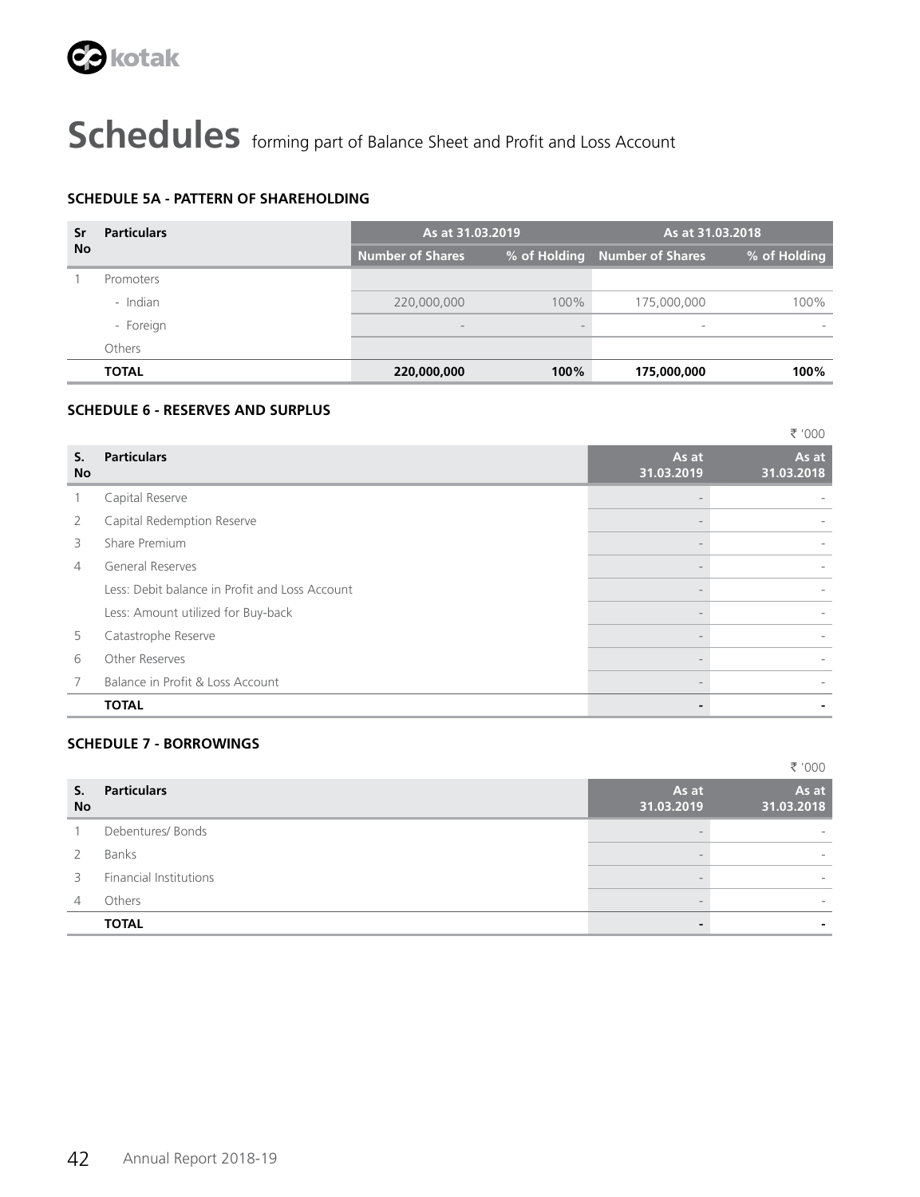# Schedules forming part of Balance Sheet and Profit and Loss Account

### SCHEDULE 5A - PATTERN OF SHAREHOLDING

| Sr No | Particulars | As at 31.03.2019 | | As at 31.03.2018 | |
|---|---|---|---|---|---|
| | | Number of Shares | % of Holding | Number of Shares | % of Holding |
| 1 | Promoters | | | | |
| | - Indian | 220,000,000 | 100% | 175,000,000 | 100% |
| | - Foreign | - | - | - | - |
| | Others | | | | |
| | **TOTAL** | **220,000,000** | **100%** | **175,000,000** | **100%** |

### SCHEDULE 6 - RESERVES AND SURPLUS

₹ '000

| S. No | Particulars | As at 31.03.2019 | As at 31.03.2018 |
|---|---|---|---|
| 1 | Capital Reserve | - | - |
| 2 | Capital Redemption Reserve | - | - |
| 3 | Share Premium | - | - |
| 4 | General Reserves | - | - |
| | Less: Debit balance in Profit and Loss Account | - | - |
| | Less: Amount utilized for Buy-back | - | - |
| 5 | Catastrophe Reserve | - | - |
| 6 | Other Reserves | - | - |
| 7 | Balance in Profit & Loss Account | - | - |
| | **TOTAL** | **-** | **-** |

### SCHEDULE 7 - BORROWINGS

₹ '000

| S. No | Particulars | As at 31.03.2019 | As at 31.03.2018 |
|---|---|---|---|
| 1 | Debentures/ Bonds | - | - |
| 2 | Banks | - | - |
| 3 | Financial Institutions | - | - |
| 4 | Others | - | - |
| | **TOTAL** | **-** | **-** |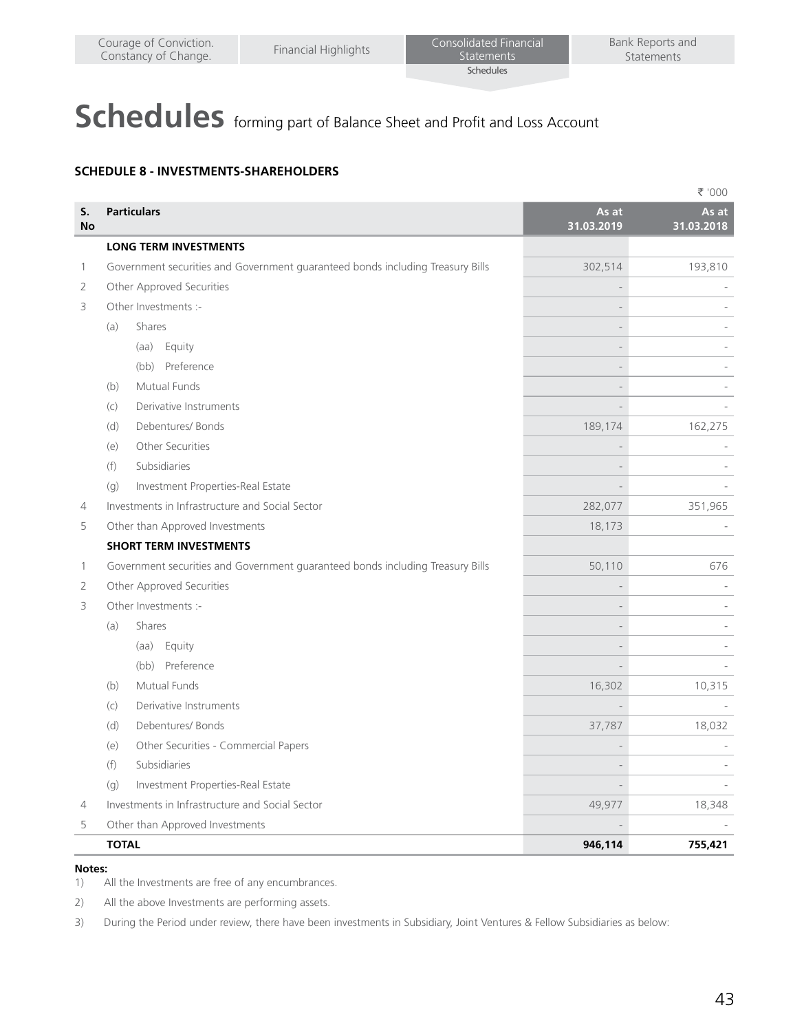# Schedules forming part of Balance Sheet and Profit and Loss Account

**SCHEDULE 8 - INVESTMENTS-SHAREHOLDERS**

₹ '000

| S. No | Particulars | As at 31.03.2019 | As at 31.03.2018 |
|---|---|---|---|
| | **LONG TERM INVESTMENTS** | | |
| 1 | Government securities and Government guaranteed bonds including Treasury Bills | 302,514 | 193,810 |
| 2 | Other Approved Securities | - | - |
| 3 | Other Investments :- | - | - |
| | (a) Shares | - | - |
| | (aa) Equity | - | - |
| | (bb) Preference | - | - |
| | (b) Mutual Funds | - | - |
| | (c) Derivative Instruments | - | - |
| | (d) Debentures/ Bonds | 189,174 | 162,275 |
| | (e) Other Securities | - | - |
| | (f) Subsidiaries | - | - |
| | (g) Investment Properties-Real Estate | - | - |
| 4 | Investments in Infrastructure and Social Sector | 282,077 | 351,965 |
| 5 | Other than Approved Investments | 18,173 | - |
| | **SHORT TERM INVESTMENTS** | | |
| 1 | Government securities and Government guaranteed bonds including Treasury Bills | 50,110 | 676 |
| 2 | Other Approved Securities | - | - |
| 3 | Other Investments :- | - | - |
| | (a) Shares | - | - |
| | (aa) Equity | - | - |
| | (bb) Preference | - | - |
| | (b) Mutual Funds | 16,302 | 10,315 |
| | (c) Derivative Instruments | - | - |
| | (d) Debentures/ Bonds | 37,787 | 18,032 |
| | (e) Other Securities - Commercial Papers | - | - |
| | (f) Subsidiaries | - | - |
| | (g) Investment Properties-Real Estate | - | - |
| 4 | Investments in Infrastructure and Social Sector | 49,977 | 18,348 |
| 5 | Other than Approved Investments | - | - |
| | **TOTAL** | **946,114** | **755,421** |

**Notes:**

1) All the Investments are free of any encumbrances.

2) All the above Investments are performing assets.

3) During the Period under review, there have been investments in Subsidiary, Joint Ventures & Fellow Subsidiaries as below: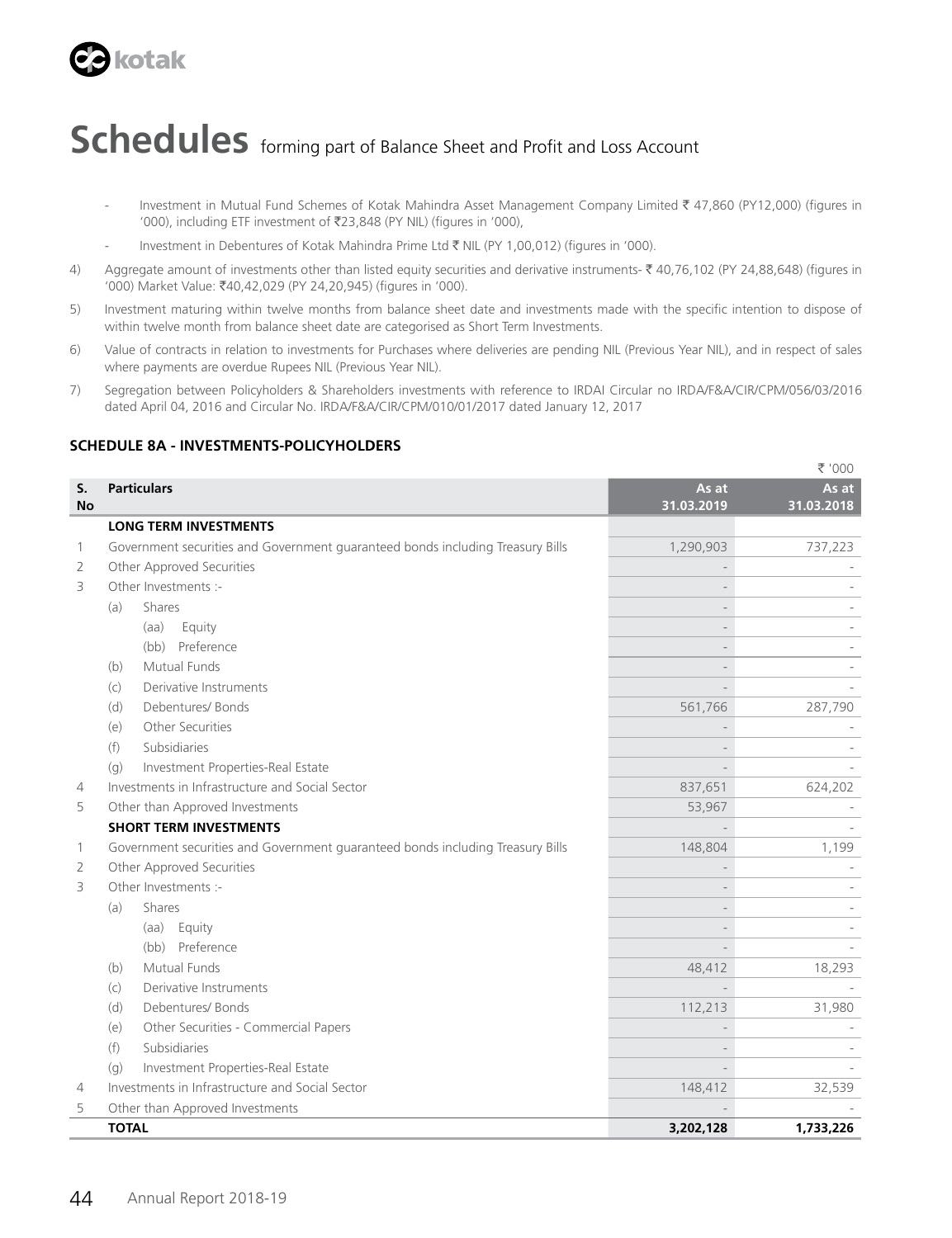# Schedules forming part of Balance Sheet and Profit and Loss Account

- Investment in Mutual Fund Schemes of Kotak Mahindra Asset Management Company Limited ₹ 47,860 (PY12,000) (figures in '000), including ETF investment of ₹23,848 (PY NIL) (figures in '000),
- Investment in Debentures of Kotak Mahindra Prime Ltd ₹ NIL (PY 1,00,012) (figures in '000).

4) Aggregate amount of investments other than listed equity securities and derivative instruments- ₹ 40,76,102 (PY 24,88,648) (figures in '000) Market Value: ₹40,42,029 (PY 24,20,945) (figures in '000).

5) Investment maturing within twelve months from balance sheet date and investments made with the specific intention to dispose of within twelve month from balance sheet date are categorised as Short Term Investments.

6) Value of contracts in relation to investments for Purchases where deliveries are pending NIL (Previous Year NIL), and in respect of sales where payments are overdue Rupees NIL (Previous Year NIL).

7) Segregation between Policyholders & Shareholders investments with reference to IRDAI Circular no IRDA/F&A/CIR/CPM/056/03/2016 dated April 04, 2016 and Circular No. IRDA/F&A/CIR/CPM/010/01/2017 dated January 12, 2017

### SCHEDULE 8A - INVESTMENTS-POLICYHOLDERS

₹ '000

| S. No | Particulars | As at 31.03.2019 | As at 31.03.2018 |
|---|---|---|---|
| | **LONG TERM INVESTMENTS** | | |
| 1 | Government securities and Government guaranteed bonds including Treasury Bills | 1,290,903 | 737,223 |
| 2 | Other Approved Securities | - | - |
| 3 | Other Investments :- | - | - |
| | (a) Shares | - | - |
| | (aa) Equity | - | - |
| | (bb) Preference | - | - |
| | (b) Mutual Funds | - | - |
| | (c) Derivative Instruments | - | - |
| | (d) Debentures/ Bonds | 561,766 | 287,790 |
| | (e) Other Securities | - | - |
| | (f) Subsidiaries | - | - |
| | (g) Investment Properties-Real Estate | - | - |
| 4 | Investments in Infrastructure and Social Sector | 837,651 | 624,202 |
| 5 | Other than Approved Investments | 53,967 | - |
| | **SHORT TERM INVESTMENTS** | - | - |
| 1 | Government securities and Government guaranteed bonds including Treasury Bills | 148,804 | 1,199 |
| 2 | Other Approved Securities | - | - |
| 3 | Other Investments :- | - | - |
| | (a) Shares | - | - |
| | (aa) Equity | - | - |
| | (bb) Preference | - | - |
| | (b) Mutual Funds | 48,412 | 18,293 |
| | (c) Derivative Instruments | - | - |
| | (d) Debentures/ Bonds | 112,213 | 31,980 |
| | (e) Other Securities - Commercial Papers | - | - |
| | (f) Subsidiaries | - | - |
| | (g) Investment Properties-Real Estate | - | - |
| 4 | Investments in Infrastructure and Social Sector | 148,412 | 32,539 |
| 5 | Other than Approved Investments | - | - |
| | **TOTAL** | **3,202,128** | **1,733,226** |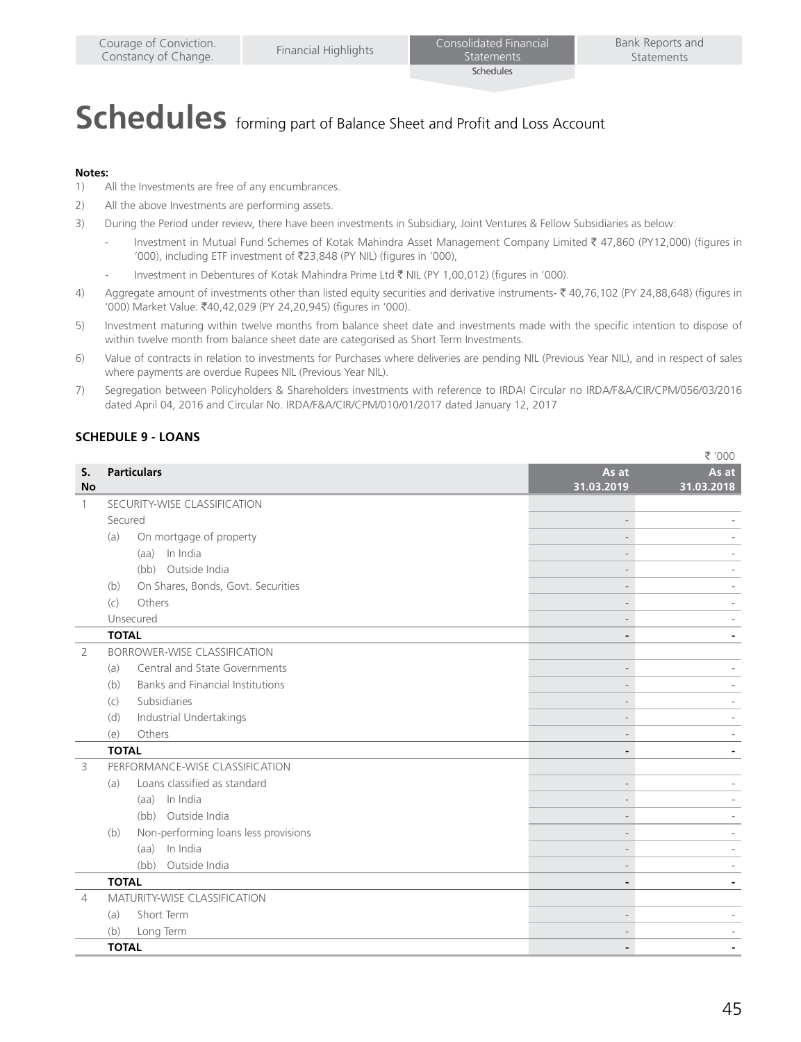# Schedules forming part of Balance Sheet and Profit and Loss Account

**Notes:**

1) All the Investments are free of any encumbrances.
2) All the above Investments are performing assets.
3) During the Period under review, there have been investments in Subsidiary, Joint Ventures & Fellow Subsidiaries as below:
   - Investment in Mutual Fund Schemes of Kotak Mahindra Asset Management Company Limited ₹ 47,860 (PY12,000) (figures in '000), including ETF investment of ₹23,848 (PY NIL) (figures in '000),
   - Investment in Debentures of Kotak Mahindra Prime Ltd ₹ NIL (PY 1,00,012) (figures in '000).
4) Aggregate amount of investments other than listed equity securities and derivative instruments- ₹ 40,76,102 (PY 24,88,648) (figures in '000) Market Value: ₹40,42,029 (PY 24,20,945) (figures in '000).
5) Investment maturing within twelve months from balance sheet date and investments made with the specific intention to dispose of within twelve month from balance sheet date are categorised as Short Term Investments.
6) Value of contracts in relation to investments for Purchases where deliveries are pending NIL (Previous Year NIL), and in respect of sales where payments are overdue Rupees NIL (Previous Year NIL).
7) Segregation between Policyholders & Shareholders investments with reference to IRDAI Circular no IRDA/F&A/CIR/CPM/056/03/2016 dated April 04, 2016 and Circular No. IRDA/F&A/CIR/CPM/010/01/2017 dated January 12, 2017

## SCHEDULE 9 - LOANS

₹ '000

| S. No | Particulars | As at 31.03.2019 | As at 31.03.2018 |
|---|---|---|---|
| 1 | SECURITY-WISE CLASSIFICATION | | |
| | Secured | - | - |
| | (a) On mortgage of property | - | - |
| | (aa) In India | - | - |
| | (bb) Outside India | - | - |
| | (b) On Shares, Bonds, Govt. Securities | - | - |
| | (c) Others | - | - |
| | Unsecured | - | - |
| | **TOTAL** | **-** | **-** |
| 2 | BORROWER-WISE CLASSIFICATION | | |
| | (a) Central and State Governments | - | - |
| | (b) Banks and Financial Institutions | - | - |
| | (c) Subsidiaries | - | - |
| | (d) Industrial Undertakings | - | - |
| | (e) Others | - | - |
| | **TOTAL** | **-** | **-** |
| 3 | PERFORMANCE-WISE CLASSIFICATION | | |
| | (a) Loans classified as standard | - | - |
| | (aa) In India | - | - |
| | (bb) Outside India | - | - |
| | (b) Non-performing loans less provisions | - | - |
| | (aa) In India | - | - |
| | (bb) Outside India | - | - |
| | **TOTAL** | **-** | **-** |
| 4 | MATURITY-WISE CLASSIFICATION | | |
| | (a) Short Term | - | - |
| | (b) Long Term | - | - |
| | **TOTAL** | **-** | **-** |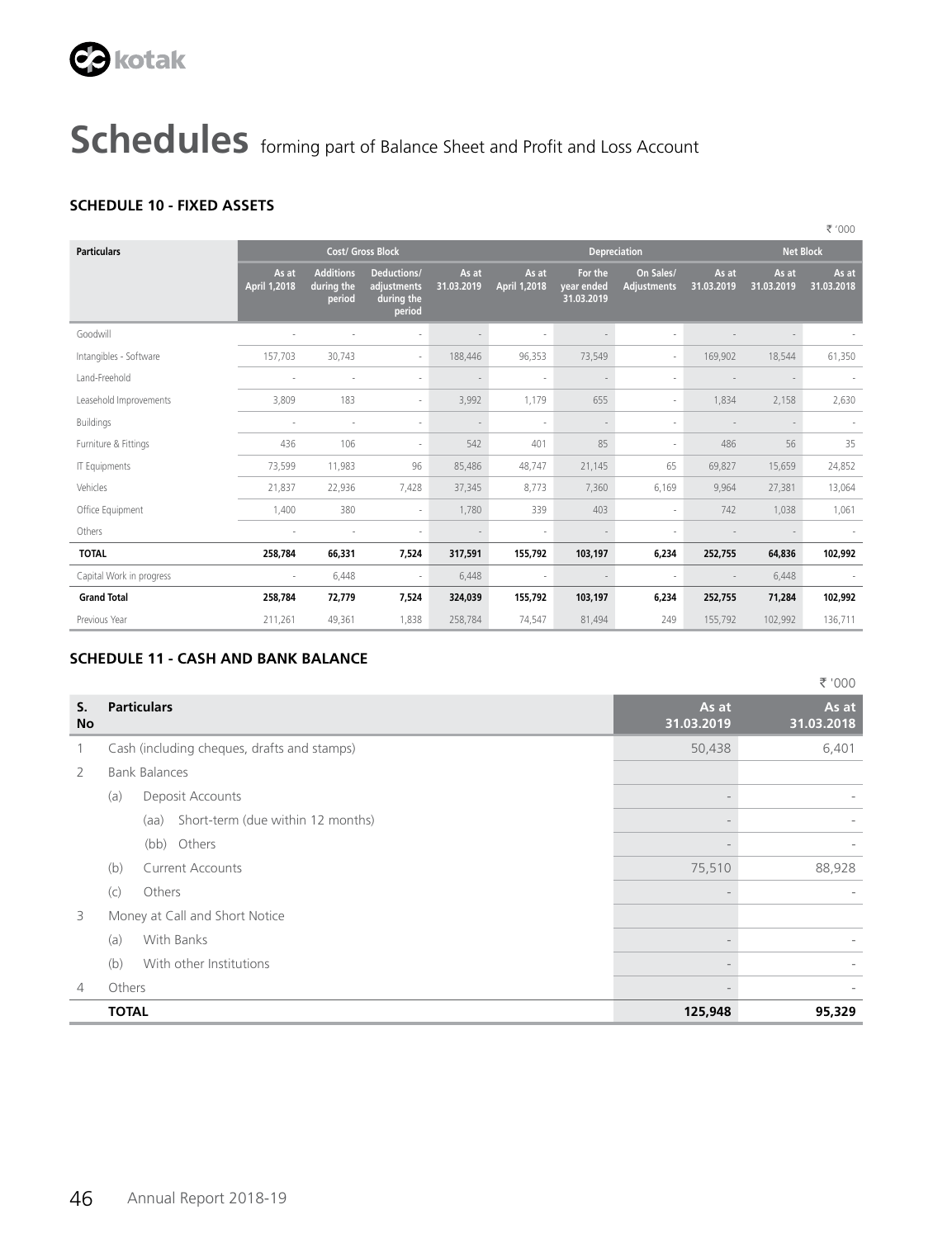# Schedules forming part of Balance Sheet and Profit and Loss Account

### SCHEDULE 10 - FIXED ASSETS

₹ '000

| Particulars | Cost/ Gross Block | | | | Depreciation | | | | Net Block | |
|---|---|---|---|---|---|---|---|---|---|---|
| | As at April 1,2018 | Additions during the period | Deductions/ adjustments during the period | As at 31.03.2019 | As at April 1,2018 | For the year ended 31.03.2019 | On Sales/ Adjustments | As at 31.03.2019 | As at 31.03.2019 | As at 31.03.2018 |
| Goodwill | - | - | - | - | - | - | - | - | - | - |
| Intangibles - Software | 157,703 | 30,743 | - | 188,446 | 96,353 | 73,549 | - | 169,902 | 18,544 | 61,350 |
| Land-Freehold | - | - | - | - | - | - | - | - | - | - |
| Leasehold Improvements | 3,809 | 183 | - | 3,992 | 1,179 | 655 | - | 1,834 | 2,158 | 2,630 |
| Buildings | - | - | - | - | - | - | - | - | - | - |
| Furniture & Fittings | 436 | 106 | - | 542 | 401 | 85 | - | 486 | 56 | 35 |
| IT Equipments | 73,599 | 11,983 | 96 | 85,486 | 48,747 | 21,145 | 65 | 69,827 | 15,659 | 24,852 |
| Vehicles | 21,837 | 22,936 | 7,428 | 37,345 | 8,773 | 7,360 | 6,169 | 9,964 | 27,381 | 13,064 |
| Office Equipment | 1,400 | 380 | - | 1,780 | 339 | 403 | - | 742 | 1,038 | 1,061 |
| Others | - | - | - | - | - | - | - | - | - | - |
| **TOTAL** | **258,784** | **66,331** | **7,524** | **317,591** | **155,792** | **103,197** | **6,234** | **252,755** | **64,836** | **102,992** |
| Capital Work in progress | - | 6,448 | - | 6,448 | - | - | - | - | 6,448 | - |
| **Grand Total** | **258,784** | **72,779** | **7,524** | **324,039** | **155,792** | **103,197** | **6,234** | **252,755** | **71,284** | **102,992** |
| Previous Year | 211,261 | 49,361 | 1,838 | 258,784 | 74,547 | 81,494 | 249 | 155,792 | 102,992 | 136,711 |

### SCHEDULE 11 - CASH AND BANK BALANCE

₹ '000

| S. No | Particulars | As at 31.03.2019 | As at 31.03.2018 |
|---|---|---|---|
| 1 | Cash (including cheques, drafts and stamps) | 50,438 | 6,401 |
| 2 | Bank Balances | | |
| | (a) Deposit Accounts | - | - |
| | (aa) Short-term (due within 12 months) | - | - |
| | (bb) Others | - | - |
| | (b) Current Accounts | 75,510 | 88,928 |
| | (c) Others | - | - |
| 3 | Money at Call and Short Notice | | |
| | (a) With Banks | - | - |
| | (b) With other Institutions | - | - |
| 4 | Others | - | - |
| | **TOTAL** | **125,948** | **95,329** |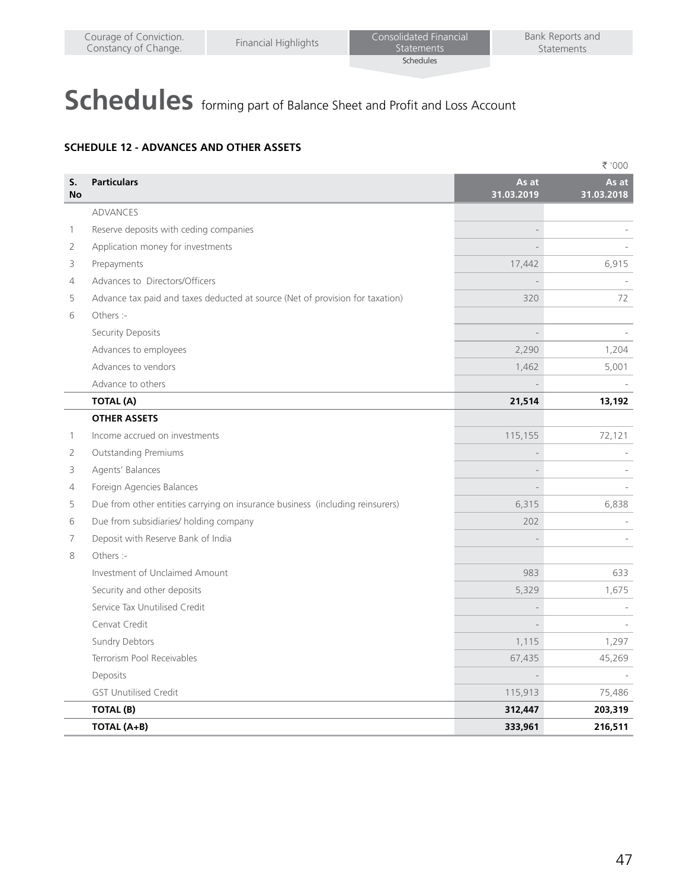# Schedules forming part of Balance Sheet and Profit and Loss Account

### SCHEDULE 12 - ADVANCES AND OTHER ASSETS

₹ '000

| S. No | Particulars | As at 31.03.2019 | As at 31.03.2018 |
|---|---|---|---|
| | ADVANCES | | |
| 1 | Reserve deposits with ceding companies | - | - |
| 2 | Application money for investments | - | - |
| 3 | Prepayments | 17,442 | 6,915 |
| 4 | Advances to Directors/Officers | - | - |
| 5 | Advance tax paid and taxes deducted at source (Net of provision for taxation) | 320 | 72 |
| 6 | Others :- | | |
| | Security Deposits | - | - |
| | Advances to employees | 2,290 | 1,204 |
| | Advances to vendors | 1,462 | 5,001 |
| | Advance to others | - | - |
| | **TOTAL (A)** | **21,514** | **13,192** |
| | **OTHER ASSETS** | | |
| 1 | Income accrued on investments | 115,155 | 72,121 |
| 2 | Outstanding Premiums | - | - |
| 3 | Agents' Balances | - | - |
| 4 | Foreign Agencies Balances | - | - |
| 5 | Due from other entities carrying on insurance business (including reinsurers) | 6,315 | 6,838 |
| 6 | Due from subsidiaries/ holding company | 202 | - |
| 7 | Deposit with Reserve Bank of India | - | - |
| 8 | Others :- | | |
| | Investment of Unclaimed Amount | 983 | 633 |
| | Security and other deposits | 5,329 | 1,675 |
| | Service Tax Unutilised Credit | - | - |
| | Cenvat Credit | - | - |
| | Sundry Debtors | 1,115 | 1,297 |
| | Terrorism Pool Receivables | 67,435 | 45,269 |
| | Deposits | - | - |
| | GST Unutilised Credit | 115,913 | 75,486 |
| | **TOTAL (B)** | **312,447** | **203,319** |
| | **TOTAL (A+B)** | **333,961** | **216,511** |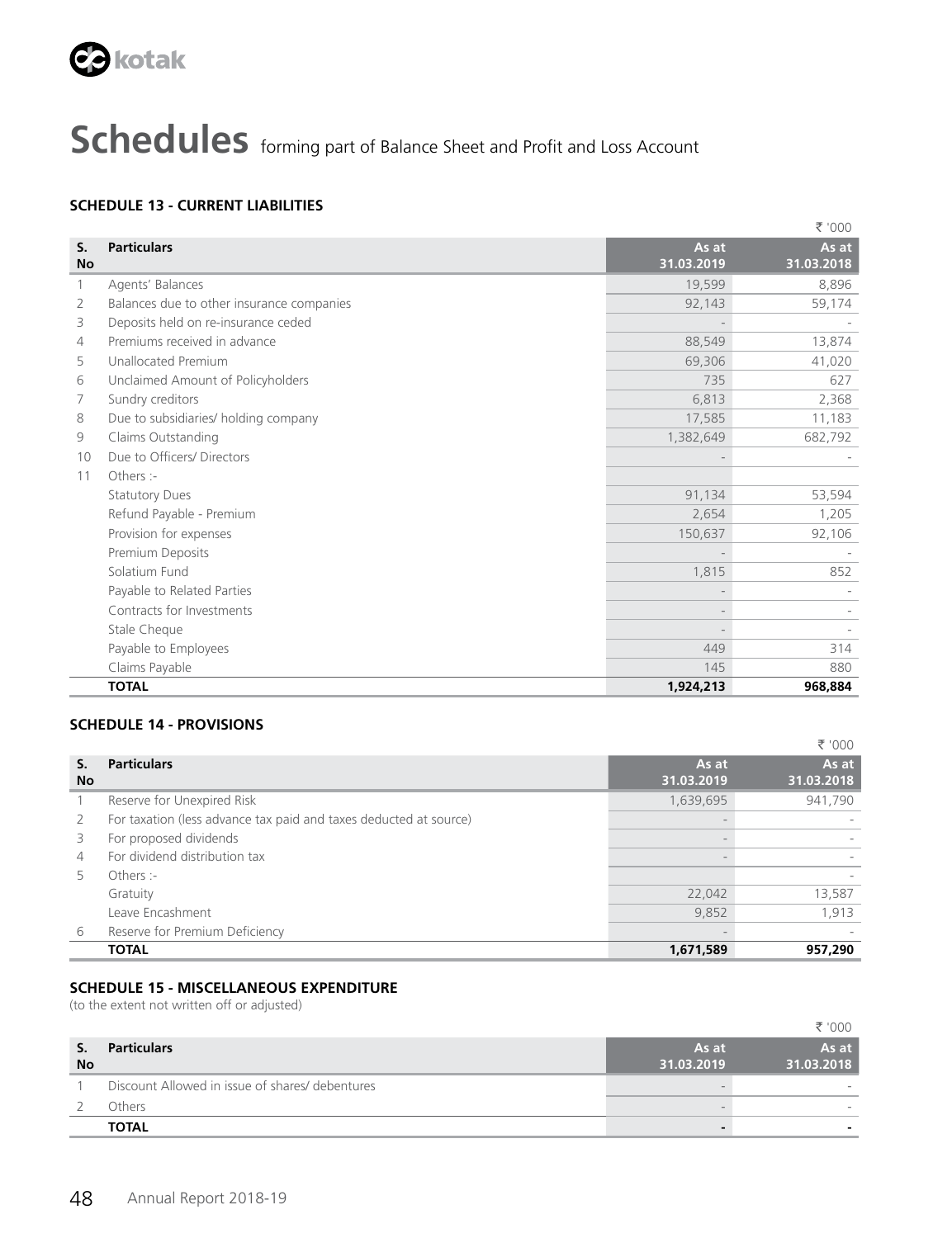# Schedules forming part of Balance Sheet and Profit and Loss Account

### SCHEDULE 13 - CURRENT LIABILITIES

₹ '000

| S. No | Particulars | As at 31.03.2019 | As at 31.03.2018 |
|---|---|---|---|
| 1 | Agents' Balances | 19,599 | 8,896 |
| 2 | Balances due to other insurance companies | 92,143 | 59,174 |
| 3 | Deposits held on re-insurance ceded | - | - |
| 4 | Premiums received in advance | 88,549 | 13,874 |
| 5 | Unallocated Premium | 69,306 | 41,020 |
| 6 | Unclaimed Amount of Policyholders | 735 | 627 |
| 7 | Sundry creditors | 6,813 | 2,368 |
| 8 | Due to subsidiaries/ holding company | 17,585 | 11,183 |
| 9 | Claims Outstanding | 1,382,649 | 682,792 |
| 10 | Due to Officers/ Directors | - | - |
| 11 | Others :- | | |
| | Statutory Dues | 91,134 | 53,594 |
| | Refund Payable - Premium | 2,654 | 1,205 |
| | Provision for expenses | 150,637 | 92,106 |
| | Premium Deposits | - | - |
| | Solatium Fund | 1,815 | 852 |
| | Payable to Related Parties | - | - |
| | Contracts for Investments | - | - |
| | Stale Cheque | - | - |
| | Payable to Employees | 449 | 314 |
| | Claims Payable | 145 | 880 |
| | **TOTAL** | **1,924,213** | **968,884** |

### SCHEDULE 14 - PROVISIONS

₹ '000

| S. No | Particulars | As at 31.03.2019 | As at 31.03.2018 |
|---|---|---|---|
| 1 | Reserve for Unexpired Risk | 1,639,695 | 941,790 |
| 2 | For taxation (less advance tax paid and taxes deducted at source) | - | - |
| 3 | For proposed dividends | - | - |
| 4 | For dividend distribution tax | - | - |
| 5 | Others :- | | - |
| | Gratuity | 22,042 | 13,587 |
| | Leave Encashment | 9,852 | 1,913 |
| 6 | Reserve for Premium Deficiency | - | - |
| | **TOTAL** | **1,671,589** | **957,290** |

### SCHEDULE 15 - MISCELLANEOUS EXPENDITURE

(to the extent not written off or adjusted)

₹ '000

| S. No | Particulars | As at 31.03.2019 | As at 31.03.2018 |
|---|---|---|---|
| 1 | Discount Allowed in issue of shares/ debentures | - | - |
| 2 | Others | - | - |
| | **TOTAL** | **-** | **-** |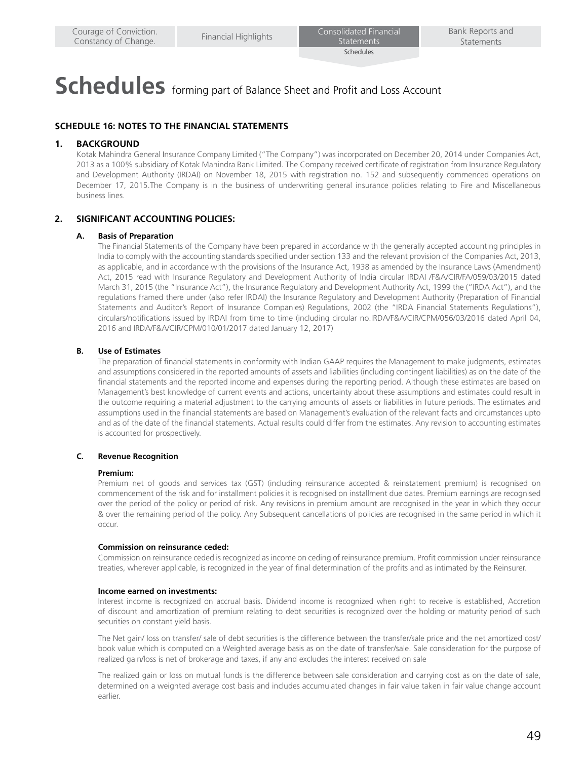# Schedules forming part of Balance Sheet and Profit and Loss Account

## SCHEDULE 16: NOTES TO THE FINANCIAL STATEMENTS

### 1. BACKGROUND

Kotak Mahindra General Insurance Company Limited ("The Company") was incorporated on December 20, 2014 under Companies Act, 2013 as a 100% subsidiary of Kotak Mahindra Bank Limited. The Company received certificate of registration from Insurance Regulatory and Development Authority (IRDAI) on November 18, 2015 with registration no. 152 and subsequently commenced operations on December 17, 2015.The Company is in the business of underwriting general insurance policies relating to Fire and Miscellaneous business lines.

### 2. SIGNIFICANT ACCOUNTING POLICIES:

#### A. Basis of Preparation

The Financial Statements of the Company have been prepared in accordance with the generally accepted accounting principles in India to comply with the accounting standards specified under section 133 and the relevant provision of the Companies Act, 2013, as applicable, and in accordance with the provisions of the Insurance Act, 1938 as amended by the Insurance Laws (Amendment) Act, 2015 read with Insurance Regulatory and Development Authority of India circular IRDAI /F&A/CIR/FA/059/03/2015 dated March 31, 2015 (the "Insurance Act"), the Insurance Regulatory and Development Authority Act, 1999 the ("IRDA Act"), and the regulations framed there under (also refer IRDAI) the Insurance Regulatory and Development Authority (Preparation of Financial Statements and Auditor's Report of Insurance Companies) Regulations, 2002 (the "IRDA Financial Statements Regulations"), circulars/notifications issued by IRDAI from time to time (including circular no.IRDA/F&A/CIR/CPM/056/03/2016 dated April 04, 2016 and IRDA/F&A/CIR/CPM/010/01/2017 dated January 12, 2017)

#### B. Use of Estimates

The preparation of financial statements in conformity with Indian GAAP requires the Management to make judgments, estimates and assumptions considered in the reported amounts of assets and liabilities (including contingent liabilities) as on the date of the financial statements and the reported income and expenses during the reporting period. Although these estimates are based on Management's best knowledge of current events and actions, uncertainty about these assumptions and estimates could result in the outcome requiring a material adjustment to the carrying amounts of assets or liabilities in future periods. The estimates and assumptions used in the financial statements are based on Management's evaluation of the relevant facts and circumstances upto and as of the date of the financial statements. Actual results could differ from the estimates. Any revision to accounting estimates is accounted for prospectively.

#### C. Revenue Recognition

**Premium:**

Premium net of goods and services tax (GST) (including reinsurance accepted & reinstatement premium) is recognised on commencement of the risk and for installment policies it is recognised on installment due dates. Premium earnings are recognised over the period of the policy or period of risk. Any revisions in premium amount are recognised in the year in which they occur & over the remaining period of the policy. Any Subsequent cancellations of policies are recognised in the same period in which it occur.

**Commission on reinsurance ceded:**

Commission on reinsurance ceded is recognized as income on ceding of reinsurance premium. Profit commission under reinsurance treaties, wherever applicable, is recognized in the year of final determination of the profits and as intimated by the Reinsurer.

**Income earned on investments:**

Interest income is recognized on accrual basis. Dividend income is recognized when right to receive is established, Accretion of discount and amortization of premium relating to debt securities is recognized over the holding or maturity period of such securities on constant yield basis.

The Net gain/ loss on transfer/ sale of debt securities is the difference between the transfer/sale price and the net amortized cost/ book value which is computed on a Weighted average basis as on the date of transfer/sale. Sale consideration for the purpose of realized gain/loss is net of brokerage and taxes, if any and excludes the interest received on sale

The realized gain or loss on mutual funds is the difference between sale consideration and carrying cost as on the date of sale, determined on a weighted average cost basis and includes accumulated changes in fair value taken in fair value change account earlier.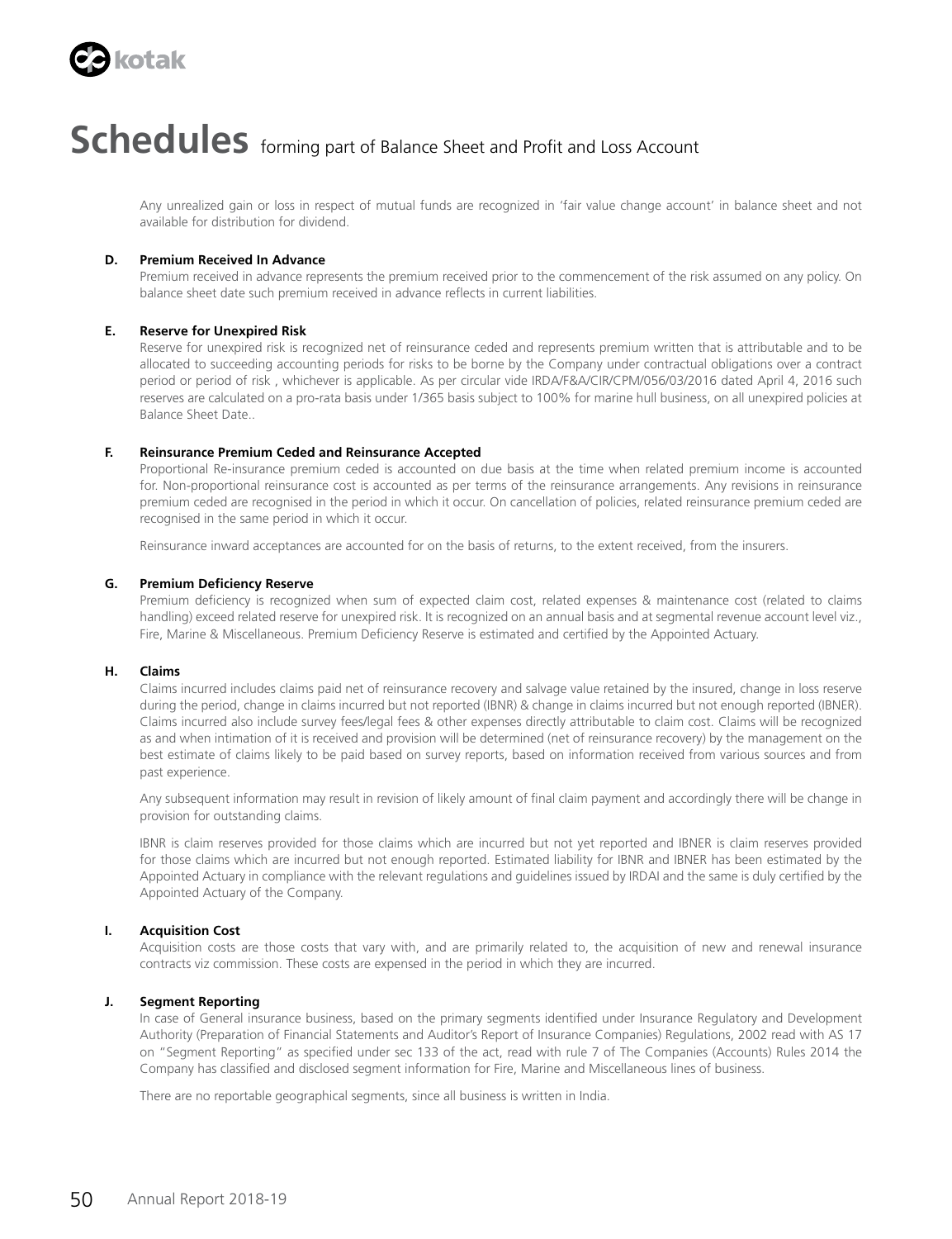# Schedules forming part of Balance Sheet and Profit and Loss Account

Any unrealized gain or loss in respect of mutual funds are recognized in 'fair value change account' in balance sheet and not available for distribution for dividend.

**D. Premium Received In Advance**

Premium received in advance represents the premium received prior to the commencement of the risk assumed on any policy. On balance sheet date such premium received in advance reflects in current liabilities.

**E. Reserve for Unexpired Risk**

Reserve for unexpired risk is recognized net of reinsurance ceded and represents premium written that is attributable and to be allocated to succeeding accounting periods for risks to be borne by the Company under contractual obligations over a contract period or period of risk , whichever is applicable. As per circular vide IRDA/F&A/CIR/CPM/056/03/2016 dated April 4, 2016 such reserves are calculated on a pro-rata basis under 1/365 basis subject to 100% for marine hull business, on all unexpired policies at Balance Sheet Date..

**F. Reinsurance Premium Ceded and Reinsurance Accepted**

Proportional Re-insurance premium ceded is accounted on due basis at the time when related premium income is accounted for. Non-proportional reinsurance cost is accounted as per terms of the reinsurance arrangements. Any revisions in reinsurance premium ceded are recognised in the period in which it occur. On cancellation of policies, related reinsurance premium ceded are recognised in the same period in which it occur.

Reinsurance inward acceptances are accounted for on the basis of returns, to the extent received, from the insurers.

**G. Premium Deficiency Reserve**

Premium deficiency is recognized when sum of expected claim cost, related expenses & maintenance cost (related to claims handling) exceed related reserve for unexpired risk. It is recognized on an annual basis and at segmental revenue account level viz., Fire, Marine & Miscellaneous. Premium Deficiency Reserve is estimated and certified by the Appointed Actuary.

**H. Claims**

Claims incurred includes claims paid net of reinsurance recovery and salvage value retained by the insured, change in loss reserve during the period, change in claims incurred but not reported (IBNR) & change in claims incurred but not enough reported (IBNER). Claims incurred also include survey fees/legal fees & other expenses directly attributable to claim cost. Claims will be recognized as and when intimation of it is received and provision will be determined (net of reinsurance recovery) by the management on the best estimate of claims likely to be paid based on survey reports, based on information received from various sources and from past experience.

Any subsequent information may result in revision of likely amount of final claim payment and accordingly there will be change in provision for outstanding claims.

IBNR is claim reserves provided for those claims which are incurred but not yet reported and IBNER is claim reserves provided for those claims which are incurred but not enough reported. Estimated liability for IBNR and IBNER has been estimated by the Appointed Actuary in compliance with the relevant regulations and guidelines issued by IRDAI and the same is duly certified by the Appointed Actuary of the Company.

**I. Acquisition Cost**

Acquisition costs are those costs that vary with, and are primarily related to, the acquisition of new and renewal insurance contracts viz commission. These costs are expensed in the period in which they are incurred.

**J. Segment Reporting**

In case of General insurance business, based on the primary segments identified under Insurance Regulatory and Development Authority (Preparation of Financial Statements and Auditor's Report of Insurance Companies) Regulations, 2002 read with AS 17 on "Segment Reporting" as specified under sec 133 of the act, read with rule 7 of The Companies (Accounts) Rules 2014 the Company has classified and disclosed segment information for Fire, Marine and Miscellaneous lines of business.

There are no reportable geographical segments, since all business is written in India.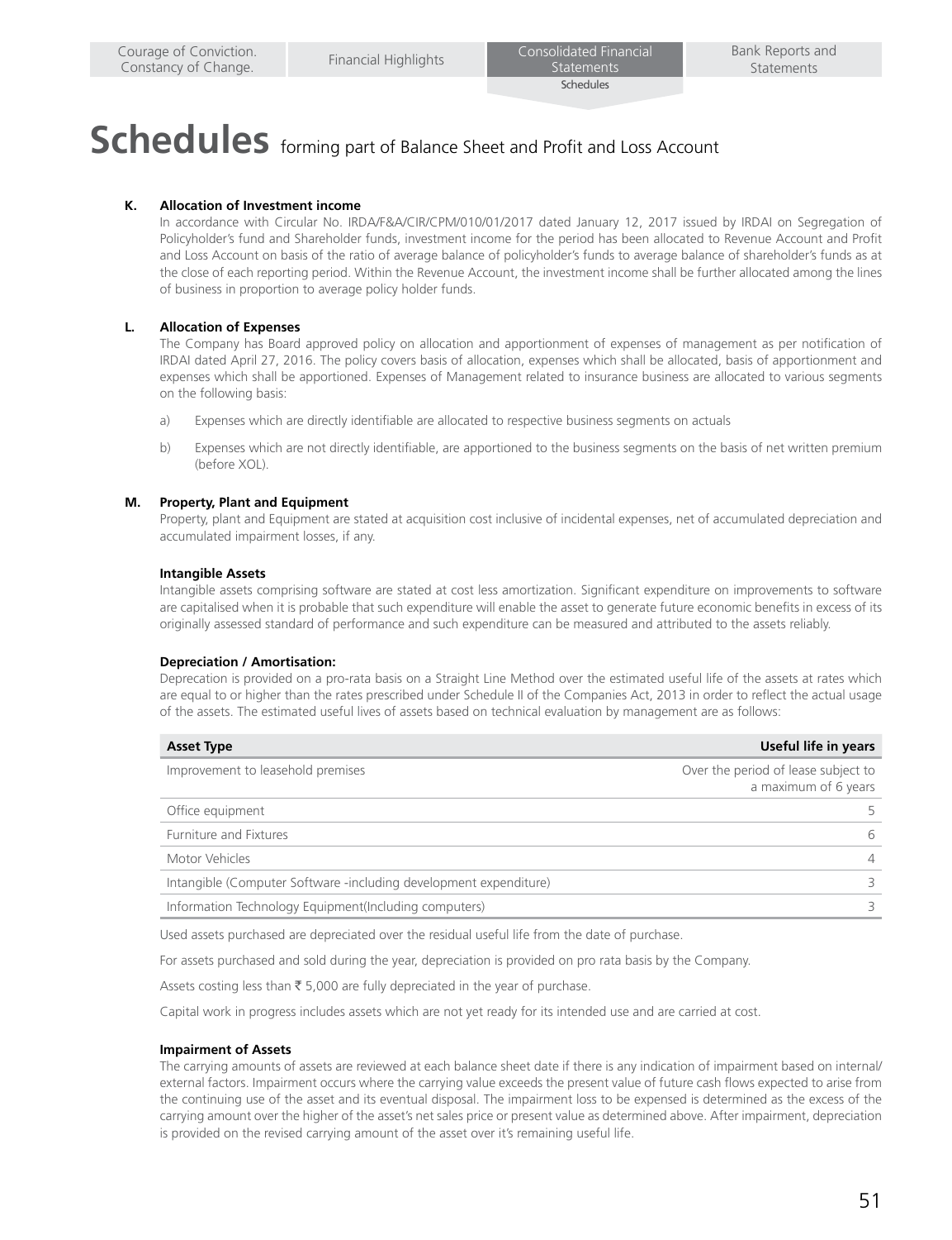# Schedules forming part of Balance Sheet and Profit and Loss Account

**K. Allocation of Investment income**

In accordance with Circular No. IRDA/F&A/CIR/CPM/010/01/2017 dated January 12, 2017 issued by IRDAI on Segregation of Policyholder's fund and Shareholder funds, investment income for the period has been allocated to Revenue Account and Profit and Loss Account on basis of the ratio of average balance of policyholder's funds to average balance of shareholder's funds as at the close of each reporting period. Within the Revenue Account, the investment income shall be further allocated among the lines of business in proportion to average policy holder funds.

**L. Allocation of Expenses**

The Company has Board approved policy on allocation and apportionment of expenses of management as per notification of IRDAI dated April 27, 2016. The policy covers basis of allocation, expenses which shall be allocated, basis of apportionment and expenses which shall be apportioned. Expenses of Management related to insurance business are allocated to various segments on the following basis:

a) Expenses which are directly identifiable are allocated to respective business segments on actuals

b) Expenses which are not directly identifiable, are apportioned to the business segments on the basis of net written premium (before XOL).

**M. Property, Plant and Equipment**

Property, plant and Equipment are stated at acquisition cost inclusive of incidental expenses, net of accumulated depreciation and accumulated impairment losses, if any.

**Intangible Assets**

Intangible assets comprising software are stated at cost less amortization. Significant expenditure on improvements to software are capitalised when it is probable that such expenditure will enable the asset to generate future economic benefits in excess of its originally assessed standard of performance and such expenditure can be measured and attributed to the assets reliably.

**Depreciation / Amortisation:**

Deprecation is provided on a pro-rata basis on a Straight Line Method over the estimated useful life of the assets at rates which are equal to or higher than the rates prescribed under Schedule II of the Companies Act, 2013 in order to reflect the actual usage of the assets. The estimated useful lives of assets based on technical evaluation by management are as follows:

| Asset Type | Useful life in years |
|---|---|
| Improvement to leasehold premises | Over the period of lease subject to a maximum of 6 years |
| Office equipment | 5 |
| Furniture and Fixtures | 6 |
| Motor Vehicles | 4 |
| Intangible (Computer Software -including development expenditure) | 3 |
| Information Technology Equipment(Including computers) | 3 |

Used assets purchased are depreciated over the residual useful life from the date of purchase.

For assets purchased and sold during the year, depreciation is provided on pro rata basis by the Company.

Assets costing less than ₹ 5,000 are fully depreciated in the year of purchase.

Capital work in progress includes assets which are not yet ready for its intended use and are carried at cost.

**Impairment of Assets**

The carrying amounts of assets are reviewed at each balance sheet date if there is any indication of impairment based on internal/ external factors. Impairment occurs where the carrying value exceeds the present value of future cash flows expected to arise from the continuing use of the asset and its eventual disposal. The impairment loss to be expensed is determined as the excess of the carrying amount over the higher of the asset's net sales price or present value as determined above. After impairment, depreciation is provided on the revised carrying amount of the asset over it's remaining useful life.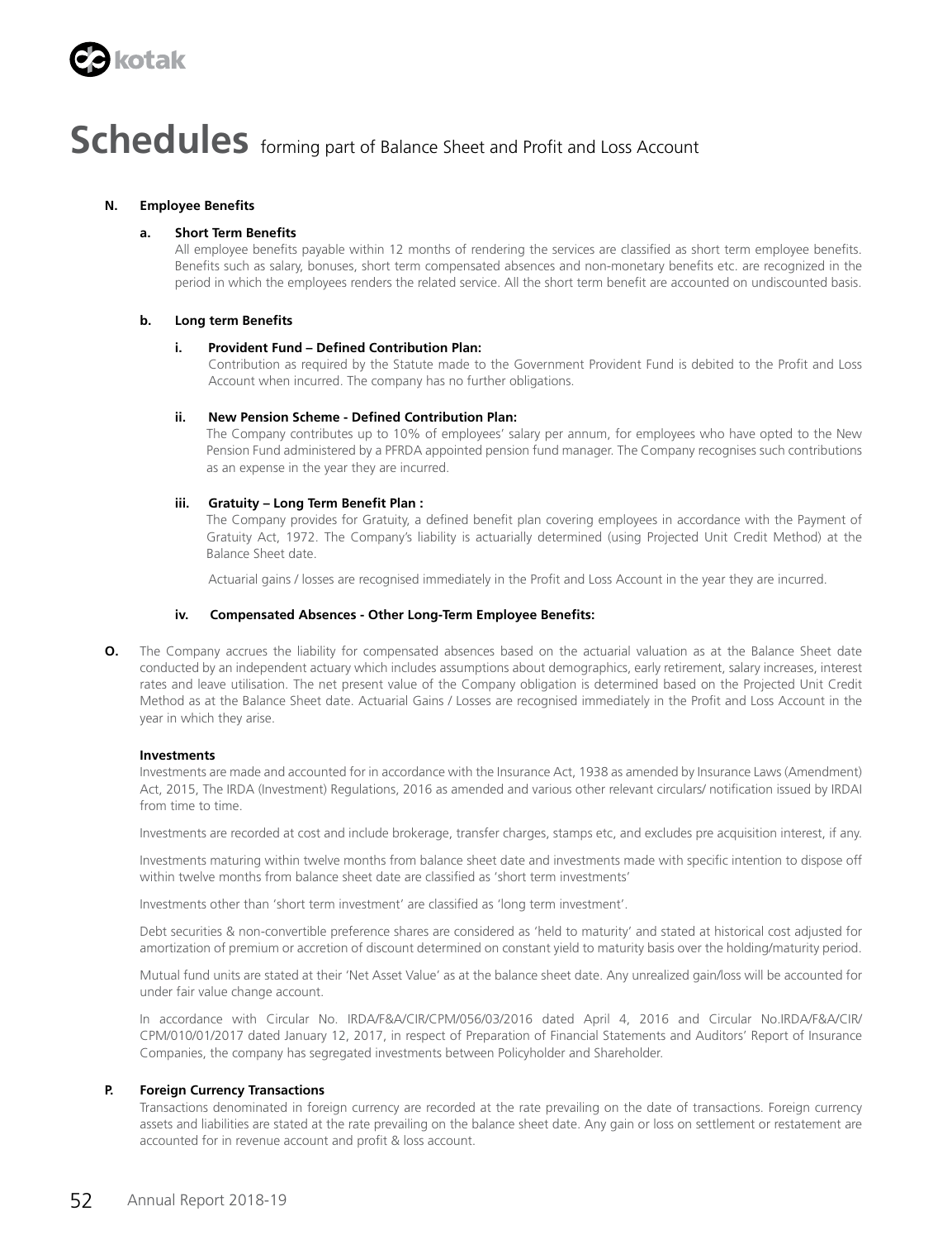# Schedules forming part of Balance Sheet and Profit and Loss Account

**N. Employee Benefits**

**a. Short Term Benefits**

All employee benefits payable within 12 months of rendering the services are classified as short term employee benefits. Benefits such as salary, bonuses, short term compensated absences and non-monetary benefits etc. are recognized in the period in which the employees renders the related service. All the short term benefit are accounted on undiscounted basis.

**b. Long term Benefits**

**i. Provident Fund – Defined Contribution Plan:**

Contribution as required by the Statute made to the Government Provident Fund is debited to the Profit and Loss Account when incurred. The company has no further obligations.

**ii. New Pension Scheme - Defined Contribution Plan:**

The Company contributes up to 10% of employees' salary per annum, for employees who have opted to the New Pension Fund administered by a PFRDA appointed pension fund manager. The Company recognises such contributions as an expense in the year they are incurred.

**iii. Gratuity – Long Term Benefit Plan :**

The Company provides for Gratuity, a defined benefit plan covering employees in accordance with the Payment of Gratuity Act, 1972. The Company's liability is actuarially determined (using Projected Unit Credit Method) at the Balance Sheet date.

Actuarial gains / losses are recognised immediately in the Profit and Loss Account in the year they are incurred.

**iv. Compensated Absences - Other Long-Term Employee Benefits:**

**O.** The Company accrues the liability for compensated absences based on the actuarial valuation as at the Balance Sheet date conducted by an independent actuary which includes assumptions about demographics, early retirement, salary increases, interest rates and leave utilisation. The net present value of the Company obligation is determined based on the Projected Unit Credit Method as at the Balance Sheet date. Actuarial Gains / Losses are recognised immediately in the Profit and Loss Account in the year in which they arise.

**Investments**

Investments are made and accounted for in accordance with the Insurance Act, 1938 as amended by Insurance Laws (Amendment) Act, 2015, The IRDA (Investment) Regulations, 2016 as amended and various other relevant circulars/ notification issued by IRDAI from time to time.

Investments are recorded at cost and include brokerage, transfer charges, stamps etc, and excludes pre acquisition interest, if any.

Investments maturing within twelve months from balance sheet date and investments made with specific intention to dispose off within twelve months from balance sheet date are classified as 'short term investments'

Investments other than 'short term investment' are classified as 'long term investment'.

Debt securities & non-convertible preference shares are considered as 'held to maturity' and stated at historical cost adjusted for amortization of premium or accretion of discount determined on constant yield to maturity basis over the holding/maturity period.

Mutual fund units are stated at their 'Net Asset Value' as at the balance sheet date. Any unrealized gain/loss will be accounted for under fair value change account.

In accordance with Circular No. IRDA/F&A/CIR/CPM/056/03/2016 dated April 4, 2016 and Circular No.IRDA/F&A/CIR/CPM/010/01/2017 dated January 12, 2017, in respect of Preparation of Financial Statements and Auditors' Report of Insurance Companies, the company has segregated investments between Policyholder and Shareholder.

**P. Foreign Currency Transactions**

Transactions denominated in foreign currency are recorded at the rate prevailing on the date of transactions. Foreign currency assets and liabilities are stated at the rate prevailing on the balance sheet date. Any gain or loss on settlement or restatement are accounted for in revenue account and profit & loss account.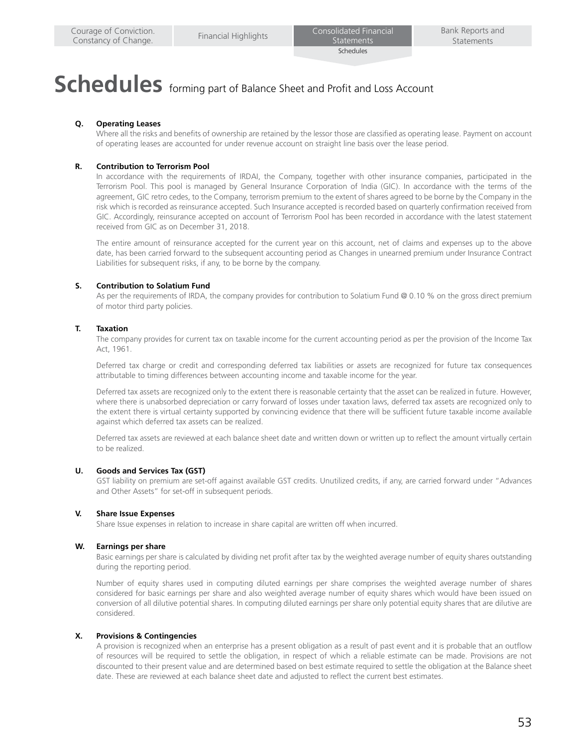# Schedules forming part of Balance Sheet and Profit and Loss Account

**Q. Operating Leases**

Where all the risks and benefits of ownership are retained by the lessor those are classified as operating lease. Payment on account of operating leases are accounted for under revenue account on straight line basis over the lease period.

**R. Contribution to Terrorism Pool**

In accordance with the requirements of IRDAI, the Company, together with other insurance companies, participated in the Terrorism Pool. This pool is managed by General Insurance Corporation of India (GIC). In accordance with the terms of the agreement, GIC retro cedes, to the Company, terrorism premium to the extent of shares agreed to be borne by the Company in the risk which is recorded as reinsurance accepted. Such Insurance accepted is recorded based on quarterly confirmation received from GIC. Accordingly, reinsurance accepted on account of Terrorism Pool has been recorded in accordance with the latest statement received from GIC as on December 31, 2018.

The entire amount of reinsurance accepted for the current year on this account, net of claims and expenses up to the above date, has been carried forward to the subsequent accounting period as Changes in unearned premium under Insurance Contract Liabilities for subsequent risks, if any, to be borne by the company.

**S. Contribution to Solatium Fund**

As per the requirements of IRDA, the company provides for contribution to Solatium Fund @ 0.10 % on the gross direct premium of motor third party policies.

**T. Taxation**

The company provides for current tax on taxable income for the current accounting period as per the provision of the Income Tax Act, 1961.

Deferred tax charge or credit and corresponding deferred tax liabilities or assets are recognized for future tax consequences attributable to timing differences between accounting income and taxable income for the year.

Deferred tax assets are recognized only to the extent there is reasonable certainty that the asset can be realized in future. However, where there is unabsorbed depreciation or carry forward of losses under taxation laws, deferred tax assets are recognized only to the extent there is virtual certainty supported by convincing evidence that there will be sufficient future taxable income available against which deferred tax assets can be realized.

Deferred tax assets are reviewed at each balance sheet date and written down or written up to reflect the amount virtually certain to be realized.

**U. Goods and Services Tax (GST)**

GST liability on premium are set-off against available GST credits. Unutilized credits, if any, are carried forward under "Advances and Other Assets" for set-off in subsequent periods.

**V. Share Issue Expenses**

Share Issue expenses in relation to increase in share capital are written off when incurred.

**W. Earnings per share**

Basic earnings per share is calculated by dividing net profit after tax by the weighted average number of equity shares outstanding during the reporting period.

Number of equity shares used in computing diluted earnings per share comprises the weighted average number of shares considered for basic earnings per share and also weighted average number of equity shares which would have been issued on conversion of all dilutive potential shares. In computing diluted earnings per share only potential equity shares that are dilutive are considered.

**X. Provisions & Contingencies**

A provision is recognized when an enterprise has a present obligation as a result of past event and it is probable that an outflow of resources will be required to settle the obligation, in respect of which a reliable estimate can be made. Provisions are not discounted to their present value and are determined based on best estimate required to settle the obligation at the Balance sheet date. These are reviewed at each balance sheet date and adjusted to reflect the current best estimates.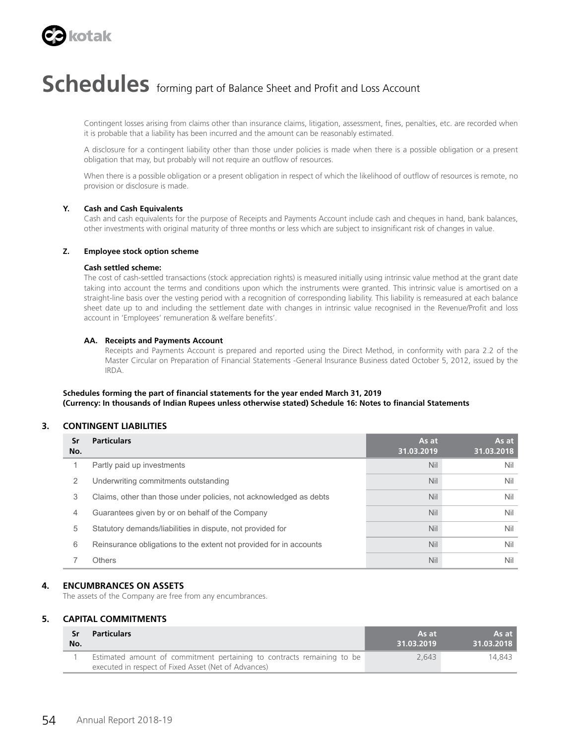# Schedules forming part of Balance Sheet and Profit and Loss Account

Contingent losses arising from claims other than insurance claims, litigation, assessment, fines, penalties, etc. are recorded when it is probable that a liability has been incurred and the amount can be reasonably estimated.

A disclosure for a contingent liability other than those under policies is made when there is a possible obligation or a present obligation that may, but probably will not require an outflow of resources.

When there is a possible obligation or a present obligation in respect of which the likelihood of outflow of resources is remote, no provision or disclosure is made.

**Y. Cash and Cash Equivalents**

Cash and cash equivalents for the purpose of Receipts and Payments Account include cash and cheques in hand, bank balances, other investments with original maturity of three months or less which are subject to insignificant risk of changes in value.

**Z. Employee stock option scheme**

**Cash settled scheme:**

The cost of cash-settled transactions (stock appreciation rights) is measured initially using intrinsic value method at the grant date taking into account the terms and conditions upon which the instruments were granted. This intrinsic value is amortised on a straight-line basis over the vesting period with a recognition of corresponding liability. This liability is remeasured at each balance sheet date up to and including the settlement date with changes in intrinsic value recognised in the Revenue/Profit and loss account in 'Employees' remuneration & welfare benefits'.

**AA. Receipts and Payments Account**

Receipts and Payments Account is prepared and reported using the Direct Method, in conformity with para 2.2 of the Master Circular on Preparation of Financial Statements -General Insurance Business dated October 5, 2012, issued by the IRDA.

**Schedules forming the part of financial statements for the year ended March 31, 2019**
**(Currency: In thousands of Indian Rupees unless otherwise stated) Schedule 16: Notes to financial Statements**

## 3. CONTINGENT LIABILITIES

| Sr No. | Particulars | As at 31.03.2019 | As at 31.03.2018 |
|---|---|---|---|
| 1 | Partly paid up investments | Nil | Nil |
| 2 | Underwriting commitments outstanding | Nil | Nil |
| 3 | Claims, other than those under policies, not acknowledged as debts | Nil | Nil |
| 4 | Guarantees given by or on behalf of the Company | Nil | Nil |
| 5 | Statutory demands/liabilities in dispute, not provided for | Nil | Nil |
| 6 | Reinsurance obligations to the extent not provided for in accounts | Nil | Nil |
| 7 | Others | Nil | Nil |

## 4. ENCUMBRANCES ON ASSETS

The assets of the Company are free from any encumbrances.

## 5. CAPITAL COMMITMENTS

| Sr No. | Particulars | As at 31.03.2019 | As at 31.03.2018 |
|---|---|---|---|
| 1 | Estimated amount of commitment pertaining to contracts remaining to be executed in respect of Fixed Asset (Net of Advances) | 2,643 | 14,843 |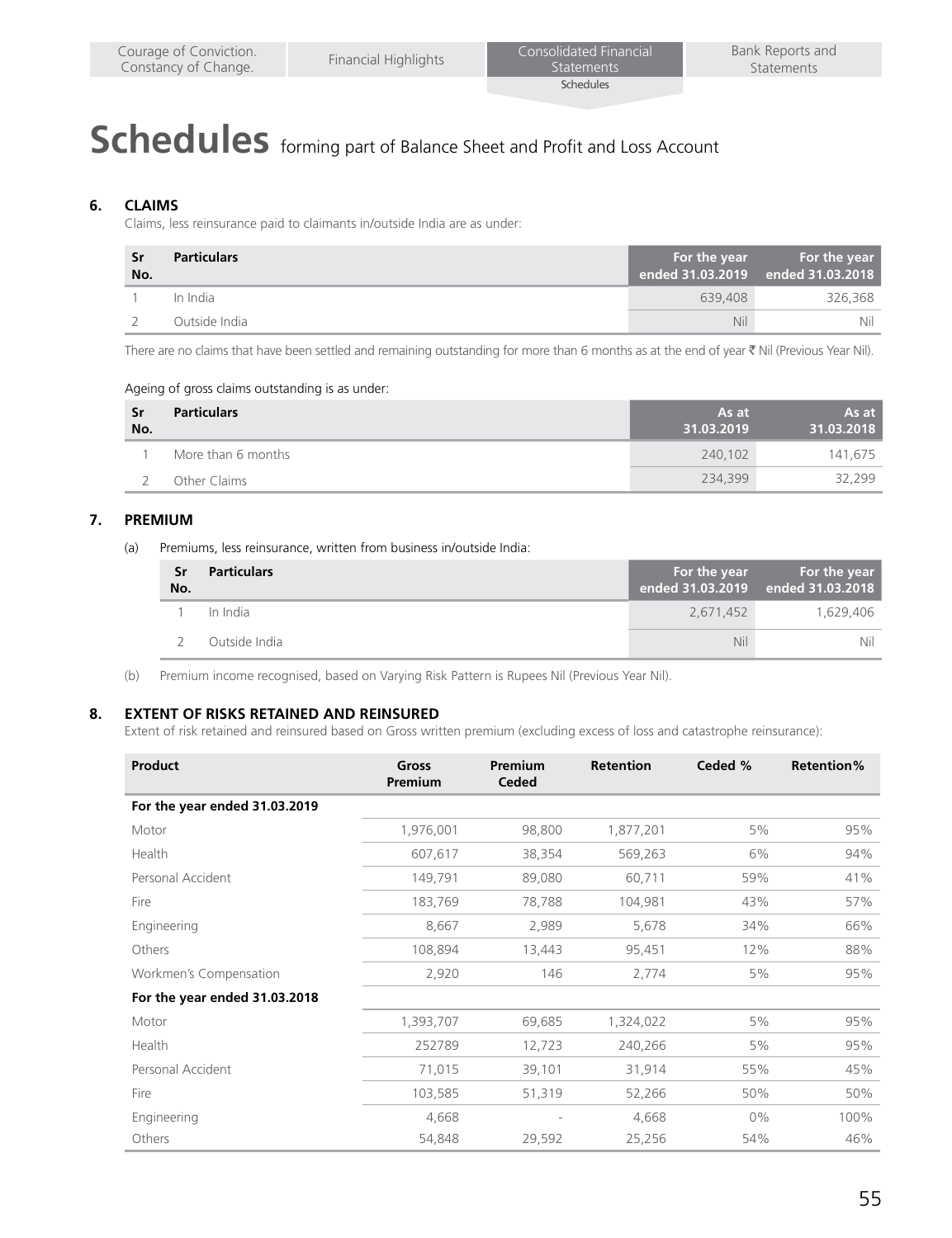# Schedules forming part of Balance Sheet and Profit and Loss Account

## 6. CLAIMS

Claims, less reinsurance paid to claimants in/outside India are as under:

| Sr No. | Particulars | For the year ended 31.03.2019 | For the year ended 31.03.2018 |
|---|---|---|---|
| 1 | In India | 639,408 | 326,368 |
| 2 | Outside India | Nil | Nil |

There are no claims that have been settled and remaining outstanding for more than 6 months as at the end of year ₹ Nil (Previous Year Nil).

Ageing of gross claims outstanding is as under:

| Sr No. | Particulars | As at 31.03.2019 | As at 31.03.2018 |
|---|---|---|---|
| 1 | More than 6 months | 240,102 | 141,675 |
| 2 | Other Claims | 234,399 | 32,299 |

## 7. PREMIUM

(a) Premiums, less reinsurance, written from business in/outside India:

| Sr No. | Particulars | For the year ended 31.03.2019 | For the year ended 31.03.2018 |
|---|---|---|---|
| 1 | In India | 2,671,452 | 1,629,406 |
| 2 | Outside India | Nil | Nil |

(b) Premium income recognised, based on Varying Risk Pattern is Rupees Nil (Previous Year Nil).

## 8. EXTENT OF RISKS RETAINED AND REINSURED

Extent of risk retained and reinsured based on Gross written premium (excluding excess of loss and catastrophe reinsurance):

| Product | Gross Premium | Premium Ceded | Retention | Ceded % | Retention% |
|---|---|---|---|---|---|
| **For the year ended 31.03.2019** | | | | | |
| Motor | 1,976,001 | 98,800 | 1,877,201 | 5% | 95% |
| Health | 607,617 | 38,354 | 569,263 | 6% | 94% |
| Personal Accident | 149,791 | 89,080 | 60,711 | 59% | 41% |
| Fire | 183,769 | 78,788 | 104,981 | 43% | 57% |
| Engineering | 8,667 | 2,989 | 5,678 | 34% | 66% |
| Others | 108,894 | 13,443 | 95,451 | 12% | 88% |
| Workmen's Compensation | 2,920 | 146 | 2,774 | 5% | 95% |
| **For the year ended 31.03.2018** | | | | | |
| Motor | 1,393,707 | 69,685 | 1,324,022 | 5% | 95% |
| Health | 252789 | 12,723 | 240,266 | 5% | 95% |
| Personal Accident | 71,015 | 39,101 | 31,914 | 55% | 45% |
| Fire | 103,585 | 51,319 | 52,266 | 50% | 50% |
| Engineering | 4,668 | - | 4,668 | 0% | 100% |
| Others | 54,848 | 29,592 | 25,256 | 54% | 46% |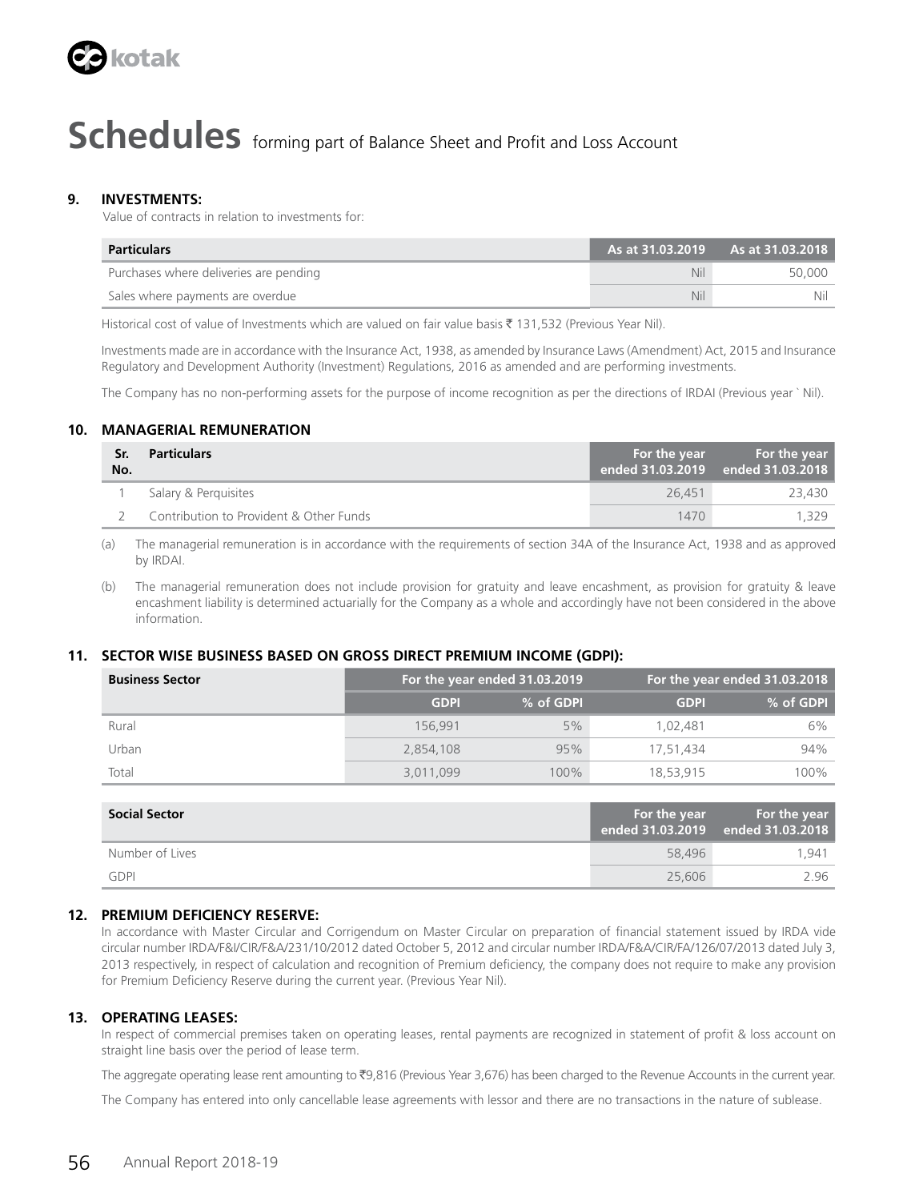# Schedules forming part of Balance Sheet and Profit and Loss Account

### 9. INVESTMENTS:

Value of contracts in relation to investments for:

| Particulars | As at 31.03.2019 | As at 31.03.2018 |
|---|---|---|
| Purchases where deliveries are pending | Nil | 50,000 |
| Sales where payments are overdue | Nil | Nil |

Historical cost of value of Investments which are valued on fair value basis ₹ 131,532 (Previous Year Nil).

Investments made are in accordance with the Insurance Act, 1938, as amended by Insurance Laws (Amendment) Act, 2015 and Insurance Regulatory and Development Authority (Investment) Regulations, 2016 as amended and are performing investments.

The Company has no non-performing assets for the purpose of income recognition as per the directions of IRDAI (Previous year ` Nil).

### 10. MANAGERIAL REMUNERATION

| Sr. No. | Particulars | For the year ended 31.03.2019 | For the year ended 31.03.2018 |
|---|---|---|---|
| 1 | Salary & Perquisites | 26,451 | 23,430 |
| 2 | Contribution to Provident & Other Funds | 1470 | 1,329 |

(a) The managerial remuneration is in accordance with the requirements of section 34A of the Insurance Act, 1938 and as approved by IRDAI.

(b) The managerial remuneration does not include provision for gratuity and leave encashment, as provision for gratuity & leave encashment liability is determined actuarially for the Company as a whole and accordingly have not been considered in the above information.

### 11. SECTOR WISE BUSINESS BASED ON GROSS DIRECT PREMIUM INCOME (GDPI):

| Business Sector | For the year ended 31.03.2019 | | For the year ended 31.03.2018 | |
|---|---|---|---|---|
| | GDPI | % of GDPI | GDPI | % of GDPI |
| Rural | 156,991 | 5% | 1,02,481 | 6% |
| Urban | 2,854,108 | 95% | 17,51,434 | 94% |
| Total | 3,011,099 | 100% | 18,53,915 | 100% |

| Social Sector | For the year ended 31.03.2019 | For the year ended 31.03.2018 |
|---|---|---|
| Number of Lives | 58,496 | 1,941 |
| GDPI | 25,606 | 2.96 |

### 12. PREMIUM DEFICIENCY RESERVE:

In accordance with Master Circular and Corrigendum on Master Circular on preparation of financial statement issued by IRDA vide circular number IRDA/F&I/CIR/F&A/231/10/2012 dated October 5, 2012 and circular number IRDA/F&A/CIR/FA/126/07/2013 dated July 3, 2013 respectively, in respect of calculation and recognition of Premium deficiency, the company does not require to make any provision for Premium Deficiency Reserve during the current year. (Previous Year Nil).

### 13. OPERATING LEASES:

In respect of commercial premises taken on operating leases, rental payments are recognized in statement of profit & loss account on straight line basis over the period of lease term.

The aggregate operating lease rent amounting to ₹9,816 (Previous Year 3,676) has been charged to the Revenue Accounts in the current year.

The Company has entered into only cancellable lease agreements with lessor and there are no transactions in the nature of sublease.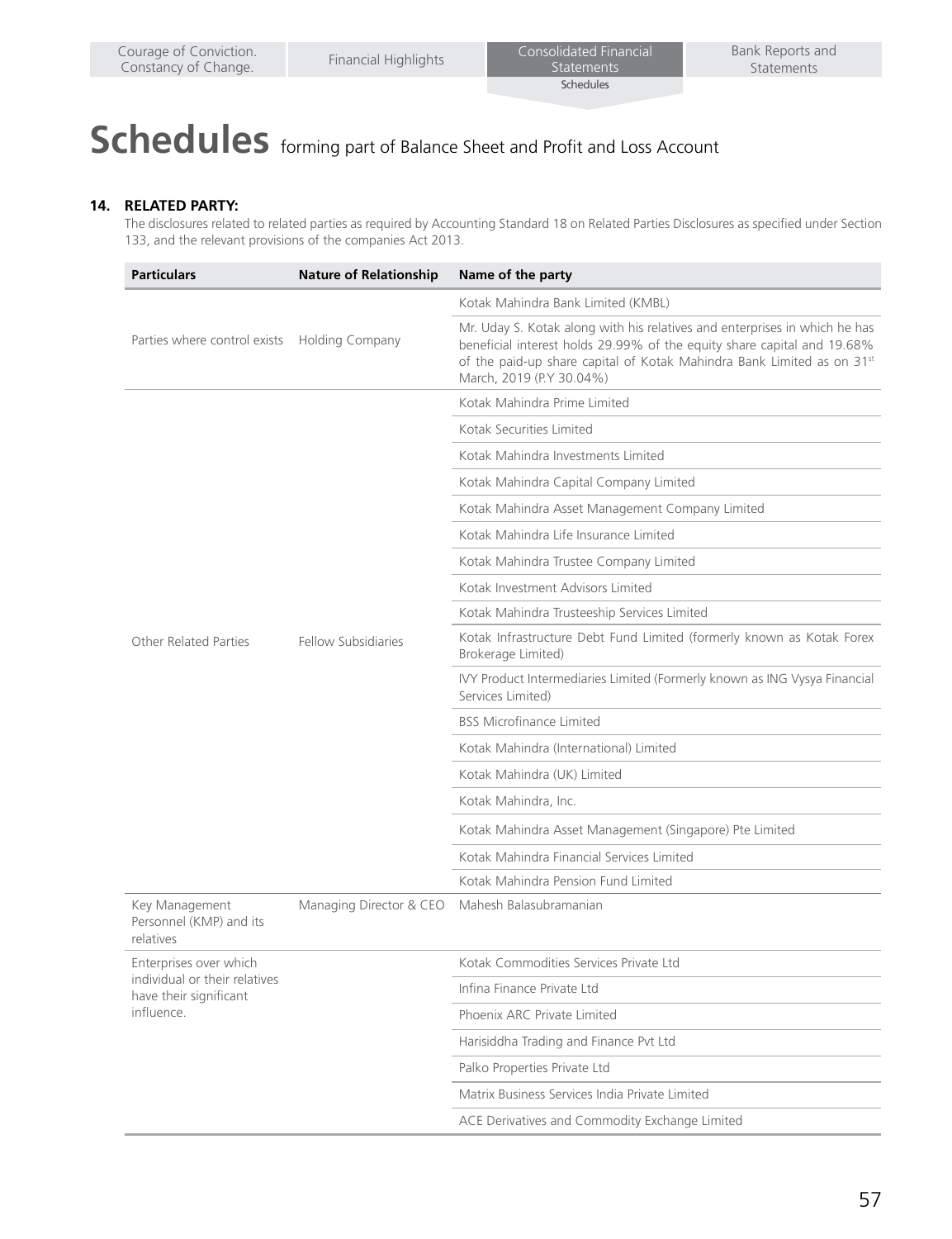# Schedules forming part of Balance Sheet and Profit and Loss Account

**14. RELATED PARTY:**

The disclosures related to related parties as required by Accounting Standard 18 on Related Parties Disclosures as specified under Section 133, and the relevant provisions of the companies Act 2013.

| Particulars | Nature of Relationship | Name of the party |
|---|---|---|
| Parties where control exists | Holding Company | Kotak Mahindra Bank Limited (KMBL) |
| | | Mr. Uday S. Kotak along with his relatives and enterprises in which he has beneficial interest holds 29.99% of the equity share capital and 19.68% of the paid-up share capital of Kotak Mahindra Bank Limited as on 31st March, 2019 (P.Y 30.04%) |
| Other Related Parties | Fellow Subsidiaries | Kotak Mahindra Prime Limited |
| | | Kotak Securities Limited |
| | | Kotak Mahindra Investments Limited |
| | | Kotak Mahindra Capital Company Limited |
| | | Kotak Mahindra Asset Management Company Limited |
| | | Kotak Mahindra Life Insurance Limited |
| | | Kotak Mahindra Trustee Company Limited |
| | | Kotak Investment Advisors Limited |
| | | Kotak Mahindra Trusteeship Services Limited |
| | | Kotak Infrastructure Debt Fund Limited (formerly known as Kotak Forex Brokerage Limited) |
| | | IVY Product Intermediaries Limited (Formerly known as ING Vysya Financial Services Limited) |
| | | BSS Microfinance Limited |
| | | Kotak Mahindra (International) Limited |
| | | Kotak Mahindra (UK) Limited |
| | | Kotak Mahindra, Inc. |
| | | Kotak Mahindra Asset Management (Singapore) Pte Limited |
| | | Kotak Mahindra Financial Services Limited |
| | | Kotak Mahindra Pension Fund Limited |
| Key Management Personnel (KMP) and its relatives | Managing Director & CEO | Mahesh Balasubramanian |
| Enterprises over which individual or their relatives have their significant influence. | | Kotak Commodities Services Private Ltd |
| | | Infina Finance Private Ltd |
| | | Phoenix ARC Private Limited |
| | | Harisiddha Trading and Finance Pvt Ltd |
| | | Palko Properties Private Ltd |
| | | Matrix Business Services India Private Limited |
| | | ACE Derivatives and Commodity Exchange Limited |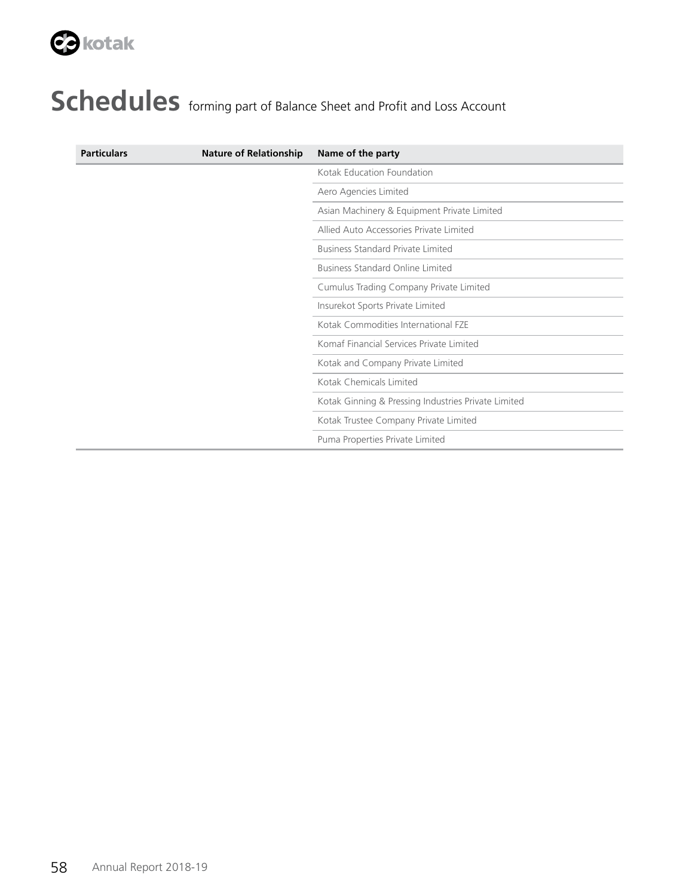# Schedules forming part of Balance Sheet and Profit and Loss Account

| Particulars | Nature of Relationship | Name of the party |
|---|---|---|
| | | Kotak Education Foundation |
| | | Aero Agencies Limited |
| | | Asian Machinery & Equipment Private Limited |
| | | Allied Auto Accessories Private Limited |
| | | Business Standard Private Limited |
| | | Business Standard Online Limited |
| | | Cumulus Trading Company Private Limited |
| | | Insurekot Sports Private Limited |
| | | Kotak Commodities International FZE |
| | | Komaf Financial Services Private Limited |
| | | Kotak and Company Private Limited |
| | | Kotak Chemicals Limited |
| | | Kotak Ginning & Pressing Industries Private Limited |
| | | Kotak Trustee Company Private Limited |
| | | Puma Properties Private Limited |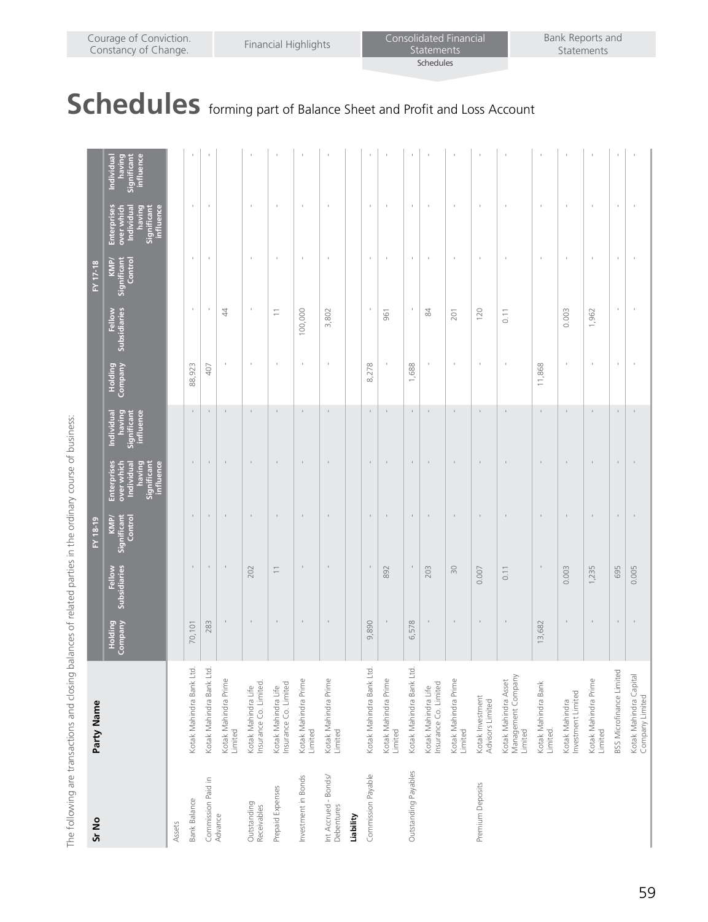# Schedules forming part of Balance Sheet and Profit and Loss Account

The following are transactions and closing balances of related parties in the ordinary course of business:

| Sr No | Party Name | FY 18-19 | | | | | FY 17-18 | | | | |
|---|---|---|---|---|---|---|---|---|---|---|---|
| | | Holding Company | Fellow Subsidiaries | KMP/ Significant Control | Enterprises over which Individual having Significant influence | Individual having Significant influence | Holding Company | Fellow Subsidiaries | KMP/ Significant Control | Enterprises over which Individual having Significant influence | Individual having Significant influence |
| Assets | | | | | | | | | | | |
| Bank Balance | Kotak Mahindra Bank Ltd. | 70,101 | - | - | - | - | 88,923 | - | - | - | - |
| Commission Paid in Advance | Kotak Mahindra Bank Ltd. | 283 | - | - | - | - | 407 | - | - | - | - |
| | Kotak Mahindra Prime Limited | - | - | - | - | - | - | 44 | | | |
| Outstanding Receivables | Kotak Mahindra Life Insurance Co. Limited. | - | 202 | - | - | - | - | - | - | - | - |
| Prepaid Expenses | Kotak Mahindra Life Insurance Co. Limited | - | 11 | - | - | - | - | 11 | - | - | - |
| Investment in Bonds | Kotak Mahindra Prime Limited | - | - | - | - | - | - | 100,000 | - | - | - |
| Int Accrued - Bonds/ Debentures | Kotak Mahindra Prime Limited | - | - | - | - | - | - | 3,802 | - | - | - |
| **Liability** | | | | | | | | | | | |
| Commission Payable | Kotak Mahindra Bank Ltd. | 9,890 | - | - | - | - | 8,278 | - | - | - | - |
| | Kotak Mahindra Prime Limited | - | 892 | - | - | - | - | 961 | - | - | - |
| Outstanding Payables | Kotak Mahindra Bank Ltd. | 6,578 | - | - | - | - | 1,688 | - | - | - | - |
| | Kotak Mahindra Life Insurance Co. Limited | - | 203 | - | - | - | - | 84 | - | - | - |
| | Kotak Mahindra Prime Limited | - | 30 | - | - | - | - | 201 | - | - | - |
| Premium Deposits | Kotak Investment Advisors Limited | - | 0.007 | - | - | - | - | 120 | - | - | - |
| | Kotak Mahindra Asset Management Company Limited | - | 0.11 | - | - | - | - | 0.11 | - | - | - |
| | Kotak Mahindra Bank Limited. | 13,682 | - | - | - | - | 11,868 | - | - | - | - |
| | Kotak Mahindra Investment Limited | - | 0.003 | - | - | - | - | 0.003 | - | - | - |
| | Kotak Mahindra Prime Limited | - | 1,235 | - | - | - | - | 1,962 | - | - | - |
| | BSS Microfinance Limited | - | 695 | - | - | - | - | - | - | - | - |
| | Kotak Mahindra Capital Company Limited | - | 0.005 | - | - | - | - | - | - | - | - |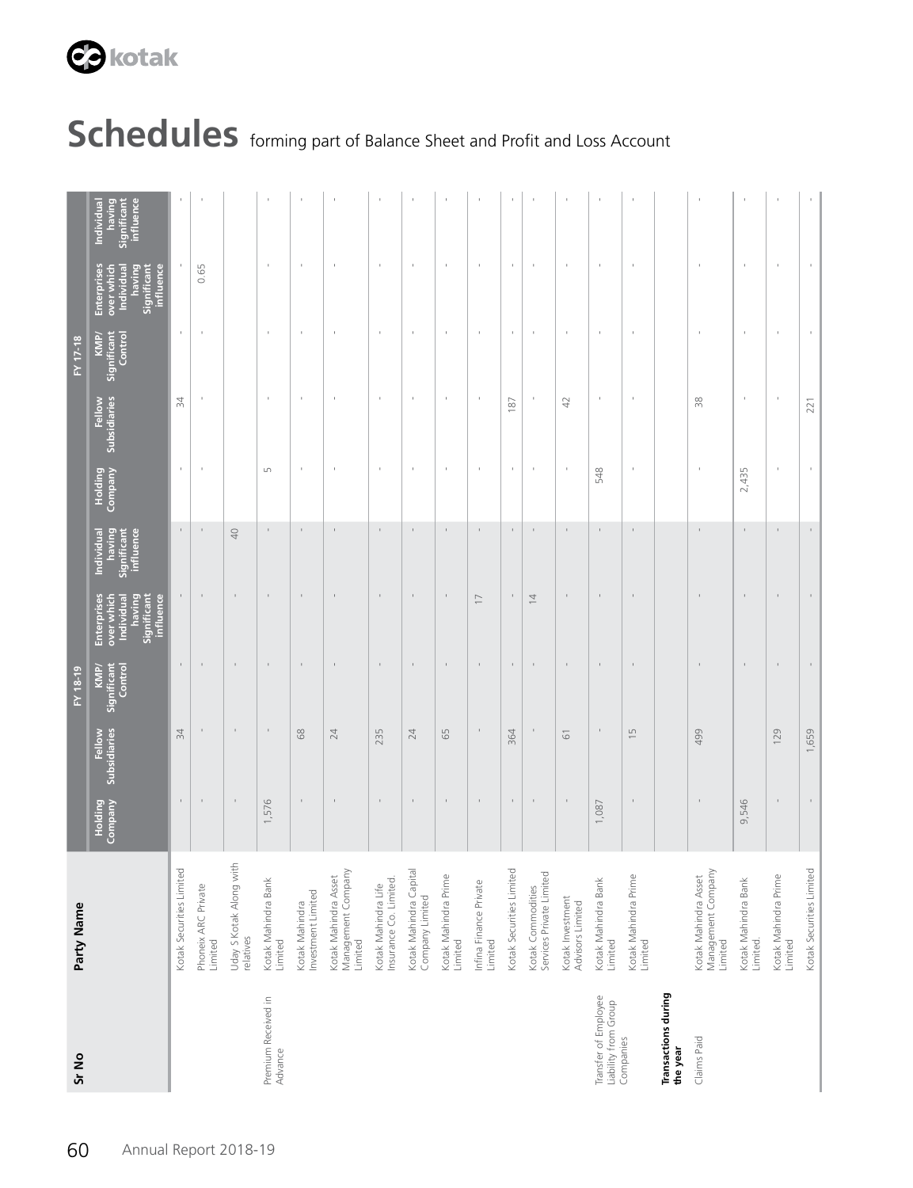# Schedules forming part of Balance Sheet and Profit and Loss Account

| Sr No | Party Name | FY 18-19 | | | | | FY 17-18 | | | | |
|---|---|---|---|---|---|---|---|---|---|---|---|
| | | Holding Company | Fellow Subsidiaries | KMP/ Significant Control | Enterprises over which Individual having Significant influence | Individual having Significant influence | Holding Company | Fellow Subsidiaries | KMP/ Significant Control | Enterprises over which Individual having Significant influence | Individual having Significant influence |
| | Kotak Securities Limited | - | 34 | - | - | - | - | 34 | - | - | - |
| | Phoenix ARC Private Limited | - | - | - | - | - | - | - | - | 0.65 | - |
| | Uday S Kotak Along with relatives | - | - | - | - | 40 | | | | | |
| Premium Received in Advance | Kotak Mahindra Bank Limited | 1,576 | - | - | - | - | 5 | - | - | - | - |
| | Kotak Mahindra Investment Limited | - | 68 | - | - | - | - | - | - | - | - |
| | Kotak Mahindra Asset Management Company Limited | - | 24 | - | - | - | - | - | - | - | - |
| | Kotak Mahindra Life Insurance Co. Limited. | - | 235 | - | - | - | - | - | - | - | - |
| | Kotak Mahindra Capital Company Limited | - | 24 | - | - | - | - | - | - | - | - |
| | Kotak Mahindra Prime Limited | - | 65 | - | - | - | - | - | - | - | - |
| | Infina Finance Private Limited | - | - | - | 17 | - | - | - | - | - | - |
| | Kotak Securities Limited | - | 364 | - | - | - | - | 187 | - | - | - |
| | Kotak Commodities Services Private Limited | - | - | - | 14 | - | - | - | - | - | - |
| | Kotak Investment Advisors Limited | - | 61 | - | - | - | - | 42 | - | - | - |
| Transfer of Employee Liability from Group Companies | Kotak Mahindra Bank Limited | 1,087 | - | - | - | - | 548 | - | - | - | - |
| | Kotak Mahindra Prime Limited | - | 15 | - | - | - | - | - | - | - | - |
| **Transactions during the year** | | | | | | | | | | | |
| Claims Paid | Kotak Mahindra Asset Management Company Limited | - | 499 | - | - | - | - | 38 | - | - | - |
| | Kotak Mahindra Bank Limited. | 9,546 | | - | - | - | 2,435 | - | - | - | - |
| | Kotak Mahindra Prime Limited | - | 129 | - | - | - | - | - | - | - | - |
| | Kotak Securities Limited | - | 1,659 | - | - | - | - | 221 | - | - | - |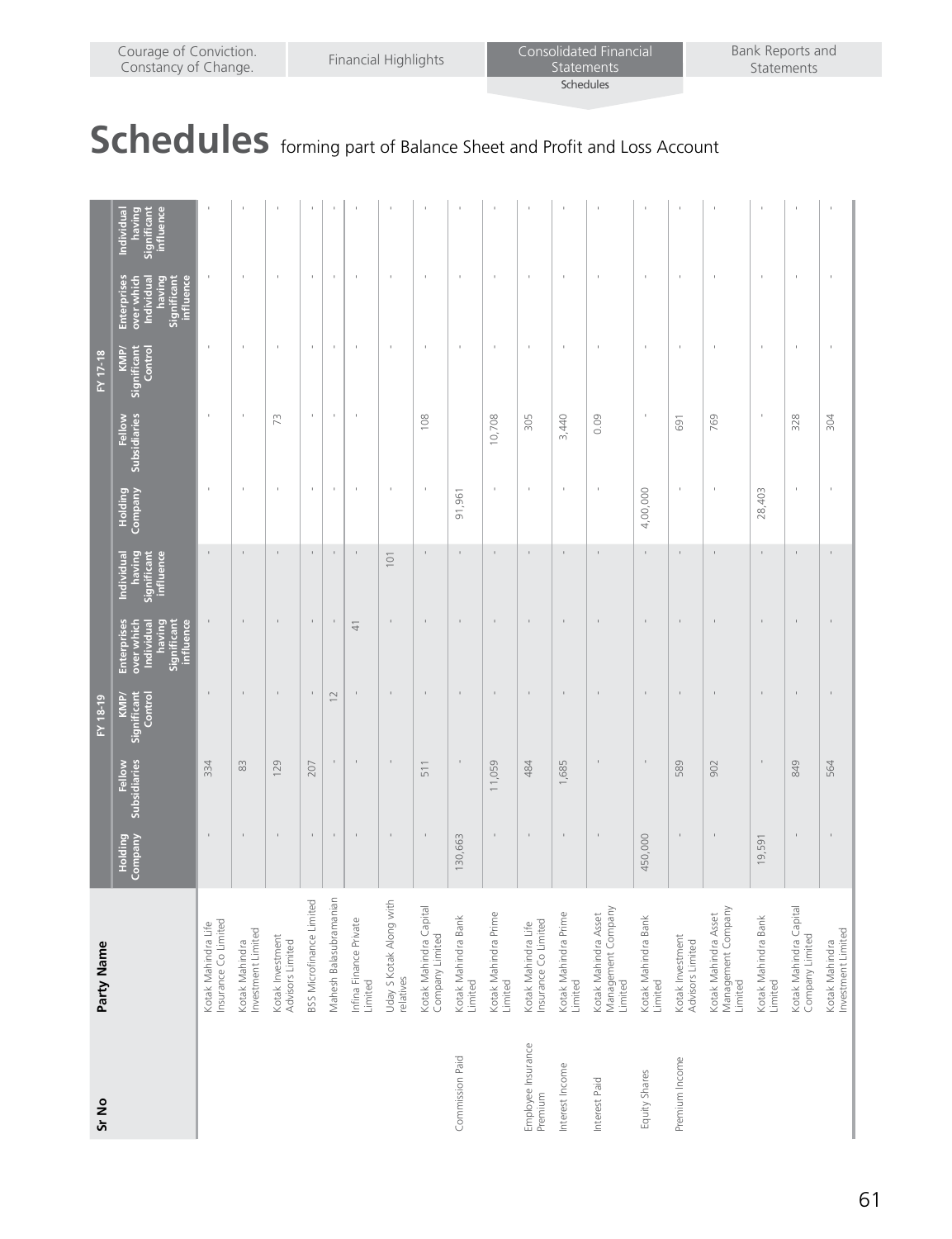# Schedules forming part of Balance Sheet and Profit and Loss Account

| Sr No | Party Name | FY 18-19 | | | | | FY 17-18 | | | | |
|---|---|---|---|---|---|---|---|---|---|---|---|
| | | Holding Company | Fellow Subsidiaries | KMP/ Significant Control | Enterprises over which Individual having Significant influence | Individual having Significant influence | Holding Company | Fellow Subsidiaries | KMP/ Significant Control | Enterprises over which Individual having Significant influence | Individual having Significant influence |
| | Kotak Mahindra Life Insurance Co Limited | - | 334 | - | - | - | - | - | - | - | - |
| | Kotak Mahindra Investment Limited | - | 83 | - | - | - | - | - | - | - | - |
| | Kotak Investment Advisors Limited | - | 129 | - | - | - | - | 73 | - | - | - |
| | BSS Microfinance Limited | - | 207 | - | - | - | - | - | - | - | - |
| | Mahesh Balasubramanian | - | - | 12 | - | - | - | - | - | - | - |
| | Infina Finance Private Limited | - | - | - | 41 | - | - | - | - | - | - |
| | Uday S Kotak Along with relatives | - | - | - | - | 101 | - | - | - | - | - |
| | Kotak Mahindra Capital Company Limited | - | 511 | - | - | - | - | 108 | - | - | - |
| Commission Paid | Kotak Mahindra Bank Limited | 130,663 | - | - | - | - | 91,961 | | - | - | - |
| | Kotak Mahindra Prime Limited | - | 11,059 | - | - | - | - | 10,708 | - | - | - |
| Employee Insurance Premium | Kotak Mahindra Life Insurance Co Limited | - | 484 | - | - | - | - | 305 | - | - | - |
| Interest Income | Kotak Mahindra Prime Limited | - | 1,685 | - | - | - | - | 3,440 | - | - | - |
| Interest Paid | Kotak Mahindra Asset Management Company Limited | - | - | - | - | - | - | 0.09 | - | - | - |
| Equity Shares | Kotak Mahindra Bank Limited | 450,000 | - | - | - | - | 4,00,000 | - | - | - | - |
| Premium Income | Kotak Investment Advisors Limited | - | 589 | - | - | - | - | 691 | - | - | - |
| | Kotak Mahindra Asset Management Company Limited | - | 902 | - | - | - | - | 769 | - | - | - |
| | Kotak Mahindra Bank Limited | 19,591 | - | - | - | - | 28,403 | - | - | - | - |
| | Kotak Mahindra Capital Company Limited | - | 849 | - | - | - | - | 328 | - | - | - |
| | Kotak Mahindra Investment Limited | - | 564 | - | - | - | - | 304 | - | - | - |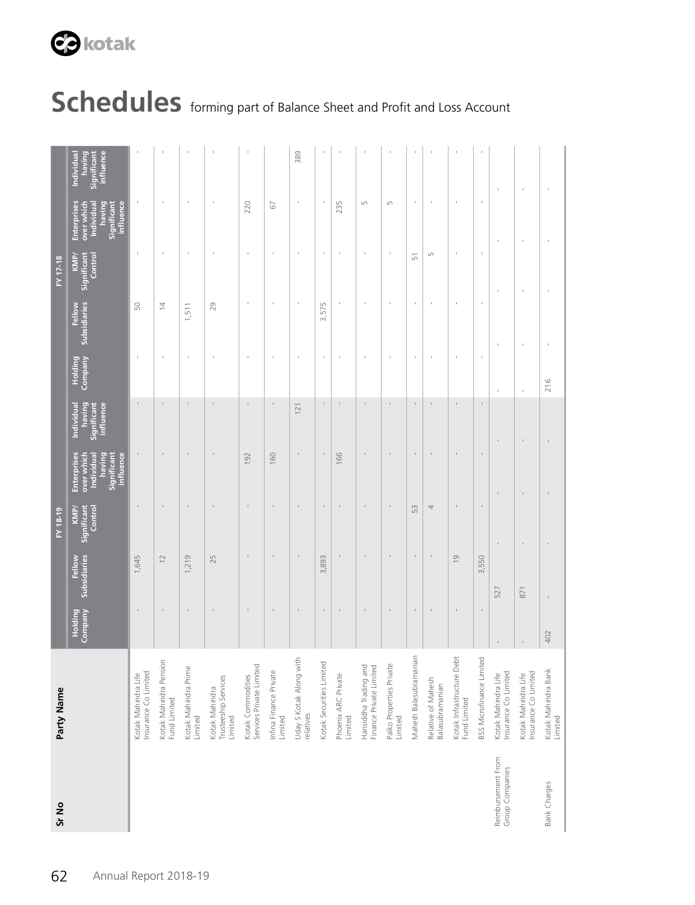# Schedules forming part of Balance Sheet and Profit and Loss Account

| Sr No | Party Name | FY 18-19 | | | | | FY 17-18 | | | | |
|---|---|---|---|---|---|---|---|---|---|---|---|
| | | Holding Company | Fellow Subsidiaries | KMP/ Significant Control | Enterprises over which Individual having Significant influence | Individual having Significant influence | Holding Company | Fellow Subsidiaries | KMP/ Significant Control | Enterprises over which Individual having Significant influence | Individual having Significant influence |
| | Kotak Mahindra Life Insurance Co Limited | - | 1,645 | - | - | - | - | 50 | - | - | - |
| | Kotak Mahindra Pension Fund Limited | - | 12 | - | - | - | - | 14 | - | - | - |
| | Kotak Mahindra Prime Limited | - | 1,219 | - | - | - | - | 1,511 | - | - | - |
| | Kotak Mahindra Trusteeship Services Limited | - | 25 | - | - | - | - | 29 | - | - | - |
| | Kotak Commodities Services Private Limited | - | - | - | 192 | - | - | - | - | 220 | - |
| | Infina Finance Private Limited | - | - | - | 160 | - | - | - | - | 67 | - |
| | Uday S Kotak Along with relatives | - | - | - | - | 121 | - | - | - | - | 389 |
| | Kotak Securities Limited | - | 3,893 | - | - | - | - | 3,575 | - | - | - |
| | Phoenix ARC Private Limited | - | - | - | 166 | - | - | - | - | 235 | - |
| | Harisiddha Trading and Finance Private Limited | - | - | - | - | - | - | - | - | 5 | - |
| | Palko Properties Private Limited | - | - | - | - | - | - | - | - | 5 | - |
| | Mahesh Balasubramanian | - | - | 53 | - | - | - | - | 51 | - | - |
| | Relative of Mahesh Balasubramanian | - | - | 4 | - | - | - | - | 5 | - | - |
| | Kotak Infrastructure Debt Fund Limited | - | 19 | - | - | - | - | - | - | - | - |
| | BSS Microfinance Limited | - | 3,550 | - | - | - | - | - | - | - | - |
| Reimbursement From Group Companies | Kotak Mahindra Life Insurance Co Limited | - | 527 | - | - | - | - | - | - | - | - |
| | Kotak Mahindra Life Insurance Co Limited | - | 871 | - | - | - | - | - | - | - | - |
| Bank Charges | Kotak Mahindra Bank Limited | 402 | - | - | - | - | 216 | - | - | - | - |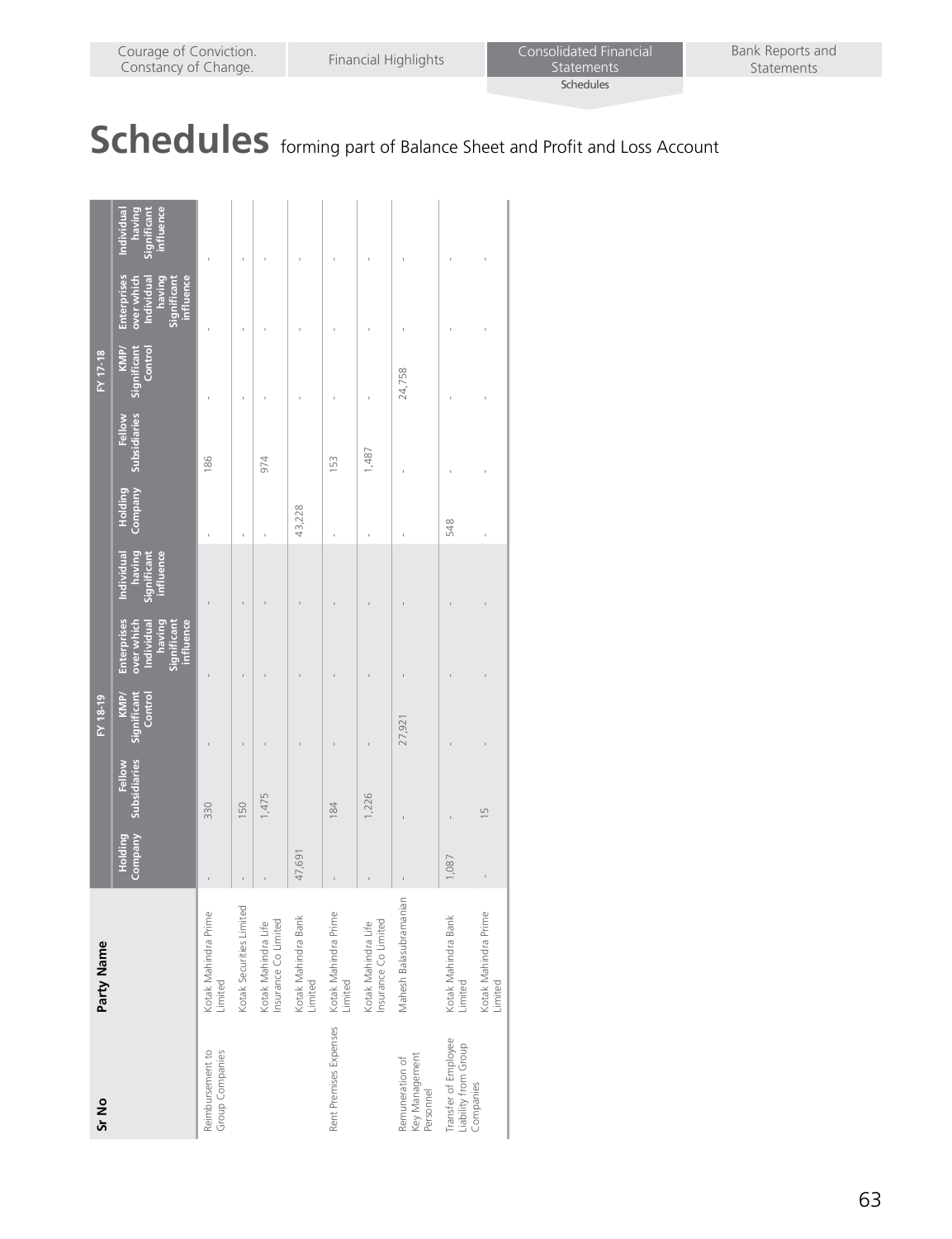# Schedules forming part of Balance Sheet and Profit and Loss Account

| Sr No | Party Name | FY 18-19 | | | | | FY 17-18 | | | | |
|---|---|---|---|---|---|---|---|---|---|---|---|
| | | Holding Company | Fellow Subsidiaries | KMP/ Significant Control | Enterprises over which Individual having Significant influence | Individual having Significant influence | Holding Company | Fellow Subsidiaries | KMP/ Significant Control | Enterprises over which Individual having Significant influence | Individual having Significant influence |
| Reimbursement to Group Companies | Kotak Mahindra Prime Limited | - | 330 | - | - | - | - | 186 | - | - | - |
| | Kotak Securities Limited | - | 150 | - | - | - | - | | - | - | - |
| | Kotak Mahindra Life Insurance Co Limited | - | 1,475 | - | - | - | - | 974 | - | - | - |
| | Kotak Mahindra Bank Limited | 47,691 | | - | - | - | 43,228 | | - | - | - |
| Rent Premises Expenses | Kotak Mahindra Prime Limited | - | 184 | - | - | - | - | 153 | - | - | - |
| | Kotak Mahindra Life Insurance Co Limited | - | 1,226 | - | - | - | - | 1,487 | - | - | - |
| Remuneration of Key Management Personnel | Mahesh Balasubramanian | - | - | 27,921 | - | - | - | - | 24,758 | - | - |
| Transfer of Employee Liability from Group Companies | Kotak Mahindra Bank Limited | 1,087 | - | - | - | - | 548 | - | - | - | - |
| | Kotak Mahindra Prime Limited | - | 15 | - | - | - | - | - | - | - | - |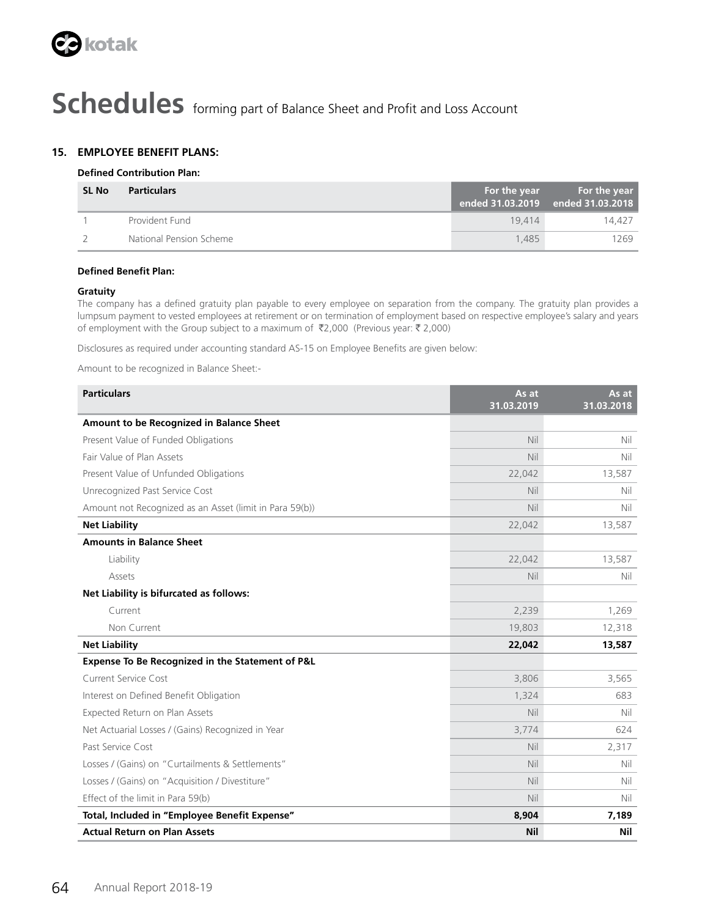# Schedules forming part of Balance Sheet and Profit and Loss Account

## 15. EMPLOYEE BENEFIT PLANS:

**Defined Contribution Plan:**

| SL No | Particulars | For the year ended 31.03.2019 | For the year ended 31.03.2018 |
|---|---|---|---|
| 1 | Provident Fund | 19,414 | 14,427 |
| 2 | National Pension Scheme | 1,485 | 1269 |

**Defined Benefit Plan:**

**Gratuity**

The company has a defined gratuity plan payable to every employee on separation from the company. The gratuity plan provides a lumpsum payment to vested employees at retirement or on termination of employment based on respective employee's salary and years of employment with the Group subject to a maximum of ₹2,000 (Previous year: ₹ 2,000)

Disclosures as required under accounting standard AS-15 on Employee Benefits are given below:

Amount to be recognized in Balance Sheet:-

| Particulars | As at 31.03.2019 | As at 31.03.2018 |
|---|---|---|
| **Amount to be Recognized in Balance Sheet** | | |
| Present Value of Funded Obligations | Nil | Nil |
| Fair Value of Plan Assets | Nil | Nil |
| Present Value of Unfunded Obligations | 22,042 | 13,587 |
| Unrecognized Past Service Cost | Nil | Nil |
| Amount not Recognized as an Asset (limit in Para 59(b)) | Nil | Nil |
| **Net Liability** | 22,042 | 13,587 |
| **Amounts in Balance Sheet** | | |
| Liability | 22,042 | 13,587 |
| Assets | Nil | Nil |
| **Net Liability is bifurcated as follows:** | | |
| Current | 2,239 | 1,269 |
| Non Current | 19,803 | 12,318 |
| **Net Liability** | **22,042** | **13,587** |
| **Expense To Be Recognized in the Statement of P&L** | | |
| Current Service Cost | 3,806 | 3,565 |
| Interest on Defined Benefit Obligation | 1,324 | 683 |
| Expected Return on Plan Assets | Nil | Nil |
| Net Actuarial Losses / (Gains) Recognized in Year | 3,774 | 624 |
| Past Service Cost | Nil | 2,317 |
| Losses / (Gains) on "Curtailments & Settlements" | Nil | Nil |
| Losses / (Gains) on "Acquisition / Divestiture" | Nil | Nil |
| Effect of the limit in Para 59(b) | Nil | Nil |
| **Total, Included in "Employee Benefit Expense"** | **8,904** | **7,189** |
| **Actual Return on Plan Assets** | **Nil** | **Nil** |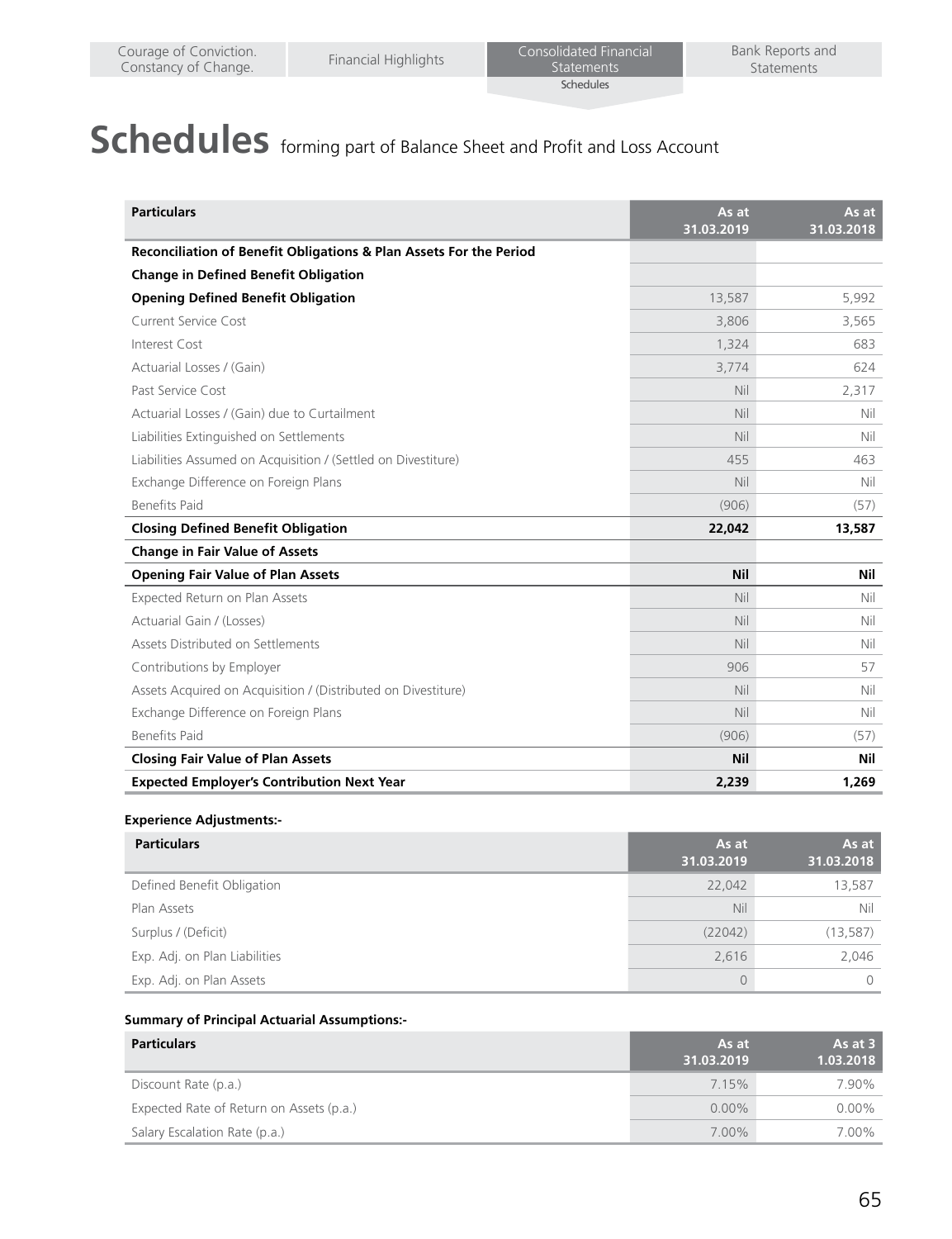# Schedules forming part of Balance Sheet and Profit and Loss Account

| Particulars | As at 31.03.2019 | As at 31.03.2018 |
|---|---|---|
| **Reconciliation of Benefit Obligations & Plan Assets For the Period** | | |
| **Change in Defined Benefit Obligation** | | |
| **Opening Defined Benefit Obligation** | 13,587 | 5,992 |
| Current Service Cost | 3,806 | 3,565 |
| Interest Cost | 1,324 | 683 |
| Actuarial Losses / (Gain) | 3,774 | 624 |
| Past Service Cost | Nil | 2,317 |
| Actuarial Losses / (Gain) due to Curtailment | Nil | Nil |
| Liabilities Extinguished on Settlements | Nil | Nil |
| Liabilities Assumed on Acquisition / (Settled on Divestiture) | 455 | 463 |
| Exchange Difference on Foreign Plans | Nil | Nil |
| Benefits Paid | (906) | (57) |
| **Closing Defined Benefit Obligation** | **22,042** | **13,587** |
| **Change in Fair Value of Assets** | | |
| **Opening Fair Value of Plan Assets** | **Nil** | **Nil** |
| Expected Return on Plan Assets | Nil | Nil |
| Actuarial Gain / (Losses) | Nil | Nil |
| Assets Distributed on Settlements | Nil | Nil |
| Contributions by Employer | 906 | 57 |
| Assets Acquired on Acquisition / (Distributed on Divestiture) | Nil | Nil |
| Exchange Difference on Foreign Plans | Nil | Nil |
| Benefits Paid | (906) | (57) |
| **Closing Fair Value of Plan Assets** | **Nil** | **Nil** |
| **Expected Employer's Contribution Next Year** | **2,239** | **1,269** |

**Experience Adjustments:-**

| Particulars | As at 31.03.2019 | As at 31.03.2018 |
|---|---|---|
| Defined Benefit Obligation | 22,042 | 13,587 |
| Plan Assets | Nil | Nil |
| Surplus / (Deficit) | (22042) | (13,587) |
| Exp. Adj. on Plan Liabilities | 2,616 | 2,046 |
| Exp. Adj. on Plan Assets | 0 | 0 |

**Summary of Principal Actuarial Assumptions:-**

| Particulars | As at 31.03.2019 | As at 31.03.2018 |
|---|---|---|
| Discount Rate (p.a.) | 7.15% | 7.90% |
| Expected Rate of Return on Assets (p.a.) | 0.00% | 0.00% |
| Salary Escalation Rate (p.a.) | 7.00% | 7.00% |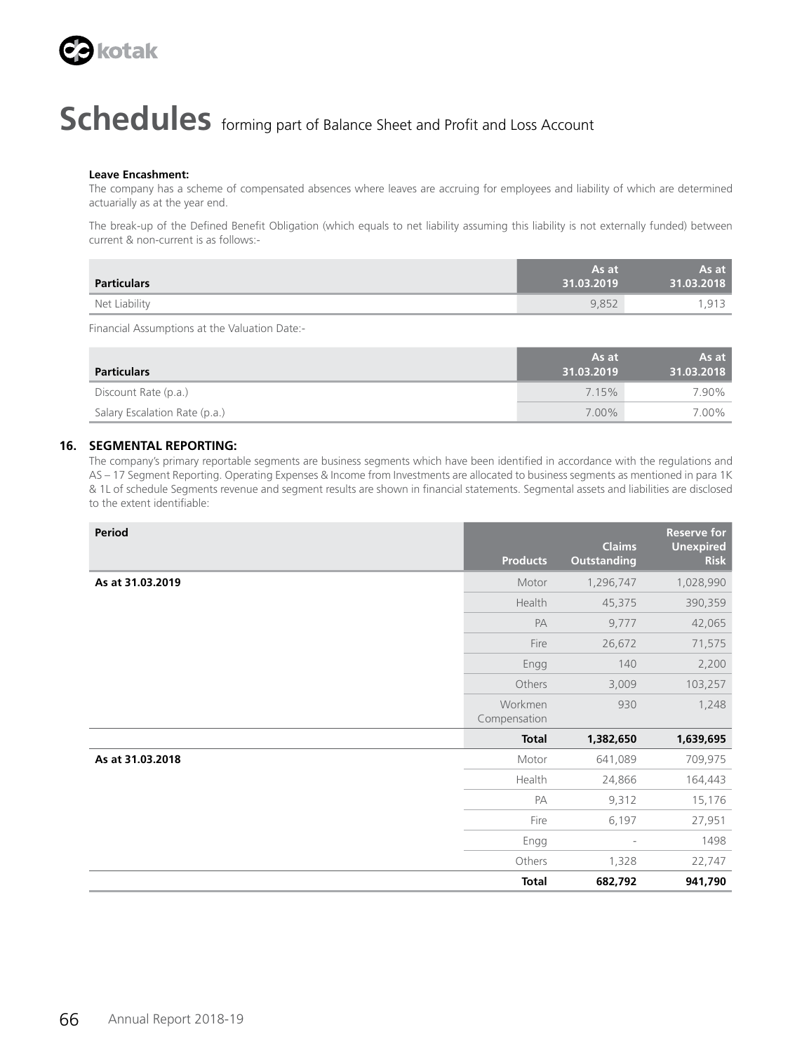# Schedules forming part of Balance Sheet and Profit and Loss Account

**Leave Encashment:**

The company has a scheme of compensated absences where leaves are accruing for employees and liability of which are determined actuarially as at the year end.

The break-up of the Defined Benefit Obligation (which equals to net liability assuming this liability is not externally funded) between current & non-current is as follows:-

| Particulars | As at 31.03.2019 | As at 31.03.2018 |
|---|---|---|
| Net Liability | 9,852 | 1,913 |

Financial Assumptions at the Valuation Date:-

| Particulars | As at 31.03.2019 | As at 31.03.2018 |
|---|---|---|
| Discount Rate (p.a.) | 7.15% | 7.90% |
| Salary Escalation Rate (p.a.) | 7.00% | 7.00% |

## 16. SEGMENTAL REPORTING:

The company's primary reportable segments are business segments which have been identified in accordance with the regulations and AS – 17 Segment Reporting. Operating Expenses & Income from Investments are allocated to business segments as mentioned in para 1K & 1L of schedule Segments revenue and segment results are shown in financial statements. Segmental assets and liabilities are disclosed to the extent identifiable:

| Period | Products | Claims Outstanding | Reserve for Unexpired Risk |
|---|---|---|---|
| **As at 31.03.2019** | Motor | 1,296,747 | 1,028,990 |
| | Health | 45,375 | 390,359 |
| | PA | 9,777 | 42,065 |
| | Fire | 26,672 | 71,575 |
| | Engg | 140 | 2,200 |
| | Others | 3,009 | 103,257 |
| | Workmen Compensation | 930 | 1,248 |
| | **Total** | **1,382,650** | **1,639,695** |
| **As at 31.03.2018** | Motor | 641,089 | 709,975 |
| | Health | 24,866 | 164,443 |
| | PA | 9,312 | 15,176 |
| | Fire | 6,197 | 27,951 |
| | Engg | - | 1498 |
| | Others | 1,328 | 22,747 |
| | **Total** | **682,792** | **941,790** |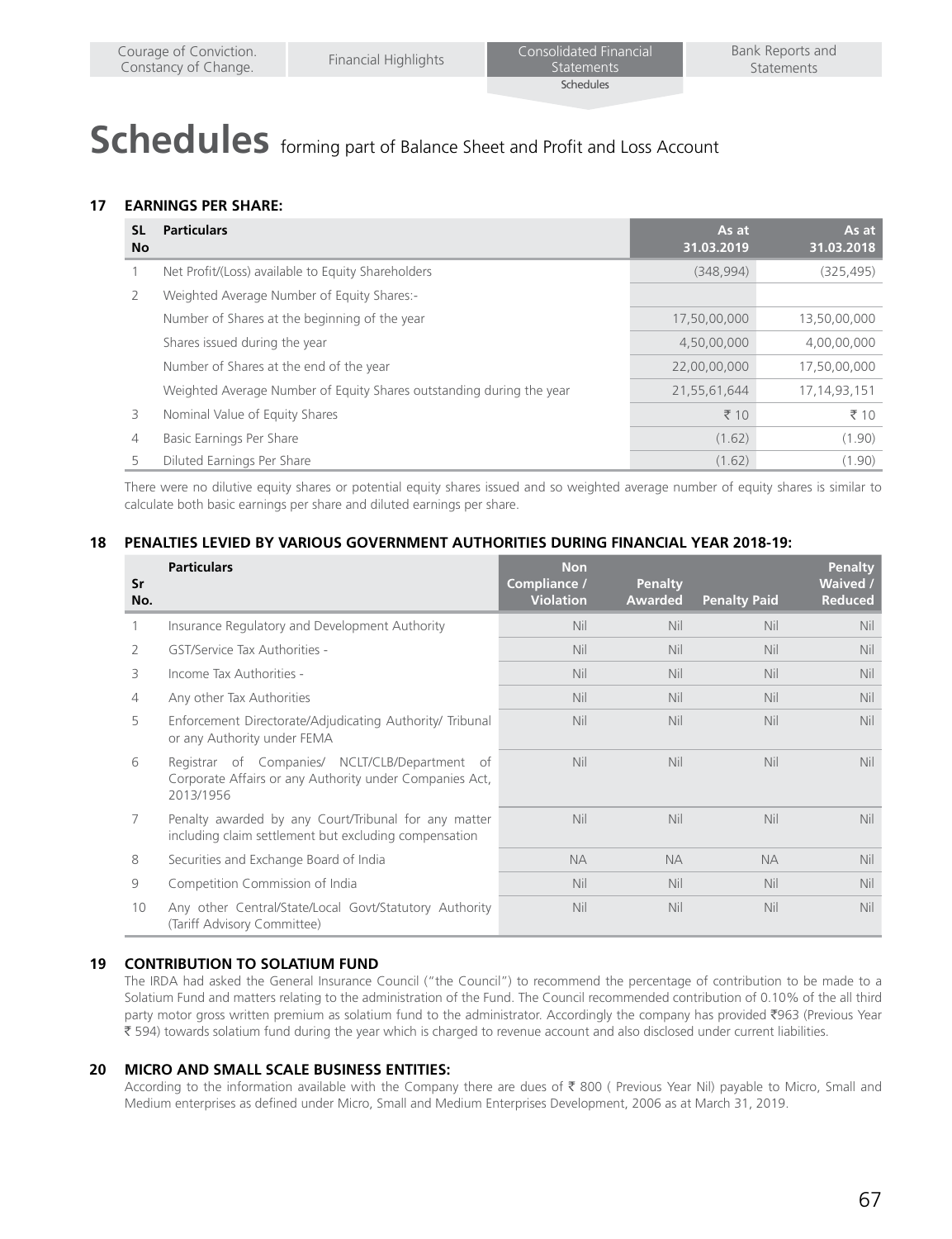# Schedules forming part of Balance Sheet and Profit and Loss Account

## 17 EARNINGS PER SHARE:

| SL No | Particulars | As at 31.03.2019 | As at 31.03.2018 |
|---|---|---|---|
| 1 | Net Profit/(Loss) available to Equity Shareholders | (348,994) | (325,495) |
| 2 | Weighted Average Number of Equity Shares:- | | |
| | Number of Shares at the beginning of the year | 17,50,00,000 | 13,50,00,000 |
| | Shares issued during the year | 4,50,00,000 | 4,00,00,000 |
| | Number of Shares at the end of the year | 22,00,00,000 | 17,50,00,000 |
| | Weighted Average Number of Equity Shares outstanding during the year | 21,55,61,644 | 17,14,93,151 |
| 3 | Nominal Value of Equity Shares | ₹ 10 | ₹ 10 |
| 4 | Basic Earnings Per Share | (1.62) | (1.90) |
| 5 | Diluted Earnings Per Share | (1.62) | (1.90) |

There were no dilutive equity shares or potential equity shares issued and so weighted average number of equity shares is similar to calculate both basic earnings per share and diluted earnings per share.

## 18 PENALTIES LEVIED BY VARIOUS GOVERNMENT AUTHORITIES DURING FINANCIAL YEAR 2018-19:

| Sr No. | Particulars | Non Compliance / Violation | Penalty Awarded | Penalty Paid | Penalty Waived / Reduced |
|---|---|---|---|---|---|
| 1 | Insurance Regulatory and Development Authority | Nil | Nil | Nil | Nil |
| 2 | GST/Service Tax Authorities - | Nil | Nil | Nil | Nil |
| 3 | Income Tax Authorities - | Nil | Nil | Nil | Nil |
| 4 | Any other Tax Authorities | Nil | Nil | Nil | Nil |
| 5 | Enforcement Directorate/Adjudicating Authority/ Tribunal or any Authority under FEMA | Nil | Nil | Nil | Nil |
| 6 | Registrar of Companies/ NCLT/CLB/Department of Corporate Affairs or any Authority under Companies Act, 2013/1956 | Nil | Nil | Nil | Nil |
| 7 | Penalty awarded by any Court/Tribunal for any matter including claim settlement but excluding compensation | Nil | Nil | Nil | Nil |
| 8 | Securities and Exchange Board of India | NA | NA | NA | Nil |
| 9 | Competition Commission of India | Nil | Nil | Nil | Nil |
| 10 | Any other Central/State/Local Govt/Statutory Authority (Tariff Advisory Committee) | Nil | Nil | Nil | Nil |

## 19 CONTRIBUTION TO SOLATIUM FUND

The IRDA had asked the General Insurance Council ("the Council") to recommend the percentage of contribution to be made to a Solatium Fund and matters relating to the administration of the Fund. The Council recommended contribution of 0.10% of the all third party motor gross written premium as solatium fund to the administrator. Accordingly the company has provided ₹963 (Previous Year ₹ 594) towards solatium fund during the year which is charged to revenue account and also disclosed under current liabilities.

## 20 MICRO AND SMALL SCALE BUSINESS ENTITIES:

According to the information available with the Company there are dues of ₹ 800 ( Previous Year Nil) payable to Micro, Small and Medium enterprises as defined under Micro, Small and Medium Enterprises Development, 2006 as at March 31, 2019.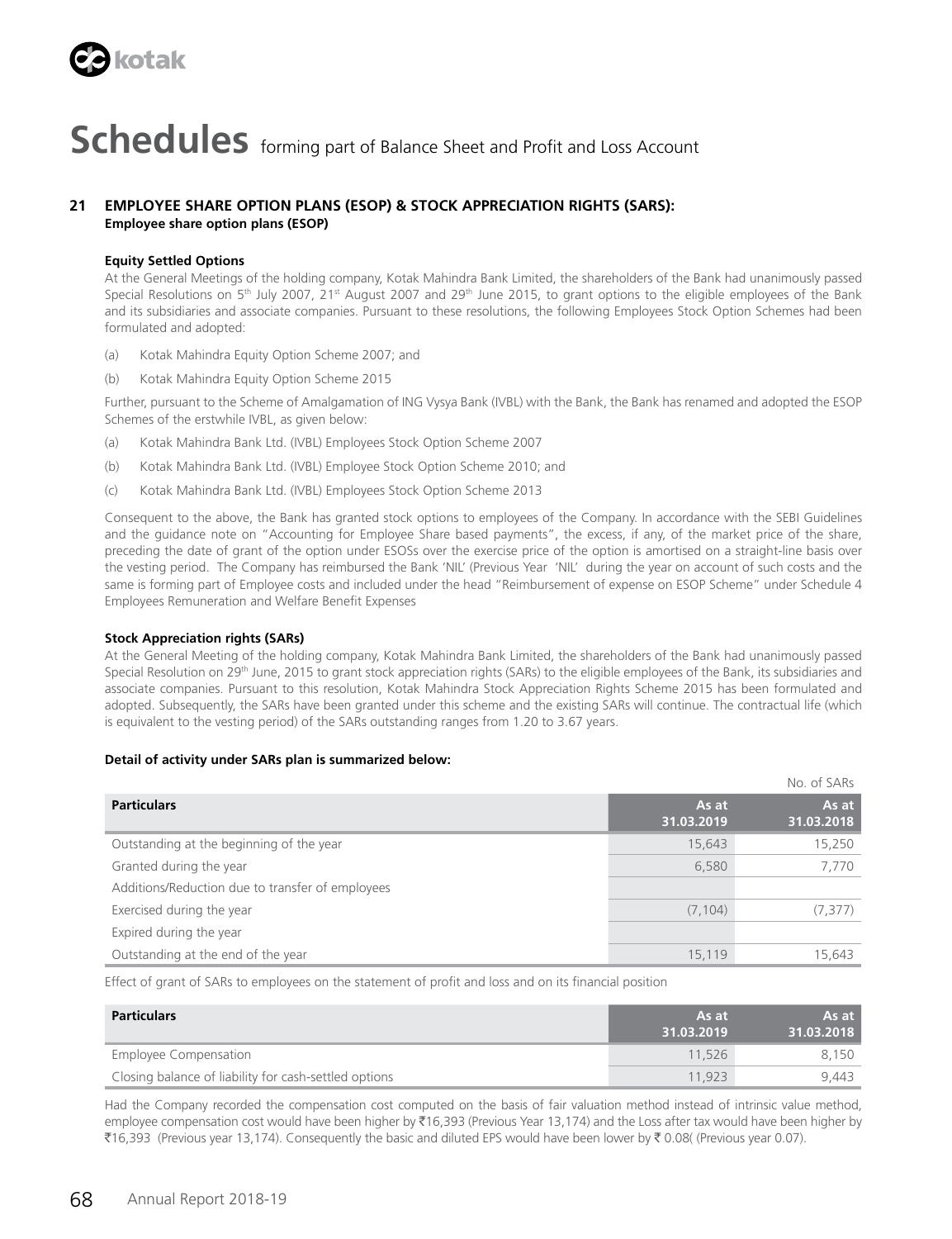# Schedules forming part of Balance Sheet and Profit and Loss Account

## 21 EMPLOYEE SHARE OPTION PLANS (ESOP) & STOCK APPRECIATION RIGHTS (SARS):

**Employee share option plans (ESOP)**

**Equity Settled Options**

At the General Meetings of the holding company, Kotak Mahindra Bank Limited, the shareholders of the Bank had unanimously passed Special Resolutions on 5th July 2007, 21st August 2007 and 29th June 2015, to grant options to the eligible employees of the Bank and its subsidiaries and associate companies. Pursuant to these resolutions, the following Employees Stock Option Schemes had been formulated and adopted:

(a) Kotak Mahindra Equity Option Scheme 2007; and

(b) Kotak Mahindra Equity Option Scheme 2015

Further, pursuant to the Scheme of Amalgamation of ING Vysya Bank (IVBL) with the Bank, the Bank has renamed and adopted the ESOP Schemes of the erstwhile IVBL, as given below:

(a) Kotak Mahindra Bank Ltd. (IVBL) Employees Stock Option Scheme 2007

(b) Kotak Mahindra Bank Ltd. (IVBL) Employee Stock Option Scheme 2010; and

(c) Kotak Mahindra Bank Ltd. (IVBL) Employees Stock Option Scheme 2013

Consequent to the above, the Bank has granted stock options to employees of the Company. In accordance with the SEBI Guidelines and the guidance note on "Accounting for Employee Share based payments", the excess, if any, of the market price of the share, preceding the date of grant of the option under ESOSs over the exercise price of the option is amortised on a straight-line basis over the vesting period. The Company has reimbursed the Bank 'NIL' (Previous Year 'NIL' during the year on account of such costs and the same is forming part of Employee costs and included under the head "Reimbursement of expense on ESOP Scheme" under Schedule 4 Employees Remuneration and Welfare Benefit Expenses

**Stock Appreciation rights (SARs)**

At the General Meeting of the holding company, Kotak Mahindra Bank Limited, the shareholders of the Bank had unanimously passed Special Resolution on 29th June, 2015 to grant stock appreciation rights (SARs) to the eligible employees of the Bank, its subsidiaries and associate companies. Pursuant to this resolution, Kotak Mahindra Stock Appreciation Rights Scheme 2015 has been formulated and adopted. Subsequently, the SARs have been granted under this scheme and the existing SARs will continue. The contractual life (which is equivalent to the vesting period) of the SARs outstanding ranges from 1.20 to 3.67 years.

**Detail of activity under SARs plan is summarized below:**

No. of SARs

| Particulars | As at 31.03.2019 | As at 31.03.2018 |
|---|---|---|
| Outstanding at the beginning of the year | 15,643 | 15,250 |
| Granted during the year | 6,580 | 7,770 |
| Additions/Reduction due to transfer of employees | | |
| Exercised during the year | (7,104) | (7,377) |
| Expired during the year | | |
| Outstanding at the end of the year | 15,119 | 15,643 |

Effect of grant of SARs to employees on the statement of profit and loss and on its financial position

| Particulars | As at 31.03.2019 | As at 31.03.2018 |
|---|---|---|
| Employee Compensation | 11,526 | 8,150 |
| Closing balance of liability for cash-settled options | 11,923 | 9,443 |

Had the Company recorded the compensation cost computed on the basis of fair valuation method instead of intrinsic value method, employee compensation cost would have been higher by ₹16,393 (Previous Year 13,174) and the Loss after tax would have been higher by ₹16,393 (Previous year 13,174). Consequently the basic and diluted EPS would have been lower by ₹ 0.08( (Previous year 0.07).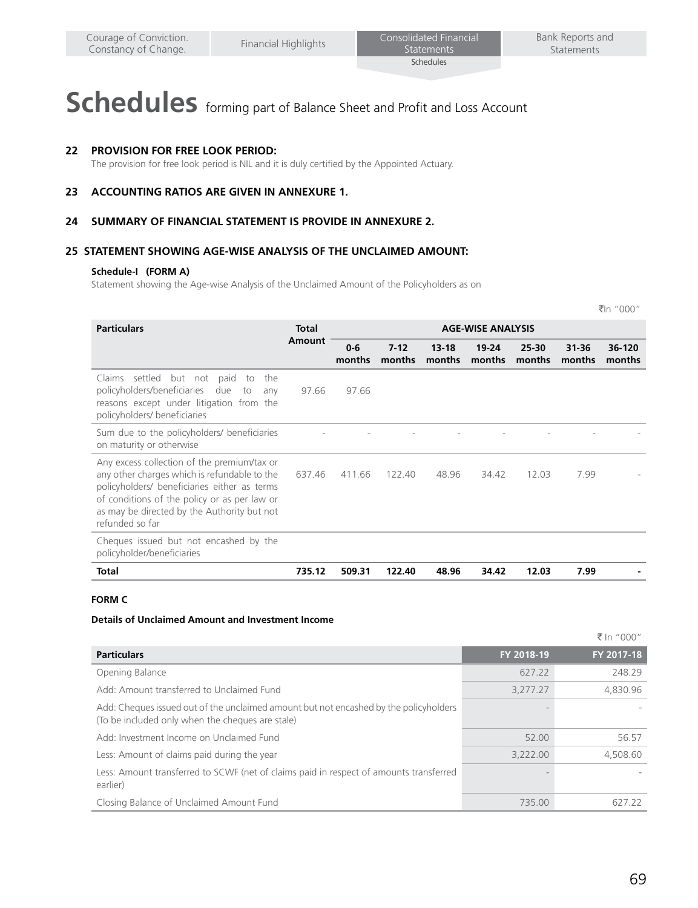# Schedules forming part of Balance Sheet and Profit and Loss Account

**22 PROVISION FOR FREE LOOK PERIOD:**

The provision for free look period is NIL and it is duly certified by the Appointed Actuary.

**23 ACCOUNTING RATIOS ARE GIVEN IN ANNEXURE 1.**

**24 SUMMARY OF FINANCIAL STATEMENT IS PROVIDE IN ANNEXURE 2.**

**25 STATEMENT SHOWING AGE-WISE ANALYSIS OF THE UNCLAIMED AMOUNT:**

**Schedule-I (FORM A)**

Statement showing the Age-wise Analysis of the Unclaimed Amount of the Policyholders as on

₹In "000"

| Particulars | Total Amount | AGE-WISE ANALYSIS | | | | | | |
|---|---|---|---|---|---|---|---|---|
| | | 0-6 months | 7-12 months | 13-18 months | 19-24 months | 25-30 months | 31-36 months | 36-120 months |
| Claims settled but not paid to the policyholders/beneficiaries due to any reasons except under litigation from the policyholders/ beneficiaries | 97.66 | 97.66 | | | | | | |
| Sum due to the policyholders/ beneficiaries on maturity or otherwise | - | - | - | - | - | - | - | - |
| Any excess collection of the premium/tax or any other charges which is refundable to the policyholders/ beneficiaries either as terms of conditions of the policy or as per law or as may be directed by the Authority but not refunded so far | 637.46 | 411.66 | 122.40 | 48.96 | 34.42 | 12.03 | 7.99 | - |
| Cheques issued but not encashed by the policyholder/beneficiaries | | | | | | | | |
| **Total** | **735.12** | **509.31** | **122.40** | **48.96** | **34.42** | **12.03** | **7.99** | **-** |

**FORM C**

**Details of Unclaimed Amount and Investment Income**

₹ In "000"

| Particulars | FY 2018-19 | FY 2017-18 |
|---|---|---|
| Opening Balance | 627.22 | 248.29 |
| Add: Amount transferred to Unclaimed Fund | 3,277.27 | 4,830.96 |
| Add: Cheques issued out of the unclaimed amount but not encashed by the policyholders (To be included only when the cheques are stale) | - | - |
| Add: Investment Income on Unclaimed Fund | 52.00 | 56.57 |
| Less: Amount of claims paid during the year | 3,222.00 | 4,508.60 |
| Less: Amount transferred to SCWF (net of claims paid in respect of amounts transferred earlier) | - | - |
| Closing Balance of Unclaimed Amount Fund | 735.00 | 627.22 |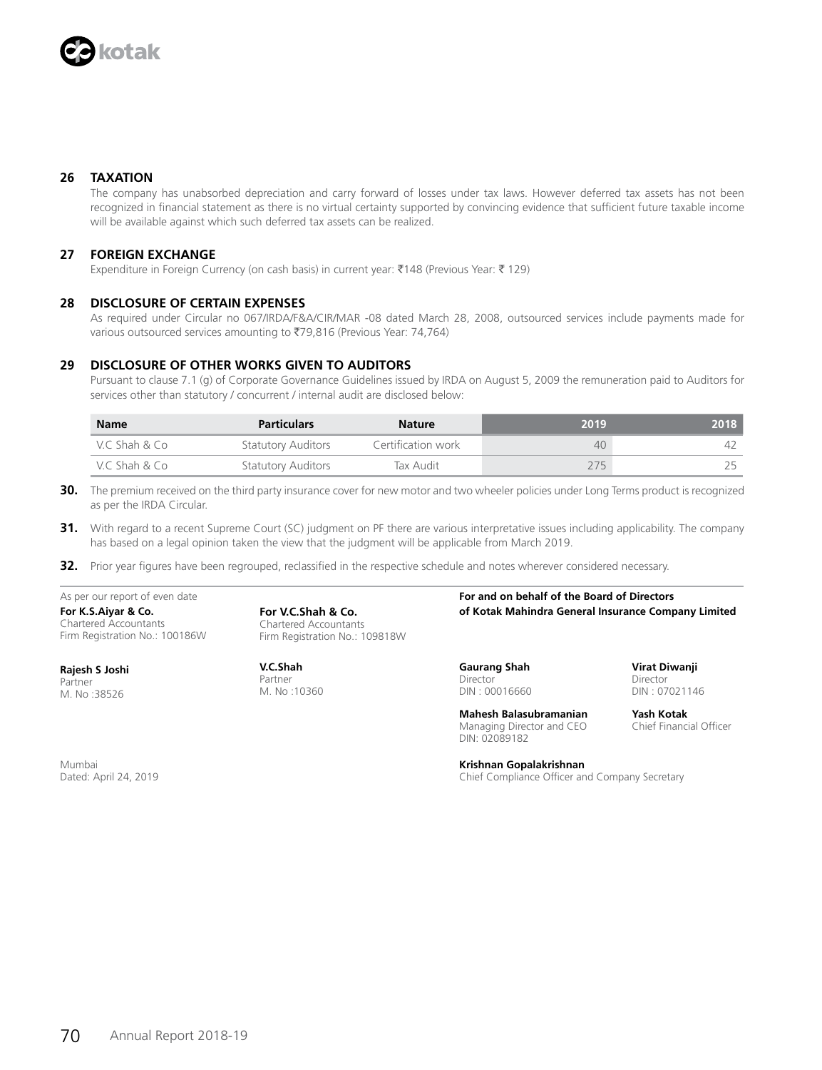## 26 TAXATION

The company has unabsorbed depreciation and carry forward of losses under tax laws. However deferred tax assets has not been recognized in financial statement as there is no virtual certainty supported by convincing evidence that sufficient future taxable income will be available against which such deferred tax assets can be realized.

## 27 FOREIGN EXCHANGE

Expenditure in Foreign Currency (on cash basis) in current year: ₹148 (Previous Year: ₹ 129)

## 28 DISCLOSURE OF CERTAIN EXPENSES

As required under Circular no 067/IRDA/F&A/CIR/MAR -08 dated March 28, 2008, outsourced services include payments made for various outsourced services amounting to ₹79,816 (Previous Year: 74,764)

## 29 DISCLOSURE OF OTHER WORKS GIVEN TO AUDITORS

Pursuant to clause 7.1 (g) of Corporate Governance Guidelines issued by IRDA on August 5, 2009 the remuneration paid to Auditors for services other than statutory / concurrent / internal audit are disclosed below:

| Name | Particulars | Nature | 2019 | 2018 |
|---|---|---|---|---|
| V.C Shah & Co | Statutory Auditors | Certification work | 40 | 42 |
| V.C Shah & Co | Statutory Auditors | Tax Audit | 275 | 25 |

**30.** The premium received on the third party insurance cover for new motor and two wheeler policies under Long Terms product is recognized as per the IRDA Circular.

**31.** With regard to a recent Supreme Court (SC) judgment on PF there are various interpretative issues including applicability. The company has based on a legal opinion taken the view that the judgment will be applicable from March 2019.

**32.** Prior year figures have been regrouped, reclassified in the respective schedule and notes wherever considered necessary.

As per our report of even date

**For K.S.Aiyar & Co.**
Chartered Accountants
Firm Registration No.: 100186W

**Rajesh S Joshi**
Partner
M. No :38526

**For V.C.Shah & Co.**
Chartered Accountants
Firm Registration No.: 109818W

**V.C.Shah**
Partner
M. No :10360

**For and on behalf of the Board of Directors of Kotak Mahindra General Insurance Company Limited**

**Gaurang Shah**
Director
DIN : 00016660

**Virat Diwanji**
Director
DIN : 07021146

**Mahesh Balasubramanian**
Managing Director and CEO
DIN: 02089182

**Yash Kotak**
Chief Financial Officer

**Krishnan Gopalakrishnan**
Chief Compliance Officer and Company Secretary

Mumbai
Dated: April 24, 2019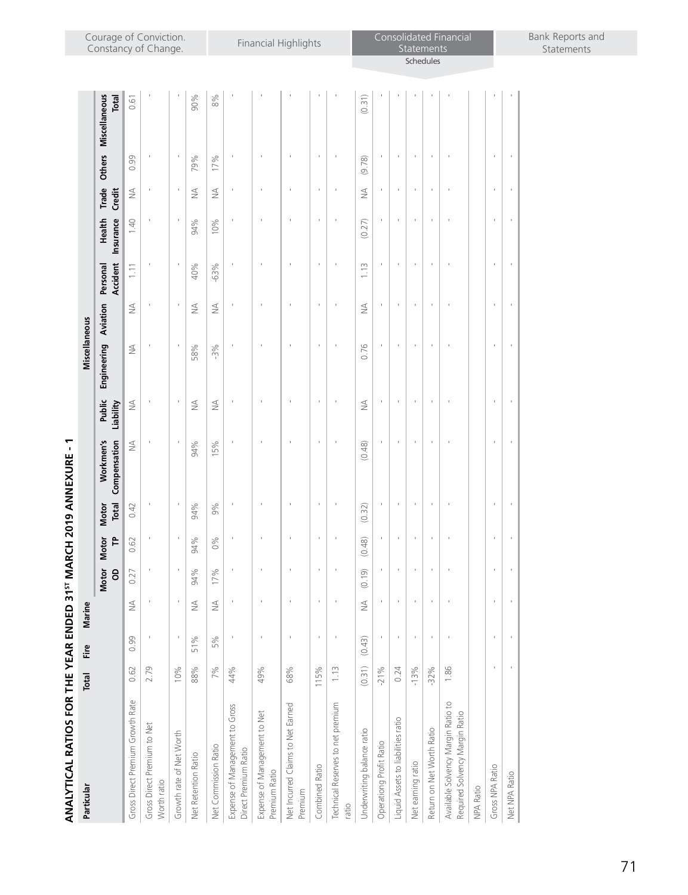# ANALYTICAL RATIOS FOR THE YEAR ENDED 31ST MARCH 2019 ANNEXURE - 1

| Particular | Total | Fire | Marine | Motor OD | Motor TP | Motor Total | Workmen's Compensation | Public Liability | Engineering | Aviation | Personal Accident | Health Insurance | Trade Credit | Others | Miscellaneous Total |
|---|---|---|---|---|---|---|---|---|---|---|---|---|---|---|---|
| | | | | | | | | | Miscellaneous | | | | | | |
| Gross Direct Premium Growth Rate | 0.62 | 0.99 | NA | 0.27 | 0.62 | 0.42 | NA | NA | NA | NA | 1.11 | 1.40 | NA | 0.99 | 0.61 |
| Gross Direct Premium to Net Worth ratio | 2.79 | - | - | - | - | - | - | - | - | - | - | - | - | - | - |
| Growth rate of Net Worth | 10% | - | - | - | - | - | - | - | - | - | - | - | - | - | - |
| Net Retention Ratio | 88% | 51% | NA | 94% | 94% | 94% | 94% | NA | 58% | NA | 40% | 94% | NA | 79% | 90% |
| Net Commission Ratio | 7% | 5% | NA | 17% | 0% | 9% | 15% | NA | -3% | NA | -63% | 10% | NA | 17% | 8% |
| Expense of Management to Gross Direct Premium Ratio | 44% | - | - | - | - | - | - | - | - | - | - | - | - | - | - |
| Expense of Management to Net Premium Ratio | 49% | - | - | - | - | - | - | - | - | - | - | - | - | - | - |
| Net Incurred Claims to Net Earned Premium | 68% | - | - | - | - | - | - | - | - | - | - | - | - | - | - |
| Combined Ratio | 115% | - | - | - | - | - | - | - | - | - | - | - | - | - | - |
| Technical Reserves to net premium ratio | 1.13 | - | - | - | - | - | - | - | - | - | - | - | - | - | - |
| Underwriting balance ratio | (0.31) | (0.43) | NA | (0.19) | (0.48) | (0.32) | (0.48) | NA | 0.76 | NA | 1.13 | (0.27) | NA | (9.78) | (0.31) |
| Operationg Profit Ratio | -21% | - | - | - | - | - | - | - | - | - | - | - | - | - | - |
| Liquid Assets to liabilities ratio | 0.24 | - | - | - | - | - | - | - | - | - | - | - | - | - | - |
| Net earning ratio | -13% | - | - | - | - | - | - | - | - | - | - | - | - | - | - |
| Return on Net Worth Ratio | -32% | - | - | - | - | - | - | - | - | - | - | - | - | - | - |
| Available Solvency Margin Ratio to Required Solvency Margin Ratio | 1.86 | - | - | - | - | - | - | - | - | - | - | - | - | - | - |
| NPA Ratio | | | | | | | | | | | | | | | |
| Gross NPA Ratio | - | - | - | - | - | - | - | - | - | - | - | - | - | - | - |
| Net NPA Ratio | - | - | - | - | - | - | - | - | - | - | - | - | - | - | - |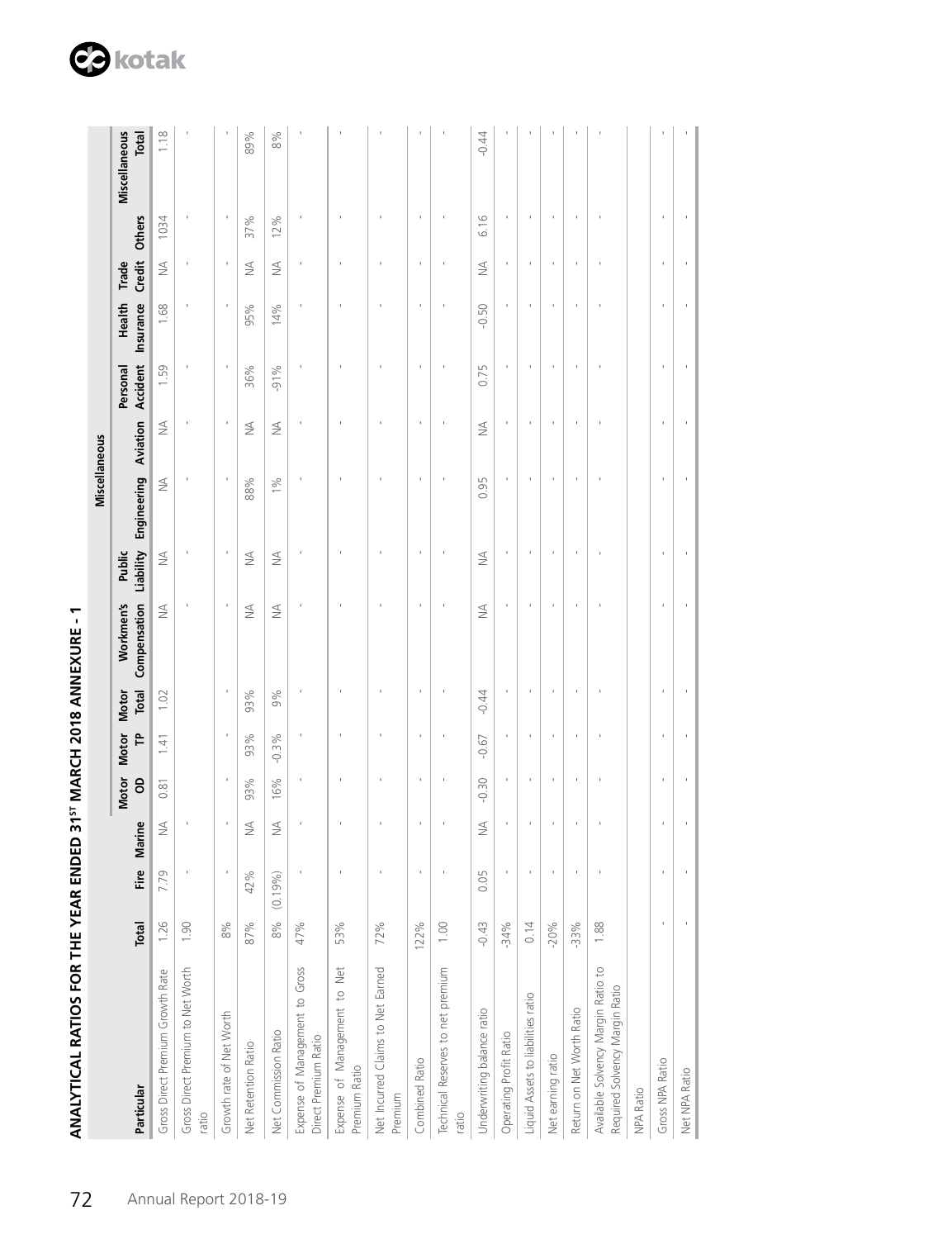## ANALYTICAL RATIOS FOR THE YEAR ENDED 31ST MARCH 2018 ANNEXURE - 1

| Particular | Total | Fire | Marine | Motor OD | Motor TP | Motor Total | Miscellaneous | | | | | | | | | |
|---|---|---|---|---|---|---|---|---|---|---|---|---|---|---|---|---|
| | | | | | | | Workmen's Compensation | Public Liability | Engineering | Aviation | Personal Accident | Health Insurance | Trade Credit | Others | Miscellaneous Total |
| Gross Direct Premium Growth Rate | 1.26 | 7.79 | NA | 0.81 | 1.41 | 1.02 | NA | NA | NA | NA | 1.59 | 1.68 | NA | 1034 | 1.18 |
| Gross Direct Premium to Net Worth ratio | 1.90 | - | - | | | | - | - | - | - | - | - | - | - | - |
| Growth rate of Net Worth | 8% | - | - | - | - | - | - | - | - | - | - | - | - | - | - |
| Net Retention Ratio | 87% | 42% | NA | 93% | 93% | 93% | NA | NA | 88% | NA | 36% | 95% | NA | 37% | 89% |
| Net Commission Ratio | 8% | (0.19%) | NA | 16% | -0.3% | 9% | NA | NA | 1% | NA | -91% | 14% | NA | 12% | 8% |
| Expense of Management to Gross Direct Premium Ratio | 47% | - | - | - | - | - | - | - | - | - | - | - | - | - | - |
| Expense of Management to Net Premium Ratio | 53% | - | - | - | - | - | - | - | - | - | - | - | - | - | - |
| Net Incurred Claims to Net Earned Premium | 72% | - | - | - | - | - | - | - | - | - | - | - | - | - | - |
| Combined Ratio | 122% | - | - | - | - | - | - | - | - | - | - | - | - | - | - |
| Technical Reserves to net premium ratio | 1.00 | - | - | - | - | - | - | - | - | - | - | - | - | - | - |
| Underwriting balance ratio | -0.43 | 0.05 | NA | -0.30 | -0.67 | -0.44 | NA | NA | 0.95 | NA | 0.75 | -0.50 | NA | 6.16 | -0.44 |
| Operating Profit Ratio | -34% | - | - | - | - | - | - | - | - | - | - | - | - | - | - |
| Liquid Assets to liabilities ratio | 0.14 | - | - | - | - | - | - | - | - | - | - | - | - | - | - |
| Net earning ratio | -20% | - | - | - | - | - | - | - | - | - | - | - | - | - | - |
| Return on Net Worth Ratio | -33% | - | - | - | - | - | - | - | - | - | - | - | - | - | - |
| Available Solvency Margin Ratio to Required Solvency Margin Ratio | 1.88 | - | - | - | - | - | - | - | - | - | - | - | - | - | - |
| NPA Ratio | | | | | | | | | | | | | | | |
| Gross NPA Ratio | - | - | - | - | - | - | - | - | - | - | - | - | - | - | - |
| Net NPA Ratio | - | - | - | - | - | - | - | - | - | - | - | - | - | - | - |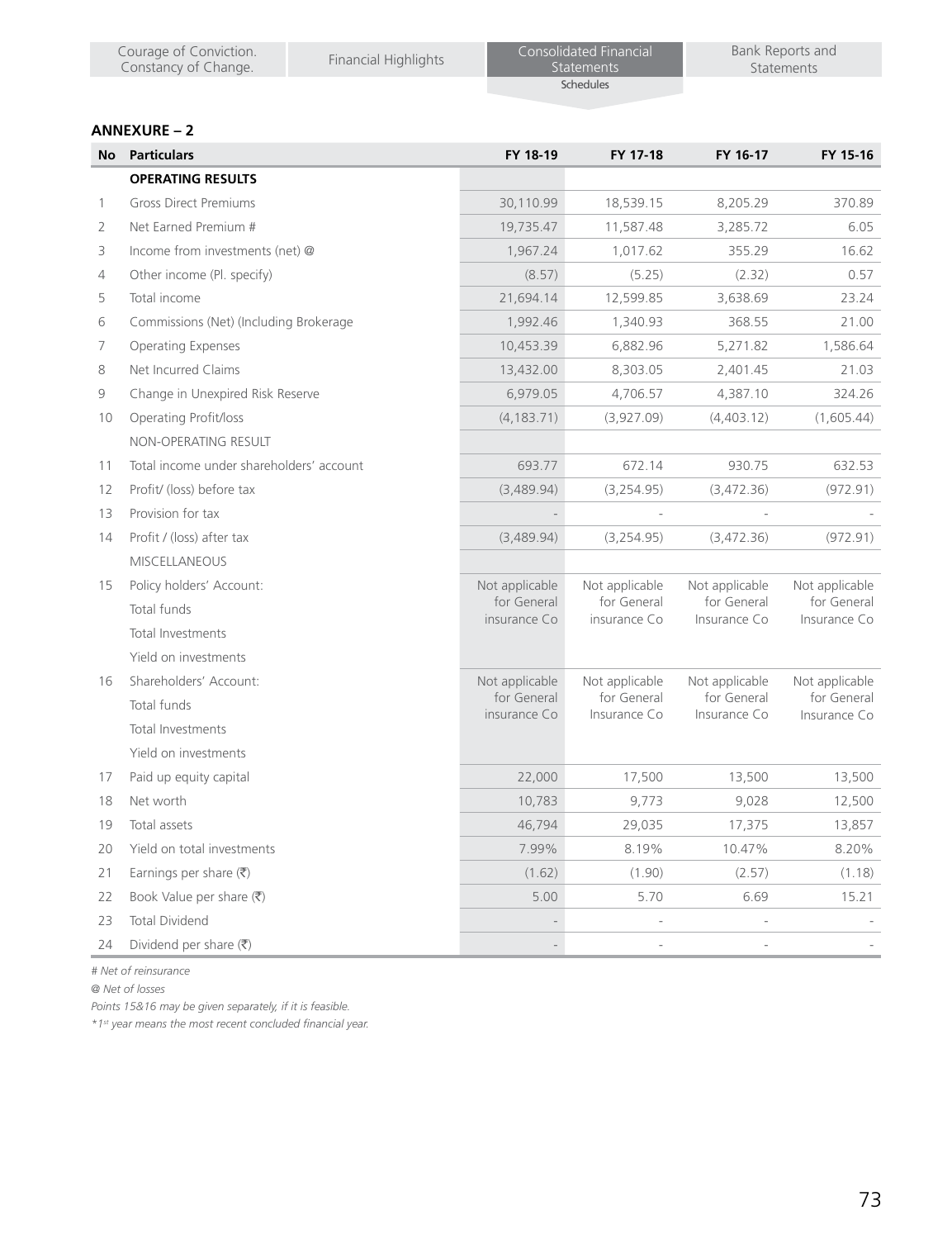## ANNEXURE – 2

| No | Particulars | FY 18-19 | FY 17-18 | FY 16-17 | FY 15-16 |
|---|---|---|---|---|---|
| | **OPERATING RESULTS** | | | | |
| 1 | Gross Direct Premiums | 30,110.99 | 18,539.15 | 8,205.29 | 370.89 |
| 2 | Net Earned Premium # | 19,735.47 | 11,587.48 | 3,285.72 | 6.05 |
| 3 | Income from investments (net) @ | 1,967.24 | 1,017.62 | 355.29 | 16.62 |
| 4 | Other income (Pl. specify) | (8.57) | (5.25) | (2.32) | 0.57 |
| 5 | Total income | 21,694.14 | 12,599.85 | 3,638.69 | 23.24 |
| 6 | Commissions (Net) (Including Brokerage | 1,992.46 | 1,340.93 | 368.55 | 21.00 |
| 7 | Operating Expenses | 10,453.39 | 6,882.96 | 5,271.82 | 1,586.64 |
| 8 | Net Incurred Claims | 13,432.00 | 8,303.05 | 2,401.45 | 21.03 |
| 9 | Change in Unexpired Risk Reserve | 6,979.05 | 4,706.57 | 4,387.10 | 324.26 |
| 10 | Operating Profit/loss | (4,183.71) | (3,927.09) | (4,403.12) | (1,605.44) |
| | NON-OPERATING RESULT | | | | |
| 11 | Total income under shareholders' account | 693.77 | 672.14 | 930.75 | 632.53 |
| 12 | Profit/ (loss) before tax | (3,489.94) | (3,254.95) | (3,472.36) | (972.91) |
| 13 | Provision for tax | - | - | - | - |
| 14 | Profit / (loss) after tax | (3,489.94) | (3,254.95) | (3,472.36) | (972.91) |
| | MISCELLANEOUS | | | | |
| 15 | Policy holders' Account:<br>Total funds<br>Total Investments<br>Yield on investments | Not applicable for General insurance Co | Not applicable for General insurance Co | Not applicable for General Insurance Co | Not applicable for General Insurance Co |
| 16 | Shareholders' Account:<br>Total funds<br>Total Investments<br>Yield on investments | Not applicable for General insurance Co | Not applicable for General Insurance Co | Not applicable for General Insurance Co | Not applicable for General Insurance Co |
| 17 | Paid up equity capital | 22,000 | 17,500 | 13,500 | 13,500 |
| 18 | Net worth | 10,783 | 9,773 | 9,028 | 12,500 |
| 19 | Total assets | 46,794 | 29,035 | 17,375 | 13,857 |
| 20 | Yield on total investments | 7.99% | 8.19% | 10.47% | 8.20% |
| 21 | Earnings per share (₹) | (1.62) | (1.90) | (2.57) | (1.18) |
| 22 | Book Value per share (₹) | 5.00 | 5.70 | 6.69 | 15.21 |
| 23 | Total Dividend | - | - | - | - |
| 24 | Dividend per share (₹) | - | - | - | - |

*# Net of reinsurance*

*@ Net of losses*

*Points 15&16 may be given separately, if it is feasible.*

*\*1st year means the most recent concluded financial year.*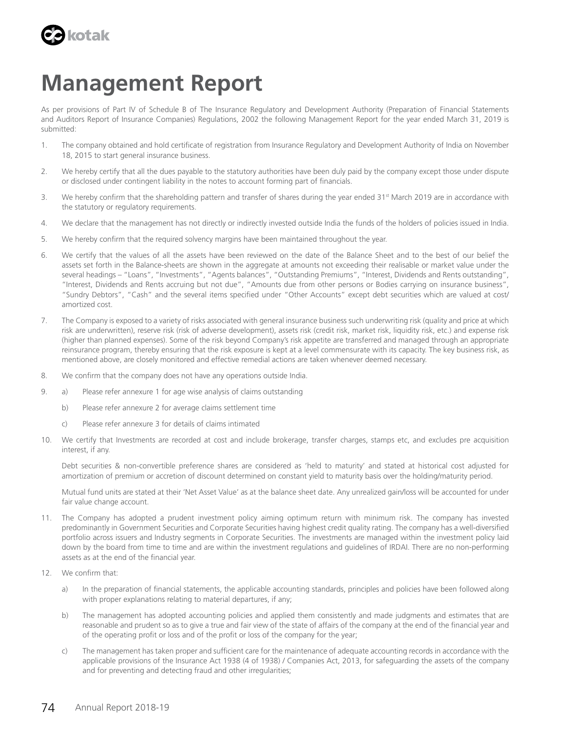# Management Report

As per provisions of Part IV of Schedule B of The Insurance Regulatory and Development Authority (Preparation of Financial Statements and Auditors Report of Insurance Companies) Regulations, 2002 the following Management Report for the year ended March 31, 2019 is submitted:

1. The company obtained and hold certificate of registration from Insurance Regulatory and Development Authority of India on November 18, 2015 to start general insurance business.

2. We hereby certify that all the dues payable to the statutory authorities have been duly paid by the company except those under dispute or disclosed under contingent liability in the notes to account forming part of financials.

3. We hereby confirm that the shareholding pattern and transfer of shares during the year ended 31st March 2019 are in accordance with the statutory or regulatory requirements.

4. We declare that the management has not directly or indirectly invested outside India the funds of the holders of policies issued in India.

5. We hereby confirm that the required solvency margins have been maintained throughout the year.

6. We certify that the values of all the assets have been reviewed on the date of the Balance Sheet and to the best of our belief the assets set forth in the Balance-sheets are shown in the aggregate at amounts not exceeding their realisable or market value under the several headings – "Loans", "Investments", "Agents balances", "Outstanding Premiums", "Interest, Dividends and Rents outstanding", "Interest, Dividends and Rents accruing but not due", "Amounts due from other persons or Bodies carrying on insurance business", "Sundry Debtors", "Cash" and the several items specified under "Other Accounts" except debt securities which are valued at cost/ amortized cost.

7. The Company is exposed to a variety of risks associated with general insurance business such underwriting risk (quality and price at which risk are underwritten), reserve risk (risk of adverse development), assets risk (credit risk, market risk, liquidity risk, etc.) and expense risk (higher than planned expenses). Some of the risk beyond Company's risk appetite are transferred and managed through an appropriate reinsurance program, thereby ensuring that the risk exposure is kept at a level commensurate with its capacity. The key business risk, as mentioned above, are closely monitored and effective remedial actions are taken whenever deemed necessary.

8. We confirm that the company does not have any operations outside India.

9. a) Please refer annexure 1 for age wise analysis of claims outstanding

   b) Please refer annexure 2 for average claims settlement time

   c) Please refer annexure 3 for details of claims intimated

10. We certify that Investments are recorded at cost and include brokerage, transfer charges, stamps etc, and excludes pre acquisition interest, if any.

    Debt securities & non-convertible preference shares are considered as 'held to maturity' and stated at historical cost adjusted for amortization of premium or accretion of discount determined on constant yield to maturity basis over the holding/maturity period.

    Mutual fund units are stated at their 'Net Asset Value' as at the balance sheet date. Any unrealized gain/loss will be accounted for under fair value change account.

11. The Company has adopted a prudent investment policy aiming optimum return with minimum risk. The company has invested predominantly in Government Securities and Corporate Securities having highest credit quality rating. The company has a well-diversified portfolio across issuers and Industry segments in Corporate Securities. The investments are managed within the investment policy laid down by the board from time to time and are within the investment regulations and guidelines of IRDAI. There are no non-performing assets as at the end of the financial year.

12. We confirm that:

    a) In the preparation of financial statements, the applicable accounting standards, principles and policies have been followed along with proper explanations relating to material departures, if any;

    b) The management has adopted accounting policies and applied them consistently and made judgments and estimates that are reasonable and prudent so as to give a true and fair view of the state of affairs of the company at the end of the financial year and of the operating profit or loss and of the profit or loss of the company for the year;

    c) The management has taken proper and sufficient care for the maintenance of adequate accounting records in accordance with the applicable provisions of the Insurance Act 1938 (4 of 1938) / Companies Act, 2013, for safeguarding the assets of the company and for preventing and detecting fraud and other irregularities;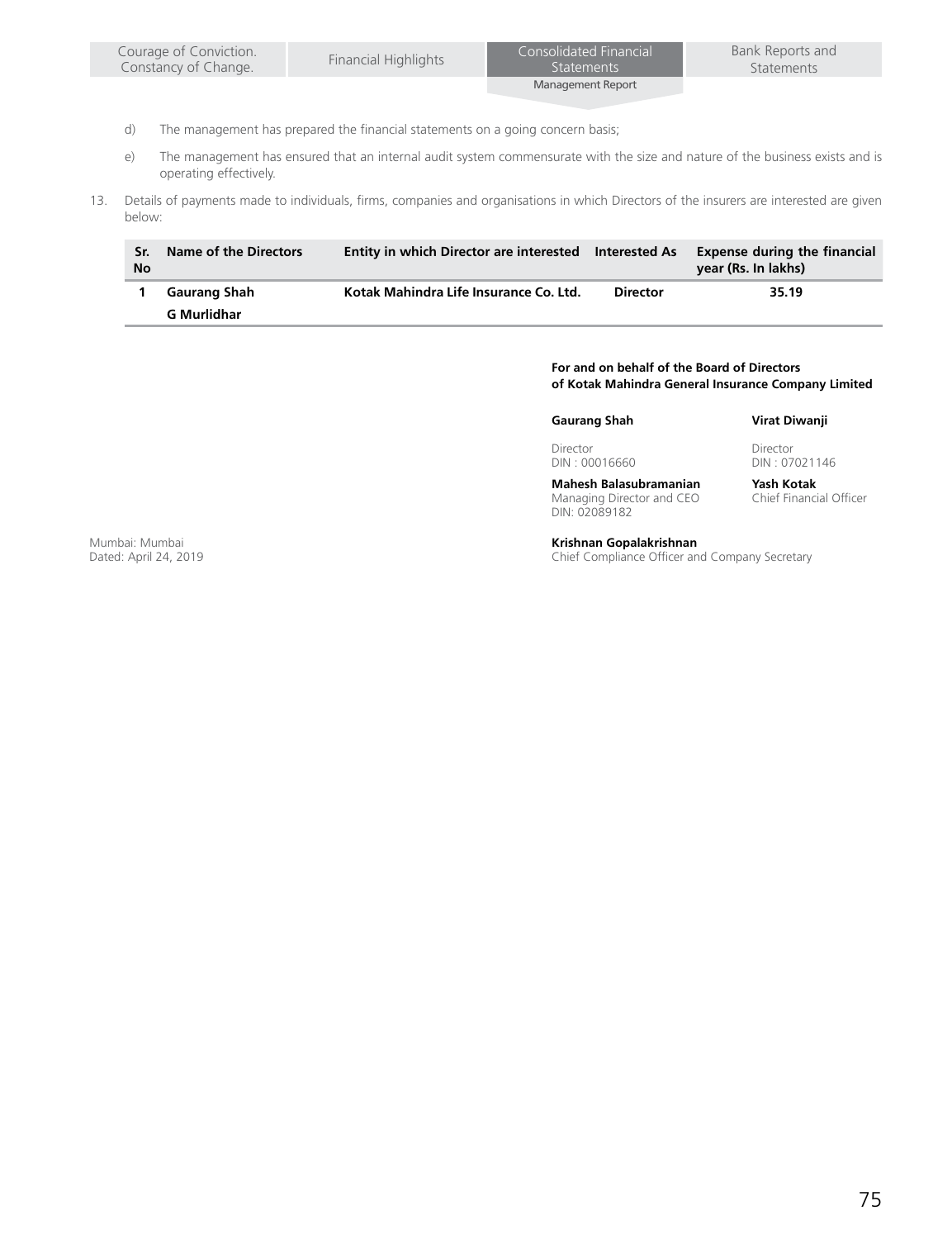d) The management has prepared the financial statements on a going concern basis;

e) The management has ensured that an internal audit system commensurate with the size and nature of the business exists and is operating effectively.

13. Details of payments made to individuals, firms, companies and organisations in which Directors of the insurers are interested are given below:

| Sr. No | Name of the Directors | Entity in which Director are interested | Interested As | Expense during the financial year (Rs. In lakhs) |
|---|---|---|---|---|
| 1 | Gaurang Shah<br>G Murlidhar | Kotak Mahindra Life Insurance Co. Ltd. | Director | 35.19 |

**For and on behalf of the Board of Directors**
**of Kotak Mahindra General Insurance Company Limited**

**Gaurang Shah**
Director
DIN : 00016660

**Virat Diwanji**
Director
DIN : 07021146

**Mahesh Balasubramanian**
Managing Director and CEO
DIN: 02089182

**Yash Kotak**
Chief Financial Officer

Mumbai: Mumbai
Dated: April 24, 2019

**Krishnan Gopalakrishnan**
Chief Compliance Officer and Company Secretary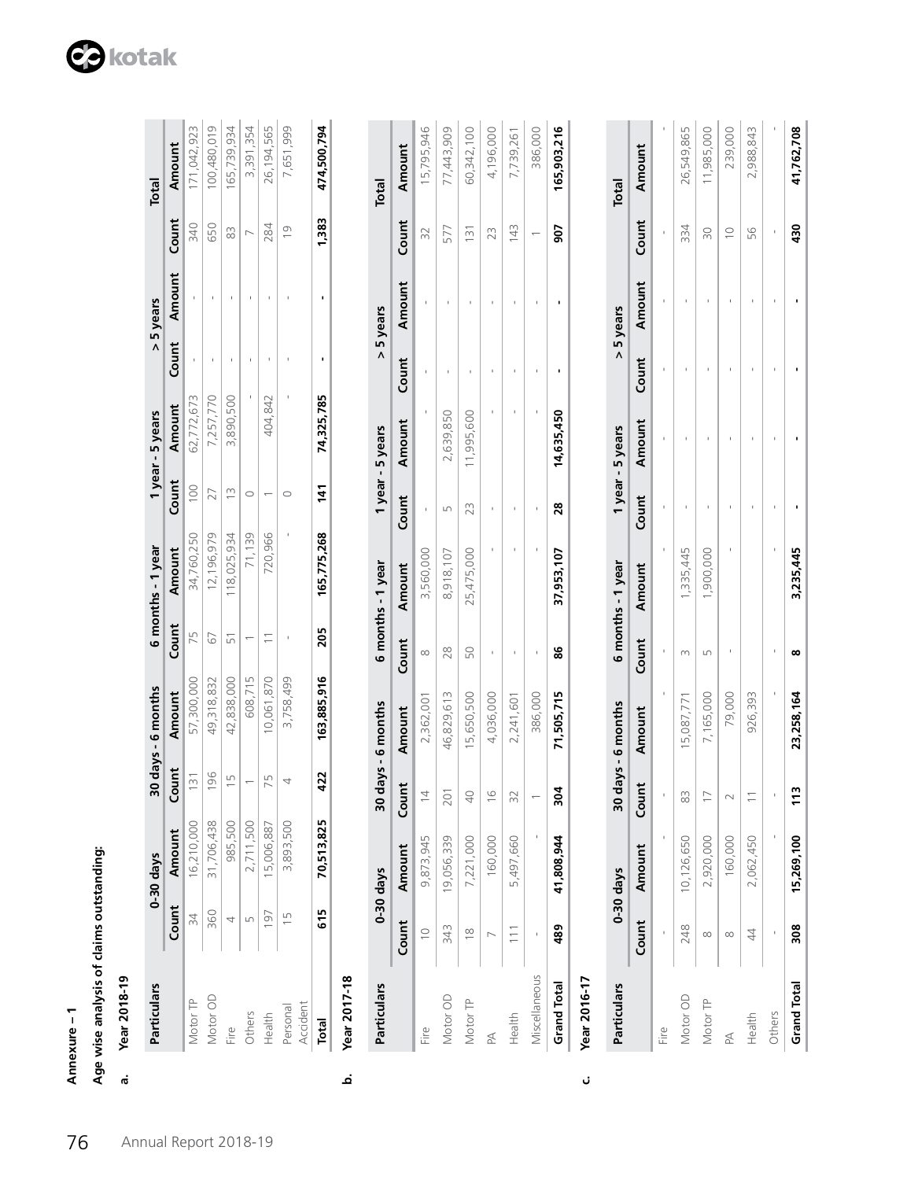**Annexure – 1**

**Age wise analysis of claims outstanding:**

**a. Year 2018-19**

| Particulars | 0-30 days | | 30 days - 6 months | | 6 months - 1 year | | 1 year - 5 years | | > 5 years | | Total | |
|---|---|---|---|---|---|---|---|---|---|---|---|---|
| | Count | Amount | Count | Amount | Count | Amount | Count | Amount | Count | Amount | Count | Amount |
| Motor TP | 34 | 16,210,000 | 131 | 57,300,000 | 75 | 34,760,250 | 100 | 62,772,673 | - | - | 340 | 171,042,923 |
| Motor OD | 360 | 31,706,438 | 196 | 49,318,832 | 67 | 12,196,979 | 27 | 7,257,770 | - | - | 650 | 100,480,019 |
| Fire | 4 | 985,500 | 15 | 42,838,000 | 51 | 118,025,934 | 13 | 3,890,500 | - | - | 83 | 165,739,934 |
| Others | 5 | 2,711,500 | 1 | 608,715 | 1 | 71,139 | 0 | - | - | - | 7 | 3,391,354 |
| Health | 197 | 15,006,887 | 75 | 10,061,870 | 11 | 720,966 | 1 | 404,842 | - | - | 284 | 26,194,565 |
| Personal Accident | 15 | 3,893,500 | 4 | 3,758,499 | - | - | 0 | - | - | - | 19 | 7,651,999 |
| **Total** | **615** | **70,513,825** | **422** | **163,885,916** | **205** | **165,775,268** | **141** | **74,325,785** | **-** | **-** | **1,383** | **474,500,794** |

**b. Year 2017-18**

| Particulars | 0-30 days | | 30 days - 6 months | | 6 months - 1 year | | 1 year - 5 years | | > 5 years | | Total | |
|---|---|---|---|---|---|---|---|---|---|---|---|---|
| | Count | Amount | Count | Amount | Count | Amount | Count | Amount | Count | Amount | Count | Amount |
| Fire | 10 | 9,873,945 | 14 | 2,362,001 | 8 | 3,560,000 | - | - | - | - | 32 | 15,795,946 |
| Motor OD | 343 | 19,056,339 | 201 | 46,829,613 | 28 | 8,918,107 | 5 | 2,639,850 | - | - | 577 | 77,443,909 |
| Motor TP | 18 | 7,221,000 | 40 | 15,650,500 | 50 | 25,475,000 | 23 | 11,995,600 | - | - | 131 | 60,342,100 |
| PA | 7 | 160,000 | 16 | 4,036,000 | - | - | - | - | - | - | 23 | 4,196,000 |
| Health | 111 | 5,497,660 | 32 | 2,241,601 | - | - | - | - | - | - | 143 | 7,739,261 |
| Miscellaneous | - | - | 1 | 386,000 | - | - | - | - | - | - | 1 | 386,000 |
| **Grand Total** | **489** | **41,808,944** | **304** | **71,505,715** | **86** | **37,953,107** | **28** | **14,635,450** | **-** | **-** | **907** | **165,903,216** |

**c. Year 2016-17**

| Particulars | 0-30 days | | 30 days - 6 months | | 6 months - 1 year | | 1 year - 5 years | | > 5 years | | Total | |
|---|---|---|---|---|---|---|---|---|---|---|---|---|
| | Count | Amount | Count | Amount | Count | Amount | Count | Amount | Count | Amount | Count | Amount |
| Fire | - | - | - | - | - | - | - | - | - | - | - | - |
| Motor OD | 248 | 10,126,650 | 83 | 15,087,771 | 3 | 1,335,445 | - | - | - | - | 334 | 26,549,865 |
| Motor TP | 8 | 2,920,000 | 17 | 7,165,000 | 5 | 1,900,000 | - | - | - | - | 30 | 11,985,000 |
| PA | 8 | 160,000 | 2 | 79,000 | - | - | - | - | - | - | 10 | 239,000 |
| Health | 44 | 2,062,450 | 11 | 926,393 | | | - | - | - | - | 56 | 2,988,843 |
| Others | - | - | - | - | - | - | - | - | - | - | - | - |
| **Grand Total** | **308** | **15,269,100** | **113** | **23,258,164** | **8** | **3,235,445** | **-** | **-** | **-** | **-** | **430** | **41,762,708** |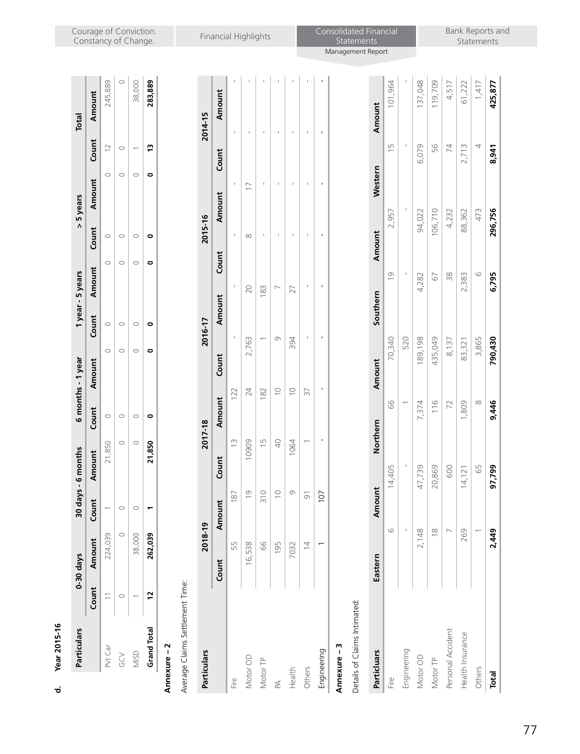**d. Year 2015-16**

| Particulars | 0-30 days | | 30 days - 6 months | | 6 months - 1 year | | 1 year - 5 years | | > 5 years | | Total | |
|---|---|---|---|---|---|---|---|---|---|---|---|---|
| | Count | Amount | Count | Amount | Count | Amount | Count | Amount | Count | Amount | Count | Amount |
| Pvt Car | 11 | 224,039 | 1 | 21,850 | 0 | | 0 | | 0 | | 12 | 245,889 |
| GCV | 0 | 0 | 0 | 0 | 0 | | 0 | | 0 | | 0 | 0 |
| MISD | 1 | 38,000 | 0 | 0 | 0 | | 0 | | 0 | | 1 | 38,000 |
| **Grand Total** | **12** | **262,039** | **1** | **21,850** | **0** | | **0** | | **0** | | **13** | **283,889** |

**Annexure – 2**

Average Claims Settlement Time:

| Particulars | 2018-19 | | 2017-18 | | 2016-17 | | 2015-16 | | 2014-15 | |
|---|---|---|---|---|---|---|---|---|---|---|
| | Count | Amount | Count | Amount | Count | Amount | Count | Amount | Count | Amount |
| Fire | 55 | 187 | 13 | 122 | - | - | - | - | - | - |
| Motor OD | 16,538 | 19 | 10909 | 24 | 2,763 | 20 | 8 | 17 | - | - |
| Motor TP | 66 | 310 | 15 | 182 | 1 | 183 | - | - | - | - |
| PA | 195 | 10 | 40 | 10 | 9 | 7 | - | - | - | - |
| Health | 7032 | 9 | 1064 | 10 | 394 | 27 | - | - | - | - |
| Others | 14 | 91 | 1 | 37 | - | - | - | - | - | - |
| Engineering | 1 | 107 | - | - | - | - | - | - | - | - |

**Annexure – 3**

Details of Claims Intimated:

| Particulars | Eastern | Amount | Northern | Amount | Southern | Amount | Western | Amount |
|---|---|---|---|---|---|---|---|---|
| Fire | 6 | 14,405 | 66 | 70,340 | 19 | 2,957 | 15 | 101,964 |
| Engineering | - | - | 1 | 520 | - | - | - | - |
| Motor OD | 2,148 | 47,739 | 7,374 | 189,198 | 4,282 | 94,022 | 6,079 | 137,048 |
| Motor TP | 18 | 20,869 | 116 | 435,049 | 67 | 106,710 | 56 | 119,709 |
| Personal Accident | 7 | 600 | 72 | 8,137 | 38 | 4,232 | 74 | 4,517 |
| Health Insurance | 269 | 14,121 | 1,809 | 83,321 | 2,383 | 88,362 | 2,713 | 61,222 |
| Others | 1 | 65 | 8 | 3,865 | 6 | 473 | 4 | 1,417 |
| **Total** | **2,449** | **97,799** | **9,446** | **790,430** | **6,795** | **296,756** | **8,941** | **425,877** |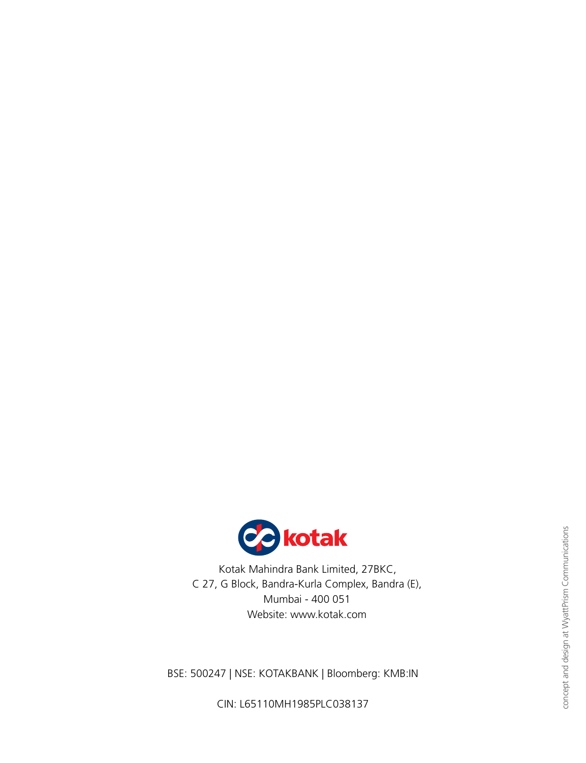kotak

Kotak Mahindra Bank Limited, 27BKC,
C 27, G Block, Bandra-Kurla Complex, Bandra (E),
Mumbai - 400 051
Website: www.kotak.com

BSE: 500247 | NSE: KOTAKBANK | Bloomberg: KMB:IN

CIN: L65110MH1985PLC038137

concept and design at WyattPrism Communications